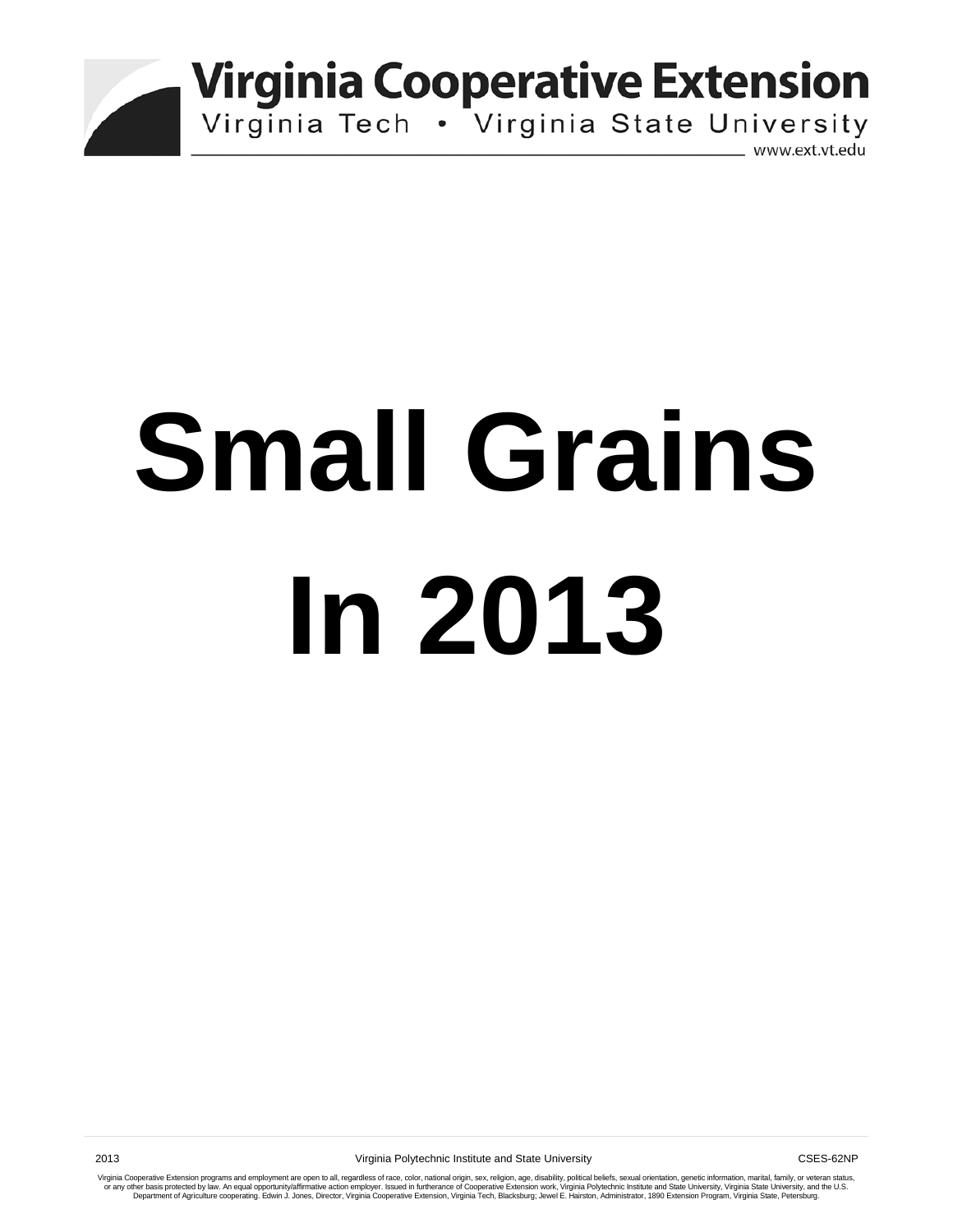**Virginia Cooperative Extension**

Virginia Tech • Virginia State University

www.ext.vt.edu

# Small Grains In 2013

2013 Virginia Polytechnic Institute and State University CSES-62NP

Virginia Cooperative Extension programs and employment are open to all, regardless of race, color, national origin, sex, religion, age, disability, political beliefs, sexual orientation, genetic information, marital, family, or veteran status, or any other basis protected by law. An equal opportunity/affirmative action employer. Issued in furtherance of Cooperative Extension work, Virginia Polytechnic Institute and State University, Virginia State University, and the U.S. Department of Agriculture cooperating. Edwin J. Jones, Director, Virginia Cooperative Extension, Virginia Tech, Blacksburg; Jewel E. Hairston, Administrator, 1890 Extension Program, Virginia State, Petersburg.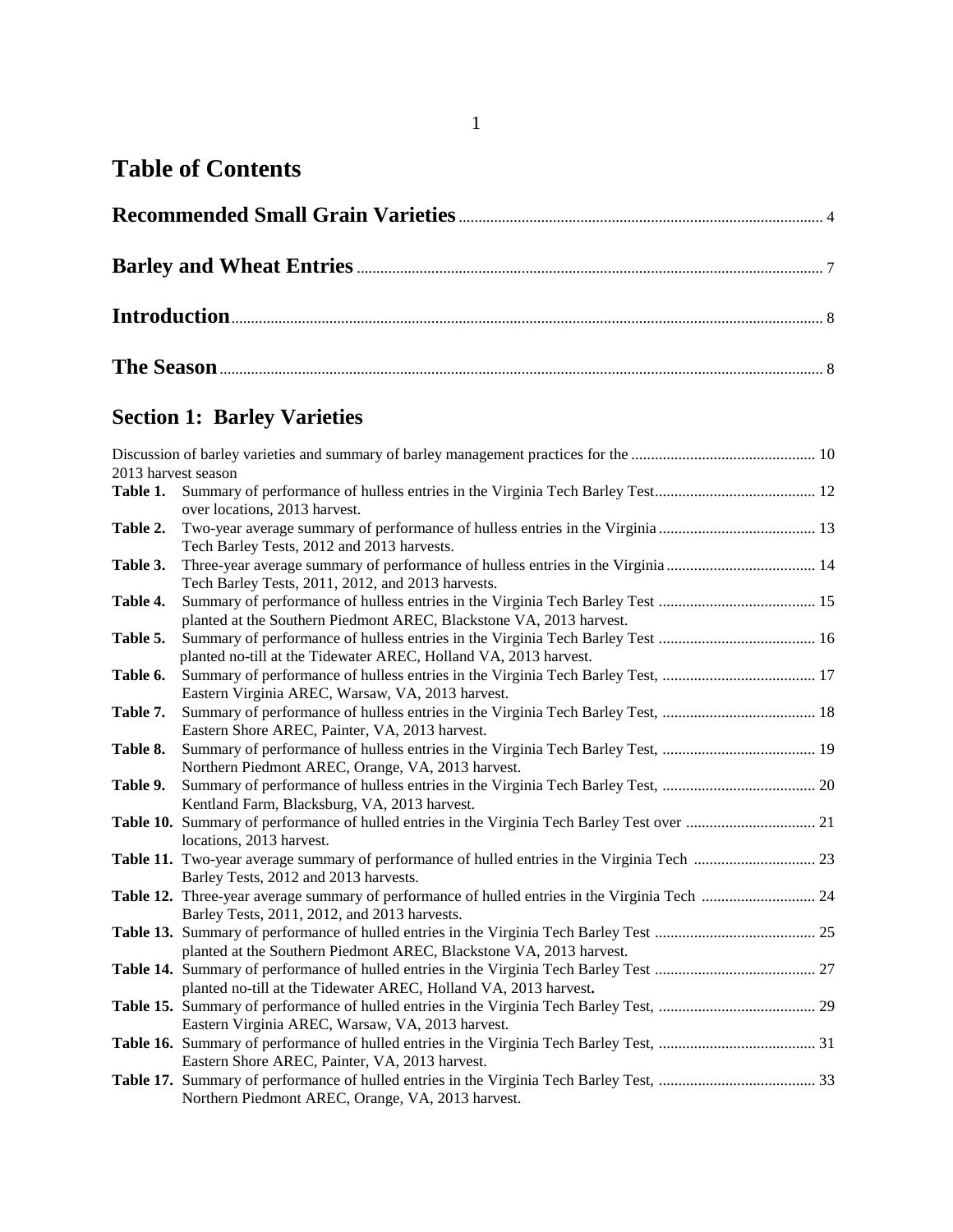# Table of Contents

**Recommended Small Grain Varieties** .......... 4

**Barley and Wheat Entries** .......... 7

**Introduction** .......... 8

**The Season** .......... 8

## Section 1: Barley Varieties

Discussion of barley varieties and summary of barley management practices for the 2013 harvest season .......... 10

**Table 1.** Summary of performance of hulless entries in the Virginia Tech Barley Test over locations, 2013 harvest. .......... 12

**Table 2.** Two-year average summary of performance of hulless entries in the Virginia Tech Barley Tests, 2012 and 2013 harvests. .......... 13

**Table 3.** Three-year average summary of performance of hulless entries in the Virginia Tech Barley Tests, 2011, 2012, and 2013 harvests. .......... 14

**Table 4.** Summary of performance of hulless entries in the Virginia Tech Barley Test planted at the Southern Piedmont AREC, Blackstone VA, 2013 harvest. .......... 15

**Table 5.** Summary of performance of hulless entries in the Virginia Tech Barley Test planted no-till at the Tidewater AREC, Holland VA, 2013 harvest. .......... 16

**Table 6.** Summary of performance of hulless entries in the Virginia Tech Barley Test, Eastern Virginia AREC, Warsaw, VA, 2013 harvest. .......... 17

**Table 7.** Summary of performance of hulless entries in the Virginia Tech Barley Test, Eastern Shore AREC, Painter, VA, 2013 harvest. .......... 18

**Table 8.** Summary of performance of hulless entries in the Virginia Tech Barley Test, Northern Piedmont AREC, Orange, VA, 2013 harvest. .......... 19

**Table 9.** Summary of performance of hulless entries in the Virginia Tech Barley Test, Kentland Farm, Blacksburg, VA, 2013 harvest. .......... 20

**Table 10.** Summary of performance of hulled entries in the Virginia Tech Barley Test over locations, 2013 harvest. .......... 21

**Table 11.** Two-year average summary of performance of hulled entries in the Virginia Tech Barley Tests, 2012 and 2013 harvests. .......... 23

**Table 12.** Three-year average summary of performance of hulled entries in the Virginia Tech Barley Tests, 2011, 2012, and 2013 harvests. .......... 24

**Table 13.** Summary of performance of hulled entries in the Virginia Tech Barley Test planted at the Southern Piedmont AREC, Blackstone VA, 2013 harvest. .......... 25

**Table 14.** Summary of performance of hulled entries in the Virginia Tech Barley Test planted no-till at the Tidewater AREC, Holland VA, 2013 harvest. .......... 27

**Table 15.** Summary of performance of hulled entries in the Virginia Tech Barley Test, Eastern Virginia AREC, Warsaw, VA, 2013 harvest. .......... 29

**Table 16.** Summary of performance of hulled entries in the Virginia Tech Barley Test, Eastern Shore AREC, Painter, VA, 2013 harvest. .......... 31

**Table 17.** Summary of performance of hulled entries in the Virginia Tech Barley Test, Northern Piedmont AREC, Orange, VA, 2013 harvest. .......... 33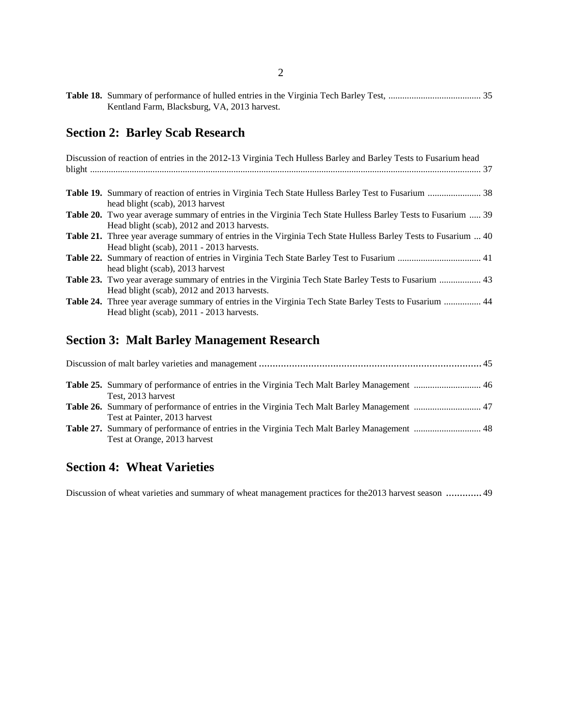**Table 18.** Summary of performance of hulled entries in the Virginia Tech Barley Test, Kentland Farm, Blacksburg, VA, 2013 harvest. ........................................ 35

## Section 2: Barley Scab Research

Discussion of reaction of entries in the 2012-13 Virginia Tech Hulless Barley and Barley Tests to Fusarium head blight ........................................ 37

**Table 19.** Summary of reaction of entries in Virginia Tech State Hulless Barley Test to Fusarium head blight (scab), 2013 harvest ........................ 38

**Table 20.** Two year average summary of entries in the Virginia Tech State Hulless Barley Tests to Fusarium Head blight (scab), 2012 and 2013 harvests. ..... 39

**Table 21.** Three year average summary of entries in the Virginia Tech State Hulless Barley Tests to Fusarium Head blight (scab), 2011 - 2013 harvests. ... 40

**Table 22.** Summary of reaction of entries in Virginia Tech State Barley Test to Fusarium head blight (scab), 2013 harvest .................................... 41

**Table 23.** Two year average summary of entries in the Virginia Tech State Barley Tests to Fusarium Head blight (scab), 2012 and 2013 harvests. .................. 43

**Table 24.** Three year average summary of entries in the Virginia Tech State Barley Tests to Fusarium Head blight (scab), 2011 - 2013 harvests. ................ 44

## Section 3: Malt Barley Management Research

Discussion of malt barley varieties and management ........................................ 45

**Table 25.** Summary of performance of entries in the Virginia Tech Malt Barley Management Test, 2013 harvest ............................ 46

**Table 26.** Summary of performance of entries in the Virginia Tech Malt Barley Management Test at Painter, 2013 harvest ............................ 47

**Table 27.** Summary of performance of entries in the Virginia Tech Malt Barley Management Test at Orange, 2013 harvest ............................ 48

## Section 4: Wheat Varieties

Discussion of wheat varieties and summary of wheat management practices for the2013 harvest season ............ 49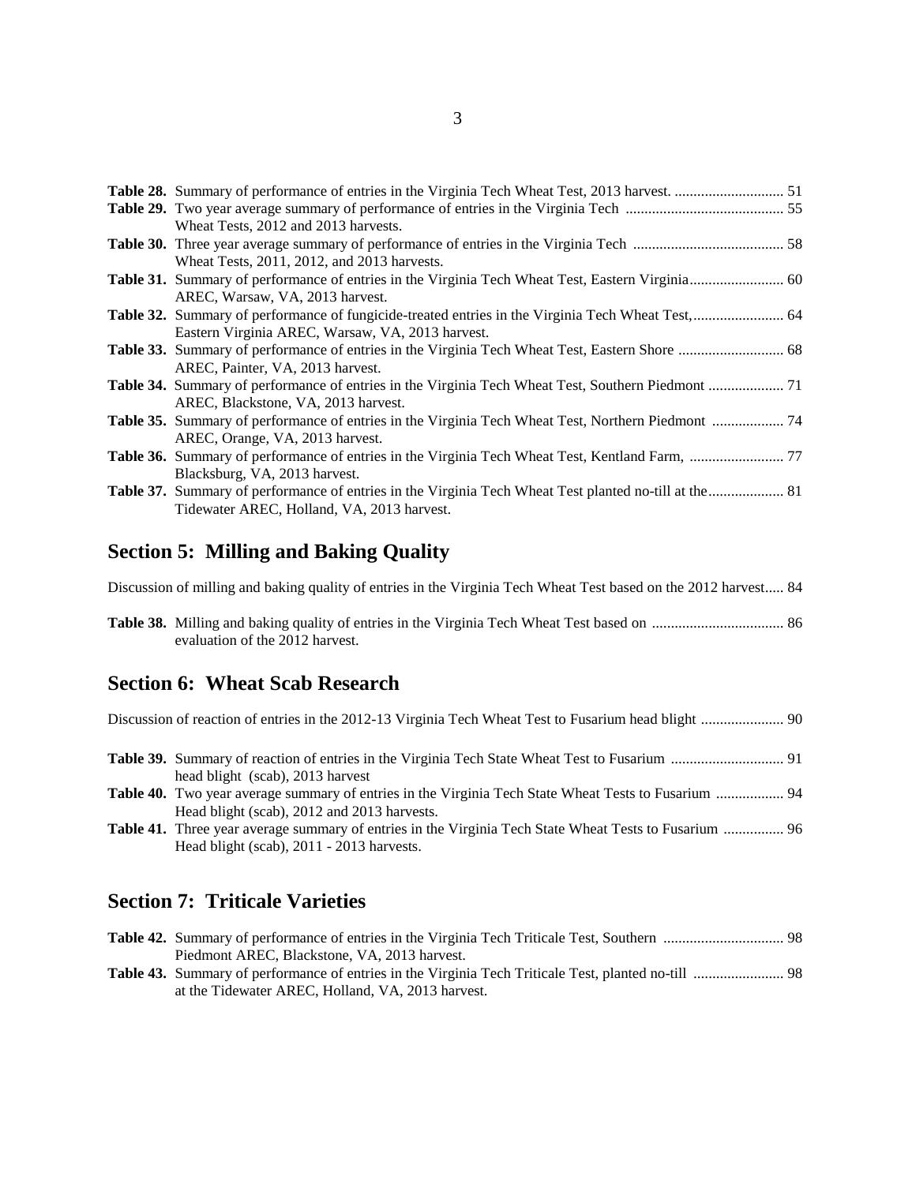**Table 28.** Summary of performance of entries in the Virginia Tech Wheat Test, 2013 harvest. ............................. 51

**Table 29.** Two year average summary of performance of entries in the Virginia Tech Wheat Tests, 2012 and 2013 harvests. .......................................... 55

**Table 30.** Three year average summary of performance of entries in the Virginia Tech Wheat Tests, 2011, 2012, and 2013 harvests. ........................................ 58

**Table 31.** Summary of performance of entries in the Virginia Tech Wheat Test, Eastern Virginia AREC, Warsaw, VA, 2013 harvest. ......................... 60

**Table 32.** Summary of performance of fungicide-treated entries in the Virginia Tech Wheat Test, Eastern Virginia AREC, Warsaw, VA, 2013 harvest. ........................ 64

**Table 33.** Summary of performance of entries in the Virginia Tech Wheat Test, Eastern Shore AREC, Painter, VA, 2013 harvest. ............................ 68

**Table 34.** Summary of performance of entries in the Virginia Tech Wheat Test, Southern Piedmont AREC, Blackstone, VA, 2013 harvest. .................... 71

**Table 35.** Summary of performance of entries in the Virginia Tech Wheat Test, Northern Piedmont AREC, Orange, VA, 2013 harvest. ................... 74

**Table 36.** Summary of performance of entries in the Virginia Tech Wheat Test, Kentland Farm, Blacksburg, VA, 2013 harvest. ......................... 77

**Table 37.** Summary of performance of entries in the Virginia Tech Wheat Test planted no-till at the Tidewater AREC, Holland, VA, 2013 harvest. .................... 81

## Section 5: Milling and Baking Quality

Discussion of milling and baking quality of entries in the Virginia Tech Wheat Test based on the 2012 harvest..... 84

**Table 38.** Milling and baking quality of entries in the Virginia Tech Wheat Test based on evaluation of the 2012 harvest. ................................... 86

## Section 6: Wheat Scab Research

Discussion of reaction of entries in the 2012-13 Virginia Tech Wheat Test to Fusarium head blight ...................... 90

**Table 39.** Summary of reaction of entries in the Virginia Tech State Wheat Test to Fusarium head blight (scab), 2013 harvest .............................. 91

**Table 40.** Two year average summary of entries in the Virginia Tech State Wheat Tests to Fusarium Head blight (scab), 2012 and 2013 harvests. .................. 94

**Table 41.** Three year average summary of entries in the Virginia Tech State Wheat Tests to Fusarium Head blight (scab), 2011 - 2013 harvests. ................ 96

## Section 7: Triticale Varieties

**Table 42.** Summary of performance of entries in the Virginia Tech Triticale Test, Southern Piedmont AREC, Blackstone, VA, 2013 harvest. ................................ 98

**Table 43.** Summary of performance of entries in the Virginia Tech Triticale Test, planted no-till at the Tidewater AREC, Holland, VA, 2013 harvest. ........................ 98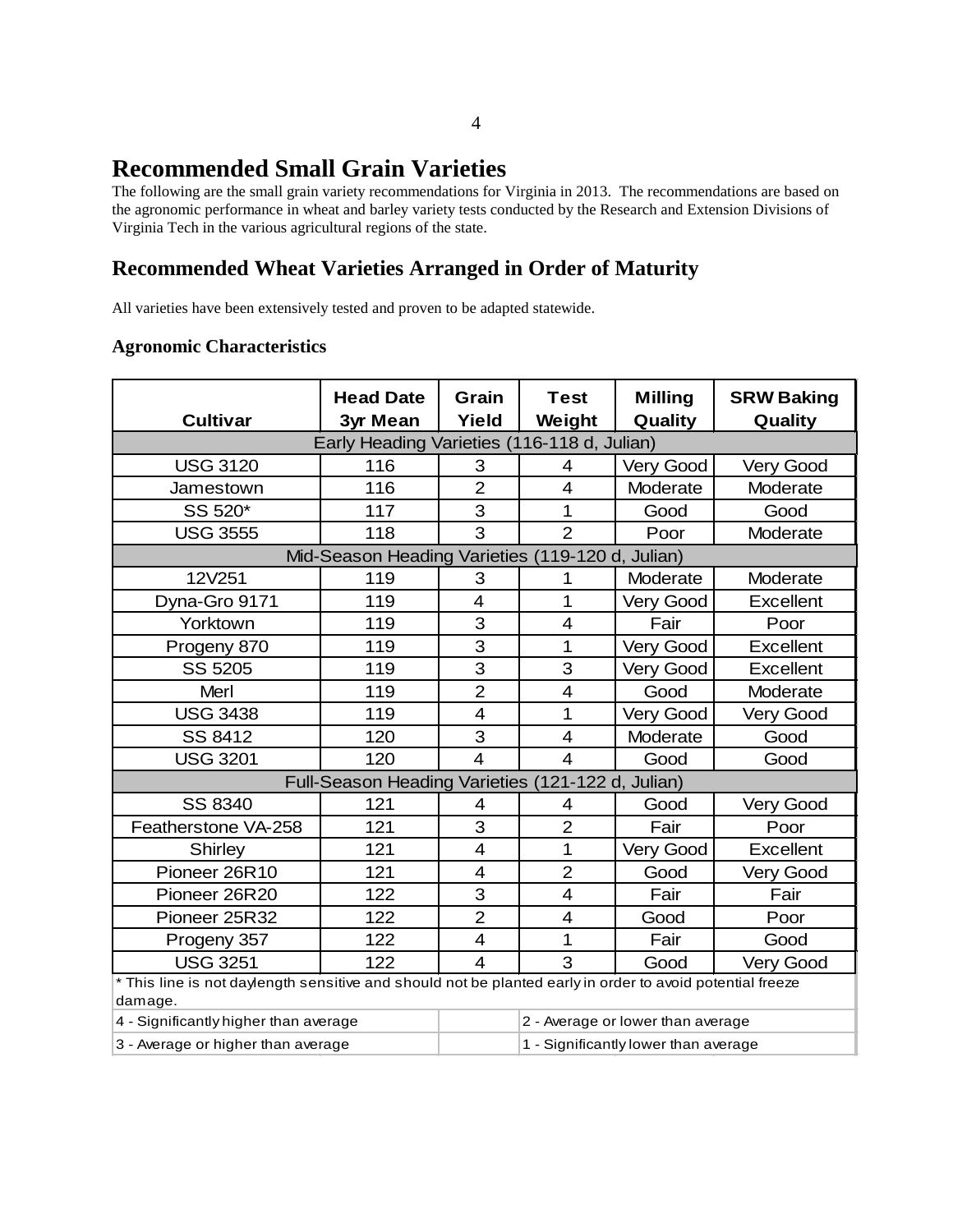# Recommended Small Grain Varieties

The following are the small grain variety recommendations for Virginia in 2013. The recommendations are based on the agronomic performance in wheat and barley variety tests conducted by the Research and Extension Divisions of Virginia Tech in the various agricultural regions of the state.

## Recommended Wheat Varieties Arranged in Order of Maturity

All varieties have been extensively tested and proven to be adapted statewide.

### Agronomic Characteristics

| Cultivar | Head Date 3yr Mean | Grain Yield | Test Weight | Milling Quality | SRW Baking Quality |
|---|---|---|---|---|---|
| Early Heading Varieties (116-118 d, Julian) | | | | | |
| USG 3120 | 116 | 3 | 4 | Very Good | Very Good |
| Jamestown | 116 | 2 | 4 | Moderate | Moderate |
| SS 520* | 117 | 3 | 1 | Good | Good |
| USG 3555 | 118 | 3 | 2 | Poor | Moderate |
| Mid-Season Heading Varieties (119-120 d, Julian) | | | | | |
| 12V251 | 119 | 3 | 1 | Moderate | Moderate |
| Dyna-Gro 9171 | 119 | 4 | 1 | Very Good | Excellent |
| Yorktown | 119 | 3 | 4 | Fair | Poor |
| Progeny 870 | 119 | 3 | 1 | Very Good | Excellent |
| SS 5205 | 119 | 3 | 3 | Very Good | Excellent |
| Merl | 119 | 2 | 4 | Good | Moderate |
| USG 3438 | 119 | 4 | 1 | Very Good | Very Good |
| SS 8412 | 120 | 3 | 4 | Moderate | Good |
| USG 3201 | 120 | 4 | 4 | Good | Good |
| Full-Season Heading Varieties (121-122 d, Julian) | | | | | |
| SS 8340 | 121 | 4 | 4 | Good | Very Good |
| Featherstone VA-258 | 121 | 3 | 2 | Fair | Poor |
| Shirley | 121 | 4 | 1 | Very Good | Excellent |
| Pioneer 26R10 | 121 | 4 | 2 | Good | Very Good |
| Pioneer 26R20 | 122 | 3 | 4 | Fair | Fair |
| Pioneer 25R32 | 122 | 2 | 4 | Good | Poor |
| Progeny 357 | 122 | 4 | 1 | Fair | Good |
| USG 3251 | 122 | 4 | 3 | Good | Very Good |

* This line is not daylength sensitive and should not be planted early in order to avoid potential freeze damage.

| | |
|---|---|
| 4 - Significantly higher than average | 2 - Average or lower than average |
| 3 - Average or higher than average | 1 - Significantly lower than average |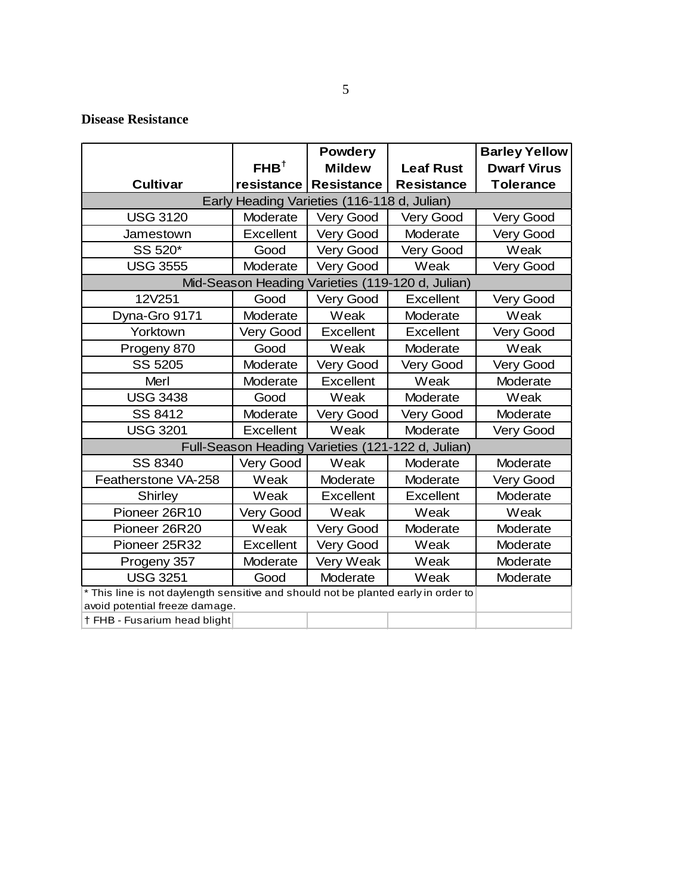**Disease Resistance**

| Cultivar | FHB† resistance | Powdery Mildew Resistance | Leaf Rust Resistance | Barley Yellow Dwarf Virus Tolerance |
|---|---|---|---|---|
| Early Heading Varieties (116-118 d, Julian) | | | | |
| USG 3120 | Moderate | Very Good | Very Good | Very Good |
| Jamestown | Excellent | Very Good | Moderate | Very Good |
| SS 520* | Good | Very Good | Very Good | Weak |
| USG 3555 | Moderate | Very Good | Weak | Very Good |
| Mid-Season Heading Varieties (119-120 d, Julian) | | | | |
| 12V251 | Good | Very Good | Excellent | Very Good |
| Dyna-Gro 9171 | Moderate | Weak | Moderate | Weak |
| Yorktown | Very Good | Excellent | Excellent | Very Good |
| Progeny 870 | Good | Weak | Moderate | Weak |
| SS 5205 | Moderate | Very Good | Very Good | Very Good |
| Merl | Moderate | Excellent | Weak | Moderate |
| USG 3438 | Good | Weak | Moderate | Weak |
| SS 8412 | Moderate | Very Good | Very Good | Moderate |
| USG 3201 | Excellent | Weak | Moderate | Very Good |
| Full-Season Heading Varieties (121-122 d, Julian) | | | | |
| SS 8340 | Very Good | Weak | Moderate | Moderate |
| Featherstone VA-258 | Weak | Moderate | Moderate | Very Good |
| Shirley | Weak | Excellent | Excellent | Moderate |
| Pioneer 26R10 | Very Good | Weak | Weak | Weak |
| Pioneer 26R20 | Weak | Very Good | Moderate | Moderate |
| Pioneer 25R32 | Excellent | Very Good | Weak | Moderate |
| Progeny 357 | Moderate | Very Weak | Weak | Moderate |
| USG 3251 | Good | Moderate | Weak | Moderate |

* This line is not daylength sensitive and should not be planted early in order to avoid potential freeze damage.

† FHB - Fusarium head blight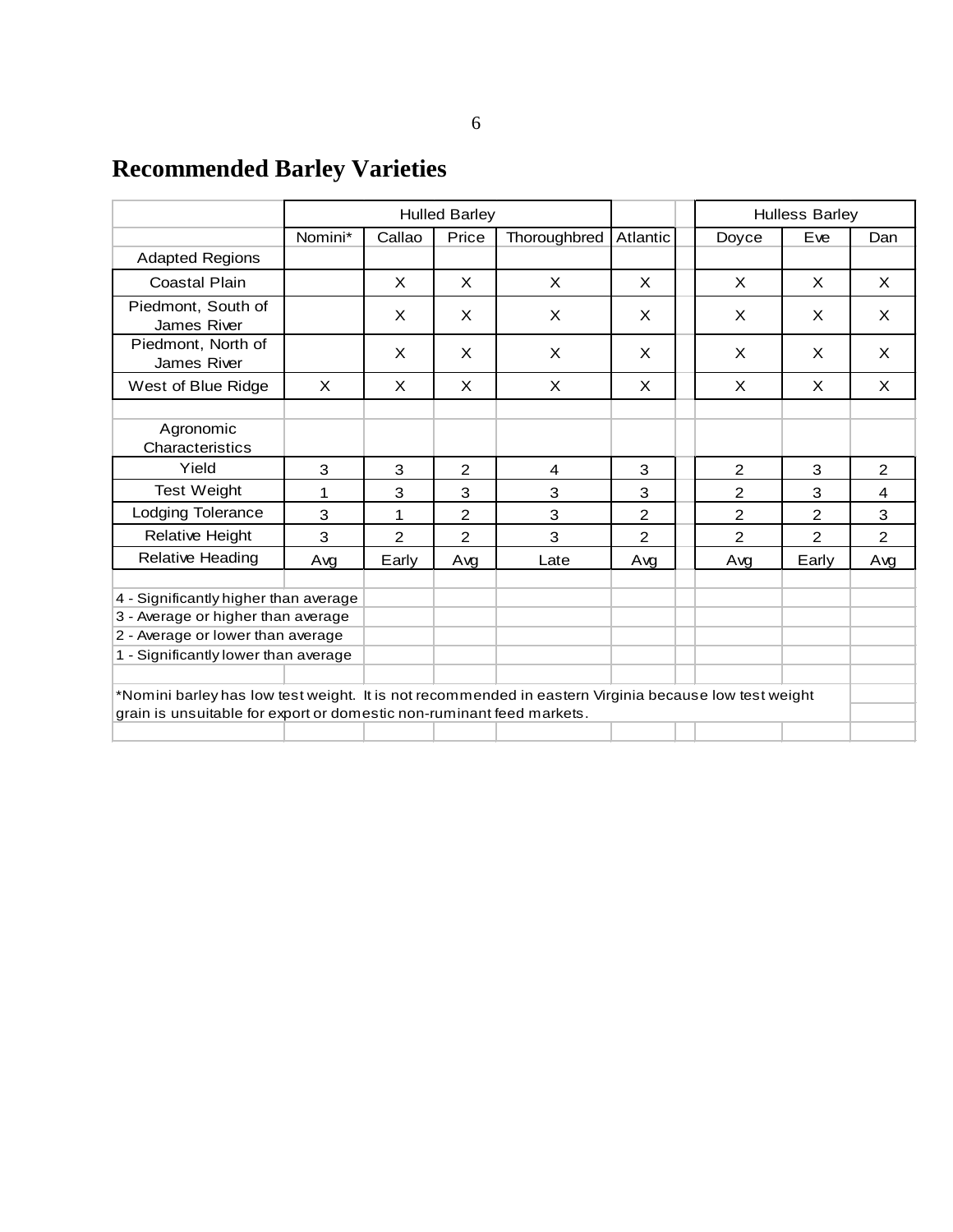## Recommended Barley Varieties

| | Hulled Barley | | | | | Hulless Barley | | |
|---|---|---|---|---|---|---|---|---|
| | Nomini* | Callao | Price | Thoroughbred | Atlantic | Doyce | Eve | Dan |
| **Adapted Regions** | | | | | | | | |
| Coastal Plain | | X | X | X | X | X | X | X |
| Piedmont, South of James River | | X | X | X | X | X | X | X |
| Piedmont, North of James River | | X | X | X | X | X | X | X |
| West of Blue Ridge | X | X | X | X | X | X | X | X |
| **Agronomic Characteristics** | | | | | | | | |
| Yield | 3 | 3 | 2 | 4 | 3 | 2 | 3 | 2 |
| Test Weight | 1 | 3 | 3 | 3 | 3 | 2 | 3 | 4 |
| Lodging Tolerance | 3 | 1 | 2 | 3 | 2 | 2 | 2 | 3 |
| Relative Height | 3 | 2 | 2 | 3 | 2 | 2 | 2 | 2 |
| Relative Heading | Avg | Early | Avg | Late | Avg | Avg | Early | Avg |

4 - Significantly higher than average
3 - Average or higher than average
2 - Average or lower than average
1 - Significantly lower than average

*Nomini barley has low test weight. It is not recommended in eastern Virginia because low test weight grain is unsuitable for export or domestic non-ruminant feed markets.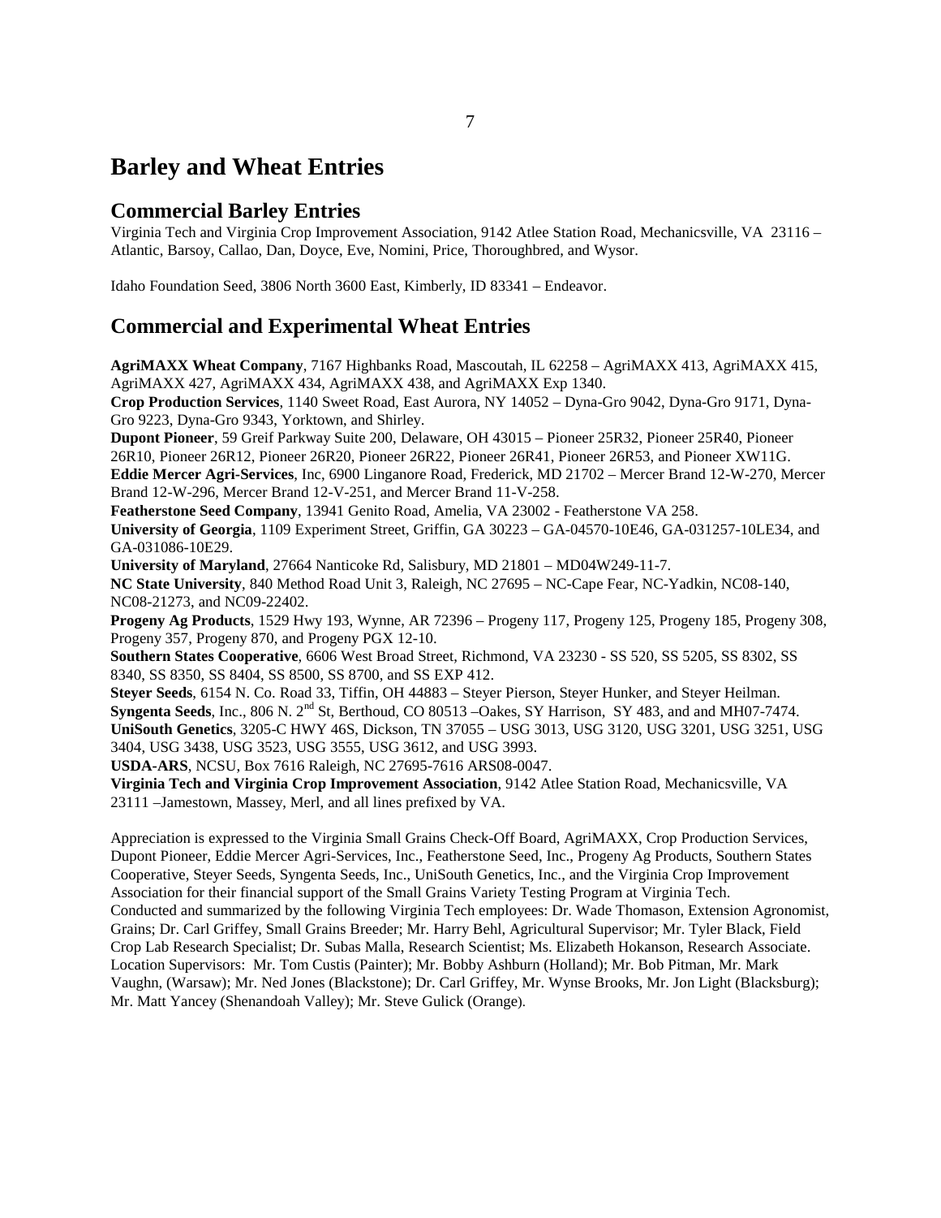# Barley and Wheat Entries

## Commercial Barley Entries

Virginia Tech and Virginia Crop Improvement Association, 9142 Atlee Station Road, Mechanicsville, VA 23116 – Atlantic, Barsoy, Callao, Dan, Doyce, Eve, Nomini, Price, Thoroughbred, and Wysor.

Idaho Foundation Seed, 3806 North 3600 East, Kimberly, ID 83341 – Endeavor.

## Commercial and Experimental Wheat Entries

**AgriMAXX Wheat Company**, 7167 Highbanks Road, Mascoutah, IL 62258 – AgriMAXX 413, AgriMAXX 415, AgriMAXX 427, AgriMAXX 434, AgriMAXX 438, and AgriMAXX Exp 1340.
**Crop Production Services**, 1140 Sweet Road, East Aurora, NY 14052 – Dyna-Gro 9042, Dyna-Gro 9171, Dyna-Gro 9223, Dyna-Gro 9343, Yorktown, and Shirley.
**Dupont Pioneer**, 59 Greif Parkway Suite 200, Delaware, OH 43015 – Pioneer 25R32, Pioneer 25R40, Pioneer 26R10, Pioneer 26R12, Pioneer 26R20, Pioneer 26R22, Pioneer 26R41, Pioneer 26R53, and Pioneer XW11G.
**Eddie Mercer Agri-Services**, Inc, 6900 Linganore Road, Frederick, MD 21702 – Mercer Brand 12-W-270, Mercer Brand 12-W-296, Mercer Brand 12-V-251, and Mercer Brand 11-V-258.
**Featherstone Seed Company**, 13941 Genito Road, Amelia, VA 23002 - Featherstone VA 258.
**University of Georgia**, 1109 Experiment Street, Griffin, GA 30223 – GA-04570-10E46, GA-031257-10LE34, and GA-031086-10E29.
**University of Maryland**, 27664 Nanticoke Rd, Salisbury, MD 21801 – MD04W249-11-7.
**NC State University**, 840 Method Road Unit 3, Raleigh, NC 27695 – NC-Cape Fear, NC-Yadkin, NC08-140, NC08-21273, and NC09-22402.
**Progeny Ag Products**, 1529 Hwy 193, Wynne, AR 72396 – Progeny 117, Progeny 125, Progeny 185, Progeny 308, Progeny 357, Progeny 870, and Progeny PGX 12-10.
**Southern States Cooperative**, 6606 West Broad Street, Richmond, VA 23230 - SS 520, SS 5205, SS 8302, SS 8340, SS 8350, SS 8404, SS 8500, SS 8700, and SS EXP 412.
**Steyer Seeds**, 6154 N. Co. Road 33, Tiffin, OH 44883 – Steyer Pierson, Steyer Hunker, and Steyer Heilman.
**Syngenta Seeds**, Inc., 806 N. 2nd St, Berthoud, CO 80513 –Oakes, SY Harrison, SY 483, and and MH07-7474.
**UniSouth Genetics**, 3205-C HWY 46S, Dickson, TN 37055 – USG 3013, USG 3120, USG 3201, USG 3251, USG 3404, USG 3438, USG 3523, USG 3555, USG 3612, and USG 3993.
**USDA-ARS**, NCSU, Box 7616 Raleigh, NC 27695-7616 ARS08-0047.
**Virginia Tech and Virginia Crop Improvement Association**, 9142 Atlee Station Road, Mechanicsville, VA 23111 –Jamestown, Massey, Merl, and all lines prefixed by VA.

Appreciation is expressed to the Virginia Small Grains Check-Off Board, AgriMAXX, Crop Production Services, Dupont Pioneer, Eddie Mercer Agri-Services, Inc., Featherstone Seed, Inc., Progeny Ag Products, Southern States Cooperative, Steyer Seeds, Syngenta Seeds, Inc., UniSouth Genetics, Inc., and the Virginia Crop Improvement Association for their financial support of the Small Grains Variety Testing Program at Virginia Tech.
Conducted and summarized by the following Virginia Tech employees: Dr. Wade Thomason, Extension Agronomist, Grains; Dr. Carl Griffey, Small Grains Breeder; Mr. Harry Behl, Agricultural Supervisor; Mr. Tyler Black, Field Crop Lab Research Specialist; Dr. Subas Malla, Research Scientist; Ms. Elizabeth Hokanson, Research Associate.
Location Supervisors: Mr. Tom Custis (Painter); Mr. Bobby Ashburn (Holland); Mr. Bob Pitman, Mr. Mark Vaughn, (Warsaw); Mr. Ned Jones (Blackstone); Dr. Carl Griffey, Mr. Wynse Brooks, Mr. Jon Light (Blacksburg); Mr. Matt Yancey (Shenandoah Valley); Mr. Steve Gulick (Orange).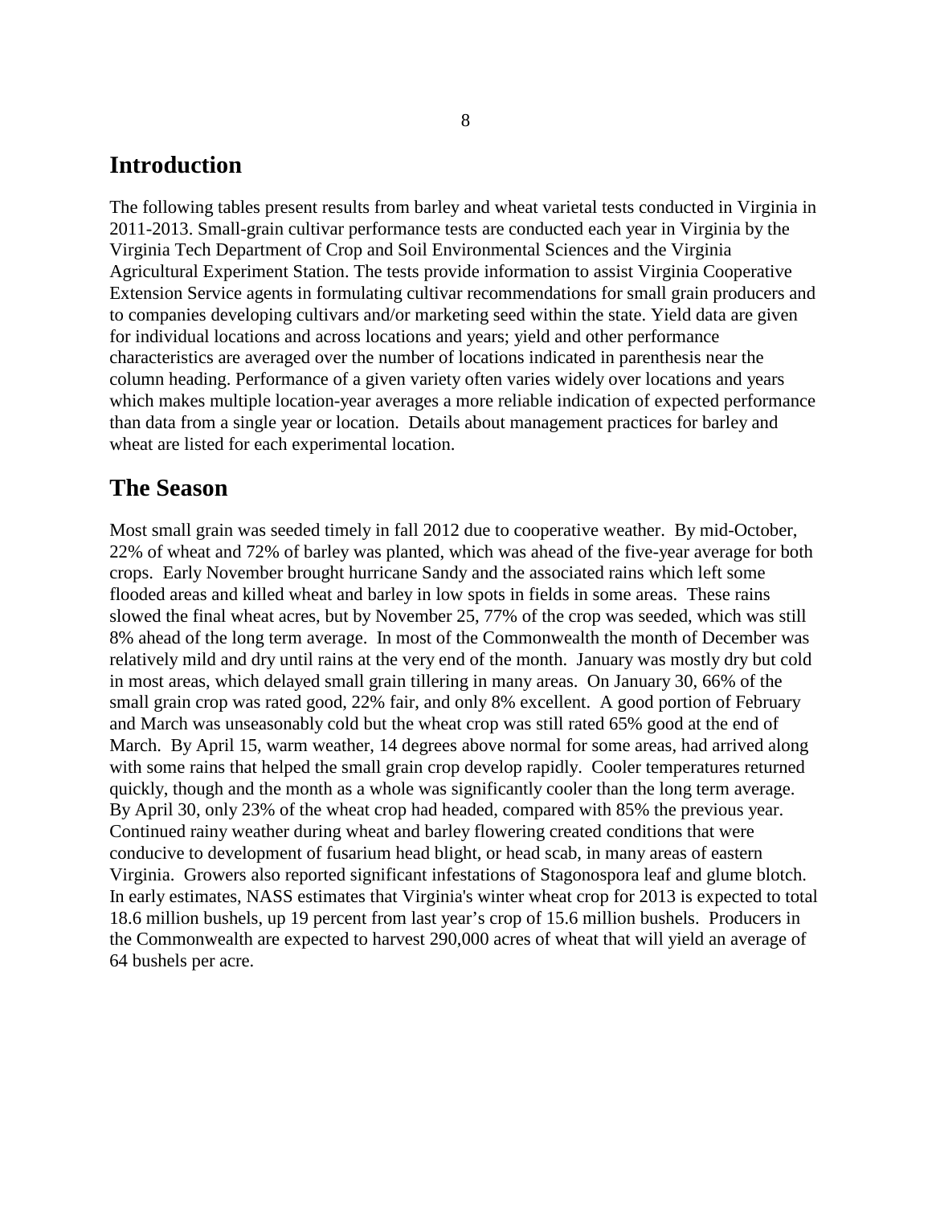## Introduction

The following tables present results from barley and wheat varietal tests conducted in Virginia in 2011-2013. Small-grain cultivar performance tests are conducted each year in Virginia by the Virginia Tech Department of Crop and Soil Environmental Sciences and the Virginia Agricultural Experiment Station. The tests provide information to assist Virginia Cooperative Extension Service agents in formulating cultivar recommendations for small grain producers and to companies developing cultivars and/or marketing seed within the state. Yield data are given for individual locations and across locations and years; yield and other performance characteristics are averaged over the number of locations indicated in parenthesis near the column heading. Performance of a given variety often varies widely over locations and years which makes multiple location-year averages a more reliable indication of expected performance than data from a single year or location. Details about management practices for barley and wheat are listed for each experimental location.

## The Season

Most small grain was seeded timely in fall 2012 due to cooperative weather. By mid-October, 22% of wheat and 72% of barley was planted, which was ahead of the five-year average for both crops. Early November brought hurricane Sandy and the associated rains which left some flooded areas and killed wheat and barley in low spots in fields in some areas. These rains slowed the final wheat acres, but by November 25, 77% of the crop was seeded, which was still 8% ahead of the long term average. In most of the Commonwealth the month of December was relatively mild and dry until rains at the very end of the month. January was mostly dry but cold in most areas, which delayed small grain tillering in many areas. On January 30, 66% of the small grain crop was rated good, 22% fair, and only 8% excellent. A good portion of February and March was unseasonably cold but the wheat crop was still rated 65% good at the end of March. By April 15, warm weather, 14 degrees above normal for some areas, had arrived along with some rains that helped the small grain crop develop rapidly. Cooler temperatures returned quickly, though and the month as a whole was significantly cooler than the long term average. By April 30, only 23% of the wheat crop had headed, compared with 85% the previous year. Continued rainy weather during wheat and barley flowering created conditions that were conducive to development of fusarium head blight, or head scab, in many areas of eastern Virginia. Growers also reported significant infestations of Stagonospora leaf and glume blotch. In early estimates, NASS estimates that Virginia's winter wheat crop for 2013 is expected to total 18.6 million bushels, up 19 percent from last year's crop of 15.6 million bushels. Producers in the Commonwealth are expected to harvest 290,000 acres of wheat that will yield an average of 64 bushels per acre.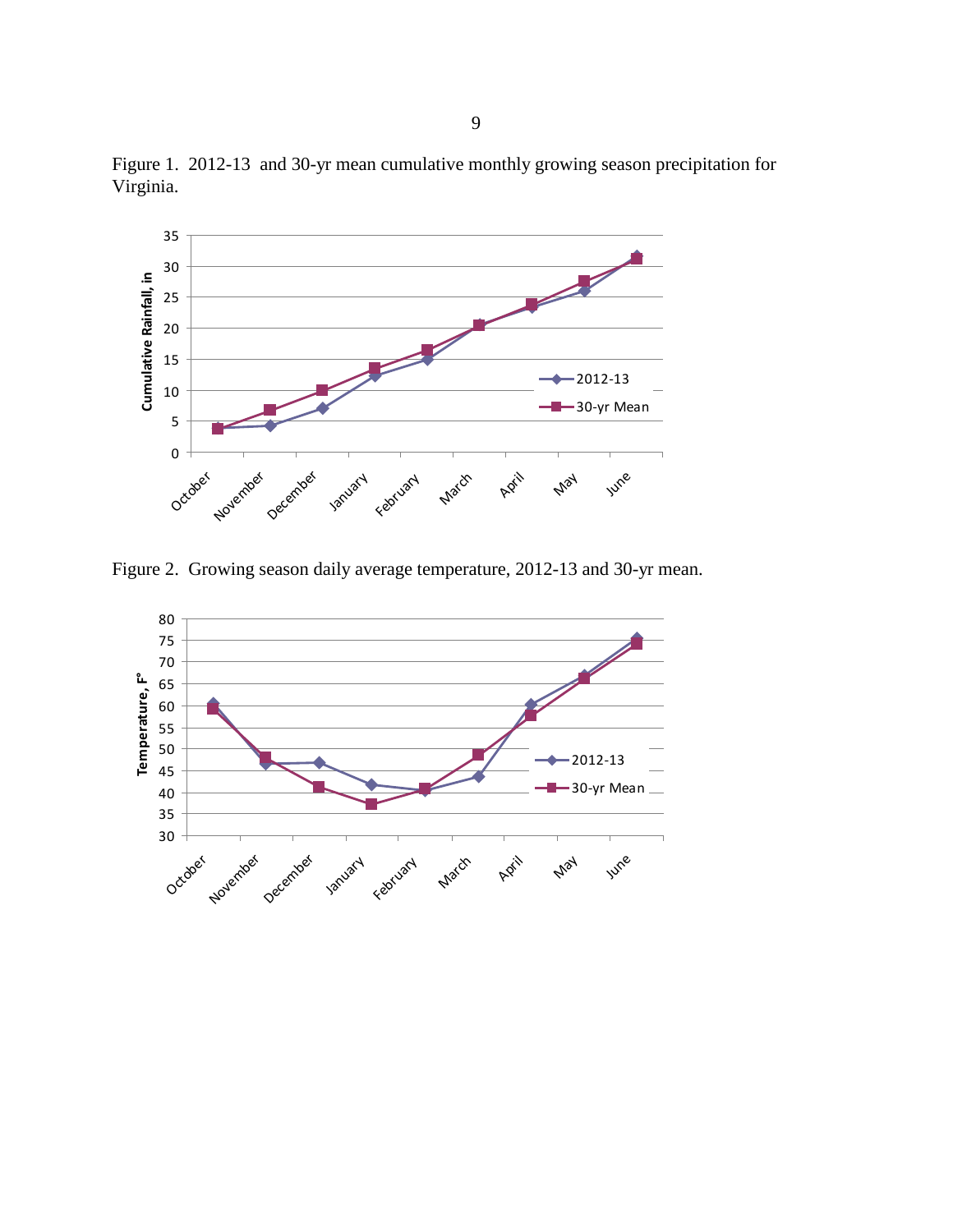Figure 1. 2012-13 and 30-yr mean cumulative monthly growing season precipitation for Virginia.

Figure 2. Growing season daily average temperature, 2012-13 and 30-yr mean.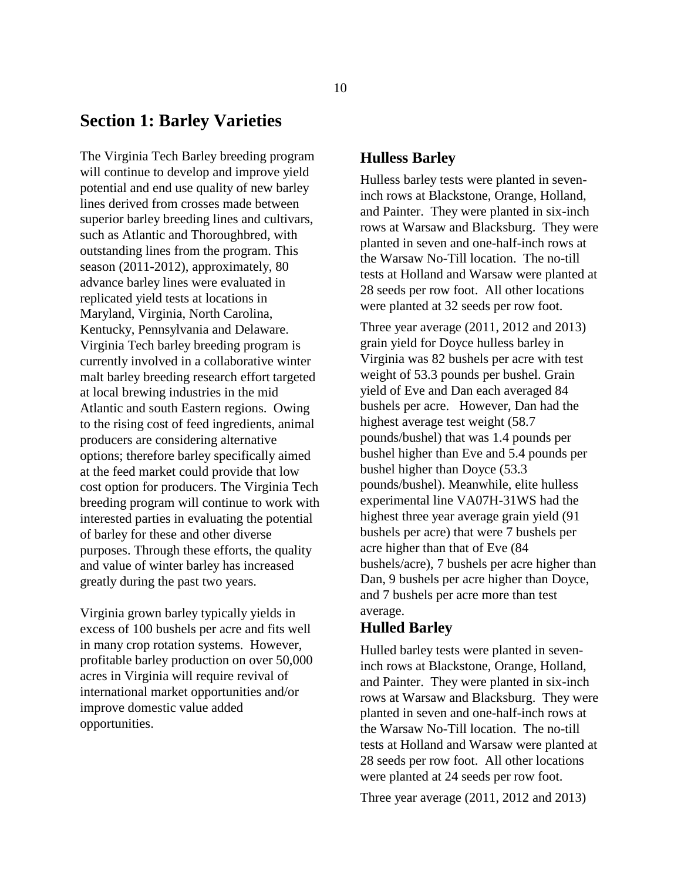# Section 1: Barley Varieties

The Virginia Tech Barley breeding program will continue to develop and improve yield potential and end use quality of new barley lines derived from crosses made between superior barley breeding lines and cultivars, such as Atlantic and Thoroughbred, with outstanding lines from the program. This season (2011-2012), approximately, 80 advance barley lines were evaluated in replicated yield tests at locations in Maryland, Virginia, North Carolina, Kentucky, Pennsylvania and Delaware. Virginia Tech barley breeding program is currently involved in a collaborative winter malt barley breeding research effort targeted at local brewing industries in the mid Atlantic and south Eastern regions. Owing to the rising cost of feed ingredients, animal producers are considering alternative options; therefore barley specifically aimed at the feed market could provide that low cost option for producers. The Virginia Tech breeding program will continue to work with interested parties in evaluating the potential of barley for these and other diverse purposes. Through these efforts, the quality and value of winter barley has increased greatly during the past two years.

Virginia grown barley typically yields in excess of 100 bushels per acre and fits well in many crop rotation systems. However, profitable barley production on over 50,000 acres in Virginia will require revival of international market opportunities and/or improve domestic value added opportunities.

## Hulless Barley

Hulless barley tests were planted in seven-inch rows at Blackstone, Orange, Holland, and Painter. They were planted in six-inch rows at Warsaw and Blacksburg. They were planted in seven and one-half-inch rows at the Warsaw No-Till location. The no-till tests at Holland and Warsaw were planted at 28 seeds per row foot. All other locations were planted at 32 seeds per row foot.

Three year average (2011, 2012 and 2013) grain yield for Doyce hulless barley in Virginia was 82 bushels per acre with test weight of 53.3 pounds per bushel. Grain yield of Eve and Dan each averaged 84 bushels per acre. However, Dan had the highest average test weight (58.7 pounds/bushel) that was 1.4 pounds per bushel higher than Eve and 5.4 pounds per bushel higher than Doyce (53.3 pounds/bushel). Meanwhile, elite hulless experimental line VA07H-31WS had the highest three year average grain yield (91 bushels per acre) that were 7 bushels per acre higher than that of Eve (84 bushels/acre), 7 bushels per acre higher than Dan, 9 bushels per acre higher than Doyce, and 7 bushels per acre more than test average.

## Hulled Barley

Hulled barley tests were planted in seven-inch rows at Blackstone, Orange, Holland, and Painter. They were planted in six-inch rows at Warsaw and Blacksburg. They were planted in seven and one-half-inch rows at the Warsaw No-Till location. The no-till tests at Holland and Warsaw were planted at 28 seeds per row foot. All other locations were planted at 24 seeds per row foot.

Three year average (2011, 2012 and 2013)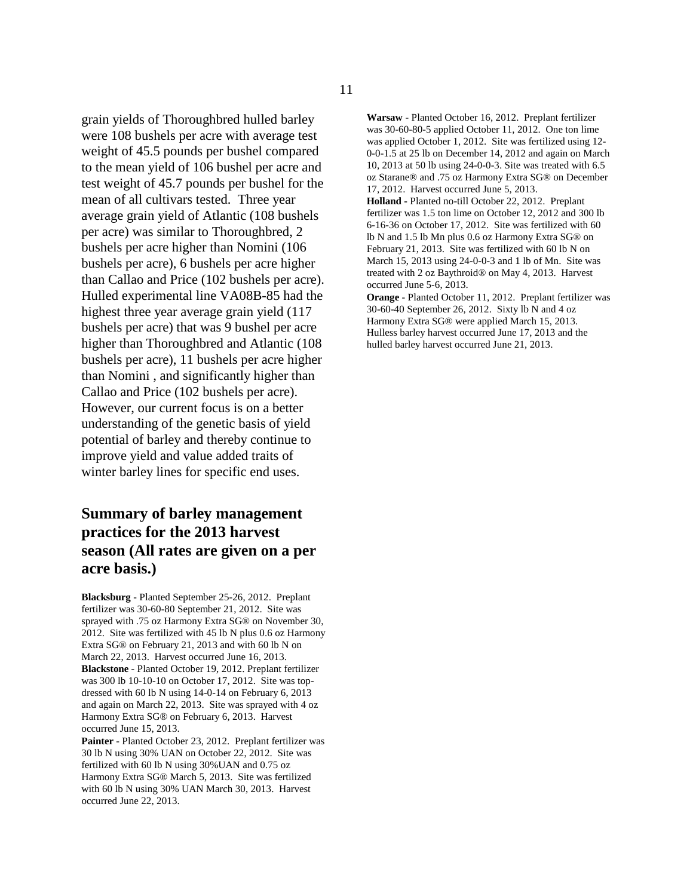grain yields of Thoroughbred hulled barley were 108 bushels per acre with average test weight of 45.5 pounds per bushel compared to the mean yield of 106 bushel per acre and test weight of 45.7 pounds per bushel for the mean of all cultivars tested. Three year average grain yield of Atlantic (108 bushels per acre) was similar to Thoroughbred, 2 bushels per acre higher than Nomini (106 bushels per acre), 6 bushels per acre higher than Callao and Price (102 bushels per acre). Hulled experimental line VA08B-85 had the highest three year average grain yield (117 bushels per acre) that was 9 bushel per acre higher than Thoroughbred and Atlantic (108 bushels per acre), 11 bushels per acre higher than Nomini , and significantly higher than Callao and Price (102 bushels per acre). However, our current focus is on a better understanding of the genetic basis of yield potential of barley and thereby continue to improve yield and value added traits of winter barley lines for specific end uses.

## Summary of barley management practices for the 2013 harvest season (All rates are given on a per acre basis.)

**Blacksburg** - Planted September 25-26, 2012. Preplant fertilizer was 30-60-80 September 21, 2012. Site was sprayed with .75 oz Harmony Extra SG® on November 30, 2012. Site was fertilized with 45 lb N plus 0.6 oz Harmony Extra SG® on February 21, 2013 and with 60 lb N on March 22, 2013. Harvest occurred June 16, 2013.

**Blackstone** - Planted October 19, 2012. Preplant fertilizer was 300 lb 10-10-10 on October 17, 2012. Site was top-dressed with 60 lb N using 14-0-14 on February 6, 2013 and again on March 22, 2013. Site was sprayed with 4 oz Harmony Extra SG® on February 6, 2013. Harvest occurred June 15, 2013.

**Painter** - Planted October 23, 2012. Preplant fertilizer was 30 lb N using 30% UAN on October 22, 2012. Site was fertilized with 60 lb N using 30%UAN and 0.75 oz Harmony Extra SG® March 5, 2013. Site was fertilized with 60 lb N using 30% UAN March 30, 2013. Harvest occurred June 22, 2013.

**Warsaw** - Planted October 16, 2012. Preplant fertilizer was 30-60-80-5 applied October 11, 2012. One ton lime was applied October 1, 2012. Site was fertilized using 12-0-0-1.5 at 25 lb on December 14, 2012 and again on March 10, 2013 at 50 lb using 24-0-0-3. Site was treated with 6.5 oz Starane® and .75 oz Harmony Extra SG® on December 17, 2012. Harvest occurred June 5, 2013.

**Holland** - Planted no-till October 22, 2012. Preplant fertilizer was 1.5 ton lime on October 12, 2012 and 300 lb 6-16-36 on October 17, 2012. Site was fertilized with 60 lb N and 1.5 lb Mn plus 0.6 oz Harmony Extra SG® on February 21, 2013. Site was fertilized with 60 lb N on March 15, 2013 using 24-0-0-3 and 1 lb of Mn. Site was treated with 2 oz Baythroid® on May 4, 2013. Harvest occurred June 5-6, 2013.

**Orange** - Planted October 11, 2012. Preplant fertilizer was 30-60-40 September 26, 2012. Sixty lb N and 4 oz Harmony Extra SG® were applied March 15, 2013. Hulless barley harvest occurred June 17, 2013 and the hulled barley harvest occurred June 21, 2013.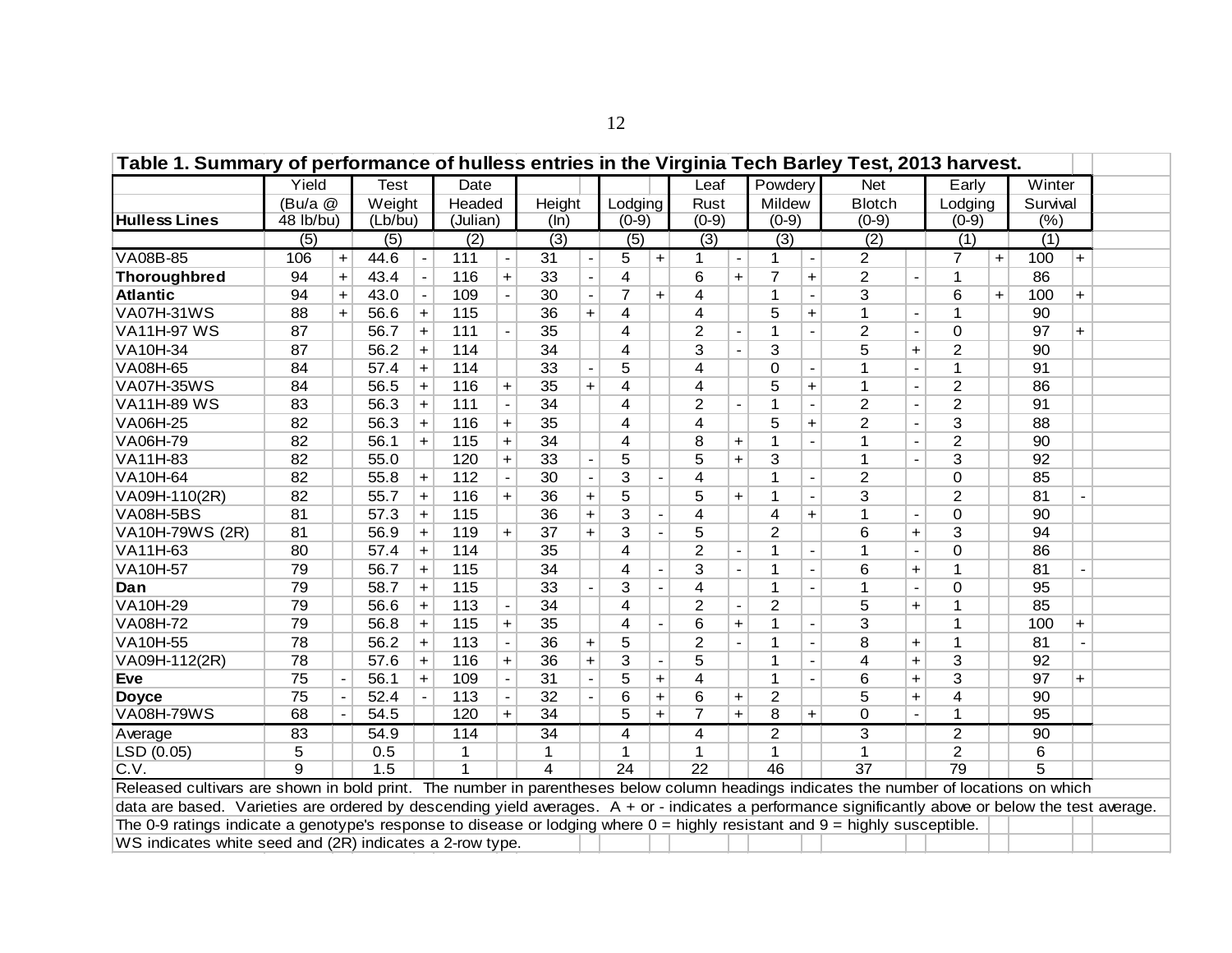## Table 1. Summary of performance of hulless entries in the Virginia Tech Barley Test, 2013 harvest.

| Hulless Lines | Yield (Bu/a @ 48 lb/bu) | | Test Weight (Lb/bu) | | Date Headed (Julian) | | Height (In) | | Lodging (0-9) | | Leaf Rust (0-9) | | Powdery Mildew (0-9) | | Net Blotch (0-9) | | Early Lodging (0-9) | | Winter Survival (%) | |
|---|---|---|---|---|---|---|---|---|---|---|---|---|---|---|---|---|---|---|---|---|
| | (5) | | (5) | | (2) | | (3) | | (5) | | (3) | | (3) | | (2) | | (1) | | (1) | |
| VA08B-85 | 106 | + | 44.6 | - | 111 | - | 31 | - | 5 | + | 1 | - | 1 | - | 2 | | 7 | + | 100 | + |
| **Thoroughbred** | 94 | + | 43.4 | - | 116 | + | 33 | - | 4 | | 6 | + | 7 | + | 2 | - | 1 | | 86 | |
| **Atlantic** | 94 | + | 43.0 | - | 109 | - | 30 | - | 7 | + | 4 | | 1 | - | 3 | | 6 | + | 100 | + |
| VA07H-31WS | 88 | + | 56.6 | + | 115 | | 36 | + | 4 | | 4 | | 5 | + | 1 | - | 1 | | 90 | |
| VA11H-97 WS | 87 | | 56.7 | + | 111 | - | 35 | | 4 | | 2 | - | 1 | - | 2 | - | 0 | | 97 | + |
| VA10H-34 | 87 | | 56.2 | + | 114 | | 34 | | 4 | | 3 | - | 3 | | 5 | + | 2 | | 90 | |
| VA08H-65 | 84 | | 57.4 | + | 114 | | 33 | - | 5 | | 4 | | 0 | - | 1 | - | 1 | | 91 | |
| VA07H-35WS | 84 | | 56.5 | + | 116 | + | 35 | + | 4 | | 4 | | 5 | + | 1 | - | 2 | | 86 | |
| VA11H-89 WS | 83 | | 56.3 | + | 111 | - | 34 | | 4 | | 2 | - | 1 | - | 2 | - | 2 | | 91 | |
| VA06H-25 | 82 | | 56.3 | + | 116 | + | 35 | | 4 | | 4 | | 5 | + | 2 | - | 3 | | 88 | |
| VA06H-79 | 82 | | 56.1 | + | 115 | + | 34 | | 4 | | 8 | + | 1 | - | 1 | - | 2 | | 90 | |
| VA11H-83 | 82 | | 55.0 | | 120 | + | 33 | - | 5 | | 5 | + | 3 | | 1 | - | 3 | | 92 | |
| VA10H-64 | 82 | | 55.8 | + | 112 | - | 30 | - | 3 | - | 4 | | 1 | - | 2 | | 0 | | 85 | |
| VA09H-110(2R) | 82 | | 55.7 | + | 116 | + | 36 | + | 5 | | 5 | + | 1 | - | 3 | | 2 | | 81 | - |
| VA08H-5BS | 81 | | 57.3 | + | 115 | | 36 | + | 3 | - | 4 | | 4 | + | 1 | - | 0 | | 90 | |
| VA10H-79WS (2R) | 81 | | 56.9 | + | 119 | + | 37 | + | 3 | - | 5 | | 2 | | 6 | + | 3 | | 94 | |
| VA11H-63 | 80 | | 57.4 | + | 114 | | 35 | | 4 | | 2 | - | 1 | - | 1 | - | 0 | | 86 | |
| VA10H-57 | 79 | | 56.7 | + | 115 | | 34 | | 4 | - | 3 | - | 1 | - | 6 | + | 1 | | 81 | - |
| **Dan** | 79 | | 58.7 | + | 115 | | 33 | - | 3 | - | 4 | | 1 | - | 1 | - | 0 | | 95 | |
| VA10H-29 | 79 | | 56.6 | + | 113 | - | 34 | | 4 | | 2 | - | 2 | | 5 | + | 1 | | 85 | |
| VA08H-72 | 79 | | 56.8 | + | 115 | + | 35 | | 4 | - | 6 | + | 1 | - | 3 | | 1 | | 100 | + |
| VA10H-55 | 78 | | 56.2 | + | 113 | - | 36 | + | 5 | | 2 | - | 1 | - | 8 | + | 1 | | 81 | - |
| VA09H-112(2R) | 78 | | 57.6 | + | 116 | + | 36 | + | 3 | - | 5 | | 1 | - | 4 | + | 3 | | 92 | |
| **Eve** | 75 | - | 56.1 | + | 109 | - | 31 | - | 5 | + | 4 | | 1 | - | 6 | + | 3 | | 97 | + |
| **Doyce** | 75 | - | 52.4 | - | 113 | - | 32 | - | 6 | + | 6 | + | 2 | | 5 | + | 4 | | 90 | |
| VA08H-79WS | 68 | - | 54.5 | | 120 | + | 34 | | 5 | + | 7 | + | 8 | + | 0 | - | 1 | | 95 | |
| Average | 83 | | 54.9 | | 114 | | 34 | | 4 | | 4 | | 2 | | 3 | | 2 | | 90 | |
| LSD (0.05) | 5 | | 0.5 | | 1 | | 1 | | 1 | | 1 | | 1 | | 1 | | 2 | | 6 | |
| C.V. | 9 | | 1.5 | | 1 | | 4 | | 24 | | 22 | | 46 | | 37 | | 79 | | 5 | |

Released cultivars are shown in bold print. The number in parentheses below column headings indicates the number of locations on which data are based. Varieties are ordered by descending yield averages. A + or - indicates a performance significantly above or below the test average.
The 0-9 ratings indicate a genotype's response to disease or lodging where 0 = highly resistant and 9 = highly susceptible.
WS indicates white seed and (2R) indicates a 2-row type.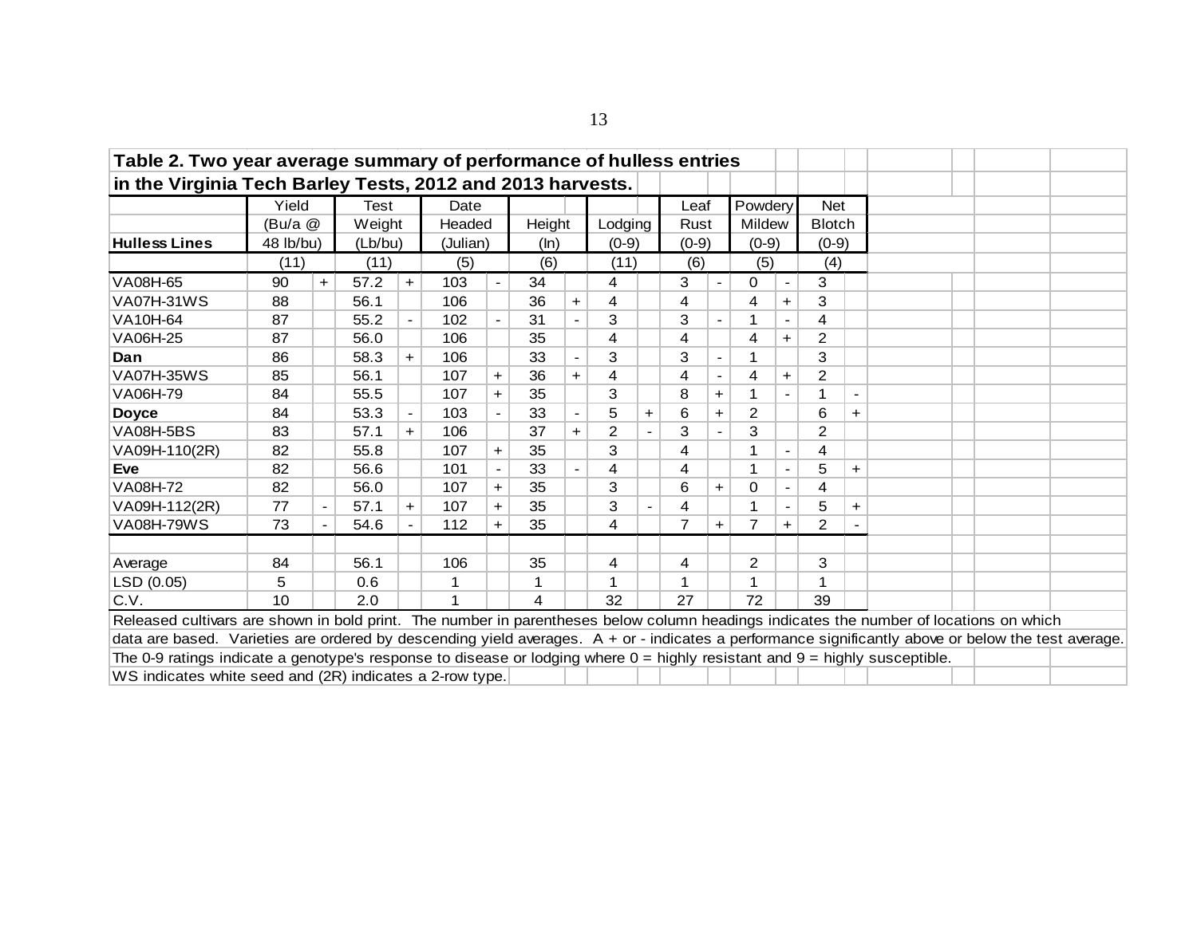**Table 2. Two year average summary of performance of hulless entries in the Virginia Tech Barley Tests, 2012 and 2013 harvests.**

| Hulless Lines | Yield (Bu/a @ 48 lb/bu) | | Test Weight (Lb/bu) | | Date Headed (Julian) | | Height (In) | | Lodging (0-9) | | Leaf Rust (0-9) | | Powdery Mildew (0-9) | | Net Blotch (0-9) | |
|---|---|---|---|---|---|---|---|---|---|---|---|---|---|---|---|---|
| | (11) | | (11) | | (5) | | (6) | | (11) | | (6) | | (5) | | (4) | |
| VA08H-65 | 90 | + | 57.2 | + | 103 | - | 34 | | 4 | | 3 | - | 0 | - | 3 | |
| VA07H-31WS | 88 | | 56.1 | | 106 | | 36 | + | 4 | | 4 | | 4 | + | 3 | |
| VA10H-64 | 87 | | 55.2 | - | 102 | - | 31 | - | 3 | | 3 | - | 1 | - | 4 | |
| VA06H-25 | 87 | | 56.0 | | 106 | | 35 | | 4 | | 4 | | 4 | + | 2 | |
| **Dan** | 86 | | 58.3 | + | 106 | | 33 | - | 3 | | 3 | - | 1 | | 3 | |
| VA07H-35WS | 85 | | 56.1 | | 107 | + | 36 | + | 4 | | 4 | - | 4 | + | 2 | |
| VA06H-79 | 84 | | 55.5 | | 107 | + | 35 | | 3 | | 8 | + | 1 | - | 1 | - |
| **Doyce** | 84 | | 53.3 | - | 103 | - | 33 | - | 5 | + | 6 | + | 2 | | 6 | + |
| VA08H-5BS | 83 | | 57.1 | + | 106 | | 37 | + | 2 | - | 3 | - | 3 | | 2 | |
| VA09H-110(2R) | 82 | | 55.8 | | 107 | + | 35 | | 3 | | 4 | | 1 | - | 4 | |
| **Eve** | 82 | | 56.6 | | 101 | - | 33 | - | 4 | | 4 | | 1 | - | 5 | + |
| VA08H-72 | 82 | | 56.0 | | 107 | + | 35 | | 3 | | 6 | + | 0 | - | 4 | |
| VA09H-112(2R) | 77 | - | 57.1 | + | 107 | + | 35 | | 3 | - | 4 | | 1 | - | 5 | + |
| VA08H-79WS | 73 | - | 54.6 | - | 112 | + | 35 | | 4 | | 7 | + | 7 | + | 2 | - |
| | | | | | | | | | | | | | | | | |
| Average | 84 | | 56.1 | | 106 | | 35 | | 4 | | 4 | | 2 | | 3 | |
| LSD (0.05) | 5 | | 0.6 | | 1 | | 1 | | 1 | | 1 | | 1 | | 1 | |
| C.V. | 10 | | 2.0 | | 1 | | 4 | | 32 | | 27 | | 72 | | 39 | |

Released cultivars are shown in bold print. The number in parentheses below column headings indicates the number of locations on which data are based. Varieties are ordered by descending yield averages. A + or - indicates a performance significantly above or below the test average.
The 0-9 ratings indicate a genotype's response to disease or lodging where 0 = highly resistant and 9 = highly susceptible.
WS indicates white seed and (2R) indicates a 2-row type.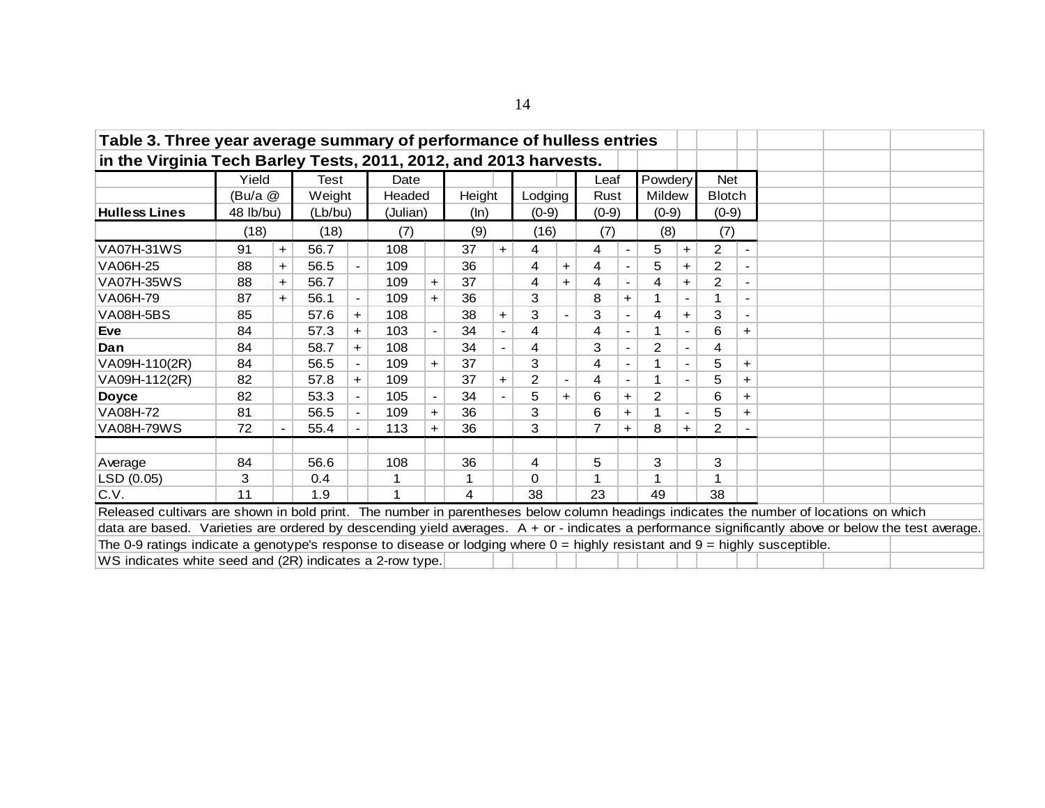**Table 3. Three year average summary of performance of hulless entries in the Virginia Tech Barley Tests, 2011, 2012, and 2013 harvests.**

| Hulless Lines | Yield (Bu/a @ 48 lb/bu) | | Test Weight (Lb/bu) | | Date Headed (Julian) | | Height (In) | | Lodging (0-9) | | Leaf Rust (0-9) | | Powdery Mildew (0-9) | | Net Blotch (0-9) | |
|---|---|---|---|---|---|---|---|---|---|---|---|---|---|---|---|---|
| | (18) | | (18) | | (7) | | (9) | | (16) | | (7) | | (8) | | (7) | |
| VA07H-31WS | 91 | + | 56.7 | | 108 | | 37 | + | 4 | | 4 | - | 5 | + | 2 | - |
| VA06H-25 | 88 | + | 56.5 | - | 109 | | 36 | | 4 | + | 4 | - | 5 | + | 2 | - |
| VA07H-35WS | 88 | + | 56.7 | | 109 | + | 37 | | 4 | + | 4 | - | 4 | + | 2 | - |
| VA06H-79 | 87 | + | 56.1 | - | 109 | + | 36 | | 3 | | 8 | + | 1 | - | 1 | - |
| VA08H-5BS | 85 | | 57.6 | + | 108 | | 38 | + | 3 | - | 3 | - | 4 | + | 3 | - |
| **Eve** | 84 | | 57.3 | + | 103 | - | 34 | - | 4 | | 4 | - | 1 | - | 6 | + |
| **Dan** | 84 | | 58.7 | + | 108 | | 34 | - | 4 | | 3 | - | 2 | - | 4 | |
| VA09H-110(2R) | 84 | | 56.5 | - | 109 | + | 37 | | 3 | | 4 | - | 1 | - | 5 | + |
| VA09H-112(2R) | 82 | | 57.8 | + | 109 | | 37 | + | 2 | - | 4 | - | 1 | - | 5 | + |
| **Doyce** | 82 | | 53.3 | - | 105 | - | 34 | - | 5 | + | 6 | + | 2 | | 6 | + |
| VA08H-72 | 81 | | 56.5 | - | 109 | + | 36 | | 3 | | 6 | + | 1 | - | 5 | + |
| VA08H-79WS | 72 | - | 55.4 | - | 113 | + | 36 | | 3 | | 7 | + | 8 | + | 2 | - |
| | | | | | | | | | | | | | | | | |
| Average | 84 | | 56.6 | | 108 | | 36 | | 4 | | 5 | | 3 | | 3 | |
| LSD (0.05) | 3 | | 0.4 | | 1 | | 1 | | 0 | | 1 | | 1 | | 1 | |
| C.V. | 11 | | 1.9 | | 1 | | 4 | | 38 | | 23 | | 49 | | 38 | |

Released cultivars are shown in bold print. The number in parentheses below column headings indicates the number of locations on which data are based. Varieties are ordered by descending yield averages. A + or - indicates a performance significantly above or below the test average.
The 0-9 ratings indicate a genotype's response to disease or lodging where 0 = highly resistant and 9 = highly susceptible.
WS indicates white seed and (2R) indicates a 2-row type.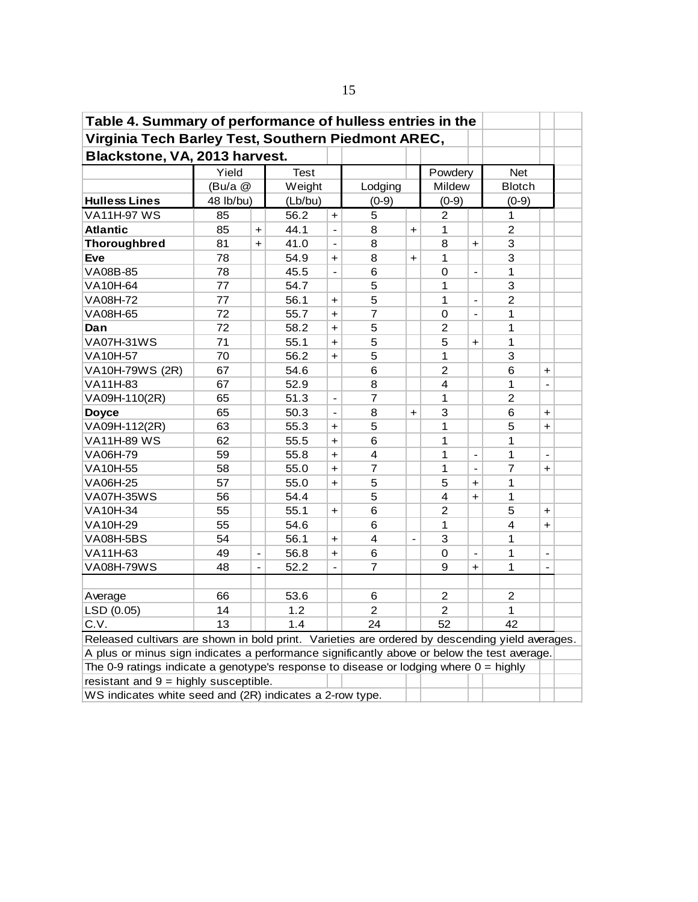**Table 4. Summary of performance of hulless entries in the Virginia Tech Barley Test, Southern Piedmont AREC, Blackstone, VA, 2013 harvest.**

| Hulless Lines | Yield (Bu/a @ 48 lb/bu) | | Test Weight (Lb/bu) | | Lodging (0-9) | | Powdery Mildew (0-9) | | Net Blotch (0-9) | |
|---|---|---|---|---|---|---|---|---|---|---|
| VA11H-97 WS | 85 | | 56.2 | + | 5 | | 2 | | 1 | |
| **Atlantic** | 85 | + | 44.1 | - | 8 | + | 1 | | 2 | |
| **Thoroughbred** | 81 | + | 41.0 | - | 8 | | 8 | + | 3 | |
| **Eve** | 78 | | 54.9 | + | 8 | + | 1 | | 3 | |
| VA08B-85 | 78 | | 45.5 | - | 6 | | 0 | - | 1 | |
| VA10H-64 | 77 | | 54.7 | | 5 | | 1 | | 3 | |
| VA08H-72 | 77 | | 56.1 | + | 5 | | 1 | - | 2 | |
| VA08H-65 | 72 | | 55.7 | + | 7 | | 0 | - | 1 | |
| **Dan** | 72 | | 58.2 | + | 5 | | 2 | | 1 | |
| VA07H-31WS | 71 | | 55.1 | + | 5 | | 5 | + | 1 | |
| VA10H-57 | 70 | | 56.2 | + | 5 | | 1 | | 3 | |
| VA10H-79WS (2R) | 67 | | 54.6 | | 6 | | 2 | | 6 | + |
| VA11H-83 | 67 | | 52.9 | | 8 | | 4 | | 1 | - |
| VA09H-110(2R) | 65 | | 51.3 | - | 7 | | 1 | | 2 | |
| **Doyce** | 65 | | 50.3 | - | 8 | + | 3 | | 6 | + |
| VA09H-112(2R) | 63 | | 55.3 | + | 5 | | 1 | | 5 | + |
| VA11H-89 WS | 62 | | 55.5 | + | 6 | | 1 | | 1 | |
| VA06H-79 | 59 | | 55.8 | + | 4 | | 1 | - | 1 | - |
| VA10H-55 | 58 | | 55.0 | + | 7 | | 1 | - | 7 | + |
| VA06H-25 | 57 | | 55.0 | + | 5 | | 5 | + | 1 | |
| VA07H-35WS | 56 | | 54.4 | | 5 | | 4 | + | 1 | |
| VA10H-34 | 55 | | 55.1 | + | 6 | | 2 | | 5 | + |
| VA10H-29 | 55 | | 54.6 | | 6 | | 1 | | 4 | + |
| VA08H-5BS | 54 | | 56.1 | + | 4 | - | 3 | | 1 | |
| VA11H-63 | 49 | - | 56.8 | + | 6 | | 0 | - | 1 | - |
| VA08H-79WS | 48 | - | 52.2 | - | 7 | | 9 | + | 1 | - |
| | | | | | | | | | | |
| Average | 66 | | 53.6 | | 6 | | 2 | | 2 | |
| LSD (0.05) | 14 | | 1.2 | | 2 | | 2 | | 1 | |
| C.V. | 13 | | 1.4 | | 24 | | 52 | | 42 | |

Released cultivars are shown in bold print. Varieties are ordered by descending yield averages.
A plus or minus sign indicates a performance significantly above or below the test average.
The 0-9 ratings indicate a genotype's response to disease or lodging where 0 = highly resistant and 9 = highly susceptible.
WS indicates white seed and (2R) indicates a 2-row type.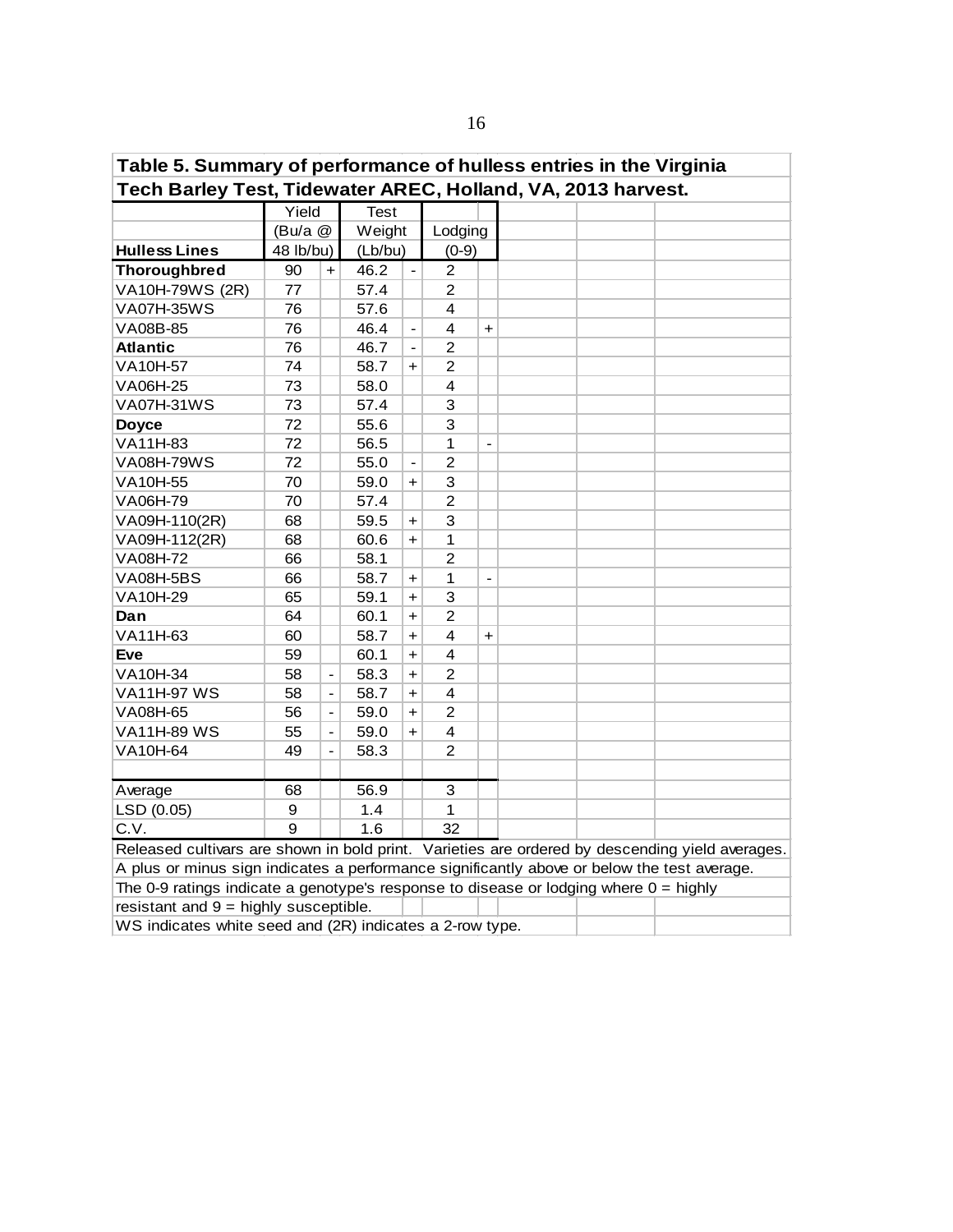**Table 5. Summary of performance of hulless entries in the Virginia Tech Barley Test, Tidewater AREC, Holland, VA, 2013 harvest.**

| Hulless Lines | Yield (Bu/a @ 48 lb/bu) | | Test Weight (Lb/bu) | | Lodging (0-9) | |
|---|---|---|---|---|---|---|
| **Thoroughbred** | 90 | + | 46.2 | - | 2 | |
| VA10H-79WS (2R) | 77 | | 57.4 | | 2 | |
| VA07H-35WS | 76 | | 57.6 | | 4 | |
| VA08B-85 | 76 | | 46.4 | - | 4 | + |
| **Atlantic** | 76 | | 46.7 | - | 2 | |
| VA10H-57 | 74 | | 58.7 | + | 2 | |
| VA06H-25 | 73 | | 58.0 | | 4 | |
| VA07H-31WS | 73 | | 57.4 | | 3 | |
| **Doyce** | 72 | | 55.6 | | 3 | |
| VA11H-83 | 72 | | 56.5 | | 1 | - |
| VA08H-79WS | 72 | | 55.0 | - | 2 | |
| VA10H-55 | 70 | | 59.0 | + | 3 | |
| VA06H-79 | 70 | | 57.4 | | 2 | |
| VA09H-110(2R) | 68 | | 59.5 | + | 3 | |
| VA09H-112(2R) | 68 | | 60.6 | + | 1 | |
| VA08H-72 | 66 | | 58.1 | | 2 | |
| VA08H-5BS | 66 | | 58.7 | + | 1 | - |
| VA10H-29 | 65 | | 59.1 | + | 3 | |
| **Dan** | 64 | | 60.1 | + | 2 | |
| VA11H-63 | 60 | | 58.7 | + | 4 | + |
| **Eve** | 59 | | 60.1 | + | 4 | |
| VA10H-34 | 58 | - | 58.3 | + | 2 | |
| VA11H-97 WS | 58 | - | 58.7 | + | 4 | |
| VA08H-65 | 56 | - | 59.0 | + | 2 | |
| VA11H-89 WS | 55 | - | 59.0 | + | 4 | |
| VA10H-64 | 49 | - | 58.3 | | 2 | |
| | | | | | | |
| Average | 68 | | 56.9 | | 3 | |
| LSD (0.05) | 9 | | 1.4 | | 1 | |
| C.V. | 9 | | 1.6 | | 32 | |

Released cultivars are shown in bold print. Varieties are ordered by descending yield averages.
A plus or minus sign indicates a performance significantly above or below the test average.
The 0-9 ratings indicate a genotype's response to disease or lodging where 0 = highly resistant and 9 = highly susceptible.
WS indicates white seed and (2R) indicates a 2-row type.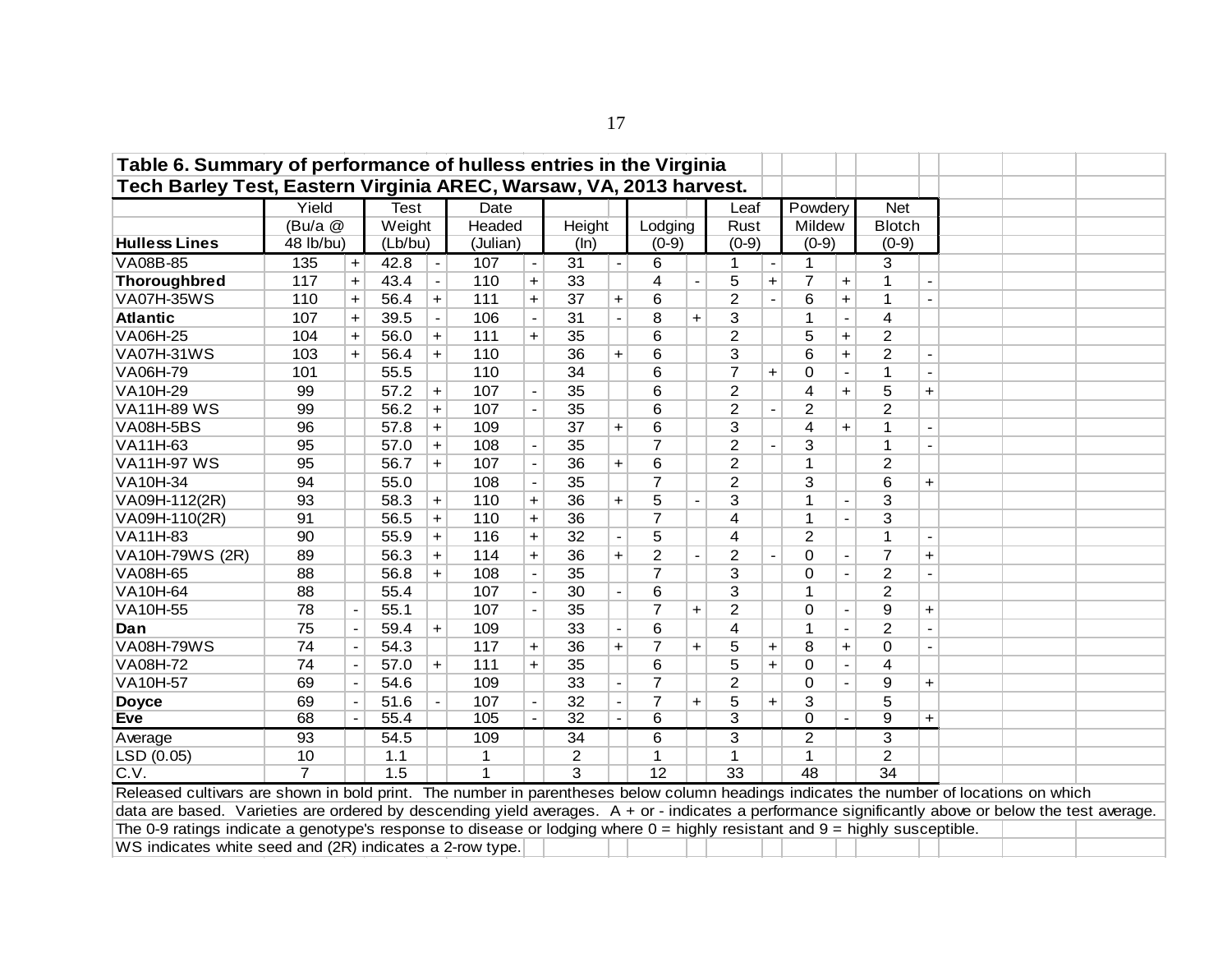**Table 6. Summary of performance of hulless entries in the Virginia Tech Barley Test, Eastern Virginia AREC, Warsaw, VA, 2013 harvest.**

| Hulless Lines | Yield (Bu/a @ 48 lb/bu) | | Test Weight (Lb/bu) | | Date Headed (Julian) | | Height (In) | | Lodging (0-9) | | Leaf Rust (0-9) | | Powdery Mildew (0-9) | | Net Blotch (0-9) | |
|---|---|---|---|---|---|---|---|---|---|---|---|---|---|---|---|---|
| VA08B-85 | 135 | + | 42.8 | - | 107 | - | 31 | - | 6 | | 1 | - | 1 | | 3 | |
| **Thoroughbred** | 117 | + | 43.4 | - | 110 | + | 33 | | 4 | - | 5 | + | 7 | + | 1 | - |
| VA07H-35WS | 110 | + | 56.4 | + | 111 | + | 37 | + | 6 | | 2 | - | 6 | + | 1 | - |
| **Atlantic** | 107 | + | 39.5 | - | 106 | - | 31 | - | 8 | + | 3 | | 1 | - | 4 | |
| VA06H-25 | 104 | + | 56.0 | + | 111 | + | 35 | | 6 | | 2 | | 5 | + | 2 | |
| VA07H-31WS | 103 | + | 56.4 | + | 110 | | 36 | + | 6 | | 3 | | 6 | + | 2 | - |
| VA06H-79 | 101 | | 55.5 | | 110 | | 34 | | 6 | | 7 | + | 0 | - | 1 | - |
| VA10H-29 | 99 | | 57.2 | + | 107 | - | 35 | | 6 | | 2 | | 4 | + | 5 | + |
| VA11H-89 WS | 99 | | 56.2 | + | 107 | - | 35 | | 6 | | 2 | - | 2 | | 2 | |
| VA08H-5BS | 96 | | 57.8 | + | 109 | | 37 | + | 6 | | 3 | | 4 | + | 1 | - |
| VA11H-63 | 95 | | 57.0 | + | 108 | - | 35 | | 7 | | 2 | - | 3 | | 1 | - |
| VA11H-97 WS | 95 | | 56.7 | + | 107 | - | 36 | + | 6 | | 2 | | 1 | | 2 | |
| VA10H-34 | 94 | | 55.0 | | 108 | - | 35 | | 7 | | 2 | | 3 | | 6 | + |
| VA09H-112(2R) | 93 | | 58.3 | + | 110 | + | 36 | + | 5 | - | 3 | | 1 | - | 3 | |
| VA09H-110(2R) | 91 | | 56.5 | + | 110 | + | 36 | | 7 | | 4 | | 1 | - | 3 | |
| VA11H-83 | 90 | | 55.9 | + | 116 | + | 32 | - | 5 | | 4 | | 2 | | 1 | - |
| VA10H-79WS (2R) | 89 | | 56.3 | + | 114 | + | 36 | + | 2 | - | 2 | - | 0 | - | 7 | + |
| VA08H-65 | 88 | | 56.8 | + | 108 | - | 35 | | 7 | | 3 | | 0 | - | 2 | - |
| VA10H-64 | 88 | | 55.4 | | 107 | - | 30 | - | 6 | | 3 | | 1 | | 2 | |
| VA10H-55 | 78 | - | 55.1 | | 107 | - | 35 | | 7 | + | 2 | | 0 | - | 9 | + |
| **Dan** | 75 | - | 59.4 | + | 109 | | 33 | - | 6 | | 4 | | 1 | - | 2 | - |
| VA08H-79WS | 74 | - | 54.3 | | 117 | + | 36 | + | 7 | + | 5 | + | 8 | + | 0 | - |
| VA08H-72 | 74 | - | 57.0 | + | 111 | + | 35 | | 6 | | 5 | + | 0 | - | 4 | |
| VA10H-57 | 69 | - | 54.6 | | 109 | | 33 | - | 7 | | 2 | | 0 | - | 9 | + |
| **Doyce** | 69 | - | 51.6 | - | 107 | - | 32 | - | 7 | + | 5 | + | 3 | | 5 | |
| **Eve** | 68 | - | 55.4 | | 105 | - | 32 | - | 6 | | 3 | | 0 | - | 9 | + |
| Average | 93 | | 54.5 | | 109 | | 34 | | 6 | | 3 | | 2 | | 3 | |
| LSD (0.05) | 10 | | 1.1 | | 1 | | 2 | | 1 | | 1 | | 1 | | 2 | |
| C.V. | 7 | | 1.5 | | 1 | | 3 | | 12 | | 33 | | 48 | | 34 | |

Released cultivars are shown in bold print. The number in parentheses below column headings indicates the number of locations on which data are based. Varieties are ordered by descending yield averages. A + or - indicates a performance significantly above or below the test average.

The 0-9 ratings indicate a genotype's response to disease or lodging where 0 = highly resistant and 9 = highly susceptible.

WS indicates white seed and (2R) indicates a 2-row type.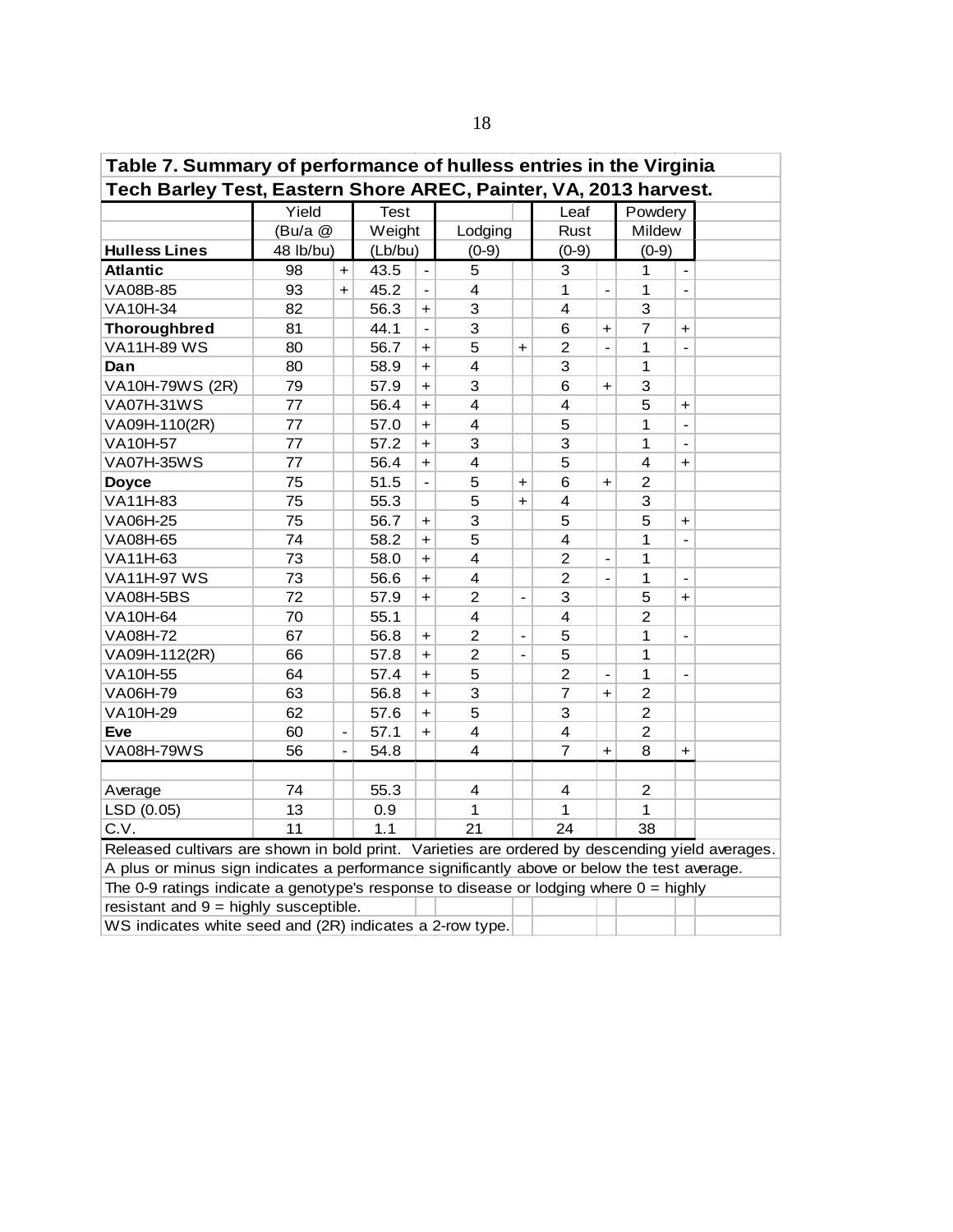**Table 7. Summary of performance of hulless entries in the Virginia Tech Barley Test, Eastern Shore AREC, Painter, VA, 2013 harvest.**

| Hulless Lines | Yield (Bu/a @ 48 lb/bu) | | Test Weight (Lb/bu) | | Lodging (0-9) | | Leaf Rust (0-9) | | Powdery Mildew (0-9) | |
|---|---|---|---|---|---|---|---|---|---|---|
| **Atlantic** | 98 | + | 43.5 | - | 5 | | 3 | | 1 | - |
| VA08B-85 | 93 | + | 45.2 | - | 4 | | 1 | - | 1 | - |
| VA10H-34 | 82 | | 56.3 | + | 3 | | 4 | | 3 | |
| **Thoroughbred** | 81 | | 44.1 | - | 3 | | 6 | + | 7 | + |
| VA11H-89 WS | 80 | | 56.7 | + | 5 | + | 2 | - | 1 | - |
| **Dan** | 80 | | 58.9 | + | 4 | | 3 | | 1 | |
| VA10H-79WS (2R) | 79 | | 57.9 | + | 3 | | 6 | + | 3 | |
| VA07H-31WS | 77 | | 56.4 | + | 4 | | 4 | | 5 | + |
| VA09H-110(2R) | 77 | | 57.0 | + | 4 | | 5 | | 1 | - |
| VA10H-57 | 77 | | 57.2 | + | 3 | | 3 | | 1 | - |
| VA07H-35WS | 77 | | 56.4 | + | 4 | | 5 | | 4 | + |
| **Doyce** | 75 | | 51.5 | - | 5 | + | 6 | + | 2 | |
| VA11H-83 | 75 | | 55.3 | | 5 | + | 4 | | 3 | |
| VA06H-25 | 75 | | 56.7 | + | 3 | | 5 | | 5 | + |
| VA08H-65 | 74 | | 58.2 | + | 5 | | 4 | | 1 | - |
| VA11H-63 | 73 | | 58.0 | + | 4 | | 2 | - | 1 | |
| VA11H-97 WS | 73 | | 56.6 | + | 4 | | 2 | - | 1 | - |
| VA08H-5BS | 72 | | 57.9 | + | 2 | - | 3 | | 5 | + |
| VA10H-64 | 70 | | 55.1 | | 4 | | 4 | | 2 | |
| VA08H-72 | 67 | | 56.8 | + | 2 | - | 5 | | 1 | - |
| VA09H-112(2R) | 66 | | 57.8 | + | 2 | - | 5 | | 1 | |
| VA10H-55 | 64 | | 57.4 | + | 5 | | 2 | - | 1 | - |
| VA06H-79 | 63 | | 56.8 | + | 3 | | 7 | + | 2 | |
| VA10H-29 | 62 | | 57.6 | + | 5 | | 3 | | 2 | |
| **Eve** | 60 | - | 57.1 | + | 4 | | 4 | | 2 | |
| VA08H-79WS | 56 | - | 54.8 | | 4 | | 7 | + | 8 | + |
| | | | | | | | | | | |
| Average | 74 | | 55.3 | | 4 | | 4 | | 2 | |
| LSD (0.05) | 13 | | 0.9 | | 1 | | 1 | | 1 | |
| C.V. | 11 | | 1.1 | | 21 | | 24 | | 38 | |

Released cultivars are shown in bold print. Varieties are ordered by descending yield averages.

A plus or minus sign indicates a performance significantly above or below the test average.

The 0-9 ratings indicate a genotype's response to disease or lodging where 0 = highly resistant and 9 = highly susceptible.

WS indicates white seed and (2R) indicates a 2-row type.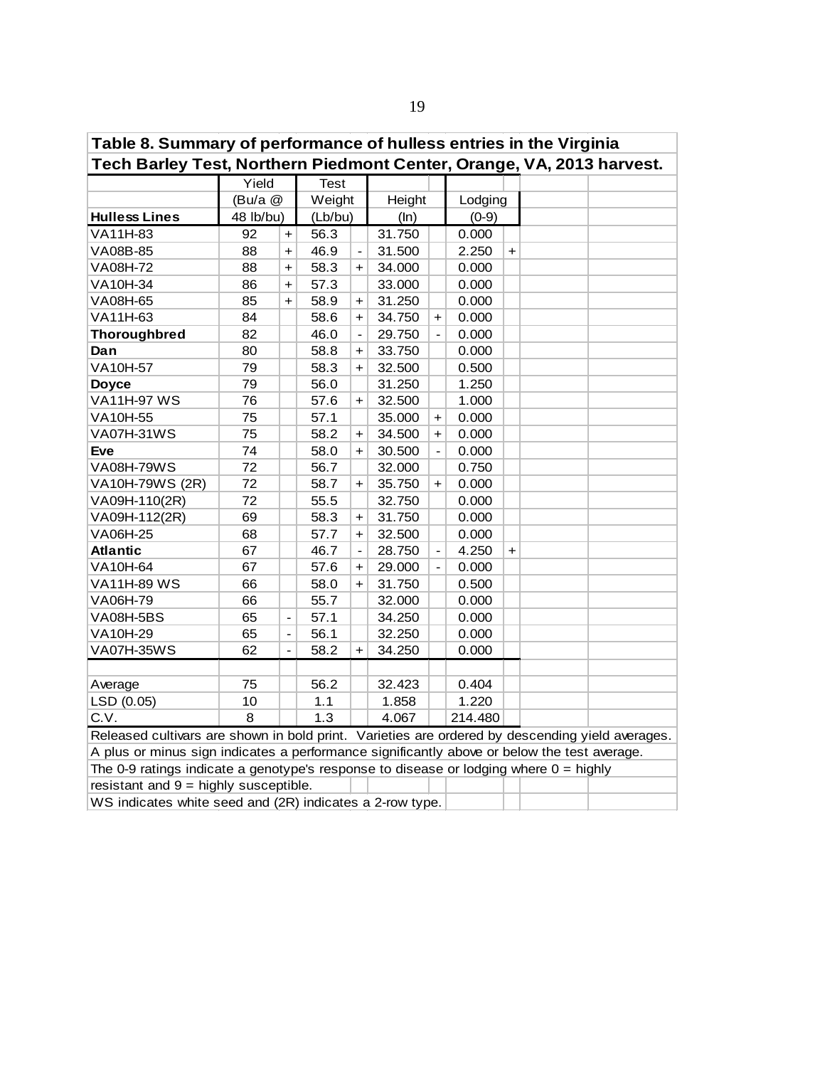**Table 8. Summary of performance of hulless entries in the Virginia Tech Barley Test, Northern Piedmont Center, Orange, VA, 2013 harvest.**

| Hulless Lines | Yield (Bu/a @ 48 lb/bu) | | Test Weight (Lb/bu) | | Height (In) | | Lodging (0-9) | |
|---|---|---|---|---|---|---|---|---|
| VA11H-83 | 92 | + | 56.3 | | 31.750 | | 0.000 | |
| VA08B-85 | 88 | + | 46.9 | - | 31.500 | | 2.250 | + |
| VA08H-72 | 88 | + | 58.3 | + | 34.000 | | 0.000 | |
| VA10H-34 | 86 | + | 57.3 | | 33.000 | | 0.000 | |
| VA08H-65 | 85 | + | 58.9 | + | 31.250 | | 0.000 | |
| VA11H-63 | 84 | | 58.6 | + | 34.750 | + | 0.000 | |
| **Thoroughbred** | 82 | | 46.0 | - | 29.750 | - | 0.000 | |
| **Dan** | 80 | | 58.8 | + | 33.750 | | 0.000 | |
| VA10H-57 | 79 | | 58.3 | + | 32.500 | | 0.500 | |
| **Doyce** | 79 | | 56.0 | | 31.250 | | 1.250 | |
| VA11H-97 WS | 76 | | 57.6 | + | 32.500 | | 1.000 | |
| VA10H-55 | 75 | | 57.1 | | 35.000 | + | 0.000 | |
| VA07H-31WS | 75 | | 58.2 | + | 34.500 | + | 0.000 | |
| **Eve** | 74 | | 58.0 | + | 30.500 | - | 0.000 | |
| VA08H-79WS | 72 | | 56.7 | | 32.000 | | 0.750 | |
| VA10H-79WS (2R) | 72 | | 58.7 | + | 35.750 | + | 0.000 | |
| VA09H-110(2R) | 72 | | 55.5 | | 32.750 | | 0.000 | |
| VA09H-112(2R) | 69 | | 58.3 | + | 31.750 | | 0.000 | |
| VA06H-25 | 68 | | 57.7 | + | 32.500 | | 0.000 | |
| **Atlantic** | 67 | | 46.7 | - | 28.750 | - | 4.250 | + |
| VA10H-64 | 67 | | 57.6 | + | 29.000 | - | 0.000 | |
| VA11H-89 WS | 66 | | 58.0 | + | 31.750 | | 0.500 | |
| VA06H-79 | 66 | | 55.7 | | 32.000 | | 0.000 | |
| VA08H-5BS | 65 | - | 57.1 | | 34.250 | | 0.000 | |
| VA10H-29 | 65 | - | 56.1 | | 32.250 | | 0.000 | |
| VA07H-35WS | 62 | - | 58.2 | + | 34.250 | | 0.000 | |
| | | | | | | | | |
| Average | 75 | | 56.2 | | 32.423 | | 0.404 | |
| LSD (0.05) | 10 | | 1.1 | | 1.858 | | 1.220 | |
| C.V. | 8 | | 1.3 | | 4.067 | | 214.480 | |

Released cultivars are shown in bold print. Varieties are ordered by descending yield averages.
A plus or minus sign indicates a performance significantly above or below the test average.
The 0-9 ratings indicate a genotype's response to disease or lodging where 0 = highly resistant and 9 = highly susceptible.
WS indicates white seed and (2R) indicates a 2-row type.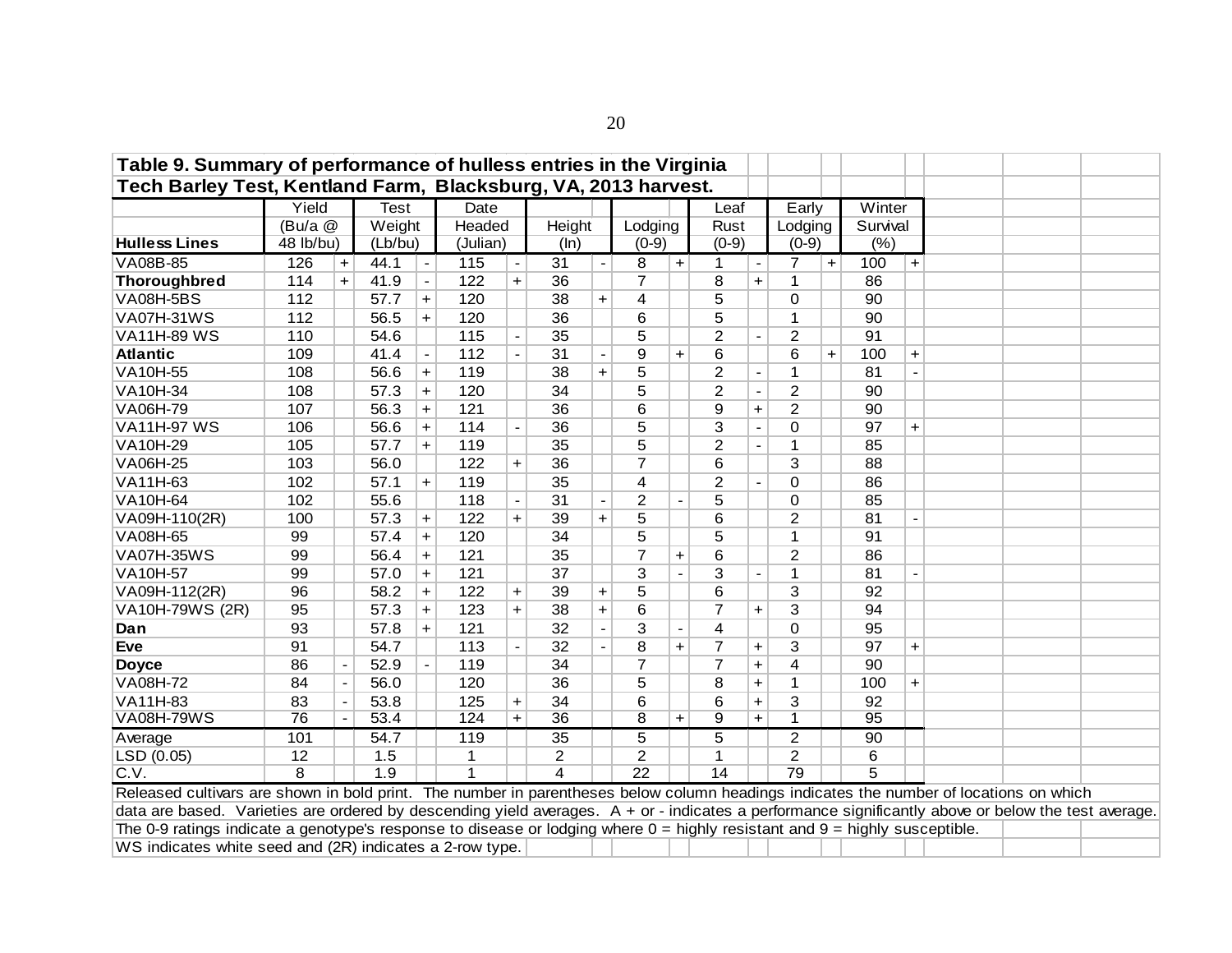**Table 9. Summary of performance of hulless entries in the Virginia Tech Barley Test, Kentland Farm, Blacksburg, VA, 2013 harvest.**

| Hulless Lines | Yield (Bu/a @ 48 lb/bu) | | Test Weight (Lb/bu) | | Date Headed (Julian) | | Height (In) | | Lodging (0-9) | | Leaf Rust (0-9) | | Early Lodging (0-9) | | Winter Survival (%) | |
|---|---|---|---|---|---|---|---|---|---|---|---|---|---|---|---|---|
| VA08B-85 | 126 | + | 44.1 | - | 115 | - | 31 | - | 8 | + | 1 | - | 7 | + | 100 | + |
| **Thoroughbred** | 114 | + | 41.9 | - | 122 | + | 36 | | 7 | | 8 | + | 1 | | 86 | |
| VA08H-5BS | 112 | | 57.7 | + | 120 | | 38 | + | 4 | | 5 | | 0 | | 90 | |
| VA07H-31WS | 112 | | 56.5 | + | 120 | | 36 | | 6 | | 5 | | 1 | | 90 | |
| VA11H-89 WS | 110 | | 54.6 | | 115 | - | 35 | | 5 | | 2 | - | 2 | | 91 | |
| **Atlantic** | 109 | | 41.4 | - | 112 | - | 31 | - | 9 | + | 6 | | 6 | + | 100 | + |
| VA10H-55 | 108 | | 56.6 | + | 119 | | 38 | + | 5 | | 2 | - | 1 | | 81 | - |
| VA10H-34 | 108 | | 57.3 | + | 120 | | 34 | | 5 | | 2 | - | 2 | | 90 | |
| VA06H-79 | 107 | | 56.3 | + | 121 | | 36 | | 6 | | 9 | + | 2 | | 90 | |
| VA11H-97 WS | 106 | | 56.6 | + | 114 | - | 36 | | 5 | | 3 | - | 0 | | 97 | + |
| VA10H-29 | 105 | | 57.7 | + | 119 | | 35 | | 5 | | 2 | - | 1 | | 85 | |
| VA06H-25 | 103 | | 56.0 | | 122 | + | 36 | | 7 | | 6 | | 3 | | 88 | |
| VA11H-63 | 102 | | 57.1 | + | 119 | | 35 | | 4 | | 2 | - | 0 | | 86 | |
| VA10H-64 | 102 | | 55.6 | | 118 | - | 31 | - | 2 | - | 5 | | 0 | | 85 | |
| VA09H-110(2R) | 100 | | 57.3 | + | 122 | + | 39 | + | 5 | | 6 | | 2 | | 81 | - |
| VA08H-65 | 99 | | 57.4 | + | 120 | | 34 | | 5 | | 5 | | 1 | | 91 | |
| VA07H-35WS | 99 | | 56.4 | + | 121 | | 35 | | 7 | + | 6 | | 2 | | 86 | |
| VA10H-57 | 99 | | 57.0 | + | 121 | | 37 | | 3 | - | 3 | - | 1 | | 81 | - |
| VA09H-112(2R) | 96 | | 58.2 | + | 122 | + | 39 | + | 5 | | 6 | | 3 | | 92 | |
| VA10H-79WS (2R) | 95 | | 57.3 | + | 123 | + | 38 | + | 6 | | 7 | + | 3 | | 94 | |
| **Dan** | 93 | | 57.8 | + | 121 | | 32 | - | 3 | - | 4 | | 0 | | 95 | |
| **Eve** | 91 | | 54.7 | | 113 | - | 32 | - | 8 | + | 7 | + | 3 | | 97 | + |
| **Doyce** | 86 | - | 52.9 | - | 119 | | 34 | | 7 | | 7 | + | 4 | | 90 | |
| VA08H-72 | 84 | - | 56.0 | | 120 | | 36 | | 5 | | 8 | + | 1 | | 100 | + |
| VA11H-83 | 83 | - | 53.8 | | 125 | + | 34 | | 6 | | 6 | + | 3 | | 92 | |
| VA08H-79WS | 76 | - | 53.4 | | 124 | + | 36 | | 8 | + | 9 | + | 1 | | 95 | |
| Average | 101 | | 54.7 | | 119 | | 35 | | 5 | | 5 | | 2 | | 90 | |
| LSD (0.05) | 12 | | 1.5 | | 1 | | 2 | | 2 | | 1 | | 2 | | 6 | |
| C.V. | 8 | | 1.9 | | 1 | | 4 | | 22 | | 14 | | 79 | | 5 | |

Released cultivars are shown in bold print. The number in parentheses below column headings indicates the number of locations on which data are based. Varieties are ordered by descending yield averages. A + or - indicates a performance significantly above or below the test average. The 0-9 ratings indicate a genotype's response to disease or lodging where 0 = highly resistant and 9 = highly susceptible.
WS indicates white seed and (2R) indicates a 2-row type.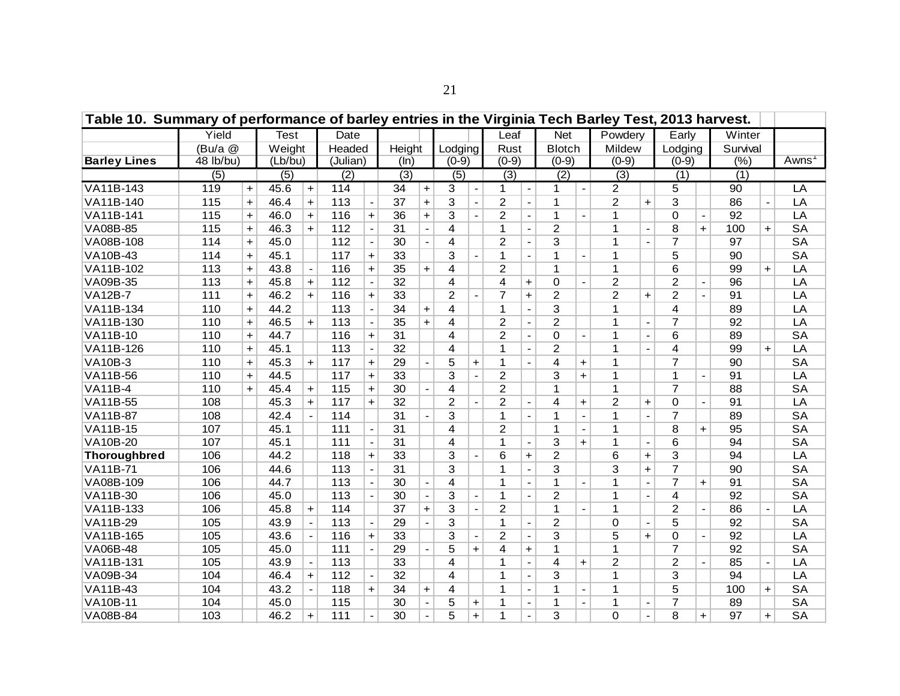**Table 10. Summary of performance of barley entries in the Virginia Tech Barley Test, 2013 harvest.**

| Barley Lines | Yield (Bu/a @ 48 lb/bu) | | Test Weight (Lb/bu) | | Date Headed (Julian) | | Height (In) | | Lodging (0-9) | | Leaf Rust (0-9) | | Net Blotch (0-9) | | Powdery Mildew (0-9) | | Early Lodging (0-9) | | Winter Survival (%) | | Awns[1] |
|---|---|---|---|---|---|---|---|---|---|---|---|---|---|---|---|---|---|---|---|---|---|
| | (5) | | (5) | | (2) | | (3) | | (5) | | (3) | | (2) | | (3) | | (1) | | (1) | | |
| VA11B-143 | 119 | + | 45.6 | + | 114 | | 34 | + | 3 | - | 1 | - | 1 | - | 2 | | 5 | | 90 | | LA |
| VA11B-140 | 115 | + | 46.4 | + | 113 | - | 37 | + | 3 | - | 2 | - | 1 | | 2 | + | 3 | | 86 | - | LA |
| VA11B-141 | 115 | + | 46.0 | + | 116 | + | 36 | + | 3 | - | 2 | - | 1 | - | 1 | | 0 | - | 92 | | LA |
| VA08B-85 | 115 | + | 46.3 | + | 112 | - | 31 | - | 4 | | 1 | - | 2 | | 1 | - | 8 | + | 100 | + | SA |
| VA08B-108 | 114 | + | 45.0 | | 112 | - | 30 | - | 4 | | 2 | - | 3 | | 1 | - | 7 | | 97 | | SA |
| VA10B-43 | 114 | + | 45.1 | | 117 | + | 33 | | 3 | - | 1 | - | 1 | - | 1 | | 5 | | 90 | | SA |
| VA11B-102 | 113 | + | 43.8 | - | 116 | + | 35 | + | 4 | | 2 | | 1 | | 1 | | 6 | | 99 | + | LA |
| VA09B-35 | 113 | + | 45.8 | + | 112 | - | 32 | | 4 | | 4 | + | 0 | - | 2 | | 2 | - | 96 | | LA |
| VA12B-7 | 111 | + | 46.2 | + | 116 | + | 33 | | 2 | - | 7 | + | 2 | | 2 | + | 2 | - | 91 | | LA |
| VA11B-134 | 110 | + | 44.2 | | 113 | - | 34 | + | 4 | | 1 | - | 3 | | 1 | | 4 | | 89 | | LA |
| VA11B-130 | 110 | + | 46.5 | + | 113 | - | 35 | + | 4 | | 2 | - | 2 | | 1 | - | 7 | | 92 | | LA |
| VA11B-10 | 110 | + | 44.7 | | 116 | + | 31 | | 4 | | 2 | - | 0 | - | 1 | - | 6 | | 89 | | SA |
| VA11B-126 | 110 | + | 45.1 | | 113 | - | 32 | | 4 | | 1 | - | 2 | | 1 | - | 4 | | 99 | + | LA |
| VA10B-3 | 110 | + | 45.3 | + | 117 | + | 29 | - | 5 | + | 1 | - | 4 | + | 1 | | 7 | | 90 | | SA |
| VA11B-56 | 110 | + | 44.5 | | 117 | + | 33 | | 3 | - | 2 | | 3 | + | 1 | | 1 | - | 91 | | LA |
| VA11B-4 | 110 | + | 45.4 | + | 115 | + | 30 | - | 4 | | 2 | | 1 | | 1 | | 7 | | 88 | | SA |
| VA11B-55 | 108 | | 45.3 | + | 117 | + | 32 | | 2 | - | 2 | - | 4 | + | 2 | + | 0 | - | 91 | | LA |
| VA11B-87 | 108 | | 42.4 | - | 114 | | 31 | - | 3 | | 1 | - | 1 | - | 1 | - | 7 | | 89 | | SA |
| VA11B-15 | 107 | | 45.1 | | 111 | - | 31 | | 4 | | 2 | | 1 | - | 1 | | 8 | + | 95 | | SA |
| VA10B-20 | 107 | | 45.1 | | 111 | - | 31 | | 4 | | 1 | - | 3 | + | 1 | - | 6 | | 94 | | SA |
| **Thoroughbred** | 106 | | 44.2 | | 118 | + | 33 | | 3 | - | 6 | + | 2 | | 6 | + | 3 | | 94 | | LA |
| VA11B-71 | 106 | | 44.6 | | 113 | - | 31 | | 3 | | 1 | - | 3 | | 3 | + | 7 | | 90 | | SA |
| VA08B-109 | 106 | | 44.7 | | 113 | - | 30 | - | 4 | | 1 | - | 1 | - | 1 | - | 7 | + | 91 | | SA |
| VA11B-30 | 106 | | 45.0 | | 113 | - | 30 | - | 3 | - | 1 | - | 2 | | 1 | - | 4 | | 92 | | SA |
| VA11B-133 | 106 | | 45.8 | + | 114 | | 37 | + | 3 | - | 2 | | 1 | - | 1 | | 2 | - | 86 | - | LA |
| VA11B-29 | 105 | | 43.9 | - | 113 | - | 29 | - | 3 | | 1 | - | 2 | | 0 | - | 5 | | 92 | | SA |
| VA11B-165 | 105 | | 43.6 | - | 116 | + | 33 | | 3 | - | 2 | - | 3 | | 5 | + | 0 | - | 92 | | LA |
| VA06B-48 | 105 | | 45.0 | | 111 | - | 29 | - | 5 | + | 4 | + | 1 | | 1 | | 7 | | 92 | | SA |
| VA11B-131 | 105 | | 43.9 | - | 113 | | 33 | | 4 | | 1 | - | 4 | + | 2 | | 2 | - | 85 | - | LA |
| VA09B-34 | 104 | | 46.4 | + | 112 | - | 32 | | 4 | | 1 | - | 3 | | 1 | | 3 | | 94 | | LA |
| VA11B-43 | 104 | | 43.2 | - | 118 | + | 34 | + | 4 | | 1 | - | 1 | - | 1 | | 5 | | 100 | + | SA |
| VA10B-11 | 104 | | 45.0 | | 115 | | 30 | - | 5 | + | 1 | - | 1 | - | 1 | - | 7 | | 89 | | SA |
| VA08B-84 | 103 | | 46.2 | + | 111 | - | 30 | - | 5 | + | 1 | - | 3 | | 0 | - | 8 | + | 97 | + | SA |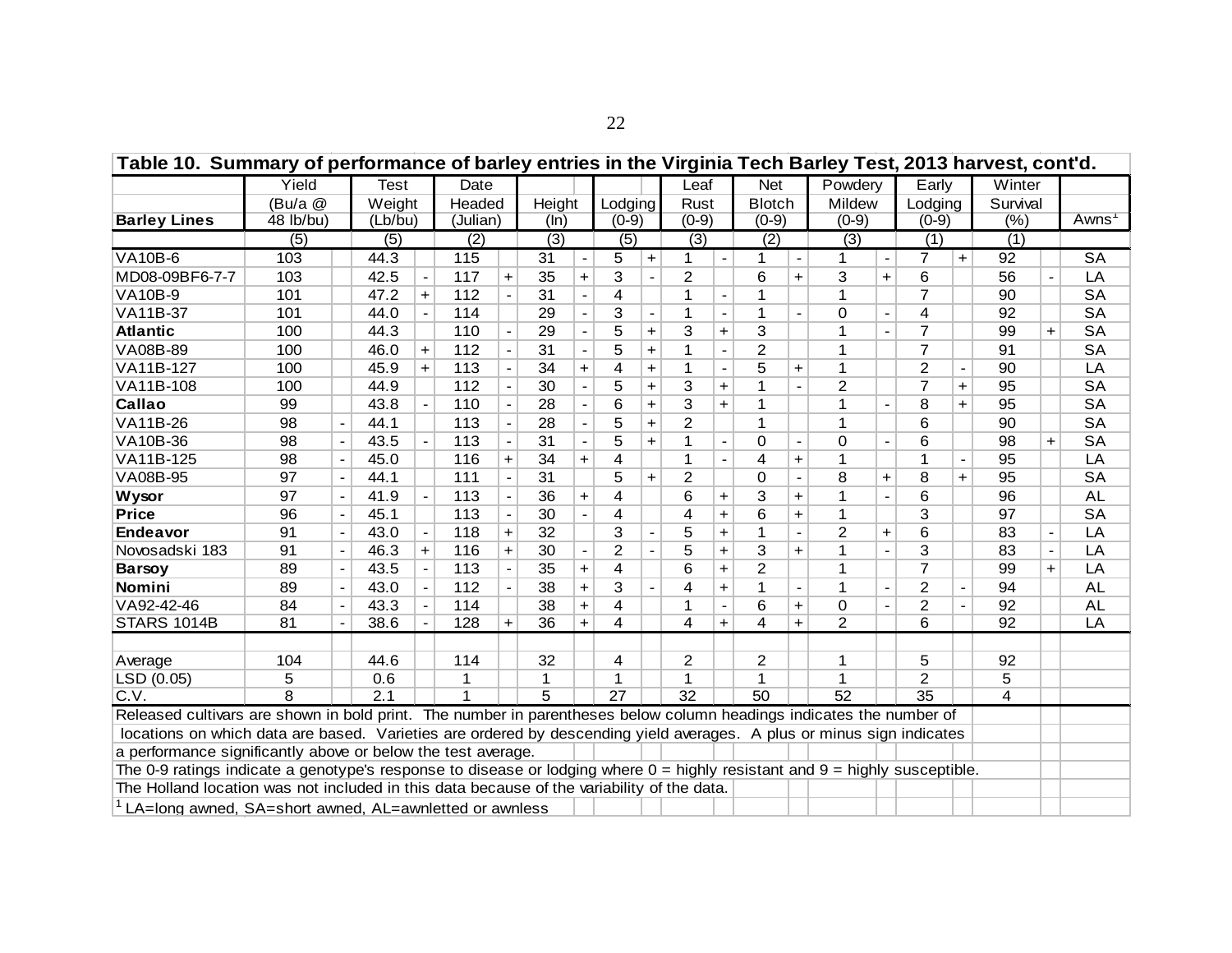| Table 10. Summary of performance of barley entries in the Virginia Tech Barley Test, 2013 harvest, cont'd. | | | | | | | | | | | | | | | | | | | | | |
|---|---|---|---|---|---|---|---|---|---|---|---|---|---|---|---|---|---|---|---|---|---|
| | Yield | | Test | | Date | | | | | | Leaf | | Net | | Powdery | | Early | | Winter | | |
| | (Bu/a @ | | Weight | | Headed | | Height | | Lodging | | Rust | | Blotch | | Mildew | | Lodging | | Survival | | |
| **Barley Lines** | 48 lb/bu) | | (Lb/bu) | | (Julian) | | (In) | | (0-9) | | (0-9) | | (0-9) | | (0-9) | | (0-9) | | (%) | | Awns[1] |
| | (5) | | (5) | | (2) | | (3) | | (5) | | (3) | | (2) | | (3) | | (1) | | (1) | | |
| VA10B-6 | 103 | | 44.3 | | 115 | | 31 | - | 5 | + | 1 | - | 1 | - | 1 | - | 7 | + | 92 | | SA |
| MD08-09BF6-7-7 | 103 | | 42.5 | - | 117 | + | 35 | + | 3 | - | 2 | | 6 | + | 3 | + | 6 | | 56 | - | LA |
| VA10B-9 | 101 | | 47.2 | + | 112 | - | 31 | - | 4 | | 1 | - | 1 | | 1 | | 7 | | 90 | | SA |
| VA11B-37 | 101 | | 44.0 | - | 114 | | 29 | - | 3 | - | 1 | - | 1 | - | 0 | - | 4 | | 92 | | SA |
| **Atlantic** | 100 | | 44.3 | | 110 | - | 29 | - | 5 | + | 3 | + | 3 | | 1 | - | 7 | | 99 | + | SA |
| VA08B-89 | 100 | | 46.0 | + | 112 | - | 31 | - | 5 | + | 1 | - | 2 | | 1 | | 7 | | 91 | | SA |
| VA11B-127 | 100 | | 45.9 | + | 113 | - | 34 | + | 4 | + | 1 | - | 5 | + | 1 | | 2 | - | 90 | | LA |
| VA11B-108 | 100 | | 44.9 | | 112 | - | 30 | - | 5 | + | 3 | + | 1 | - | 2 | | 7 | + | 95 | | SA |
| **Callao** | 99 | | 43.8 | - | 110 | - | 28 | - | 6 | + | 3 | + | 1 | | 1 | - | 8 | + | 95 | | SA |
| VA11B-26 | 98 | - | 44.1 | | 113 | - | 28 | - | 5 | + | 2 | | 1 | | 1 | | 6 | | 90 | | SA |
| VA10B-36 | 98 | - | 43.5 | - | 113 | - | 31 | - | 5 | + | 1 | - | 0 | - | 0 | - | 6 | | 98 | + | SA |
| VA11B-125 | 98 | - | 45.0 | | 116 | + | 34 | + | 4 | | 1 | - | 4 | + | 1 | | 1 | - | 95 | | LA |
| VA08B-95 | 97 | - | 44.1 | | 111 | - | 31 | | 5 | + | 2 | | 0 | - | 8 | + | 8 | + | 95 | | SA |
| **Wysor** | 97 | - | 41.9 | - | 113 | - | 36 | + | 4 | | 6 | + | 3 | + | 1 | - | 6 | | 96 | | AL |
| **Price** | 96 | - | 45.1 | | 113 | - | 30 | - | 4 | | 4 | + | 6 | + | 1 | | 3 | | 97 | | SA |
| **Endeavor** | 91 | - | 43.0 | - | 118 | + | 32 | | 3 | - | 5 | + | 1 | - | 2 | + | 6 | | 83 | - | LA |
| Novosadski 183 | 91 | - | 46.3 | + | 116 | + | 30 | - | 2 | - | 5 | + | 3 | + | 1 | - | 3 | | 83 | - | LA |
| **Barsoy** | 89 | - | 43.5 | - | 113 | - | 35 | + | 4 | | 6 | + | 2 | | 1 | | 7 | | 99 | + | LA |
| **Nomini** | 89 | - | 43.0 | - | 112 | - | 38 | + | 3 | - | 4 | + | 1 | - | 1 | - | 2 | - | 94 | | AL |
| VA92-42-46 | 84 | - | 43.3 | - | 114 | | 38 | + | 4 | | 1 | - | 6 | + | 0 | - | 2 | - | 92 | | AL |
| STARS 1014B | 81 | - | 38.6 | - | 128 | + | 36 | + | 4 | | 4 | + | 4 | + | 2 | | 6 | | 92 | | LA |
| Average | 104 | | 44.6 | | 114 | | 32 | | 4 | | 2 | | 2 | | 1 | | 5 | | 92 | | |
| LSD (0.05) | 5 | | 0.6 | | 1 | | 1 | | 1 | | 1 | | 1 | | 1 | | 2 | | 5 | | |
| C.V. | 8 | | 2.1 | | 1 | | 5 | | 27 | | 32 | | 50 | | 52 | | 35 | | 4 | | |

Released cultivars are shown in bold print. The number in parentheses below column headings indicates the number of locations on which data are based. Varieties are ordered by descending yield averages. A plus or minus sign indicates a performance significantly above or below the test average.

The 0-9 ratings indicate a genotype's response to disease or lodging where 0 = highly resistant and 9 = highly susceptible.

The Holland location was not included in this data because of the variability of the data.

[1] LA=long awned, SA=short awned, AL=awnletted or awnless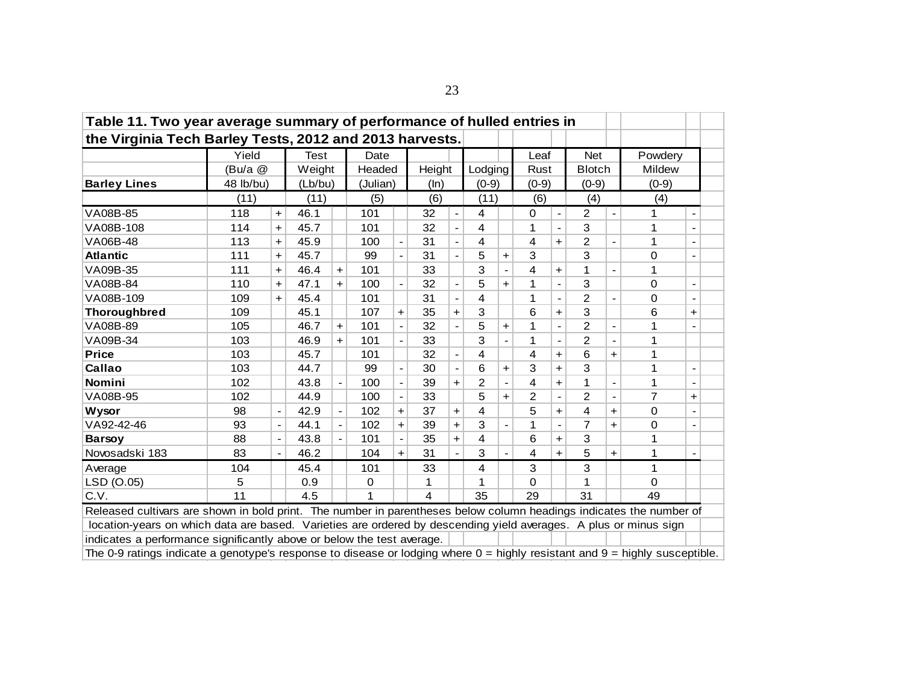**Table 11. Two year average summary of performance of hulled entries in the Virginia Tech Barley Tests, 2012 and 2013 harvests.**

| Barley Lines | Yield (Bu/a @ 48 lb/bu) | | Test Weight (Lb/bu) | | Date Headed (Julian) | | Height (In) | | Lodging (0-9) | | Leaf Rust (0-9) | | Net Blotch (0-9) | | Powdery Mildew (0-9) | |
|---|---|---|---|---|---|---|---|---|---|---|---|---|---|---|---|---|
| | (11) | | (11) | | (5) | | (6) | | (11) | | (6) | | (4) | | (4) | |
| VA08B-85 | 118 | + | 46.1 | | 101 | | 32 | - | 4 | | 0 | - | 2 | - | 1 | - |
| VA08B-108 | 114 | + | 45.7 | | 101 | | 32 | - | 4 | | 1 | - | 3 | | 1 | - |
| VA06B-48 | 113 | + | 45.9 | | 100 | - | 31 | - | 4 | | 4 | + | 2 | - | 1 | - |
| **Atlantic** | 111 | + | 45.7 | | 99 | - | 31 | - | 5 | + | 3 | | 3 | | 0 | - |
| VA09B-35 | 111 | + | 46.4 | + | 101 | | 33 | | 3 | - | 4 | + | 1 | - | 1 | |
| VA08B-84 | 110 | + | 47.1 | + | 100 | - | 32 | - | 5 | + | 1 | - | 3 | | 0 | - |
| VA08B-109 | 109 | + | 45.4 | | 101 | | 31 | - | 4 | | 1 | - | 2 | - | 0 | - |
| **Thoroughbred** | 109 | | 45.1 | | 107 | + | 35 | + | 3 | | 6 | + | 3 | | 6 | + |
| VA08B-89 | 105 | | 46.7 | + | 101 | - | 32 | - | 5 | + | 1 | - | 2 | - | 1 | - |
| VA09B-34 | 103 | | 46.9 | + | 101 | - | 33 | | 3 | - | 1 | - | 2 | - | 1 | |
| **Price** | 103 | | 45.7 | | 101 | | 32 | - | 4 | | 4 | + | 6 | + | 1 | |
| **Callao** | 103 | | 44.7 | | 99 | - | 30 | - | 6 | + | 3 | + | 3 | | 1 | - |
| **Nomini** | 102 | | 43.8 | - | 100 | - | 39 | + | 2 | - | 4 | + | 1 | - | 1 | - |
| VA08B-95 | 102 | | 44.9 | | 100 | - | 33 | | 5 | + | 2 | - | 2 | - | 7 | + |
| **Wysor** | 98 | - | 42.9 | - | 102 | + | 37 | + | 4 | | 5 | + | 4 | + | 0 | - |
| VA92-42-46 | 93 | - | 44.1 | - | 102 | + | 39 | + | 3 | - | 1 | - | 7 | + | 0 | - |
| **Barsoy** | 88 | - | 43.8 | - | 101 | - | 35 | + | 4 | | 6 | + | 3 | | 1 | |
| Novosadski 183 | 83 | - | 46.2 | | 104 | + | 31 | - | 3 | - | 4 | + | 5 | + | 1 | - |
| Average | 104 | | 45.4 | | 101 | | 33 | | 4 | | 3 | | 3 | | 1 | |
| LSD (O.05) | 5 | | 0.9 | | 0 | | 1 | | 1 | | 0 | | 1 | | 0 | |
| C.V. | 11 | | 4.5 | | 1 | | 4 | | 35 | | 29 | | 31 | | 49 | |

Released cultivars are shown in bold print. The number in parentheses below column headings indicates the number of location-years on which data are based. Varieties are ordered by descending yield averages. A plus or minus sign indicates a performance significantly above or below the test average.

The 0-9 ratings indicate a genotype's response to disease or lodging where 0 = highly resistant and 9 = highly susceptible.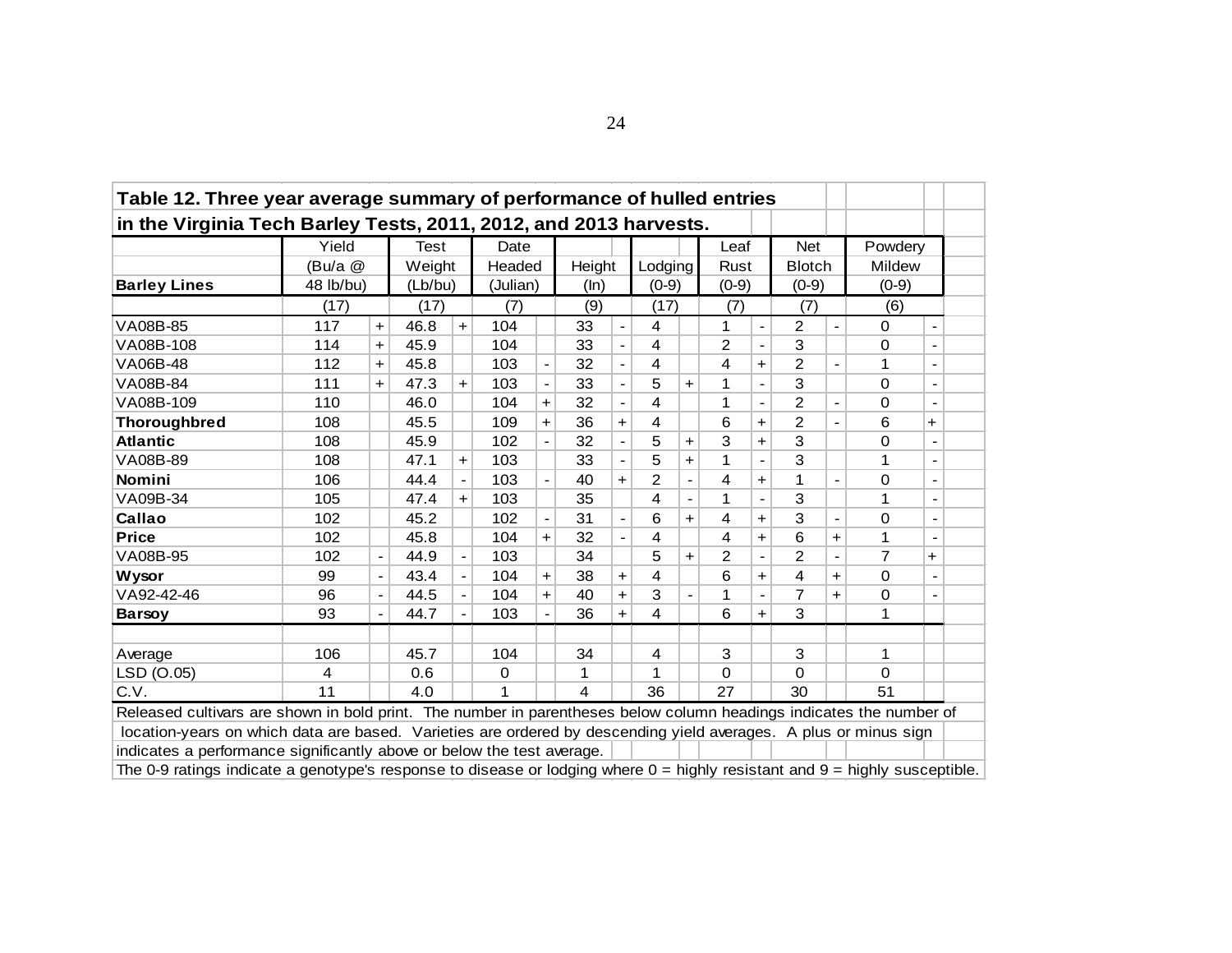**Table 12. Three year average summary of performance of hulled entries in the Virginia Tech Barley Tests, 2011, 2012, and 2013 harvests.**

| Barley Lines | Yield (Bu/a @ 48 lb/bu) | | Test Weight (Lb/bu) | | Date Headed (Julian) | | Height (In) | | Lodging (0-9) | | Leaf Rust (0-9) | | Net Blotch (0-9) | | Powdery Mildew (0-9) | |
|---|---|---|---|---|---|---|---|---|---|---|---|---|---|---|---|---|
| | (17) | | (17) | | (7) | | (9) | | (17) | | (7) | | (7) | | (6) | |
| VA08B-85 | 117 | + | 46.8 | + | 104 | | 33 | - | 4 | | 1 | - | 2 | - | 0 | - |
| VA08B-108 | 114 | + | 45.9 | | 104 | | 33 | - | 4 | | 2 | - | 3 | | 0 | - |
| VA06B-48 | 112 | + | 45.8 | | 103 | - | 32 | - | 4 | | 4 | + | 2 | - | 1 | - |
| VA08B-84 | 111 | + | 47.3 | + | 103 | - | 33 | - | 5 | + | 1 | - | 3 | | 0 | - |
| VA08B-109 | 110 | | 46.0 | | 104 | + | 32 | - | 4 | | 1 | - | 2 | - | 0 | - |
| **Thoroughbred** | 108 | | 45.5 | | 109 | + | 36 | + | 4 | | 6 | + | 2 | - | 6 | + |
| **Atlantic** | 108 | | 45.9 | | 102 | - | 32 | - | 5 | + | 3 | + | 3 | | 0 | - |
| VA08B-89 | 108 | | 47.1 | + | 103 | | 33 | - | 5 | + | 1 | - | 3 | | 1 | - |
| **Nomini** | 106 | | 44.4 | - | 103 | - | 40 | + | 2 | - | 4 | + | 1 | - | 0 | - |
| VA09B-34 | 105 | | 47.4 | + | 103 | | 35 | | 4 | - | 1 | - | 3 | | 1 | - |
| **Callao** | 102 | | 45.2 | | 102 | - | 31 | - | 6 | + | 4 | + | 3 | - | 0 | - |
| **Price** | 102 | | 45.8 | | 104 | + | 32 | - | 4 | | 4 | + | 6 | + | 1 | - |
| VA08B-95 | 102 | - | 44.9 | - | 103 | | 34 | | 5 | + | 2 | - | 2 | - | 7 | + |
| **Wysor** | 99 | - | 43.4 | - | 104 | + | 38 | + | 4 | | 6 | + | 4 | + | 0 | - |
| VA92-42-46 | 96 | - | 44.5 | - | 104 | + | 40 | + | 3 | - | 1 | - | 7 | + | 0 | - |
| **Barsoy** | 93 | - | 44.7 | - | 103 | - | 36 | + | 4 | | 6 | + | 3 | | 1 | |
| | | | | | | | | | | | | | | | | |
| Average | 106 | | 45.7 | | 104 | | 34 | | 4 | | 3 | | 3 | | 1 | |
| LSD (O.05) | 4 | | 0.6 | | 0 | | 1 | | 1 | | 0 | | 0 | | 0 | |
| C.V. | 11 | | 4.0 | | 1 | | 4 | | 36 | | 27 | | 30 | | 51 | |

Released cultivars are shown in bold print. The number in parentheses below column headings indicates the number of location-years on which data are based. Varieties are ordered by descending yield averages. A plus or minus sign indicates a performance significantly above or below the test average.

The 0-9 ratings indicate a genotype's response to disease or lodging where 0 = highly resistant and 9 = highly susceptible.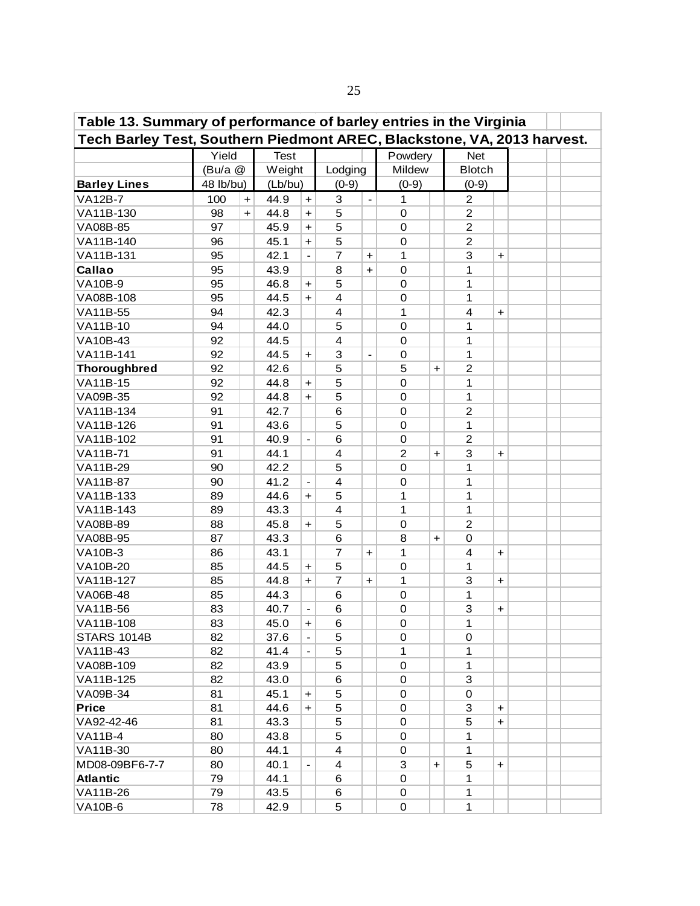**Table 13. Summary of performance of barley entries in the Virginia Tech Barley Test, Southern Piedmont AREC, Blackstone, VA, 2013 harvest.**

| Barley Lines | Yield (Bu/a @ 48 lb/bu) | | Test Weight (Lb/bu) | | Lodging (0-9) | | Powdery Mildew (0-9) | | Net Blotch (0-9) | |
|---|---|---|---|---|---|---|---|---|---|---|
| VA12B-7 | 100 | + | 44.9 | + | 3 | - | 1 | | 2 | |
| VA11B-130 | 98 | + | 44.8 | + | 5 | | 0 | | 2 | |
| VA08B-85 | 97 | | 45.9 | + | 5 | | 0 | | 2 | |
| VA11B-140 | 96 | | 45.1 | + | 5 | | 0 | | 2 | |
| VA11B-131 | 95 | | 42.1 | - | 7 | + | 1 | | 3 | + |
| **Callao** | 95 | | 43.9 | | 8 | + | 0 | | 1 | |
| VA10B-9 | 95 | | 46.8 | + | 5 | | 0 | | 1 | |
| VA08B-108 | 95 | | 44.5 | + | 4 | | 0 | | 1 | |
| VA11B-55 | 94 | | 42.3 | | 4 | | 1 | | 4 | + |
| VA11B-10 | 94 | | 44.0 | | 5 | | 0 | | 1 | |
| VA10B-43 | 92 | | 44.5 | | 4 | | 0 | | 1 | |
| VA11B-141 | 92 | | 44.5 | + | 3 | - | 0 | | 1 | |
| **Thoroughbred** | 92 | | 42.6 | | 5 | | 5 | + | 2 | |
| VA11B-15 | 92 | | 44.8 | + | 5 | | 0 | | 1 | |
| VA09B-35 | 92 | | 44.8 | + | 5 | | 0 | | 1 | |
| VA11B-134 | 91 | | 42.7 | | 6 | | 0 | | 2 | |
| VA11B-126 | 91 | | 43.6 | | 5 | | 0 | | 1 | |
| VA11B-102 | 91 | | 40.9 | - | 6 | | 0 | | 2 | |
| VA11B-71 | 91 | | 44.1 | | 4 | | 2 | + | 3 | + |
| VA11B-29 | 90 | | 42.2 | | 5 | | 0 | | 1 | |
| VA11B-87 | 90 | | 41.2 | - | 4 | | 0 | | 1 | |
| VA11B-133 | 89 | | 44.6 | + | 5 | | 1 | | 1 | |
| VA11B-143 | 89 | | 43.3 | | 4 | | 1 | | 1 | |
| VA08B-89 | 88 | | 45.8 | + | 5 | | 0 | | 2 | |
| VA08B-95 | 87 | | 43.3 | | 6 | | 8 | + | 0 | |
| VA10B-3 | 86 | | 43.1 | | 7 | + | 1 | | 4 | + |
| VA10B-20 | 85 | | 44.5 | + | 5 | | 0 | | 1 | |
| VA11B-127 | 85 | | 44.8 | + | 7 | + | 1 | | 3 | + |
| VA06B-48 | 85 | | 44.3 | | 6 | | 0 | | 1 | |
| VA11B-56 | 83 | | 40.7 | - | 6 | | 0 | | 3 | + |
| VA11B-108 | 83 | | 45.0 | + | 6 | | 0 | | 1 | |
| STARS 1014B | 82 | | 37.6 | - | 5 | | 0 | | 0 | |
| VA11B-43 | 82 | | 41.4 | - | 5 | | 1 | | 1 | |
| VA08B-109 | 82 | | 43.9 | | 5 | | 0 | | 1 | |
| VA11B-125 | 82 | | 43.0 | | 6 | | 0 | | 3 | |
| VA09B-34 | 81 | | 45.1 | + | 5 | | 0 | | 0 | |
| **Price** | 81 | | 44.6 | + | 5 | | 0 | | 3 | + |
| VA92-42-46 | 81 | | 43.3 | | 5 | | 0 | | 5 | + |
| VA11B-4 | 80 | | 43.8 | | 5 | | 0 | | 1 | |
| VA11B-30 | 80 | | 44.1 | | 4 | | 0 | | 1 | |
| MD08-09BF6-7-7 | 80 | | 40.1 | - | 4 | | 3 | + | 5 | + |
| **Atlantic** | 79 | | 44.1 | | 6 | | 0 | | 1 | |
| VA11B-26 | 79 | | 43.5 | | 6 | | 0 | | 1 | |
| VA10B-6 | 78 | | 42.9 | | 5 | | 0 | | 1 | |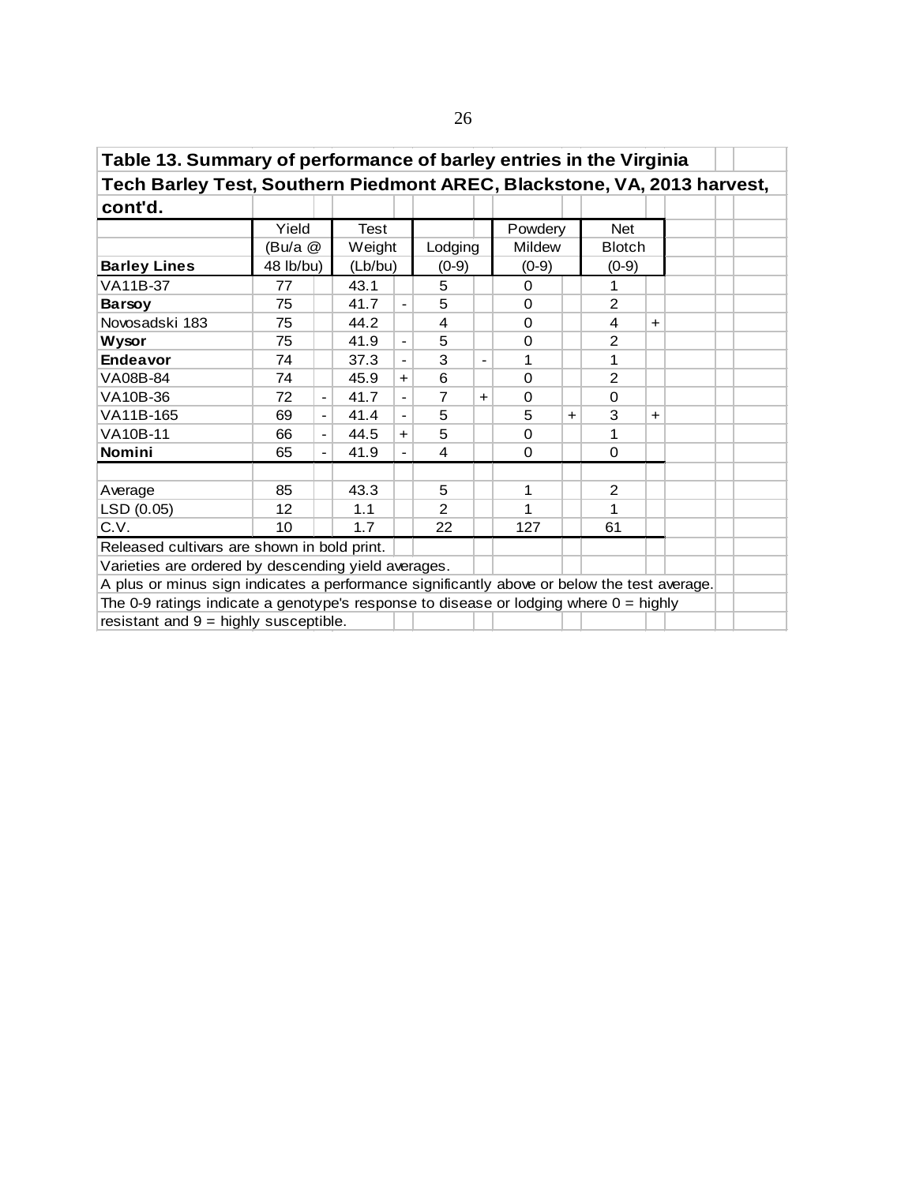**Table 13. Summary of performance of barley entries in the Virginia Tech Barley Test, Southern Piedmont AREC, Blackstone, VA, 2013 harvest, cont'd.**

| Barley Lines | Yield (Bu/a @ 48 lb/bu) | | Test Weight (Lb/bu) | | Lodging (0-9) | | Powdery Mildew (0-9) | | Net Blotch (0-9) | |
|---|---|---|---|---|---|---|---|---|---|---|
| VA11B-37 | 77 | | 43.1 | | 5 | | 0 | | 1 | |
| **Barsoy** | 75 | | 41.7 | - | 5 | | 0 | | 2 | |
| Novosadski 183 | 75 | | 44.2 | | 4 | | 0 | | 4 | + |
| **Wysor** | 75 | | 41.9 | - | 5 | | 0 | | 2 | |
| **Endeavor** | 74 | | 37.3 | - | 3 | - | 1 | | 1 | |
| VA08B-84 | 74 | | 45.9 | + | 6 | | 0 | | 2 | |
| VA10B-36 | 72 | - | 41.7 | - | 7 | + | 0 | | 0 | |
| VA11B-165 | 69 | - | 41.4 | - | 5 | | 5 | + | 3 | + |
| VA10B-11 | 66 | - | 44.5 | + | 5 | | 0 | | 1 | |
| **Nomini** | 65 | - | 41.9 | - | 4 | | 0 | | 0 | |
| | | | | | | | | | | |
| Average | 85 | | 43.3 | | 5 | | 1 | | 2 | |
| LSD (0.05) | 12 | | 1.1 | | 2 | | 1 | | 1 | |
| C.V. | 10 | | 1.7 | | 22 | | 127 | | 61 | |

Released cultivars are shown in bold print.

Varieties are ordered by descending yield averages.

A plus or minus sign indicates a performance significantly above or below the test average.

The 0-9 ratings indicate a genotype's response to disease or lodging where 0 = highly resistant and 9 = highly susceptible.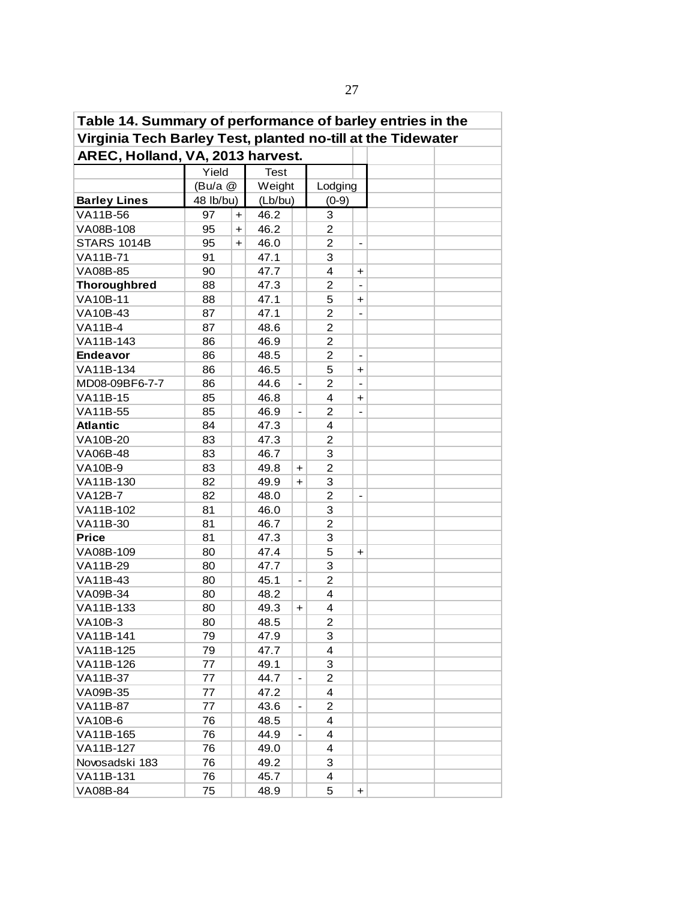**Table 14. Summary of performance of barley entries in the Virginia Tech Barley Test, planted no-till at the Tidewater AREC, Holland, VA, 2013 harvest.**

| Barley Lines | Yield (Bu/a @ 48 lb/bu) | | Test Weight (Lb/bu) | | Lodging (0-9) | |
|---|---|---|---|---|---|---|
| VA11B-56 | 97 | + | 46.2 | | 3 | |
| VA08B-108 | 95 | + | 46.2 | | 2 | |
| STARS 1014B | 95 | + | 46.0 | | 2 | - |
| VA11B-71 | 91 | | 47.1 | | 3 | |
| VA08B-85 | 90 | | 47.7 | | 4 | + |
| **Thoroughbred** | 88 | | 47.3 | | 2 | - |
| VA10B-11 | 88 | | 47.1 | | 5 | + |
| VA10B-43 | 87 | | 47.1 | | 2 | - |
| VA11B-4 | 87 | | 48.6 | | 2 | |
| VA11B-143 | 86 | | 46.9 | | 2 | |
| **Endeavor** | 86 | | 48.5 | | 2 | - |
| VA11B-134 | 86 | | 46.5 | | 5 | + |
| MD08-09BF6-7-7 | 86 | | 44.6 | - | 2 | - |
| VA11B-15 | 85 | | 46.8 | | 4 | + |
| VA11B-55 | 85 | | 46.9 | - | 2 | - |
| **Atlantic** | 84 | | 47.3 | | 4 | |
| VA10B-20 | 83 | | 47.3 | | 2 | |
| VA06B-48 | 83 | | 46.7 | | 3 | |
| VA10B-9 | 83 | | 49.8 | + | 2 | |
| VA11B-130 | 82 | | 49.9 | + | 3 | |
| VA12B-7 | 82 | | 48.0 | | 2 | - |
| VA11B-102 | 81 | | 46.0 | | 3 | |
| VA11B-30 | 81 | | 46.7 | | 2 | |
| **Price** | 81 | | 47.3 | | 3 | |
| VA08B-109 | 80 | | 47.4 | | 5 | + |
| VA11B-29 | 80 | | 47.7 | | 3 | |
| VA11B-43 | 80 | | 45.1 | - | 2 | |
| VA09B-34 | 80 | | 48.2 | | 4 | |
| VA11B-133 | 80 | | 49.3 | + | 4 | |
| VA10B-3 | 80 | | 48.5 | | 2 | |
| VA11B-141 | 79 | | 47.9 | | 3 | |
| VA11B-125 | 79 | | 47.7 | | 4 | |
| VA11B-126 | 77 | | 49.1 | | 3 | |
| VA11B-37 | 77 | | 44.7 | - | 2 | |
| VA09B-35 | 77 | | 47.2 | | 4 | |
| VA11B-87 | 77 | | 43.6 | - | 2 | |
| VA10B-6 | 76 | | 48.5 | | 4 | |
| VA11B-165 | 76 | | 44.9 | - | 4 | |
| VA11B-127 | 76 | | 49.0 | | 4 | |
| Novosadski 183 | 76 | | 49.2 | | 3 | |
| VA11B-131 | 76 | | 45.7 | | 4 | |
| VA08B-84 | 75 | | 48.9 | | 5 | + |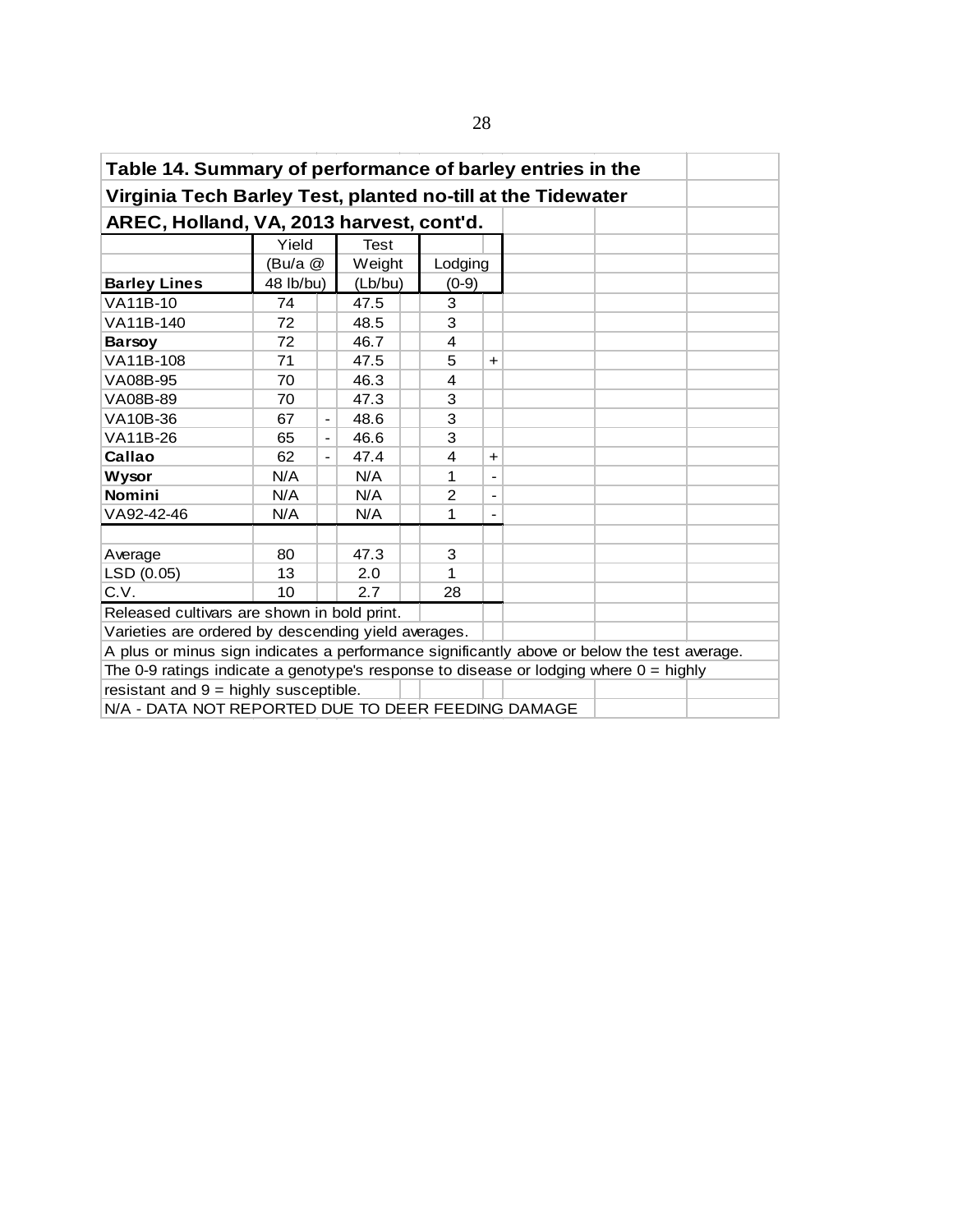**Table 14. Summary of performance of barley entries in the Virginia Tech Barley Test, planted no-till at the Tidewater AREC, Holland, VA, 2013 harvest, cont'd.**

| Barley Lines | Yield (Bu/a @ 48 lb/bu) | | Test Weight (Lb/bu) | | Lodging (0-9) | |
|---|---|---|---|---|---|---|
| VA11B-10 | 74 | | 47.5 | | 3 | |
| VA11B-140 | 72 | | 48.5 | | 3 | |
| **Barsoy** | 72 | | 46.7 | | 4 | |
| VA11B-108 | 71 | | 47.5 | | 5 | + |
| VA08B-95 | 70 | | 46.3 | | 4 | |
| VA08B-89 | 70 | | 47.3 | | 3 | |
| VA10B-36 | 67 | - | 48.6 | | 3 | |
| VA11B-26 | 65 | - | 46.6 | | 3 | |
| **Callao** | 62 | - | 47.4 | | 4 | + |
| **Wysor** | N/A | | N/A | | 1 | - |
| **Nomini** | N/A | | N/A | | 2 | - |
| VA92-42-46 | N/A | | N/A | | 1 | - |
| | | | | | | |
| Average | 80 | | 47.3 | | 3 | |
| LSD (0.05) | 13 | | 2.0 | | 1 | |
| C.V. | 10 | | 2.7 | | 28 | |

Released cultivars are shown in bold print.
Varieties are ordered by descending yield averages.
A plus or minus sign indicates a performance significantly above or below the test average.
The 0-9 ratings indicate a genotype's response to disease or lodging where 0 = highly resistant and 9 = highly susceptible.
N/A - DATA NOT REPORTED DUE TO DEER FEEDING DAMAGE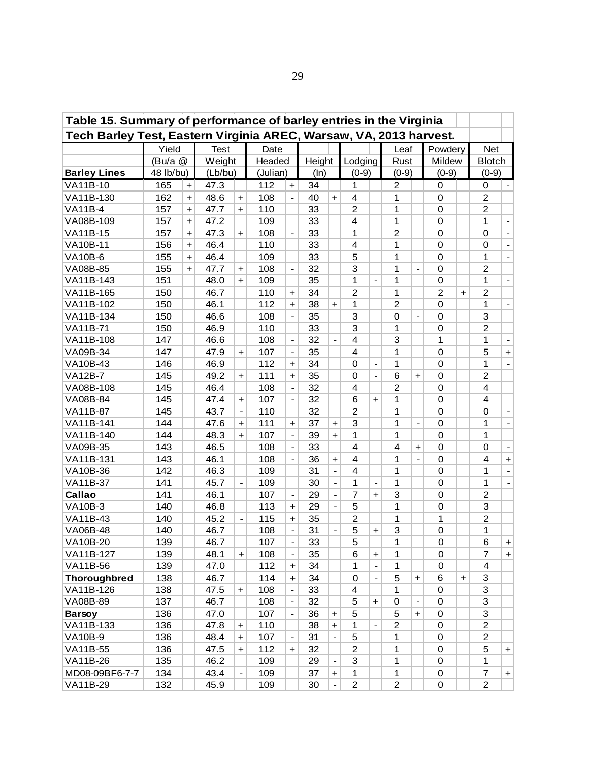**Table 15. Summary of performance of barley entries in the Virginia Tech Barley Test, Eastern Virginia AREC, Warsaw, VA, 2013 harvest.**

| Barley Lines | Yield (Bu/a @ 48 lb/bu) | | Test Weight (Lb/bu) | | Date Headed (Julian) | | Height (In) | | Lodging (0-9) | | Leaf Rust (0-9) | | Powdery Mildew (0-9) | | Net Blotch (0-9) | |
|---|---|---|---|---|---|---|---|---|---|---|---|---|---|---|---|---|
| VA11B-10 | 165 | + | 47.3 | | 112 | + | 34 | | 1 | | 2 | | 0 | | 0 | - |
| VA11B-130 | 162 | + | 48.6 | + | 108 | - | 40 | + | 4 | | 1 | | 0 | | 2 | |
| VA11B-4 | 157 | + | 47.7 | + | 110 | | 33 | | 2 | | 1 | | 0 | | 2 | |
| VA08B-109 | 157 | + | 47.2 | | 109 | | 33 | | 4 | | 1 | | 0 | | 1 | - |
| VA11B-15 | 157 | + | 47.3 | + | 108 | - | 33 | | 1 | | 2 | | 0 | | 0 | - |
| VA10B-11 | 156 | + | 46.4 | | 110 | | 33 | | 4 | | 1 | | 0 | | 0 | - |
| VA10B-6 | 155 | + | 46.4 | | 109 | | 33 | | 5 | | 1 | | 0 | | 1 | - |
| VA08B-85 | 155 | + | 47.7 | + | 108 | - | 32 | | 3 | | 1 | - | 0 | | 2 | |
| VA11B-143 | 151 | | 48.0 | + | 109 | | 35 | | 1 | - | 1 | | 0 | | 1 | - |
| VA11B-165 | 150 | | 46.7 | | 110 | + | 34 | | 2 | | 1 | | 2 | + | 2 | |
| VA11B-102 | 150 | | 46.1 | | 112 | + | 38 | + | 1 | | 2 | | 0 | | 1 | - |
| VA11B-134 | 150 | | 46.6 | | 108 | - | 35 | | 3 | | 0 | - | 0 | | 3 | |
| VA11B-71 | 150 | | 46.9 | | 110 | | 33 | | 3 | | 1 | | 0 | | 2 | |
| VA11B-108 | 147 | | 46.6 | | 108 | - | 32 | - | 4 | | 3 | | 1 | | 1 | - |
| VA09B-34 | 147 | | 47.9 | + | 107 | - | 35 | | 4 | | 1 | | 0 | | 5 | + |
| VA10B-43 | 146 | | 46.9 | | 112 | + | 34 | | 0 | - | 1 | | 0 | | 1 | - |
| VA12B-7 | 145 | | 49.2 | + | 111 | + | 35 | | 0 | - | 6 | + | 0 | | 2 | |
| VA08B-108 | 145 | | 46.4 | | 108 | - | 32 | | 4 | | 2 | | 0 | | 4 | |
| VA08B-84 | 145 | | 47.4 | + | 107 | - | 32 | | 6 | + | 1 | | 0 | | 4 | |
| VA11B-87 | 145 | | 43.7 | - | 110 | | 32 | | 2 | | 1 | | 0 | | 0 | - |
| VA11B-141 | 144 | | 47.6 | + | 111 | + | 37 | + | 3 | | 1 | - | 0 | | 1 | - |
| VA11B-140 | 144 | | 48.3 | + | 107 | - | 39 | + | 1 | | 1 | | 0 | | 1 | |
| VA09B-35 | 143 | | 46.5 | | 108 | - | 33 | | 4 | | 4 | + | 0 | | 0 | - |
| VA11B-131 | 143 | | 46.1 | | 108 | - | 36 | + | 4 | | 1 | - | 0 | | 4 | + |
| VA10B-36 | 142 | | 46.3 | | 109 | | 31 | - | 4 | | 1 | | 0 | | 1 | - |
| VA11B-37 | 141 | | 45.7 | - | 109 | | 30 | - | 1 | - | 1 | | 0 | | 1 | - |
| **Callao** | 141 | | 46.1 | | 107 | - | 29 | - | 7 | + | 3 | | 0 | | 2 | |
| VA10B-3 | 140 | | 46.8 | | 113 | + | 29 | - | 5 | | 1 | | 0 | | 3 | |
| VA11B-43 | 140 | | 45.2 | - | 115 | + | 35 | | 2 | | 1 | | 1 | | 2 | |
| VA06B-48 | 140 | | 46.7 | | 108 | - | 31 | - | 5 | + | 3 | | 0 | | 1 | |
| VA10B-20 | 139 | | 46.7 | | 107 | - | 33 | | 5 | | 1 | | 0 | | 6 | + |
| VA11B-127 | 139 | | 48.1 | + | 108 | - | 35 | | 6 | + | 1 | | 0 | | 7 | + |
| VA11B-56 | 139 | | 47.0 | | 112 | + | 34 | | 1 | - | 1 | | 0 | | 4 | |
| **Thoroughbred** | 138 | | 46.7 | | 114 | + | 34 | | 0 | - | 5 | + | 6 | + | 3 | |
| VA11B-126 | 138 | | 47.5 | + | 108 | - | 33 | | 4 | | 1 | | 0 | | 3 | |
| VA08B-89 | 137 | | 46.7 | | 108 | - | 32 | | 5 | + | 0 | - | 0 | | 3 | |
| **Barsoy** | 136 | | 47.0 | | 107 | - | 36 | + | 5 | | 5 | + | 0 | | 3 | |
| VA11B-133 | 136 | | 47.8 | + | 110 | | 38 | + | 1 | - | 2 | | 0 | | 2 | |
| VA10B-9 | 136 | | 48.4 | + | 107 | - | 31 | - | 5 | | 1 | | 0 | | 2 | |
| VA11B-55 | 136 | | 47.5 | + | 112 | + | 32 | | 2 | | 1 | | 0 | | 5 | + |
| VA11B-26 | 135 | | 46.2 | | 109 | | 29 | - | 3 | | 1 | | 0 | | 1 | |
| MD08-09BF6-7-7 | 134 | | 43.4 | - | 109 | | 37 | + | 1 | | 1 | | 0 | | 7 | + |
| VA11B-29 | 132 | | 45.9 | | 109 | | 30 | - | 2 | | 2 | | 0 | | 2 | |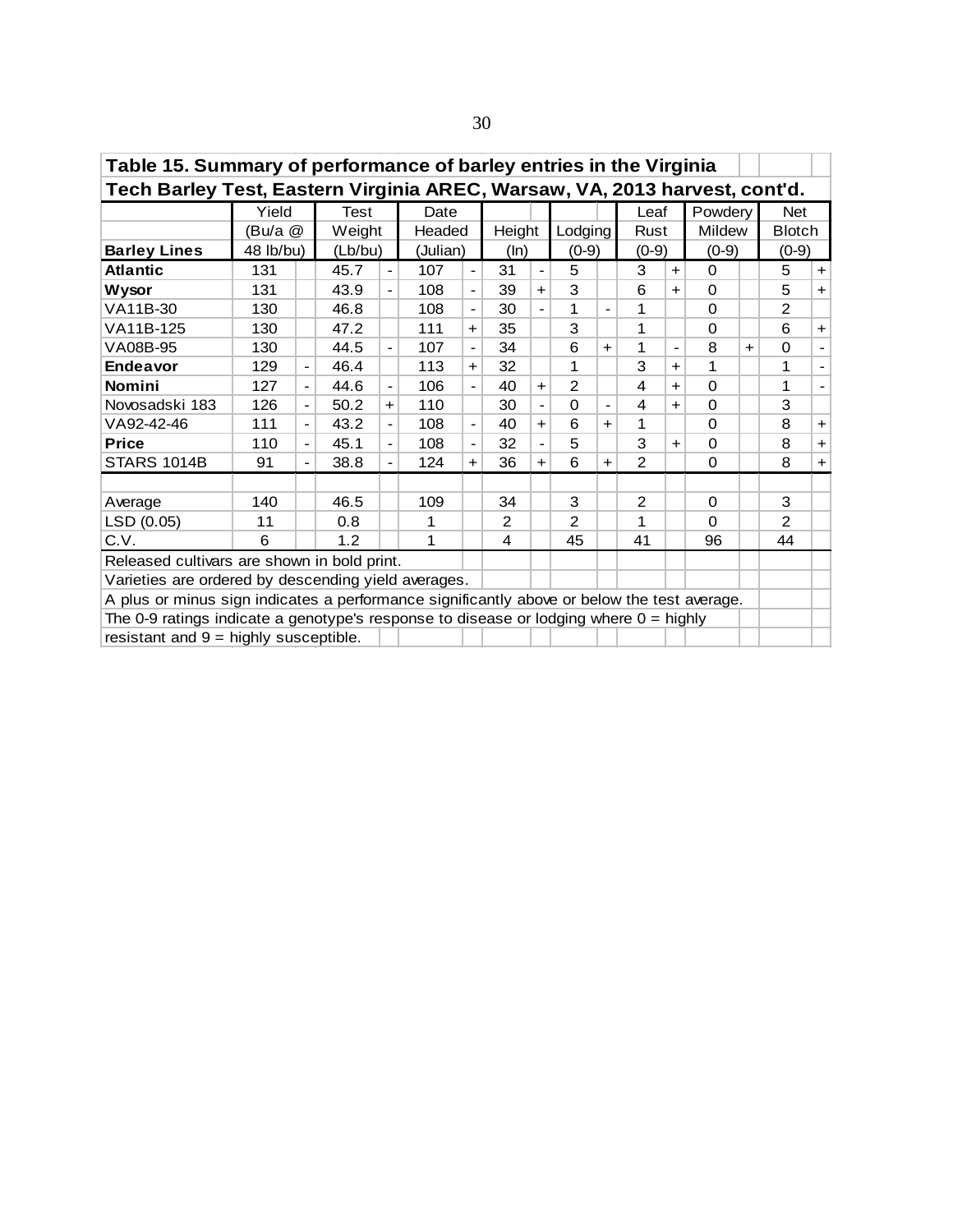Table 15. Summary of performance of barley entries in the Virginia Tech Barley Test, Eastern Virginia AREC, Warsaw, VA, 2013 harvest, cont'd.

| Barley Lines | Yield (Bu/a @ 48 lb/bu) | | Test Weight (Lb/bu) | | Date Headed (Julian) | | Height (In) | | Lodging (0-9) | | Leaf Rust (0-9) | | Powdery Mildew (0-9) | | Net Blotch (0-9) | |
|---|---|---|---|---|---|---|---|---|---|---|---|---|---|---|---|---|
| **Atlantic** | 131 | | 45.7 | - | 107 | - | 31 | - | 5 | | 3 | + | 0 | | 5 | + |
| **Wysor** | 131 | | 43.9 | - | 108 | - | 39 | + | 3 | | 6 | + | 0 | | 5 | + |
| VA11B-30 | 130 | | 46.8 | | 108 | - | 30 | - | 1 | - | 1 | | 0 | | 2 | |
| VA11B-125 | 130 | | 47.2 | | 111 | + | 35 | | 3 | | 1 | | 0 | | 6 | + |
| VA08B-95 | 130 | | 44.5 | - | 107 | - | 34 | | 6 | + | 1 | - | 8 | + | 0 | - |
| **Endeavor** | 129 | - | 46.4 | | 113 | + | 32 | | 1 | | 3 | + | 1 | | 1 | - |
| **Nomini** | 127 | - | 44.6 | - | 106 | - | 40 | + | 2 | | 4 | + | 0 | | 1 | - |
| Novosadski 183 | 126 | - | 50.2 | + | 110 | | 30 | - | 0 | - | 4 | + | 0 | | 3 | |
| VA92-42-46 | 111 | - | 43.2 | - | 108 | - | 40 | + | 6 | + | 1 | | 0 | | 8 | + |
| **Price** | 110 | - | 45.1 | - | 108 | - | 32 | - | 5 | | 3 | + | 0 | | 8 | + |
| STARS 1014B | 91 | - | 38.8 | - | 124 | + | 36 | + | 6 | + | 2 | | 0 | | 8 | + |
| | | | | | | | | | | | | | | | | |
| Average | 140 | | 46.5 | | 109 | | 34 | | 3 | | 2 | | 0 | | 3 | |
| LSD (0.05) | 11 | | 0.8 | | 1 | | 2 | | 2 | | 1 | | 0 | | 2 | |
| C.V. | 6 | | 1.2 | | 1 | | 4 | | 45 | | 41 | | 96 | | 44 | |

Released cultivars are shown in bold print.

Varieties are ordered by descending yield averages.

A plus or minus sign indicates a performance significantly above or below the test average.

The 0-9 ratings indicate a genotype's response to disease or lodging where 0 = highly resistant and 9 = highly susceptible.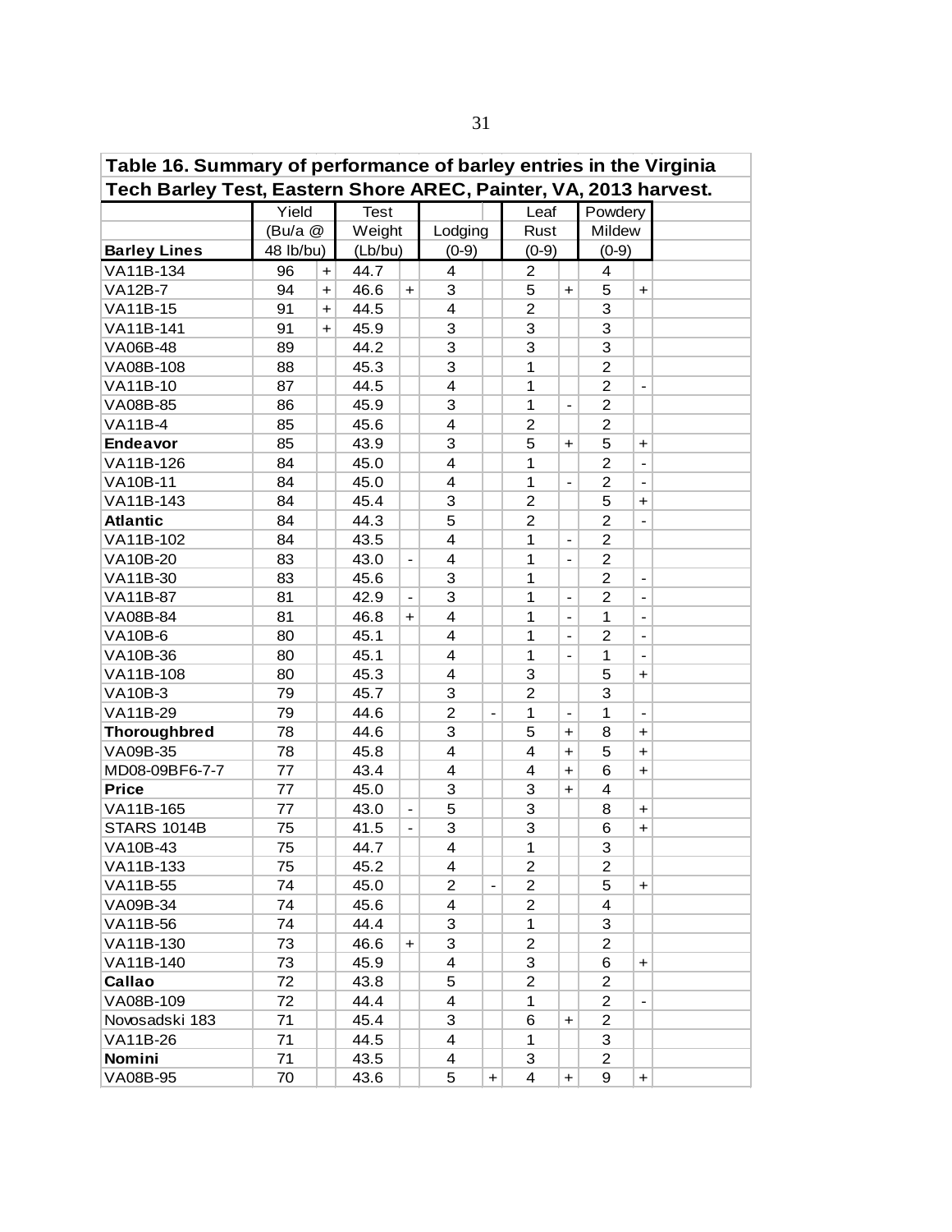Table 16. Summary of performance of barley entries in the Virginia Tech Barley Test, Eastern Shore AREC, Painter, VA, 2013 harvest.

| Barley Lines | Yield (Bu/a @ 48 lb/bu) | | Test Weight (Lb/bu) | | Lodging (0-9) | | Leaf Rust (0-9) | | Powdery Mildew (0-9) | |
|---|---|---|---|---|---|---|---|---|---|---|
| VA11B-134 | 96 | + | 44.7 | | 4 | | 2 | | 4 | |
| VA12B-7 | 94 | + | 46.6 | + | 3 | | 5 | + | 5 | + |
| VA11B-15 | 91 | + | 44.5 | | 4 | | 2 | | 3 | |
| VA11B-141 | 91 | + | 45.9 | | 3 | | 3 | | 3 | |
| VA06B-48 | 89 | | 44.2 | | 3 | | 3 | | 3 | |
| VA08B-108 | 88 | | 45.3 | | 3 | | 1 | | 2 | |
| VA11B-10 | 87 | | 44.5 | | 4 | | 1 | | 2 | - |
| VA08B-85 | 86 | | 45.9 | | 3 | | 1 | - | 2 | |
| VA11B-4 | 85 | | 45.6 | | 4 | | 2 | | 2 | |
| **Endeavor** | 85 | | 43.9 | | 3 | | 5 | + | 5 | + |
| VA11B-126 | 84 | | 45.0 | | 4 | | 1 | | 2 | - |
| VA10B-11 | 84 | | 45.0 | | 4 | | 1 | - | 2 | - |
| VA11B-143 | 84 | | 45.4 | | 3 | | 2 | | 5 | + |
| **Atlantic** | 84 | | 44.3 | | 5 | | 2 | | 2 | - |
| VA11B-102 | 84 | | 43.5 | | 4 | | 1 | - | 2 | |
| VA10B-20 | 83 | | 43.0 | - | 4 | | 1 | - | 2 | |
| VA11B-30 | 83 | | 45.6 | | 3 | | 1 | | 2 | - |
| VA11B-87 | 81 | | 42.9 | - | 3 | | 1 | - | 2 | - |
| VA08B-84 | 81 | | 46.8 | + | 4 | | 1 | - | 1 | - |
| VA10B-6 | 80 | | 45.1 | | 4 | | 1 | - | 2 | - |
| VA10B-36 | 80 | | 45.1 | | 4 | | 1 | - | 1 | - |
| VA11B-108 | 80 | | 45.3 | | 4 | | 3 | | 5 | + |
| VA10B-3 | 79 | | 45.7 | | 3 | | 2 | | 3 | |
| VA11B-29 | 79 | | 44.6 | | 2 | - | 1 | - | 1 | - |
| **Thoroughbred** | 78 | | 44.6 | | 3 | | 5 | + | 8 | + |
| VA09B-35 | 78 | | 45.8 | | 4 | | 4 | + | 5 | + |
| MD08-09BF6-7-7 | 77 | | 43.4 | | 4 | | 4 | + | 6 | + |
| **Price** | 77 | | 45.0 | | 3 | | 3 | + | 4 | |
| VA11B-165 | 77 | | 43.0 | - | 5 | | 3 | | 8 | + |
| STARS 1014B | 75 | | 41.5 | - | 3 | | 3 | | 6 | + |
| VA10B-43 | 75 | | 44.7 | | 4 | | 1 | | 3 | |
| VA11B-133 | 75 | | 45.2 | | 4 | | 2 | | 2 | |
| VA11B-55 | 74 | | 45.0 | | 2 | - | 2 | | 5 | + |
| VA09B-34 | 74 | | 45.6 | | 4 | | 2 | | 4 | |
| VA11B-56 | 74 | | 44.4 | | 3 | | 1 | | 3 | |
| VA11B-130 | 73 | | 46.6 | + | 3 | | 2 | | 2 | |
| VA11B-140 | 73 | | 45.9 | | 4 | | 3 | | 6 | + |
| **Callao** | 72 | | 43.8 | | 5 | | 2 | | 2 | |
| VA08B-109 | 72 | | 44.4 | | 4 | | 1 | | 2 | - |
| Novosadski 183 | 71 | | 45.4 | | 3 | | 6 | + | 2 | |
| VA11B-26 | 71 | | 44.5 | | 4 | | 1 | | 3 | |
| **Nomini** | 71 | | 43.5 | | 4 | | 3 | | 2 | |
| VA08B-95 | 70 | | 43.6 | | 5 | + | 4 | + | 9 | + |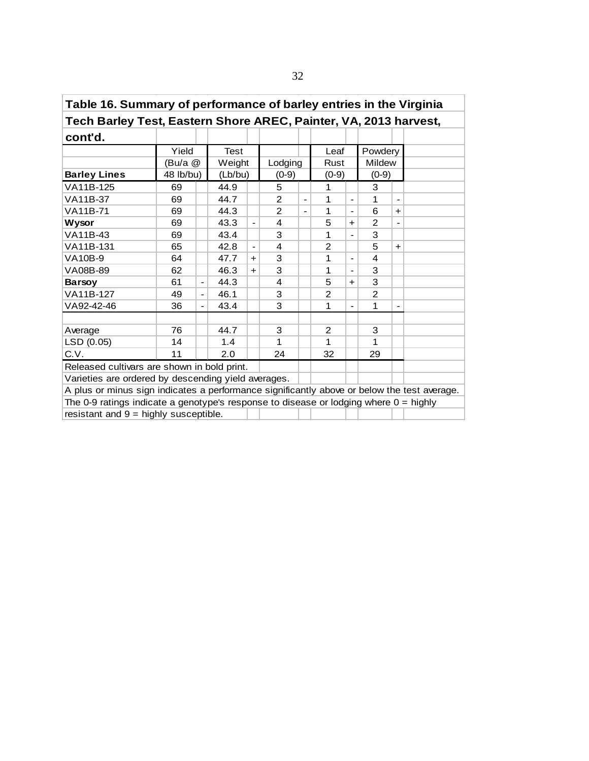**Table 16. Summary of performance of barley entries in the Virginia Tech Barley Test, Eastern Shore AREC, Painter, VA, 2013 harvest, cont'd.**

| Barley Lines | Yield (Bu/a @ 48 lb/bu) | | Test Weight (Lb/bu) | | Lodging (0-9) | | Leaf Rust (0-9) | | Powdery Mildew (0-9) | |
|---|---|---|---|---|---|---|---|---|---|---|
| VA11B-125 | 69 | | 44.9 | | 5 | | 1 | | 3 | |
| VA11B-37 | 69 | | 44.7 | | 2 | - | 1 | - | 1 | - |
| VA11B-71 | 69 | | 44.3 | | 2 | - | 1 | - | 6 | + |
| **Wysor** | 69 | | 43.3 | - | 4 | | 5 | + | 2 | - |
| VA11B-43 | 69 | | 43.4 | | 3 | | 1 | - | 3 | |
| VA11B-131 | 65 | | 42.8 | - | 4 | | 2 | | 5 | + |
| VA10B-9 | 64 | | 47.7 | + | 3 | | 1 | - | 4 | |
| VA08B-89 | 62 | | 46.3 | + | 3 | | 1 | - | 3 | |
| **Barsoy** | 61 | - | 44.3 | | 4 | | 5 | + | 3 | |
| VA11B-127 | 49 | - | 46.1 | | 3 | | 2 | | 2 | |
| VA92-42-46 | 36 | - | 43.4 | | 3 | | 1 | - | 1 | - |
| | | | | | | | | | | |
| Average | 76 | | 44.7 | | 3 | | 2 | | 3 | |
| LSD (0.05) | 14 | | 1.4 | | 1 | | 1 | | 1 | |
| C.V. | 11 | | 2.0 | | 24 | | 32 | | 29 | |

Released cultivars are shown in bold print.
Varieties are ordered by descending yield averages.
A plus or minus sign indicates a performance significantly above or below the test average.
The 0-9 ratings indicate a genotype's response to disease or lodging where 0 = highly resistant and 9 = highly susceptible.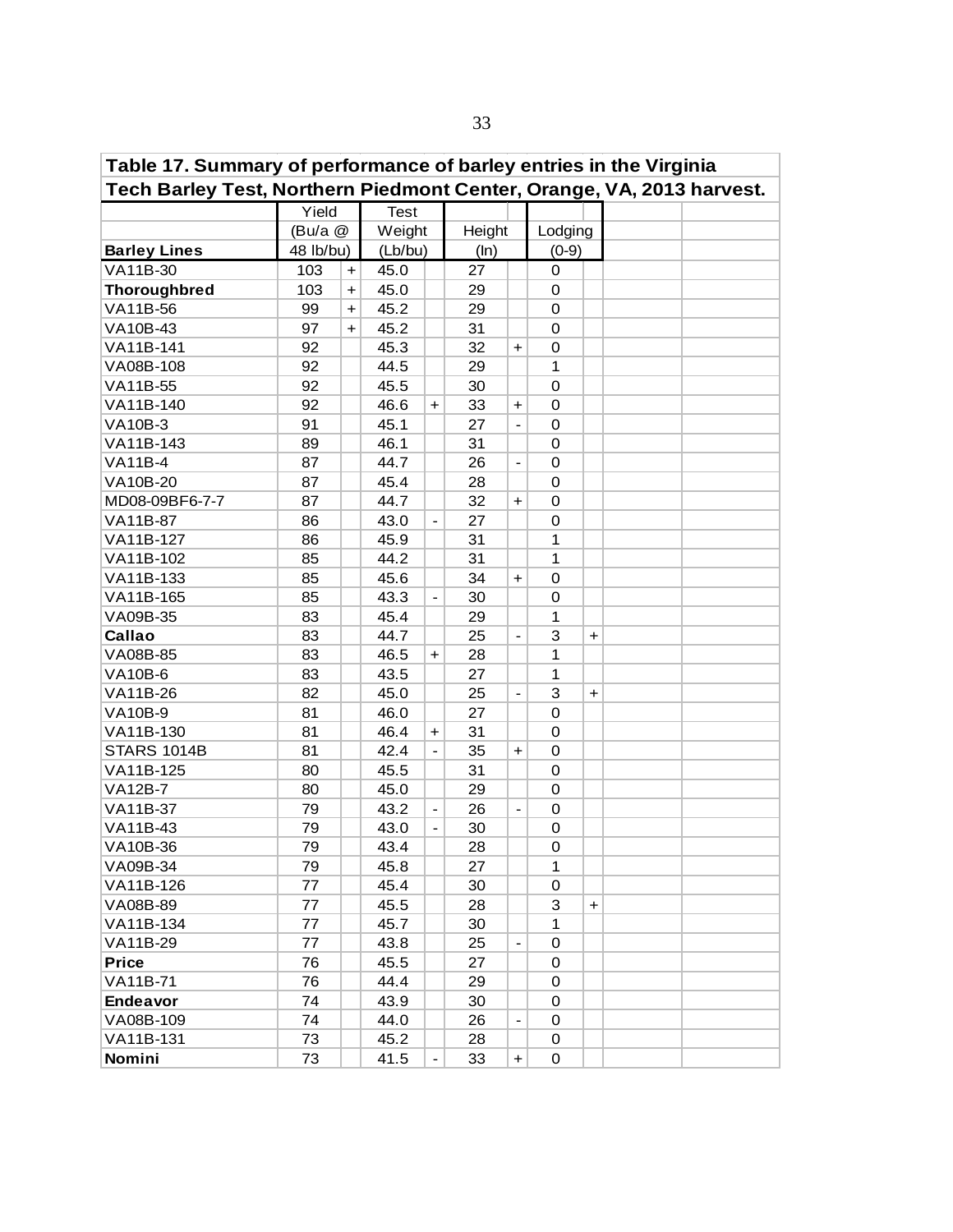Table 17. Summary of performance of barley entries in the Virginia Tech Barley Test, Northern Piedmont Center, Orange, VA, 2013 harvest.

| Barley Lines | Yield (Bu/a @ 48 lb/bu) | | Test Weight (Lb/bu) | | Height (In) | | Lodging (0-9) | |
|---|---|---|---|---|---|---|---|---|
| VA11B-30 | 103 | + | 45.0 | | 27 | | 0 | |
| **Thoroughbred** | 103 | + | 45.0 | | 29 | | 0 | |
| VA11B-56 | 99 | + | 45.2 | | 29 | | 0 | |
| VA10B-43 | 97 | + | 45.2 | | 31 | | 0 | |
| VA11B-141 | 92 | | 45.3 | | 32 | + | 0 | |
| VA08B-108 | 92 | | 44.5 | | 29 | | 1 | |
| VA11B-55 | 92 | | 45.5 | | 30 | | 0 | |
| VA11B-140 | 92 | | 46.6 | + | 33 | + | 0 | |
| VA10B-3 | 91 | | 45.1 | | 27 | - | 0 | |
| VA11B-143 | 89 | | 46.1 | | 31 | | 0 | |
| VA11B-4 | 87 | | 44.7 | | 26 | - | 0 | |
| VA10B-20 | 87 | | 45.4 | | 28 | | 0 | |
| MD08-09BF6-7-7 | 87 | | 44.7 | | 32 | + | 0 | |
| VA11B-87 | 86 | | 43.0 | - | 27 | | 0 | |
| VA11B-127 | 86 | | 45.9 | | 31 | | 1 | |
| VA11B-102 | 85 | | 44.2 | | 31 | | 1 | |
| VA11B-133 | 85 | | 45.6 | | 34 | + | 0 | |
| VA11B-165 | 85 | | 43.3 | - | 30 | | 0 | |
| VA09B-35 | 83 | | 45.4 | | 29 | | 1 | |
| **Callao** | 83 | | 44.7 | | 25 | - | 3 | + |
| VA08B-85 | 83 | | 46.5 | + | 28 | | 1 | |
| VA10B-6 | 83 | | 43.5 | | 27 | | 1 | |
| VA11B-26 | 82 | | 45.0 | | 25 | - | 3 | + |
| VA10B-9 | 81 | | 46.0 | | 27 | | 0 | |
| VA11B-130 | 81 | | 46.4 | + | 31 | | 0 | |
| STARS 1014B | 81 | | 42.4 | - | 35 | + | 0 | |
| VA11B-125 | 80 | | 45.5 | | 31 | | 0 | |
| VA12B-7 | 80 | | 45.0 | | 29 | | 0 | |
| VA11B-37 | 79 | | 43.2 | - | 26 | - | 0 | |
| VA11B-43 | 79 | | 43.0 | - | 30 | | 0 | |
| VA10B-36 | 79 | | 43.4 | | 28 | | 0 | |
| VA09B-34 | 79 | | 45.8 | | 27 | | 1 | |
| VA11B-126 | 77 | | 45.4 | | 30 | | 0 | |
| VA08B-89 | 77 | | 45.5 | | 28 | | 3 | + |
| VA11B-134 | 77 | | 45.7 | | 30 | | 1 | |
| VA11B-29 | 77 | | 43.8 | | 25 | - | 0 | |
| **Price** | 76 | | 45.5 | | 27 | | 0 | |
| VA11B-71 | 76 | | 44.4 | | 29 | | 0 | |
| **Endeavor** | 74 | | 43.9 | | 30 | | 0 | |
| VA08B-109 | 74 | | 44.0 | | 26 | - | 0 | |
| VA11B-131 | 73 | | 45.2 | | 28 | | 0 | |
| **Nomini** | 73 | | 41.5 | - | 33 | + | 0 | |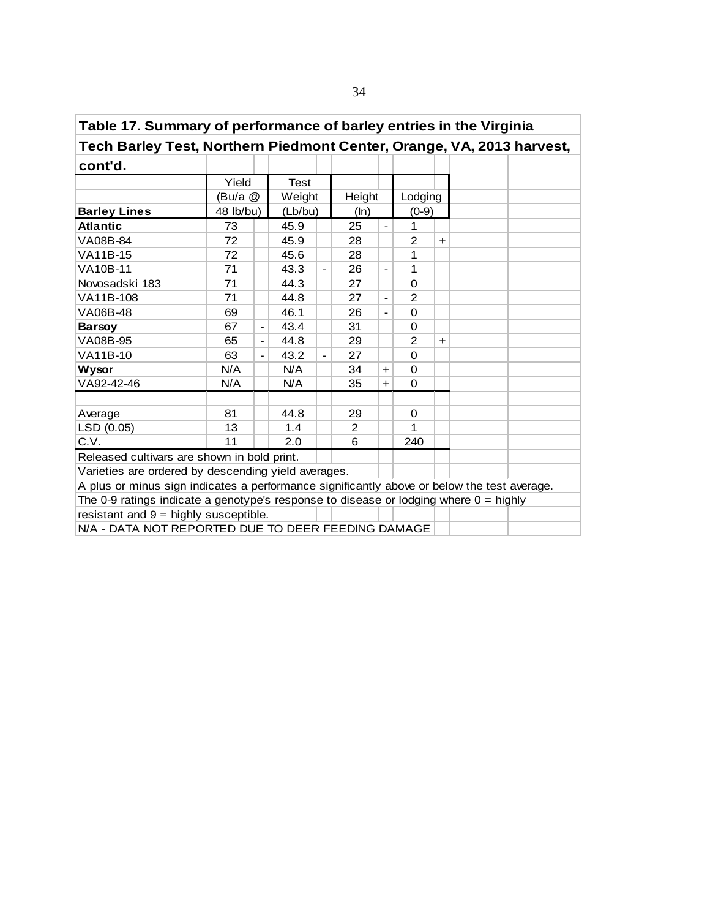**Table 17. Summary of performance of barley entries in the Virginia Tech Barley Test, Northern Piedmont Center, Orange, VA, 2013 harvest, cont'd.**

| Barley Lines | Yield (Bu/a @ 48 lb/bu) | | Test Weight (Lb/bu) | | Height (In) | | Lodging (0-9) | |
|---|---|---|---|---|---|---|---|---|
| **Atlantic** | 73 | | 45.9 | | 25 | - | 1 | |
| VA08B-84 | 72 | | 45.9 | | 28 | | 2 | + |
| VA11B-15 | 72 | | 45.6 | | 28 | | 1 | |
| VA10B-11 | 71 | | 43.3 | - | 26 | - | 1 | |
| Novosadski 183 | 71 | | 44.3 | | 27 | | 0 | |
| VA11B-108 | 71 | | 44.8 | | 27 | - | 2 | |
| VA06B-48 | 69 | | 46.1 | | 26 | - | 0 | |
| **Barsoy** | 67 | - | 43.4 | | 31 | | 0 | |
| VA08B-95 | 65 | - | 44.8 | | 29 | | 2 | + |
| VA11B-10 | 63 | - | 43.2 | - | 27 | | 0 | |
| **Wysor** | N/A | | N/A | | 34 | + | 0 | |
| VA92-42-46 | N/A | | N/A | | 35 | + | 0 | |
| | | | | | | | | |
| Average | 81 | | 44.8 | | 29 | | 0 | |
| LSD (0.05) | 13 | | 1.4 | | 2 | | 1 | |
| C.V. | 11 | | 2.0 | | 6 | | 240 | |

Released cultivars are shown in bold print.
Varieties are ordered by descending yield averages.
A plus or minus sign indicates a performance significantly above or below the test average.
The 0-9 ratings indicate a genotype's response to disease or lodging where 0 = highly resistant and 9 = highly susceptible.
N/A - DATA NOT REPORTED DUE TO DEER FEEDING DAMAGE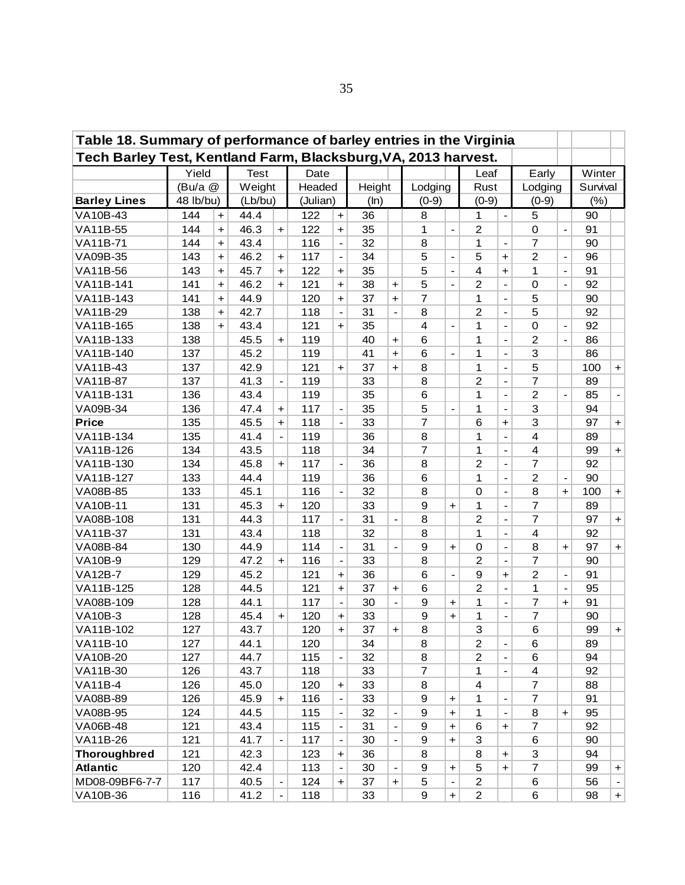| Table 18. Summary of performance of barley entries in the Virginia Tech Barley Test, Kentland Farm, Blacksburg,VA, 2013 harvest. | | | | | | | | | | | | | | | | |
|---|---|---|---|---|---|---|---|---|---|---|---|---|---|---|---|---|
| | Yield | | Test | | Date | | | | | | Leaf | | Early | | Winter | |
| | (Bu/a @ | | Weight | | Headed | | Height | | Lodging | | Rust | | Lodging | | Survival | |
| **Barley Lines** | 48 lb/bu) | | (Lb/bu) | | (Julian) | | (In) | | (0-9) | | (0-9) | | (0-9) | | (%) | |
| VA10B-43 | 144 | + | 44.4 | | 122 | + | 36 | | 8 | | 1 | - | 5 | | 90 | |
| VA11B-55 | 144 | + | 46.3 | + | 122 | + | 35 | | 1 | - | 2 | | 0 | - | 91 | |
| VA11B-71 | 144 | + | 43.4 | | 116 | - | 32 | | 8 | | 1 | - | 7 | | 90 | |
| VA09B-35 | 143 | + | 46.2 | + | 117 | - | 34 | | 5 | - | 5 | + | 2 | - | 96 | |
| VA11B-56 | 143 | + | 45.7 | + | 122 | + | 35 | | 5 | - | 4 | + | 1 | - | 91 | |
| VA11B-141 | 141 | + | 46.2 | + | 121 | + | 38 | + | 5 | - | 2 | - | 0 | - | 92 | |
| VA11B-143 | 141 | + | 44.9 | | 120 | + | 37 | + | 7 | | 1 | - | 5 | | 90 | |
| VA11B-29 | 138 | + | 42.7 | | 118 | - | 31 | - | 8 | | 2 | - | 5 | | 92 | |
| VA11B-165 | 138 | + | 43.4 | | 121 | + | 35 | | 4 | - | 1 | - | 0 | - | 92 | |
| VA11B-133 | 138 | | 45.5 | + | 119 | | 40 | + | 6 | | 1 | - | 2 | - | 86 | |
| VA11B-140 | 137 | | 45.2 | | 119 | | 41 | + | 6 | - | 1 | - | 3 | | 86 | |
| VA11B-43 | 137 | | 42.9 | | 121 | + | 37 | + | 8 | | 1 | - | 5 | | 100 | + |
| VA11B-87 | 137 | | 41.3 | - | 119 | | 33 | | 8 | | 2 | - | 7 | | 89 | |
| VA11B-131 | 136 | | 43.4 | | 119 | | 35 | | 6 | | 1 | - | 2 | - | 85 | - |
| VA09B-34 | 136 | | 47.4 | + | 117 | - | 35 | | 5 | - | 1 | - | 3 | | 94 | |
| **Price** | 135 | | 45.5 | + | 118 | - | 33 | | 7 | | 6 | + | 3 | | 97 | + |
| VA11B-134 | 135 | | 41.4 | - | 119 | | 36 | | 8 | | 1 | - | 4 | | 89 | |
| VA11B-126 | 134 | | 43.5 | | 118 | | 34 | | 7 | | 1 | - | 4 | | 99 | + |
| VA11B-130 | 134 | | 45.8 | + | 117 | - | 36 | | 8 | | 2 | - | 7 | | 92 | |
| VA11B-127 | 133 | | 44.4 | | 119 | | 36 | | 6 | | 1 | - | 2 | - | 90 | |
| VA08B-85 | 133 | | 45.1 | | 116 | - | 32 | | 8 | | 0 | - | 8 | + | 100 | + |
| VA10B-11 | 131 | | 45.3 | + | 120 | | 33 | | 9 | + | 1 | - | 7 | | 89 | |
| VA08B-108 | 131 | | 44.3 | | 117 | - | 31 | - | 8 | | 2 | - | 7 | | 97 | + |
| VA11B-37 | 131 | | 43.4 | | 118 | | 32 | | 8 | | 1 | - | 4 | | 92 | |
| VA08B-84 | 130 | | 44.9 | | 114 | - | 31 | - | 9 | + | 0 | - | 8 | + | 97 | + |
| VA10B-9 | 129 | | 47.2 | + | 116 | - | 33 | | 8 | | 2 | - | 7 | | 90 | |
| VA12B-7 | 129 | | 45.2 | | 121 | + | 36 | | 6 | - | 9 | + | 2 | - | 91 | |
| VA11B-125 | 128 | | 44.5 | | 121 | + | 37 | + | 6 | | 2 | - | 1 | - | 95 | |
| VA08B-109 | 128 | | 44.1 | | 117 | - | 30 | - | 9 | + | 1 | - | 7 | + | 91 | |
| VA10B-3 | 128 | | 45.4 | + | 120 | + | 33 | | 9 | + | 1 | - | 7 | | 90 | |
| VA11B-102 | 127 | | 43.7 | | 120 | + | 37 | + | 8 | | 3 | | 6 | | 99 | + |
| VA11B-10 | 127 | | 44.1 | | 120 | | 34 | | 8 | | 2 | - | 6 | | 89 | |
| VA10B-20 | 127 | | 44.7 | | 115 | - | 32 | | 8 | | 2 | - | 6 | | 94 | |
| VA11B-30 | 126 | | 43.7 | | 118 | | 33 | | 7 | | 1 | - | 4 | | 92 | |
| VA11B-4 | 126 | | 45.0 | | 120 | + | 33 | | 8 | | 4 | | 7 | | 88 | |
| VA08B-89 | 126 | | 45.9 | + | 116 | - | 33 | | 9 | + | 1 | - | 7 | | 91 | |
| VA08B-95 | 124 | | 44.5 | | 115 | - | 32 | - | 9 | + | 1 | - | 8 | + | 95 | |
| VA06B-48 | 121 | | 43.4 | | 115 | - | 31 | - | 9 | + | 6 | + | 7 | | 92 | |
| VA11B-26 | 121 | | 41.7 | - | 117 | - | 30 | - | 9 | + | 3 | | 6 | | 90 | |
| **Thoroughbred** | 121 | | 42.3 | | 123 | + | 36 | | 8 | | 8 | + | 3 | | 94 | |
| **Atlantic** | 120 | | 42.4 | | 113 | - | 30 | - | 9 | + | 5 | + | 7 | | 99 | + |
| MD08-09BF6-7-7 | 117 | | 40.5 | - | 124 | + | 37 | + | 5 | - | 2 | | 6 | | 56 | - |
| VA10B-36 | 116 | | 41.2 | - | 118 | | 33 | | 9 | + | 2 | | 6 | | 98 | + |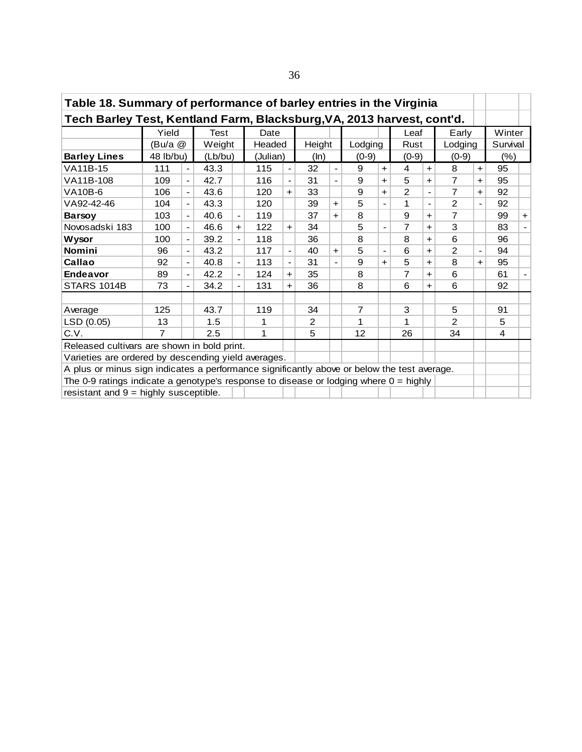**Table 18. Summary of performance of barley entries in the Virginia Tech Barley Test, Kentland Farm, Blacksburg,VA, 2013 harvest, cont'd.**

| Barley Lines | Yield (Bu/a @ 48 lb/bu) | | Test Weight (Lb/bu) | | Date Headed (Julian) | | Height (In) | | Lodging (0-9) | | Leaf Rust (0-9) | | Early Lodging (0-9) | | Winter Survival (%) | |
|---|---|---|---|---|---|---|---|---|---|---|---|---|---|---|---|---|
| VA11B-15 | 111 | - | 43.3 | | 115 | - | 32 | - | 9 | + | 4 | + | 8 | + | 95 | |
| VA11B-108 | 109 | - | 42.7 | | 116 | - | 31 | - | 9 | + | 5 | + | 7 | + | 95 | |
| VA10B-6 | 106 | - | 43.6 | | 120 | + | 33 | | 9 | + | 2 | - | 7 | + | 92 | |
| VA92-42-46 | 104 | - | 43.3 | | 120 | | 39 | + | 5 | - | 1 | - | 2 | - | 92 | |
| **Barsoy** | 103 | - | 40.6 | - | 119 | | 37 | + | 8 | | 9 | + | 7 | | 99 | + |
| Novosadski 183 | 100 | - | 46.6 | + | 122 | + | 34 | | 5 | - | 7 | + | 3 | | 83 | - |
| **Wysor** | 100 | - | 39.2 | - | 118 | | 36 | | 8 | | 8 | + | 6 | | 96 | |
| **Nomini** | 96 | - | 43.2 | | 117 | - | 40 | + | 5 | - | 6 | + | 2 | - | 94 | |
| **Callao** | 92 | - | 40.8 | - | 113 | - | 31 | - | 9 | + | 5 | + | 8 | + | 95 | |
| **Endeavor** | 89 | - | 42.2 | - | 124 | + | 35 | | 8 | | 7 | + | 6 | | 61 | - |
| STARS 1014B | 73 | - | 34.2 | - | 131 | + | 36 | | 8 | | 6 | + | 6 | | 92 | |
| | | | | | | | | | | | | | | | | |
| Average | 125 | | 43.7 | | 119 | | 34 | | 7 | | 3 | | 5 | | 91 | |
| LSD (0.05) | 13 | | 1.5 | | 1 | | 2 | | 1 | | 1 | | 2 | | 5 | |
| C.V. | 7 | | 2.5 | | 1 | | 5 | | 12 | | 26 | | 34 | | 4 | |

Released cultivars are shown in bold print.

Varieties are ordered by descending yield averages.

A plus or minus sign indicates a performance significantly above or below the test average.

The 0-9 ratings indicate a genotype's response to disease or lodging where 0 = highly resistant and 9 = highly susceptible.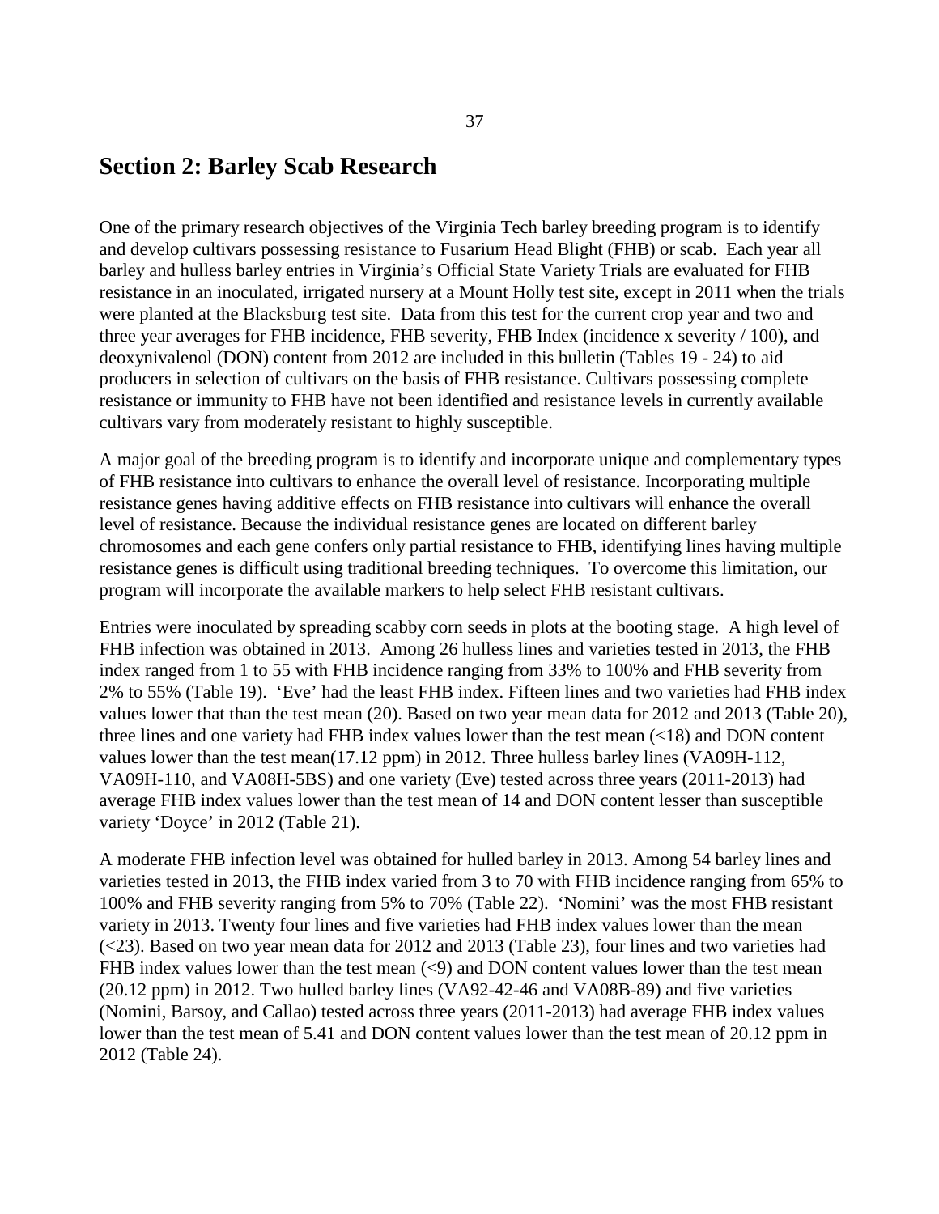## Section 2: Barley Scab Research

One of the primary research objectives of the Virginia Tech barley breeding program is to identify and develop cultivars possessing resistance to Fusarium Head Blight (FHB) or scab. Each year all barley and hulless barley entries in Virginia's Official State Variety Trials are evaluated for FHB resistance in an inoculated, irrigated nursery at a Mount Holly test site, except in 2011 when the trials were planted at the Blacksburg test site. Data from this test for the current crop year and two and three year averages for FHB incidence, FHB severity, FHB Index (incidence x severity / 100), and deoxynivalenol (DON) content from 2012 are included in this bulletin (Tables 19 - 24) to aid producers in selection of cultivars on the basis of FHB resistance. Cultivars possessing complete resistance or immunity to FHB have not been identified and resistance levels in currently available cultivars vary from moderately resistant to highly susceptible.

A major goal of the breeding program is to identify and incorporate unique and complementary types of FHB resistance into cultivars to enhance the overall level of resistance. Incorporating multiple resistance genes having additive effects on FHB resistance into cultivars will enhance the overall level of resistance. Because the individual resistance genes are located on different barley chromosomes and each gene confers only partial resistance to FHB, identifying lines having multiple resistance genes is difficult using traditional breeding techniques. To overcome this limitation, our program will incorporate the available markers to help select FHB resistant cultivars.

Entries were inoculated by spreading scabby corn seeds in plots at the booting stage. A high level of FHB infection was obtained in 2013. Among 26 hulless lines and varieties tested in 2013, the FHB index ranged from 1 to 55 with FHB incidence ranging from 33% to 100% and FHB severity from 2% to 55% (Table 19). 'Eve' had the least FHB index. Fifteen lines and two varieties had FHB index values lower that than the test mean (20). Based on two year mean data for 2012 and 2013 (Table 20), three lines and one variety had FHB index values lower than the test mean (<18) and DON content values lower than the test mean(17.12 ppm) in 2012. Three hulless barley lines (VA09H-112, VA09H-110, and VA08H-5BS) and one variety (Eve) tested across three years (2011-2013) had average FHB index values lower than the test mean of 14 and DON content lesser than susceptible variety 'Doyce' in 2012 (Table 21).

A moderate FHB infection level was obtained for hulled barley in 2013. Among 54 barley lines and varieties tested in 2013, the FHB index varied from 3 to 70 with FHB incidence ranging from 65% to 100% and FHB severity ranging from 5% to 70% (Table 22). 'Nomini' was the most FHB resistant variety in 2013. Twenty four lines and five varieties had FHB index values lower than the mean (<23). Based on two year mean data for 2012 and 2013 (Table 23), four lines and two varieties had FHB index values lower than the test mean (<9) and DON content values lower than the test mean (20.12 ppm) in 2012. Two hulled barley lines (VA92-42-46 and VA08B-89) and five varieties (Nomini, Barsoy, and Callao) tested across three years (2011-2013) had average FHB index values lower than the test mean of 5.41 and DON content values lower than the test mean of 20.12 ppm in 2012 (Table 24).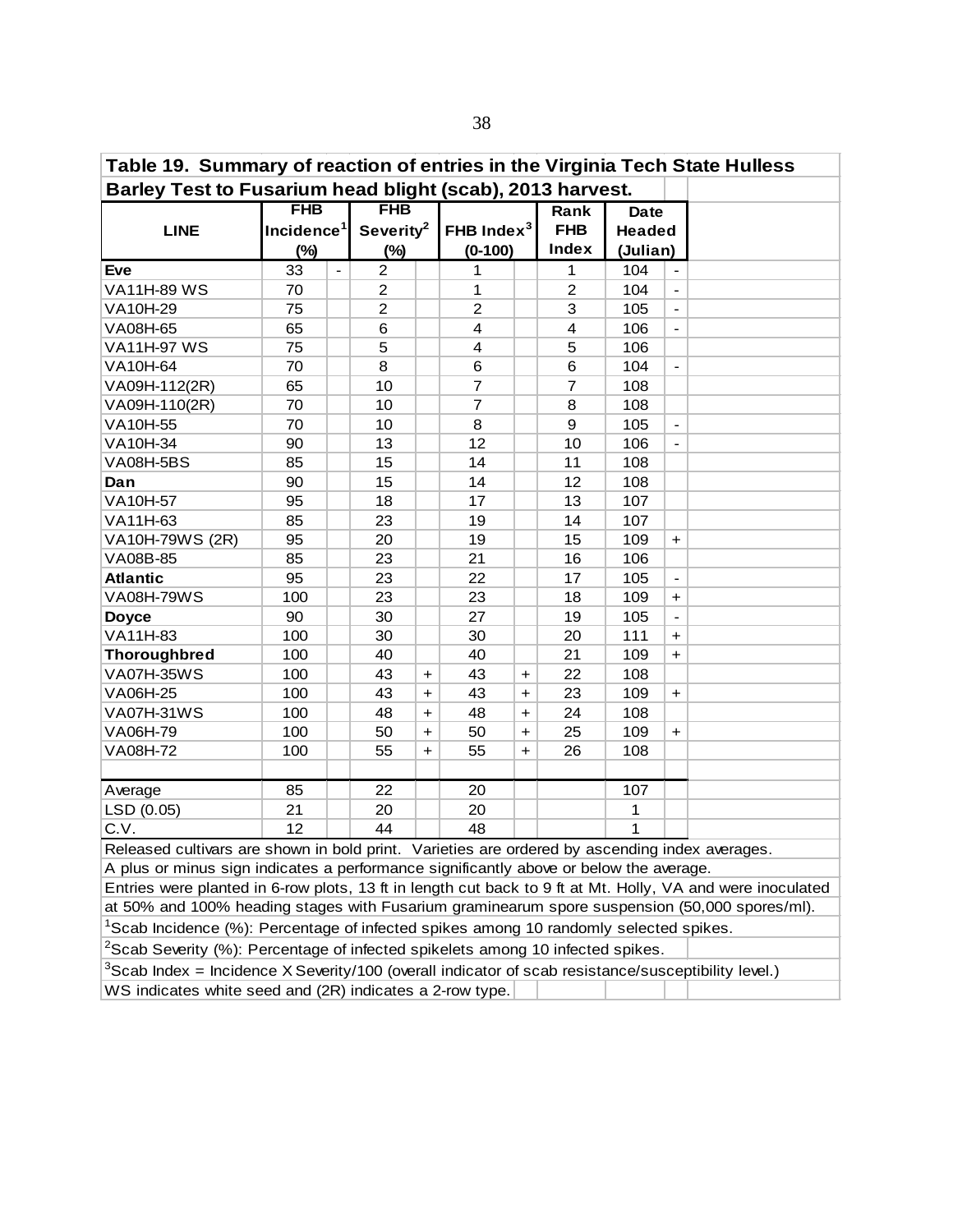**Table 19. Summary of reaction of entries in the Virginia Tech State Hulless Barley Test to Fusarium head blight (scab), 2013 harvest.**

| LINE | FHB Incidence[1] (%) | | FHB Severity[2] (%) | | FHB Index[3] (0-100) | | Rank FHB Index | Date Headed (Julian) | |
|---|---|---|---|---|---|---|---|---|---|
| **Eve** | 33 | - | 2 | | 1 | | 1 | 104 | - |
| VA11H-89 WS | 70 | | 2 | | 1 | | 2 | 104 | - |
| VA10H-29 | 75 | | 2 | | 2 | | 3 | 105 | - |
| VA08H-65 | 65 | | 6 | | 4 | | 4 | 106 | - |
| VA11H-97 WS | 75 | | 5 | | 4 | | 5 | 106 | |
| VA10H-64 | 70 | | 8 | | 6 | | 6 | 104 | - |
| VA09H-112(2R) | 65 | | 10 | | 7 | | 7 | 108 | |
| VA09H-110(2R) | 70 | | 10 | | 7 | | 8 | 108 | |
| VA10H-55 | 70 | | 10 | | 8 | | 9 | 105 | - |
| VA10H-34 | 90 | | 13 | | 12 | | 10 | 106 | - |
| VA08H-5BS | 85 | | 15 | | 14 | | 11 | 108 | |
| **Dan** | 90 | | 15 | | 14 | | 12 | 108 | |
| VA10H-57 | 95 | | 18 | | 17 | | 13 | 107 | |
| VA11H-63 | 85 | | 23 | | 19 | | 14 | 107 | |
| VA10H-79WS (2R) | 95 | | 20 | | 19 | | 15 | 109 | + |
| VA08B-85 | 85 | | 23 | | 21 | | 16 | 106 | |
| **Atlantic** | 95 | | 23 | | 22 | | 17 | 105 | - |
| VA08H-79WS | 100 | | 23 | | 23 | | 18 | 109 | + |
| **Doyce** | 90 | | 30 | | 27 | | 19 | 105 | - |
| VA11H-83 | 100 | | 30 | | 30 | | 20 | 111 | + |
| **Thoroughbred** | 100 | | 40 | | 40 | | 21 | 109 | + |
| VA07H-35WS | 100 | | 43 | + | 43 | + | 22 | 108 | |
| VA06H-25 | 100 | | 43 | + | 43 | + | 23 | 109 | + |
| VA07H-31WS | 100 | | 48 | + | 48 | + | 24 | 108 | |
| VA06H-79 | 100 | | 50 | + | 50 | + | 25 | 109 | + |
| VA08H-72 | 100 | | 55 | + | 55 | + | 26 | 108 | |
| | | | | | | | | | |
| Average | 85 | | 22 | | 20 | | | 107 | |
| LSD (0.05) | 21 | | 20 | | 20 | | | 1 | |
| C.V. | 12 | | 44 | | 48 | | | 1 | |

Released cultivars are shown in bold print. Varieties are ordered by ascending index averages.

A plus or minus sign indicates a performance significantly above or below the average.

Entries were planted in 6-row plots, 13 ft in length cut back to 9 ft at Mt. Holly, VA and were inoculated at 50% and 100% heading stages with Fusarium graminearum spore suspension (50,000 spores/ml).

[1]Scab Incidence (%): Percentage of infected spikes among 10 randomly selected spikes.

[2]Scab Severity (%): Percentage of infected spikelets among 10 infected spikes.

[3]Scab Index = Incidence X Severity/100 (overall indicator of scab resistance/susceptibility level.)

WS indicates white seed and (2R) indicates a 2-row type.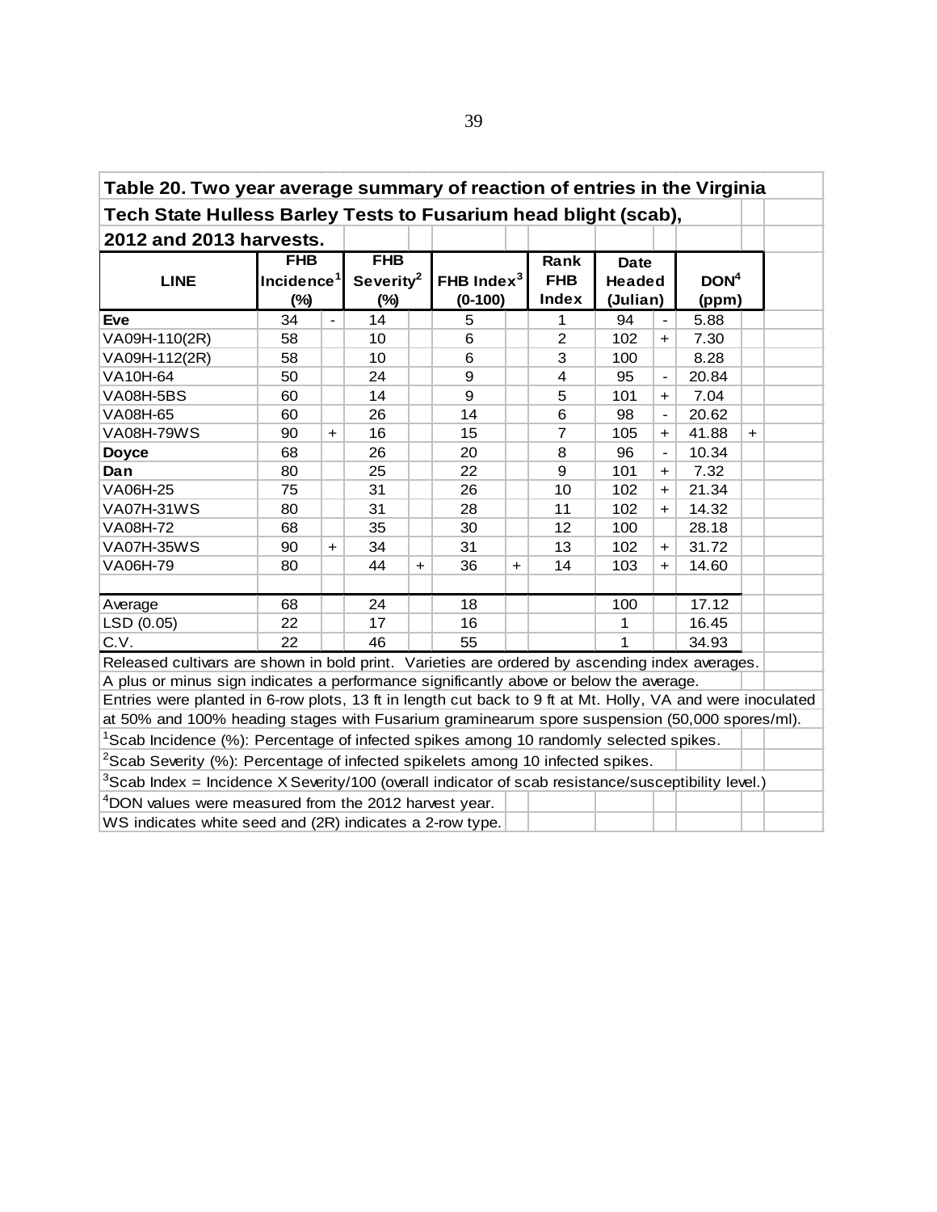**Table 20. Two year average summary of reaction of entries in the Virginia Tech State Hulless Barley Tests to Fusarium head blight (scab), 2012 and 2013 harvests.**

| LINE | FHB Incidence[1] (%) | | FHB Severity[2] (%) | | FHB Index[3] (0-100) | | Rank FHB Index | Date Headed (Julian) | | DON[4] (ppm) | |
|---|---|---|---|---|---|---|---|---|---|---|---|
| **Eve** | 34 | - | 14 | | 5 | | 1 | 94 | - | 5.88 | |
| VA09H-110(2R) | 58 | | 10 | | 6 | | 2 | 102 | + | 7.30 | |
| VA09H-112(2R) | 58 | | 10 | | 6 | | 3 | 100 | | 8.28 | |
| VA10H-64 | 50 | | 24 | | 9 | | 4 | 95 | - | 20.84 | |
| VA08H-5BS | 60 | | 14 | | 9 | | 5 | 101 | + | 7.04 | |
| VA08H-65 | 60 | | 26 | | 14 | | 6 | 98 | - | 20.62 | |
| VA08H-79WS | 90 | + | 16 | | 15 | | 7 | 105 | + | 41.88 | + |
| **Doyce** | 68 | | 26 | | 20 | | 8 | 96 | - | 10.34 | |
| **Dan** | 80 | | 25 | | 22 | | 9 | 101 | + | 7.32 | |
| VA06H-25 | 75 | | 31 | | 26 | | 10 | 102 | + | 21.34 | |
| VA07H-31WS | 80 | | 31 | | 28 | | 11 | 102 | + | 14.32 | |
| VA08H-72 | 68 | | 35 | | 30 | | 12 | 100 | | 28.18 | |
| VA07H-35WS | 90 | + | 34 | | 31 | | 13 | 102 | + | 31.72 | |
| VA06H-79 | 80 | | 44 | + | 36 | + | 14 | 103 | + | 14.60 | |
| | | | | | | | | | | | |
| Average | 68 | | 24 | | 18 | | | 100 | | 17.12 | |
| LSD (0.05) | 22 | | 17 | | 16 | | | 1 | | 16.45 | |
| C.V. | 22 | | 46 | | 55 | | | 1 | | 34.93 | |

Released cultivars are shown in bold print. Varieties are ordered by ascending index averages.

A plus or minus sign indicates a performance significantly above or below the average.

Entries were planted in 6-row plots, 13 ft in length cut back to 9 ft at Mt. Holly, VA and were inoculated at 50% and 100% heading stages with Fusarium graminearum spore suspension (50,000 spores/ml).

[1]Scab Incidence (%): Percentage of infected spikes among 10 randomly selected spikes.

[2]Scab Severity (%): Percentage of infected spikelets among 10 infected spikes.

[3]Scab Index = Incidence X Severity/100 (overall indicator of scab resistance/susceptibility level.)

[4]DON values were measured from the 2012 harvest year.

WS indicates white seed and (2R) indicates a 2-row type.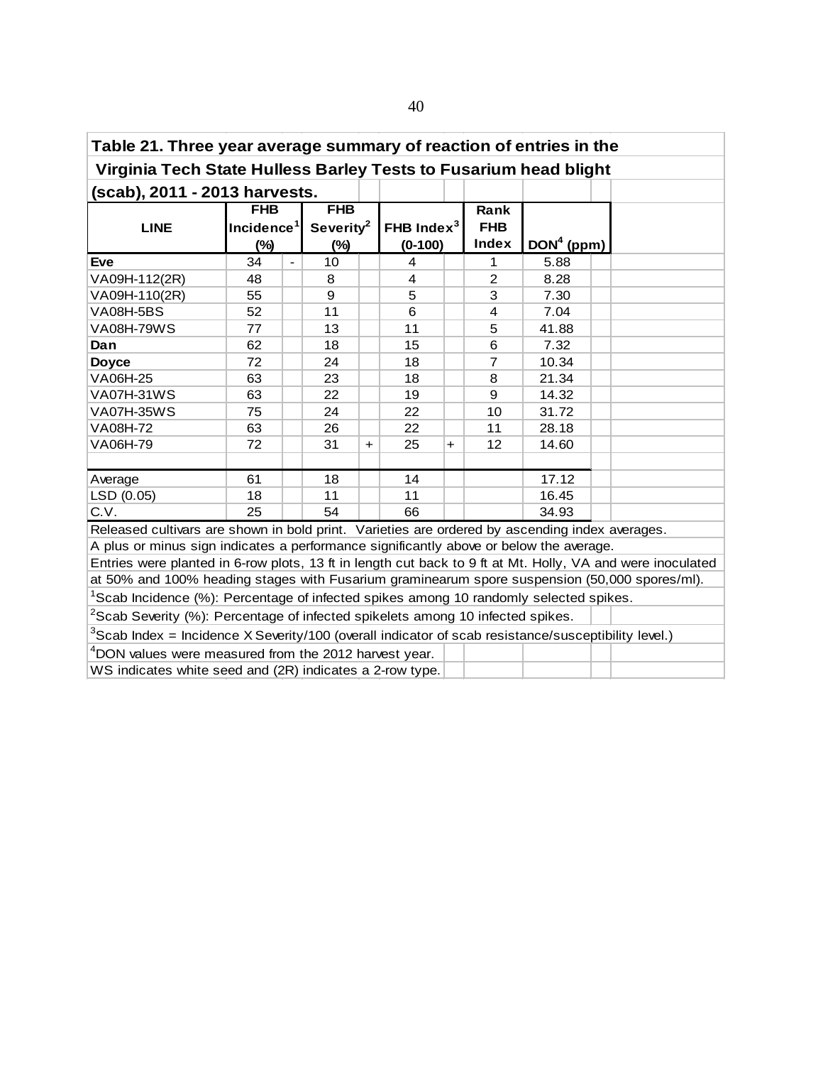**Table 21. Three year average summary of reaction of entries in the Virginia Tech State Hulless Barley Tests to Fusarium head blight (scab), 2011 - 2013 harvests.**

| LINE | FHB Incidence[1] (%) | | FHB Severity[2] (%) | | FHB Index[3] (0-100) | | Rank FHB Index | DON[4] (ppm) |
|---|---|---|---|---|---|---|---|---|
| **Eve** | 34 | - | 10 | | 4 | | 1 | 5.88 |
| VA09H-112(2R) | 48 | | 8 | | 4 | | 2 | 8.28 |
| VA09H-110(2R) | 55 | | 9 | | 5 | | 3 | 7.30 |
| VA08H-5BS | 52 | | 11 | | 6 | | 4 | 7.04 |
| VA08H-79WS | 77 | | 13 | | 11 | | 5 | 41.88 |
| **Dan** | 62 | | 18 | | 15 | | 6 | 7.32 |
| **Doyce** | 72 | | 24 | | 18 | | 7 | 10.34 |
| VA06H-25 | 63 | | 23 | | 18 | | 8 | 21.34 |
| VA07H-31WS | 63 | | 22 | | 19 | | 9 | 14.32 |
| VA07H-35WS | 75 | | 24 | | 22 | | 10 | 31.72 |
| VA08H-72 | 63 | | 26 | | 22 | | 11 | 28.18 |
| VA06H-79 | 72 | | 31 | + | 25 | + | 12 | 14.60 |
| | | | | | | | | |
| Average | 61 | | 18 | | 14 | | | 17.12 |
| LSD (0.05) | 18 | | 11 | | 11 | | | 16.45 |
| C.V. | 25 | | 54 | | 66 | | | 34.93 |

Released cultivars are shown in bold print. Varieties are ordered by ascending index averages.

A plus or minus sign indicates a performance significantly above or below the average.

Entries were planted in 6-row plots, 13 ft in length cut back to 9 ft at Mt. Holly, VA and were inoculated at 50% and 100% heading stages with Fusarium graminearum spore suspension (50,000 spores/ml).

[1]Scab Incidence (%): Percentage of infected spikes among 10 randomly selected spikes.

[2]Scab Severity (%): Percentage of infected spikelets among 10 infected spikes.

[3]Scab Index = Incidence X Severity/100 (overall indicator of scab resistance/susceptibility level.)

[4]DON values were measured from the 2012 harvest year.

WS indicates white seed and (2R) indicates a 2-row type.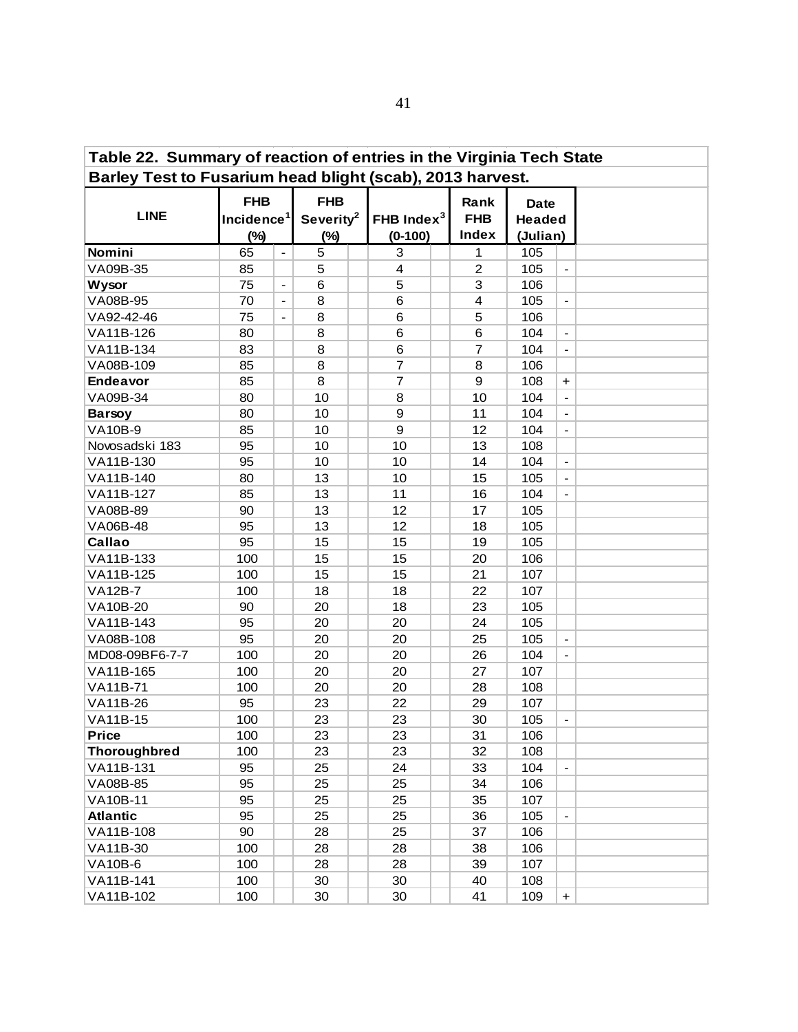**Table 22. Summary of reaction of entries in the Virginia Tech State Barley Test to Fusarium head blight (scab), 2013 harvest.**

| LINE | FHB Incidence[1] (%) | | FHB Severity[2] (%) | | FHB Index[3] (0-100) | | Rank FHB Index | Date Headed (Julian) | |
|---|---|---|---|---|---|---|---|---|---|
| **Nomini** | 65 | - | 5 | | 3 | | 1 | 105 | |
| VA09B-35 | 85 | | 5 | | 4 | | 2 | 105 | - |
| **Wysor** | 75 | - | 6 | | 5 | | 3 | 106 | |
| VA08B-95 | 70 | - | 8 | | 6 | | 4 | 105 | - |
| VA92-42-46 | 75 | - | 8 | | 6 | | 5 | 106 | |
| VA11B-126 | 80 | | 8 | | 6 | | 6 | 104 | - |
| VA11B-134 | 83 | | 8 | | 6 | | 7 | 104 | - |
| VA08B-109 | 85 | | 8 | | 7 | | 8 | 106 | |
| **Endeavor** | 85 | | 8 | | 7 | | 9 | 108 | + |
| VA09B-34 | 80 | | 10 | | 8 | | 10 | 104 | - |
| **Barsoy** | 80 | | 10 | | 9 | | 11 | 104 | - |
| VA10B-9 | 85 | | 10 | | 9 | | 12 | 104 | - |
| Novosadski 183 | 95 | | 10 | | 10 | | 13 | 108 | |
| VA11B-130 | 95 | | 10 | | 10 | | 14 | 104 | - |
| VA11B-140 | 80 | | 13 | | 10 | | 15 | 105 | - |
| VA11B-127 | 85 | | 13 | | 11 | | 16 | 104 | - |
| VA08B-89 | 90 | | 13 | | 12 | | 17 | 105 | |
| VA06B-48 | 95 | | 13 | | 12 | | 18 | 105 | |
| **Callao** | 95 | | 15 | | 15 | | 19 | 105 | |
| VA11B-133 | 100 | | 15 | | 15 | | 20 | 106 | |
| VA11B-125 | 100 | | 15 | | 15 | | 21 | 107 | |
| VA12B-7 | 100 | | 18 | | 18 | | 22 | 107 | |
| VA10B-20 | 90 | | 20 | | 18 | | 23 | 105 | |
| VA11B-143 | 95 | | 20 | | 20 | | 24 | 105 | |
| VA08B-108 | 95 | | 20 | | 20 | | 25 | 105 | - |
| MD08-09BF6-7-7 | 100 | | 20 | | 20 | | 26 | 104 | - |
| VA11B-165 | 100 | | 20 | | 20 | | 27 | 107 | |
| VA11B-71 | 100 | | 20 | | 20 | | 28 | 108 | |
| VA11B-26 | 95 | | 23 | | 22 | | 29 | 107 | |
| VA11B-15 | 100 | | 23 | | 23 | | 30 | 105 | - |
| **Price** | 100 | | 23 | | 23 | | 31 | 106 | |
| **Thoroughbred** | 100 | | 23 | | 23 | | 32 | 108 | |
| VA11B-131 | 95 | | 25 | | 24 | | 33 | 104 | - |
| VA08B-85 | 95 | | 25 | | 25 | | 34 | 106 | |
| VA10B-11 | 95 | | 25 | | 25 | | 35 | 107 | |
| **Atlantic** | 95 | | 25 | | 25 | | 36 | 105 | - |
| VA11B-108 | 90 | | 28 | | 25 | | 37 | 106 | |
| VA11B-30 | 100 | | 28 | | 28 | | 38 | 106 | |
| VA10B-6 | 100 | | 28 | | 28 | | 39 | 107 | |
| VA11B-141 | 100 | | 30 | | 30 | | 40 | 108 | |
| VA11B-102 | 100 | | 30 | | 30 | | 41 | 109 | + |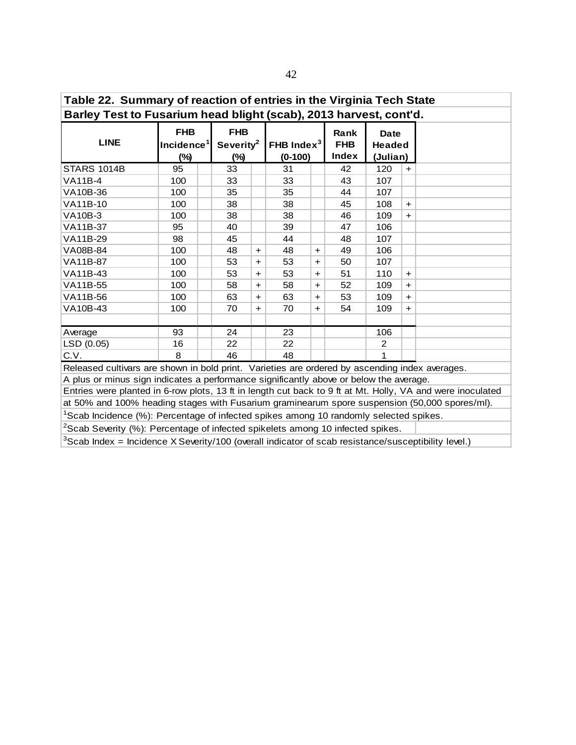**Table 22. Summary of reaction of entries in the Virginia Tech State Barley Test to Fusarium head blight (scab), 2013 harvest, cont'd.**

| LINE | FHB Incidence[1] (%) | | FHB Severity[2] (%) | | FHB Index[3] (0-100) | | Rank FHB Index | Date Headed (Julian) | |
|---|---|---|---|---|---|---|---|---|---|
| STARS 1014B | 95 | | 33 | | 31 | | 42 | 120 | + |
| VA11B-4 | 100 | | 33 | | 33 | | 43 | 107 | |
| VA10B-36 | 100 | | 35 | | 35 | | 44 | 107 | |
| VA11B-10 | 100 | | 38 | | 38 | | 45 | 108 | + |
| VA10B-3 | 100 | | 38 | | 38 | | 46 | 109 | + |
| VA11B-37 | 95 | | 40 | | 39 | | 47 | 106 | |
| VA11B-29 | 98 | | 45 | | 44 | | 48 | 107 | |
| VA08B-84 | 100 | | 48 | + | 48 | + | 49 | 106 | |
| VA11B-87 | 100 | | 53 | + | 53 | + | 50 | 107 | |
| VA11B-43 | 100 | | 53 | + | 53 | + | 51 | 110 | + |
| VA11B-55 | 100 | | 58 | + | 58 | + | 52 | 109 | + |
| VA11B-56 | 100 | | 63 | + | 63 | + | 53 | 109 | + |
| VA10B-43 | 100 | | 70 | + | 70 | + | 54 | 109 | + |
| | | | | | | | | | |
| Average | 93 | | 24 | | 23 | | | 106 | |
| LSD (0.05) | 16 | | 22 | | 22 | | | 2 | |
| C.V. | 8 | | 46 | | 48 | | | 1 | |

Released cultivars are shown in bold print. Varieties are ordered by ascending index averages.

A plus or minus sign indicates a performance significantly above or below the average.

Entries were planted in 6-row plots, 13 ft in length cut back to 9 ft at Mt. Holly, VA and were inoculated at 50% and 100% heading stages with Fusarium graminearum spore suspension (50,000 spores/ml).

[1]Scab Incidence (%): Percentage of infected spikes among 10 randomly selected spikes.

[2]Scab Severity (%): Percentage of infected spikelets among 10 infected spikes.

[3]Scab Index = Incidence X Severity/100 (overall indicator of scab resistance/susceptibility level.)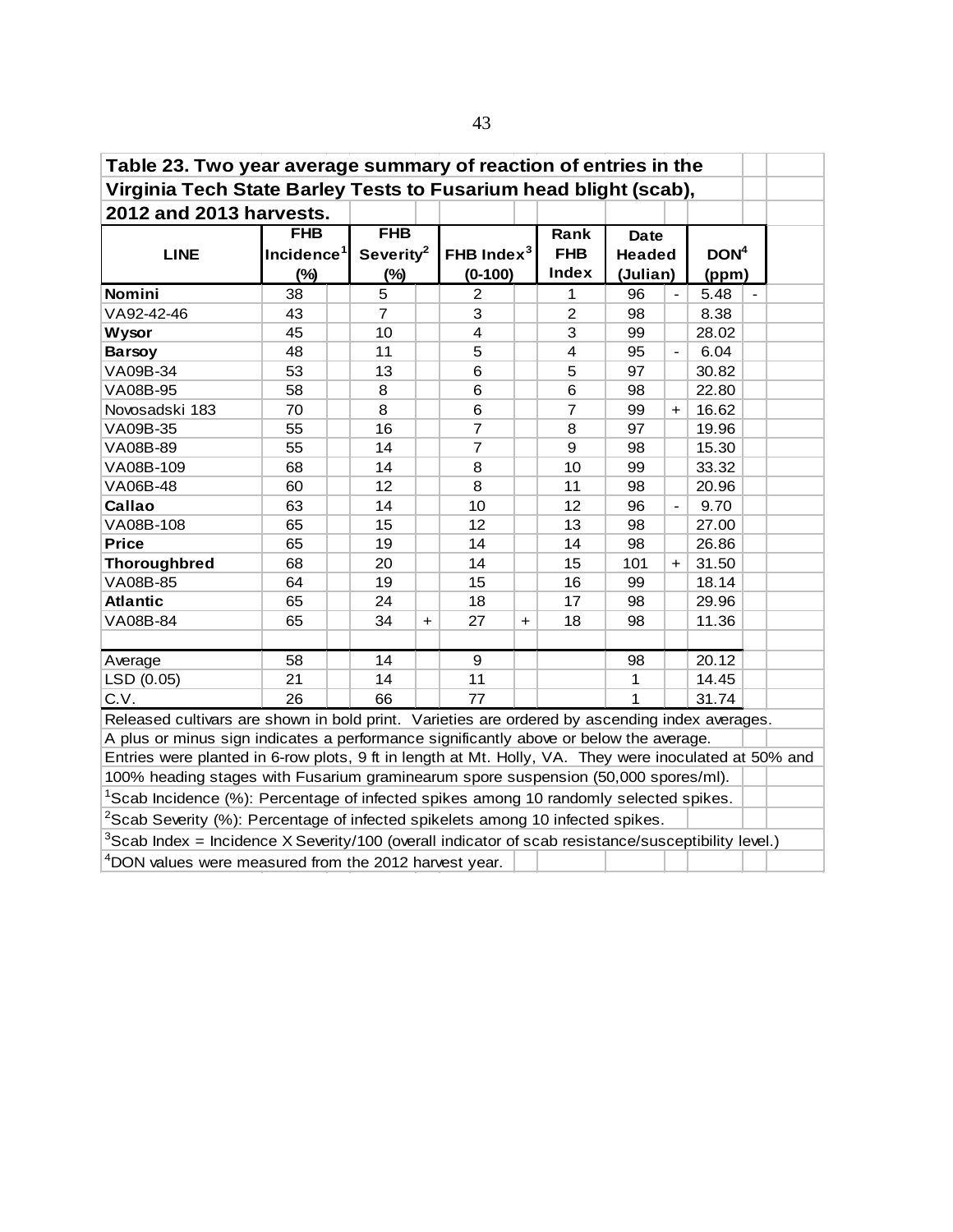**Table 23. Two year average summary of reaction of entries in the Virginia Tech State Barley Tests to Fusarium head blight (scab), 2012 and 2013 harvests.**

| LINE | FHB Incidence[1] (%) | | FHB Severity[2] (%) | | FHB Index[3] (0-100) | | Rank FHB Index | Date Headed (Julian) | | DON[4] (ppm) | |
|---|---|---|---|---|---|---|---|---|---|---|---|
| **Nomini** | 38 | | 5 | | 2 | | 1 | 96 | - | 5.48 | - |
| VA92-42-46 | 43 | | 7 | | 3 | | 2 | 98 | | 8.38 | |
| **Wysor** | 45 | | 10 | | 4 | | 3 | 99 | | 28.02 | |
| **Barsoy** | 48 | | 11 | | 5 | | 4 | 95 | - | 6.04 | |
| VA09B-34 | 53 | | 13 | | 6 | | 5 | 97 | | 30.82 | |
| VA08B-95 | 58 | | 8 | | 6 | | 6 | 98 | | 22.80 | |
| Novosadski 183 | 70 | | 8 | | 6 | | 7 | 99 | + | 16.62 | |
| VA09B-35 | 55 | | 16 | | 7 | | 8 | 97 | | 19.96 | |
| VA08B-89 | 55 | | 14 | | 7 | | 9 | 98 | | 15.30 | |
| VA08B-109 | 68 | | 14 | | 8 | | 10 | 99 | | 33.32 | |
| VA06B-48 | 60 | | 12 | | 8 | | 11 | 98 | | 20.96 | |
| **Callao** | 63 | | 14 | | 10 | | 12 | 96 | - | 9.70 | |
| VA08B-108 | 65 | | 15 | | 12 | | 13 | 98 | | 27.00 | |
| **Price** | 65 | | 19 | | 14 | | 14 | 98 | | 26.86 | |
| **Thoroughbred** | 68 | | 20 | | 14 | | 15 | 101 | + | 31.50 | |
| VA08B-85 | 64 | | 19 | | 15 | | 16 | 99 | | 18.14 | |
| **Atlantic** | 65 | | 24 | | 18 | | 17 | 98 | | 29.96 | |
| VA08B-84 | 65 | | 34 | + | 27 | + | 18 | 98 | | 11.36 | |
| | | | | | | | | | | | |
| Average | 58 | | 14 | | 9 | | | 98 | | 20.12 | |
| LSD (0.05) | 21 | | 14 | | 11 | | | 1 | | 14.45 | |
| C.V. | 26 | | 66 | | 77 | | | 1 | | 31.74 | |

Released cultivars are shown in bold print. Varieties are ordered by ascending index averages.

A plus or minus sign indicates a performance significantly above or below the average.

Entries were planted in 6-row plots, 9 ft in length at Mt. Holly, VA. They were inoculated at 50% and 100% heading stages with Fusarium graminearum spore suspension (50,000 spores/ml).

[1]Scab Incidence (%): Percentage of infected spikes among 10 randomly selected spikes.

[2]Scab Severity (%): Percentage of infected spikelets among 10 infected spikes.

[3]Scab Index = Incidence X Severity/100 (overall indicator of scab resistance/susceptibility level.)

[4]DON values were measured from the 2012 harvest year.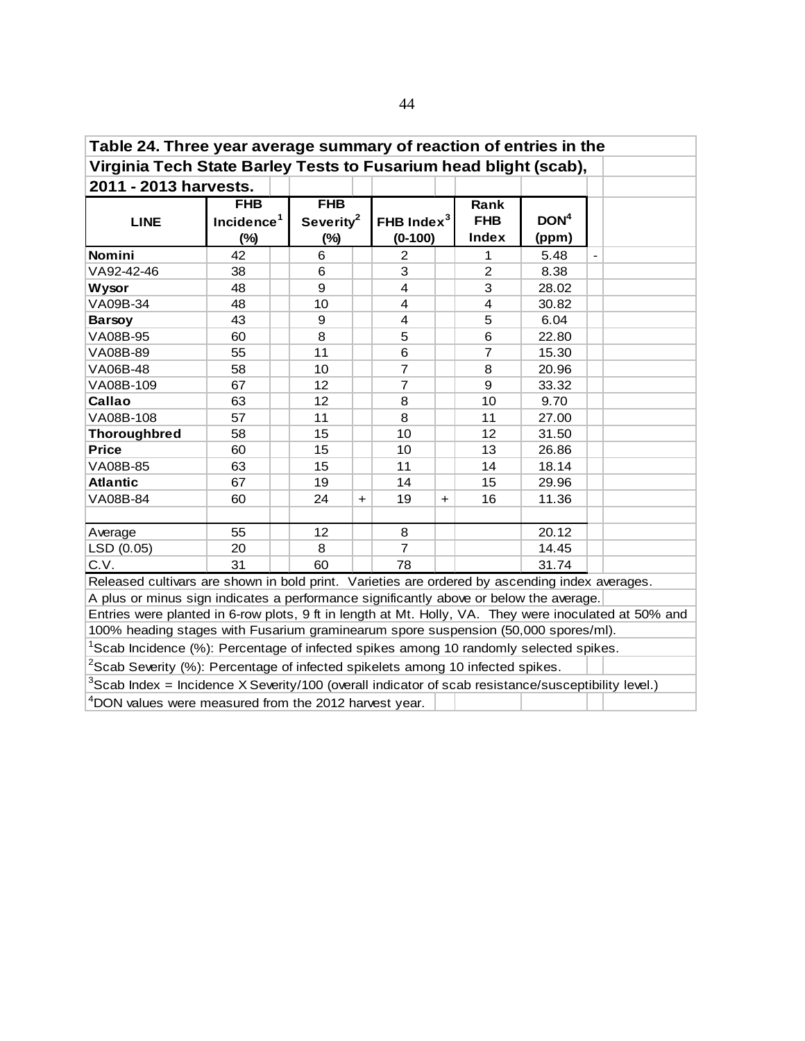**Table 24. Three year average summary of reaction of entries in the Virginia Tech State Barley Tests to Fusarium head blight (scab), 2011 - 2013 harvests.**

| LINE | FHB Incidence[1] (%) | | FHB Severity[2] (%) | | FHB Index[3] (0-100) | | Rank FHB Index | DON[4] (ppm) | |
|---|---|---|---|---|---|---|---|---|---|
| **Nomini** | 42 | | 6 | | 2 | | 1 | 5.48 | - |
| VA92-42-46 | 38 | | 6 | | 3 | | 2 | 8.38 | |
| **Wysor** | 48 | | 9 | | 4 | | 3 | 28.02 | |
| VA09B-34 | 48 | | 10 | | 4 | | 4 | 30.82 | |
| **Barsoy** | 43 | | 9 | | 4 | | 5 | 6.04 | |
| VA08B-95 | 60 | | 8 | | 5 | | 6 | 22.80 | |
| VA08B-89 | 55 | | 11 | | 6 | | 7 | 15.30 | |
| VA06B-48 | 58 | | 10 | | 7 | | 8 | 20.96 | |
| VA08B-109 | 67 | | 12 | | 7 | | 9 | 33.32 | |
| **Callao** | 63 | | 12 | | 8 | | 10 | 9.70 | |
| VA08B-108 | 57 | | 11 | | 8 | | 11 | 27.00 | |
| **Thoroughbred** | 58 | | 15 | | 10 | | 12 | 31.50 | |
| **Price** | 60 | | 15 | | 10 | | 13 | 26.86 | |
| VA08B-85 | 63 | | 15 | | 11 | | 14 | 18.14 | |
| **Atlantic** | 67 | | 19 | | 14 | | 15 | 29.96 | |
| VA08B-84 | 60 | | 24 | + | 19 | + | 16 | 11.36 | |
| | | | | | | | | | |
| Average | 55 | | 12 | | 8 | | | 20.12 | |
| LSD (0.05) | 20 | | 8 | | 7 | | | 14.45 | |
| C.V. | 31 | | 60 | | 78 | | | 31.74 | |

Released cultivars are shown in bold print. Varieties are ordered by ascending index averages.

A plus or minus sign indicates a performance significantly above or below the average.

Entries were planted in 6-row plots, 9 ft in length at Mt. Holly, VA. They were inoculated at 50% and 100% heading stages with Fusarium graminearum spore suspension (50,000 spores/ml).

[1]Scab Incidence (%): Percentage of infected spikes among 10 randomly selected spikes.

[2]Scab Severity (%): Percentage of infected spikelets among 10 infected spikes.

[3]Scab Index = Incidence X Severity/100 (overall indicator of scab resistance/susceptibility level.)

[4]DON values were measured from the 2012 harvest year.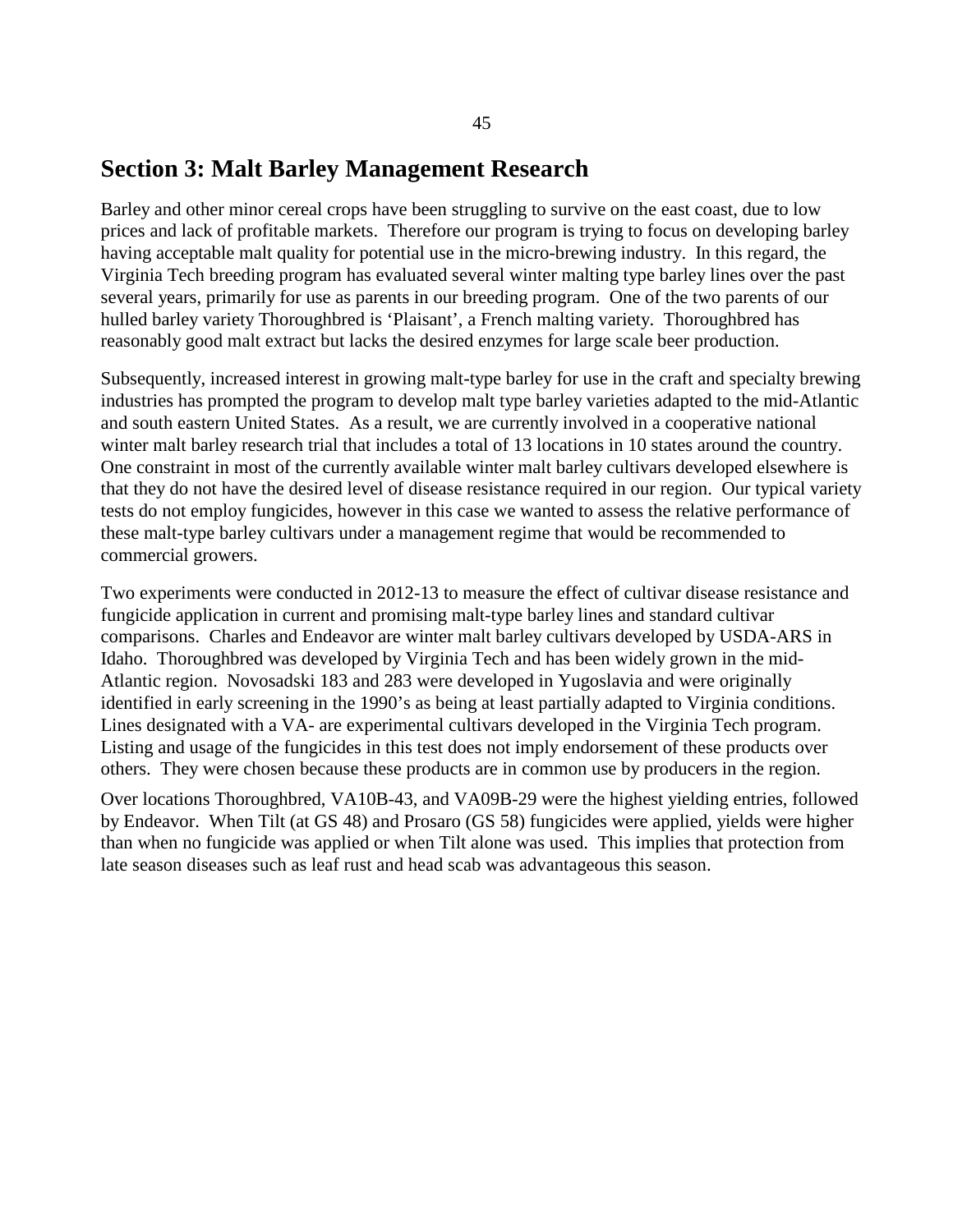## Section 3: Malt Barley Management Research

Barley and other minor cereal crops have been struggling to survive on the east coast, due to low prices and lack of profitable markets. Therefore our program is trying to focus on developing barley having acceptable malt quality for potential use in the micro-brewing industry. In this regard, the Virginia Tech breeding program has evaluated several winter malting type barley lines over the past several years, primarily for use as parents in our breeding program. One of the two parents of our hulled barley variety Thoroughbred is 'Plaisant', a French malting variety. Thoroughbred has reasonably good malt extract but lacks the desired enzymes for large scale beer production.

Subsequently, increased interest in growing malt-type barley for use in the craft and specialty brewing industries has prompted the program to develop malt type barley varieties adapted to the mid-Atlantic and south eastern United States. As a result, we are currently involved in a cooperative national winter malt barley research trial that includes a total of 13 locations in 10 states around the country. One constraint in most of the currently available winter malt barley cultivars developed elsewhere is that they do not have the desired level of disease resistance required in our region. Our typical variety tests do not employ fungicides, however in this case we wanted to assess the relative performance of these malt-type barley cultivars under a management regime that would be recommended to commercial growers.

Two experiments were conducted in 2012-13 to measure the effect of cultivar disease resistance and fungicide application in current and promising malt-type barley lines and standard cultivar comparisons. Charles and Endeavor are winter malt barley cultivars developed by USDA-ARS in Idaho. Thoroughbred was developed by Virginia Tech and has been widely grown in the mid-Atlantic region. Novosadski 183 and 283 were developed in Yugoslavia and were originally identified in early screening in the 1990's as being at least partially adapted to Virginia conditions. Lines designated with a VA- are experimental cultivars developed in the Virginia Tech program. Listing and usage of the fungicides in this test does not imply endorsement of these products over others. They were chosen because these products are in common use by producers in the region.

Over locations Thoroughbred, VA10B-43, and VA09B-29 were the highest yielding entries, followed by Endeavor. When Tilt (at GS 48) and Prosaro (GS 58) fungicides were applied, yields were higher than when no fungicide was applied or when Tilt alone was used. This implies that protection from late season diseases such as leaf rust and head scab was advantageous this season.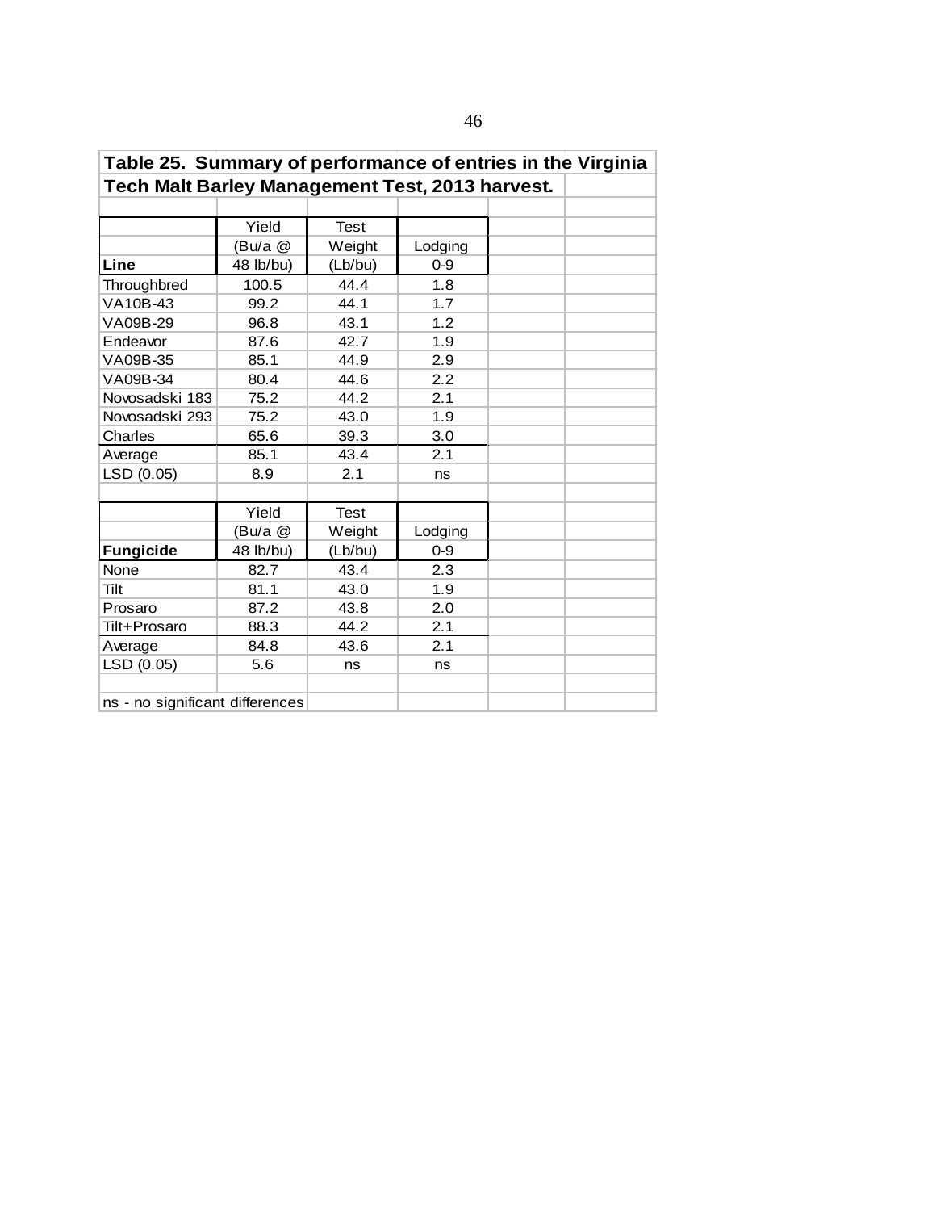**Table 25. Summary of performance of entries in the Virginia Tech Malt Barley Management Test, 2013 harvest.**

| Line | Yield (Bu/a @ 48 lb/bu) | Test Weight (Lb/bu) | Lodging 0-9 |
|---|---|---|---|
| Throughbred | 100.5 | 44.4 | 1.8 |
| VA10B-43 | 99.2 | 44.1 | 1.7 |
| VA09B-29 | 96.8 | 43.1 | 1.2 |
| Endeavor | 87.6 | 42.7 | 1.9 |
| VA09B-35 | 85.1 | 44.9 | 2.9 |
| VA09B-34 | 80.4 | 44.6 | 2.2 |
| Novosadski 183 | 75.2 | 44.2 | 2.1 |
| Novosadski 293 | 75.2 | 43.0 | 1.9 |
| Charles | 65.6 | 39.3 | 3.0 |
| Average | 85.1 | 43.4 | 2.1 |
| LSD (0.05) | 8.9 | 2.1 | ns |

| Fungicide | Yield (Bu/a @ 48 lb/bu) | Test Weight (Lb/bu) | Lodging 0-9 |
|---|---|---|---|
| None | 82.7 | 43.4 | 2.3 |
| Tilt | 81.1 | 43.0 | 1.9 |
| Prosaro | 87.2 | 43.8 | 2.0 |
| Tilt+Prosaro | 88.3 | 44.2 | 2.1 |
| Average | 84.8 | 43.6 | 2.1 |
| LSD (0.05) | 5.6 | ns | ns |

ns - no significant differences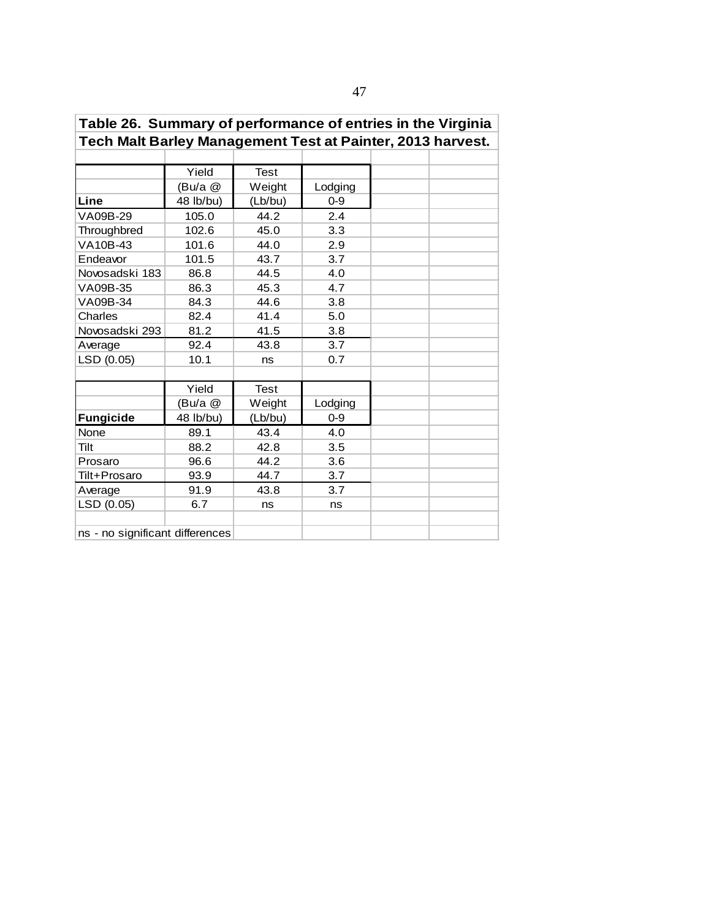**Table 26. Summary of performance of entries in the Virginia Tech Malt Barley Management Test at Painter, 2013 harvest.**

| Line | Yield (Bu/a @ 48 lb/bu) | Test Weight (Lb/bu) | Lodging 0-9 |
|---|---|---|---|
| VA09B-29 | 105.0 | 44.2 | 2.4 |
| Throughbred | 102.6 | 45.0 | 3.3 |
| VA10B-43 | 101.6 | 44.0 | 2.9 |
| Endeavor | 101.5 | 43.7 | 3.7 |
| Novosadski 183 | 86.8 | 44.5 | 4.0 |
| VA09B-35 | 86.3 | 45.3 | 4.7 |
| VA09B-34 | 84.3 | 44.6 | 3.8 |
| Charles | 82.4 | 41.4 | 5.0 |
| Novosadski 293 | 81.2 | 41.5 | 3.8 |
| Average | 92.4 | 43.8 | 3.7 |
| LSD (0.05) | 10.1 | ns | 0.7 |

| Fungicide | Yield (Bu/a @ 48 lb/bu) | Test Weight (Lb/bu) | Lodging 0-9 |
|---|---|---|---|
| None | 89.1 | 43.4 | 4.0 |
| Tilt | 88.2 | 42.8 | 3.5 |
| Prosaro | 96.6 | 44.2 | 3.6 |
| Tilt+Prosaro | 93.9 | 44.7 | 3.7 |
| Average | 91.9 | 43.8 | 3.7 |
| LSD (0.05) | 6.7 | ns | ns |

ns - no significant differences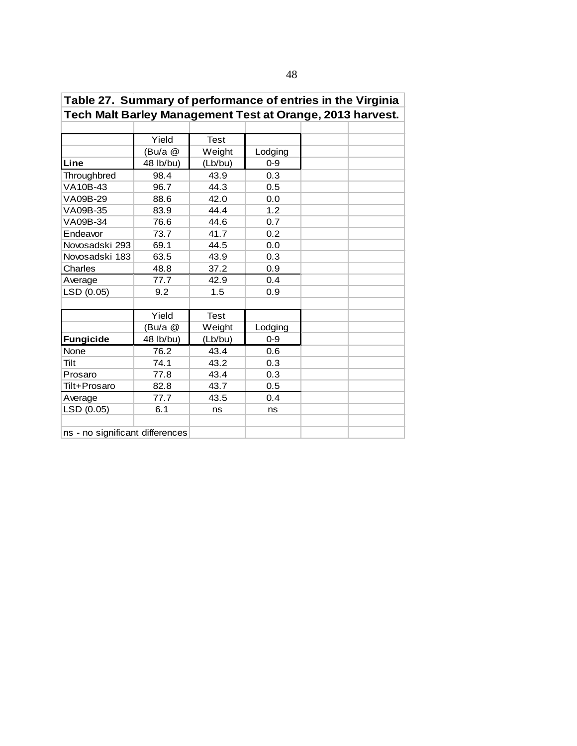**Table 27. Summary of performance of entries in the Virginia Tech Malt Barley Management Test at Orange, 2013 harvest.**

| Line | Yield (Bu/a @ 48 lb/bu) | Test Weight (Lb/bu) | Lodging 0-9 |
|---|---|---|---|
| Throughbred | 98.4 | 43.9 | 0.3 |
| VA10B-43 | 96.7 | 44.3 | 0.5 |
| VA09B-29 | 88.6 | 42.0 | 0.0 |
| VA09B-35 | 83.9 | 44.4 | 1.2 |
| VA09B-34 | 76.6 | 44.6 | 0.7 |
| Endeavor | 73.7 | 41.7 | 0.2 |
| Novosadski 293 | 69.1 | 44.5 | 0.0 |
| Novosadski 183 | 63.5 | 43.9 | 0.3 |
| Charles | 48.8 | 37.2 | 0.9 |
| Average | 77.7 | 42.9 | 0.4 |
| LSD (0.05) | 9.2 | 1.5 | 0.9 |

| Fungicide | Yield (Bu/a @ 48 lb/bu) | Test Weight (Lb/bu) | Lodging 0-9 |
|---|---|---|---|
| None | 76.2 | 43.4 | 0.6 |
| Tilt | 74.1 | 43.2 | 0.3 |
| Prosaro | 77.8 | 43.4 | 0.3 |
| Tilt+Prosaro | 82.8 | 43.7 | 0.5 |
| Average | 77.7 | 43.5 | 0.4 |
| LSD (0.05) | 6.1 | ns | ns |

ns - no significant differences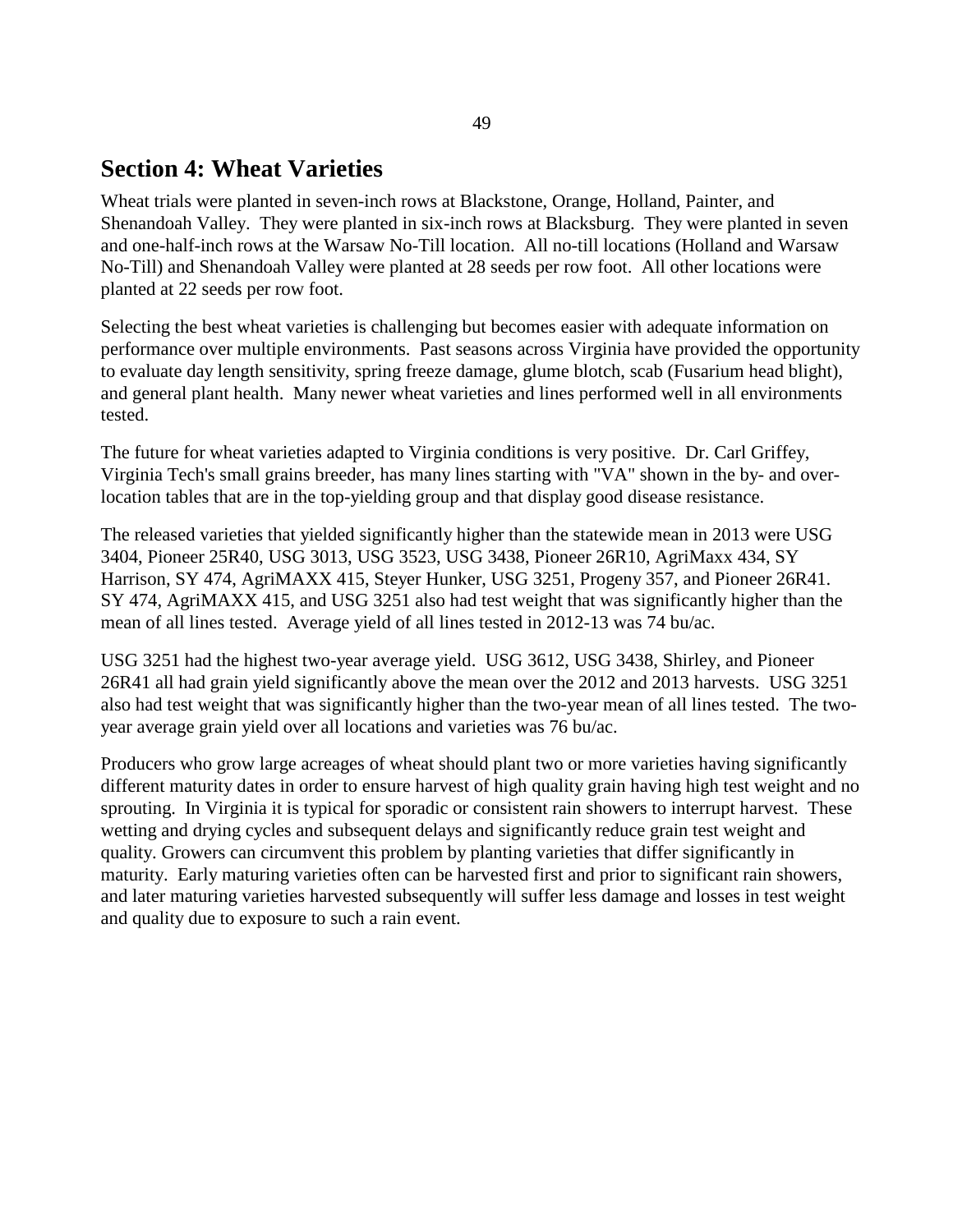## Section 4: Wheat Varieties

Wheat trials were planted in seven-inch rows at Blackstone, Orange, Holland, Painter, and Shenandoah Valley. They were planted in six-inch rows at Blacksburg. They were planted in seven and one-half-inch rows at the Warsaw No-Till location. All no-till locations (Holland and Warsaw No-Till) and Shenandoah Valley were planted at 28 seeds per row foot. All other locations were planted at 22 seeds per row foot.

Selecting the best wheat varieties is challenging but becomes easier with adequate information on performance over multiple environments. Past seasons across Virginia have provided the opportunity to evaluate day length sensitivity, spring freeze damage, glume blotch, scab (Fusarium head blight), and general plant health. Many newer wheat varieties and lines performed well in all environments tested.

The future for wheat varieties adapted to Virginia conditions is very positive. Dr. Carl Griffey, Virginia Tech's small grains breeder, has many lines starting with "VA" shown in the by- and over-location tables that are in the top-yielding group and that display good disease resistance.

The released varieties that yielded significantly higher than the statewide mean in 2013 were USG 3404, Pioneer 25R40, USG 3013, USG 3523, USG 3438, Pioneer 26R10, AgriMaxx 434, SY Harrison, SY 474, AgriMAXX 415, Steyer Hunker, USG 3251, Progeny 357, and Pioneer 26R41. SY 474, AgriMAXX 415, and USG 3251 also had test weight that was significantly higher than the mean of all lines tested. Average yield of all lines tested in 2012-13 was 74 bu/ac.

USG 3251 had the highest two-year average yield. USG 3612, USG 3438, Shirley, and Pioneer 26R41 all had grain yield significantly above the mean over the 2012 and 2013 harvests. USG 3251 also had test weight that was significantly higher than the two-year mean of all lines tested. The two-year average grain yield over all locations and varieties was 76 bu/ac.

Producers who grow large acreages of wheat should plant two or more varieties having significantly different maturity dates in order to ensure harvest of high quality grain having high test weight and no sprouting. In Virginia it is typical for sporadic or consistent rain showers to interrupt harvest. These wetting and drying cycles and subsequent delays and significantly reduce grain test weight and quality. Growers can circumvent this problem by planting varieties that differ significantly in maturity. Early maturing varieties often can be harvested first and prior to significant rain showers, and later maturing varieties harvested subsequently will suffer less damage and losses in test weight and quality due to exposure to such a rain event.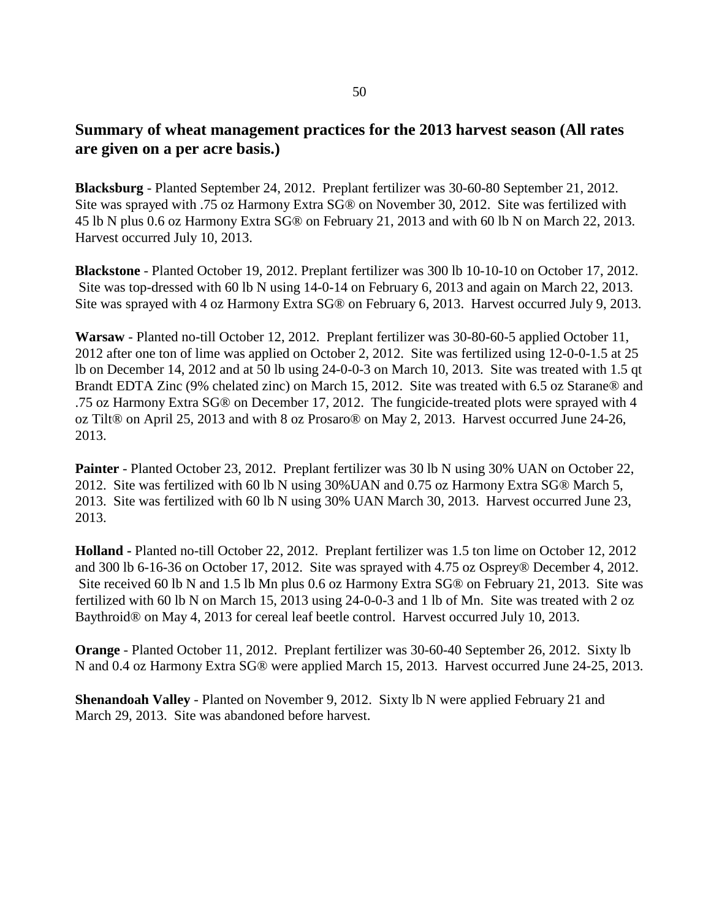## Summary of wheat management practices for the 2013 harvest season (All rates are given on a per acre basis.)

**Blacksburg** - Planted September 24, 2012. Preplant fertilizer was 30-60-80 September 21, 2012. Site was sprayed with .75 oz Harmony Extra SG® on November 30, 2012. Site was fertilized with 45 lb N plus 0.6 oz Harmony Extra SG® on February 21, 2013 and with 60 lb N on March 22, 2013. Harvest occurred July 10, 2013.

**Blackstone** - Planted October 19, 2012. Preplant fertilizer was 300 lb 10-10-10 on October 17, 2012. Site was top-dressed with 60 lb N using 14-0-14 on February 6, 2013 and again on March 22, 2013. Site was sprayed with 4 oz Harmony Extra SG® on February 6, 2013. Harvest occurred July 9, 2013.

**Warsaw** - Planted no-till October 12, 2012. Preplant fertilizer was 30-80-60-5 applied October 11, 2012 after one ton of lime was applied on October 2, 2012. Site was fertilized using 12-0-0-1.5 at 25 lb on December 14, 2012 and at 50 lb using 24-0-0-3 on March 10, 2013. Site was treated with 1.5 qt Brandt EDTA Zinc (9% chelated zinc) on March 15, 2012. Site was treated with 6.5 oz Starane® and .75 oz Harmony Extra SG® on December 17, 2012. The fungicide-treated plots were sprayed with 4 oz Tilt® on April 25, 2013 and with 8 oz Prosaro® on May 2, 2013. Harvest occurred June 24-26, 2013.

**Painter** - Planted October 23, 2012. Preplant fertilizer was 30 lb N using 30% UAN on October 22, 2012. Site was fertilized with 60 lb N using 30%UAN and 0.75 oz Harmony Extra SG® March 5, 2013. Site was fertilized with 60 lb N using 30% UAN March 30, 2013. Harvest occurred June 23, 2013.

**Holland** - Planted no-till October 22, 2012. Preplant fertilizer was 1.5 ton lime on October 12, 2012 and 300 lb 6-16-36 on October 17, 2012. Site was sprayed with 4.75 oz Osprey® December 4, 2012. Site received 60 lb N and 1.5 lb Mn plus 0.6 oz Harmony Extra SG® on February 21, 2013. Site was fertilized with 60 lb N on March 15, 2013 using 24-0-0-3 and 1 lb of Mn. Site was treated with 2 oz Baythroid® on May 4, 2013 for cereal leaf beetle control. Harvest occurred July 10, 2013.

**Orange** - Planted October 11, 2012. Preplant fertilizer was 30-60-40 September 26, 2012. Sixty lb N and 0.4 oz Harmony Extra SG® were applied March 15, 2013. Harvest occurred June 24-25, 2013.

**Shenandoah Valley** - Planted on November 9, 2012. Sixty lb N were applied February 21 and March 29, 2013. Site was abandoned before harvest.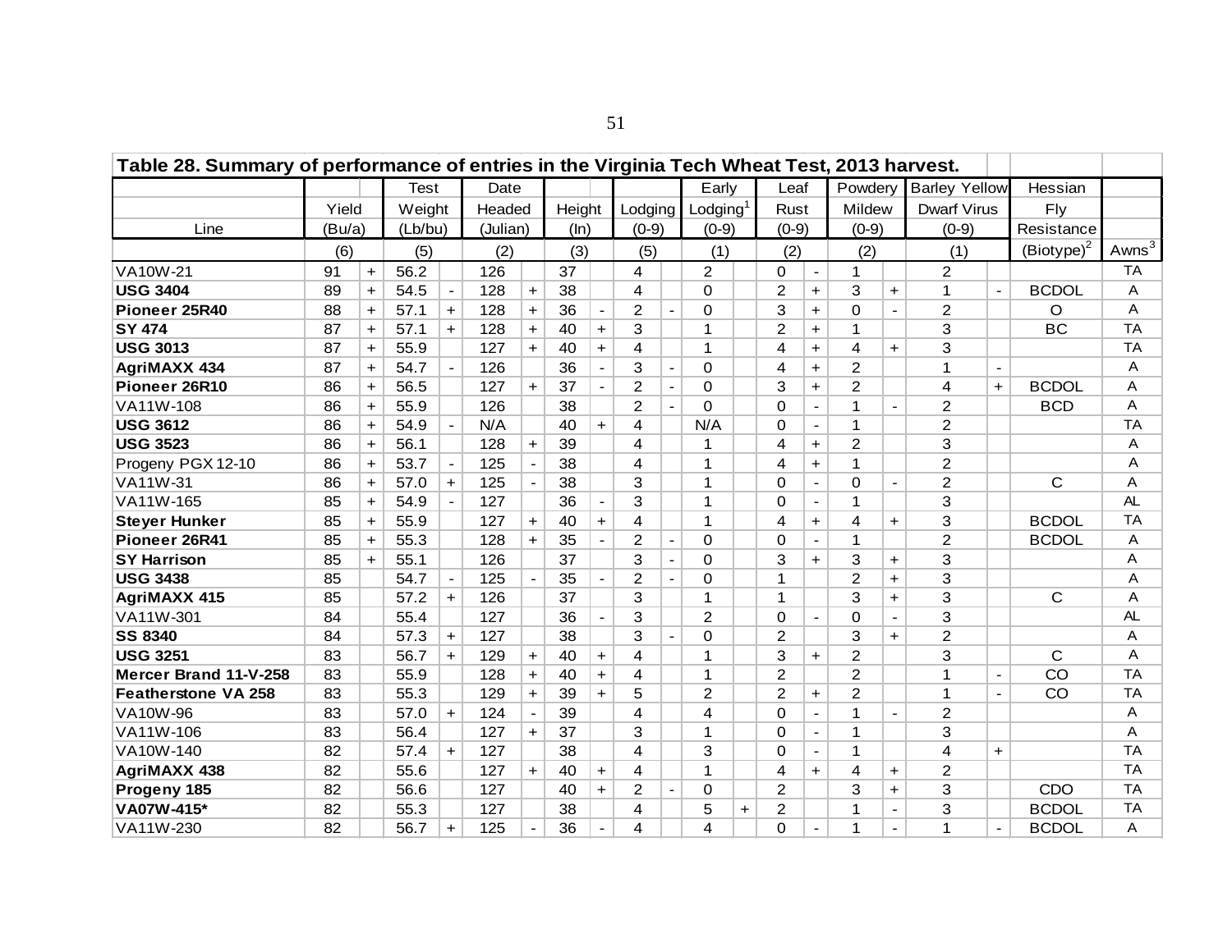**Table 28. Summary of performance of entries in the Virginia Tech Wheat Test, 2013 harvest.**

| Line | Yield (Bu/a) | | Test Weight (Lb/bu) | | Date Headed (Julian) | | Height (In) | | Lodging (0-9) | | Early Lodging[1] (0-9) | | Leaf Rust (0-9) | | Powdery Mildew (0-9) | | Barley Yellow Dwarf Virus (0-9) | | Hessian Fly Resistance | |
|---|---|---|---|---|---|---|---|---|---|---|---|---|---|---|---|---|---|---|---|---|
| | (6) | | (5) | | (2) | | (3) | | (5) | | (1) | | (2) | | (2) | | (1) | | (Biotype)[2] | Awns[3] |
| VA10W-21 | 91 | + | 56.2 | | 126 | | 37 | | 4 | | 2 | | 0 | - | 1 | | 2 | | | TA |
| **USG 3404** | 89 | + | 54.5 | - | 128 | + | 38 | | 4 | | 0 | | 2 | + | 3 | + | 1 | - | BCDOL | A |
| **Pioneer 25R40** | 88 | + | 57.1 | + | 128 | + | 36 | - | 2 | - | 0 | | 3 | + | 0 | - | 2 | | O | A |
| **SY 474** | 87 | + | 57.1 | + | 128 | + | 40 | + | 3 | | 1 | | 2 | + | 1 | | 3 | | BC | TA |
| **USG 3013** | 87 | + | 55.9 | | 127 | + | 40 | + | 4 | | 1 | | 4 | + | 4 | + | 3 | | | TA |
| **AgriMAXX 434** | 87 | + | 54.7 | - | 126 | | 36 | - | 3 | - | 0 | | 4 | + | 2 | | 1 | - | | A |
| **Pioneer 26R10** | 86 | + | 56.5 | | 127 | + | 37 | - | 2 | - | 0 | | 3 | + | 2 | | 4 | + | BCDOL | A |
| VA11W-108 | 86 | + | 55.9 | | 126 | | 38 | | 2 | - | 0 | | 0 | - | 1 | - | 2 | | BCD | A |
| **USG 3612** | 86 | + | 54.9 | - | N/A | | 40 | + | 4 | | N/A | | 0 | - | 1 | | 2 | | | TA |
| **USG 3523** | 86 | + | 56.1 | | 128 | + | 39 | | 4 | | 1 | | 4 | + | 2 | | 3 | | | A |
| Progeny PGX 12-10 | 86 | + | 53.7 | - | 125 | - | 38 | | 4 | | 1 | | 4 | + | 1 | | 2 | | | A |
| VA11W-31 | 86 | + | 57.0 | + | 125 | - | 38 | | 3 | | 1 | | 0 | - | 0 | - | 2 | | C | A |
| VA11W-165 | 85 | + | 54.9 | - | 127 | | 36 | - | 3 | | 1 | | 0 | - | 1 | | 3 | | | AL |
| **Steyer Hunker** | 85 | + | 55.9 | | 127 | + | 40 | + | 4 | | 1 | | 4 | + | 4 | + | 3 | | BCDOL | TA |
| **Pioneer 26R41** | 85 | + | 55.3 | | 128 | + | 35 | - | 2 | - | 0 | | 0 | - | 1 | | 2 | | BCDOL | A |
| **SY Harrison** | 85 | + | 55.1 | | 126 | | 37 | | 3 | - | 0 | | 3 | + | 3 | + | 3 | | | A |
| **USG 3438** | 85 | | 54.7 | - | 125 | - | 35 | - | 2 | - | 0 | | 1 | | 2 | + | 3 | | | A |
| **AgriMAXX 415** | 85 | | 57.2 | + | 126 | | 37 | | 3 | | 1 | | 1 | | 3 | + | 3 | | C | A |
| VA11W-301 | 84 | | 55.4 | | 127 | | 36 | - | 3 | | 2 | | 0 | - | 0 | - | 3 | | | AL |
| **SS 8340** | 84 | | 57.3 | + | 127 | | 38 | | 3 | - | 0 | | 2 | | 3 | + | 2 | | | A |
| **USG 3251** | 83 | | 56.7 | + | 129 | + | 40 | + | 4 | | 1 | | 3 | + | 2 | | 3 | | C | A |
| **Mercer Brand 11-V-258** | 83 | | 55.9 | | 128 | + | 40 | + | 4 | | 1 | | 2 | | 2 | | 1 | - | CO | TA |
| **Featherstone VA 258** | 83 | | 55.3 | | 129 | + | 39 | + | 5 | | 2 | | 2 | + | 2 | | 1 | - | CO | TA |
| VA10W-96 | 83 | | 57.0 | + | 124 | - | 39 | | 4 | | 4 | | 0 | - | 1 | - | 2 | | | A |
| VA11W-106 | 83 | | 56.4 | | 127 | + | 37 | | 3 | | 1 | | 0 | - | 1 | | 3 | | | A |
| VA10W-140 | 82 | | 57.4 | + | 127 | | 38 | | 4 | | 3 | | 0 | - | 1 | | 4 | + | | TA |
| **AgriMAXX 438** | 82 | | 55.6 | | 127 | + | 40 | + | 4 | | 1 | | 4 | + | 4 | + | 2 | | | TA |
| **Progeny 185** | 82 | | 56.6 | | 127 | | 40 | + | 2 | - | 0 | | 2 | | 3 | + | 3 | | CDO | TA |
| **VA07W-415*** | 82 | | 55.3 | | 127 | | 38 | | 4 | | 5 | + | 2 | | 1 | - | 3 | | BCDOL | TA |
| VA11W-230 | 82 | | 56.7 | + | 125 | - | 36 | - | 4 | | 4 | | 0 | - | 1 | - | 1 | - | BCDOL | A |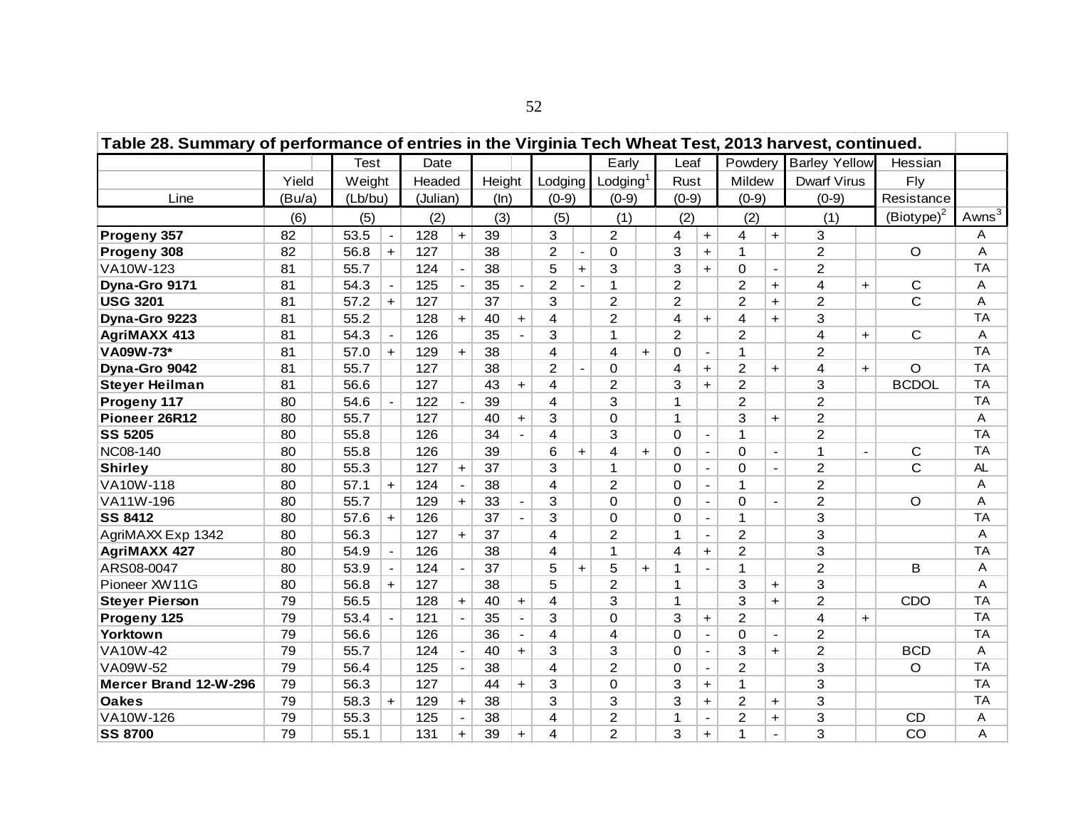**Table 28. Summary of performance of entries in the Virginia Tech Wheat Test, 2013 harvest, continued.**

| Line | Yield (Bu/a) | | Test Weight (Lb/bu) | | Date Headed (Julian) | | Height (In) | | Lodging (0-9) | | Early Lodging[1] (0-9) | | Leaf Rust (0-9) | | Powdery Mildew (0-9) | | Barley Yellow Dwarf Virus (0-9) | | Hessian Fly Resistance | |
|---|---|---|---|---|---|---|---|---|---|---|---|---|---|---|---|---|---|---|---|---|
| | (6) | | (5) | | (2) | | (3) | | (5) | | (1) | | (2) | | (2) | | (1) | | (Biotype)[2] | Awns[3] |
| **Progeny 357** | 82 | | 53.5 | - | 128 | + | 39 | | 3 | | 2 | | 4 | + | 4 | + | 3 | | | A |
| **Progeny 308** | 82 | | 56.8 | + | 127 | | 38 | | 2 | - | 0 | | 3 | + | 1 | | 2 | | O | A |
| VA10W-123 | 81 | | 55.7 | | 124 | - | 38 | | 5 | + | 3 | | 3 | + | 0 | - | 2 | | | TA |
| **Dyna-Gro 9171** | 81 | | 54.3 | - | 125 | - | 35 | - | 2 | - | 1 | | 2 | | 2 | + | 4 | + | C | A |
| **USG 3201** | 81 | | 57.2 | + | 127 | | 37 | | 3 | | 2 | | 2 | | 2 | + | 2 | | C | A |
| **Dyna-Gro 9223** | 81 | | 55.2 | | 128 | + | 40 | + | 4 | | 2 | | 4 | + | 4 | + | 3 | | | TA |
| **AgriMAXX 413** | 81 | | 54.3 | - | 126 | | 35 | - | 3 | | 1 | | 2 | | 2 | | 4 | + | C | A |
| **VA09W-73*** | 81 | | 57.0 | + | 129 | + | 38 | | 4 | | 4 | + | 0 | - | 1 | | 2 | | | TA |
| **Dyna-Gro 9042** | 81 | | 55.7 | | 127 | | 38 | | 2 | - | 0 | | 4 | + | 2 | + | 4 | + | O | TA |
| **Steyer Heilman** | 81 | | 56.6 | | 127 | | 43 | + | 4 | | 2 | | 3 | + | 2 | | 3 | | BCDOL | TA |
| **Progeny 117** | 80 | | 54.6 | - | 122 | - | 39 | | 4 | | 3 | | 1 | | 2 | | 2 | | | TA |
| **Pioneer 26R12** | 80 | | 55.7 | | 127 | | 40 | + | 3 | | 0 | | 1 | | 3 | + | 2 | | | A |
| **SS 5205** | 80 | | 55.8 | | 126 | | 34 | - | 4 | | 3 | | 0 | - | 1 | | 2 | | | TA |
| NC08-140 | 80 | | 55.8 | | 126 | | 39 | | 6 | + | 4 | + | 0 | - | 0 | - | 1 | - | C | TA |
| **Shirley** | 80 | | 55.3 | | 127 | + | 37 | | 3 | | 1 | | 0 | - | 0 | - | 2 | | C | AL |
| VA10W-118 | 80 | | 57.1 | + | 124 | - | 38 | | 4 | | 2 | | 0 | - | 1 | | 2 | | | A |
| VA11W-196 | 80 | | 55.7 | | 129 | + | 33 | - | 3 | | 0 | | 0 | - | 0 | - | 2 | | O | A |
| **SS 8412** | 80 | | 57.6 | + | 126 | | 37 | - | 3 | | 0 | | 0 | - | 1 | | 3 | | | TA |
| AgriMAXX Exp 1342 | 80 | | 56.3 | | 127 | + | 37 | | 4 | | 2 | | 1 | - | 2 | | 3 | | | A |
| **AgriMAXX 427** | 80 | | 54.9 | - | 126 | | 38 | | 4 | | 1 | | 4 | + | 2 | | 3 | | | TA |
| ARS08-0047 | 80 | | 53.9 | - | 124 | - | 37 | | 5 | + | 5 | + | 1 | - | 1 | | 2 | | B | A |
| Pioneer XW11G | 80 | | 56.8 | + | 127 | | 38 | | 5 | | 2 | | 1 | | 3 | + | 3 | | | A |
| **Steyer Pierson** | 79 | | 56.5 | | 128 | + | 40 | + | 4 | | 3 | | 1 | | 3 | + | 2 | | CDO | TA |
| **Progeny 125** | 79 | | 53.4 | - | 121 | - | 35 | - | 3 | | 0 | | 3 | + | 2 | | 4 | + | | TA |
| **Yorktown** | 79 | | 56.6 | | 126 | | 36 | - | 4 | | 4 | | 0 | - | 0 | - | 2 | | | TA |
| VA10W-42 | 79 | | 55.7 | | 124 | - | 40 | + | 3 | | 3 | | 0 | - | 3 | + | 2 | | BCD | A |
| VA09W-52 | 79 | | 56.4 | | 125 | - | 38 | | 4 | | 2 | | 0 | - | 2 | | 3 | | O | TA |
| **Mercer Brand 12-W-296** | 79 | | 56.3 | | 127 | | 44 | + | 3 | | 0 | | 3 | + | 1 | | 3 | | | TA |
| **Oakes** | 79 | | 58.3 | + | 129 | + | 38 | | 3 | | 3 | | 3 | + | 2 | + | 3 | | | TA |
| VA10W-126 | 79 | | 55.3 | | 125 | - | 38 | | 4 | | 2 | | 1 | - | 2 | + | 3 | | CD | A |
| **SS 8700** | 79 | | 55.1 | | 131 | + | 39 | + | 4 | | 2 | | 3 | + | 1 | - | 3 | | CO | A |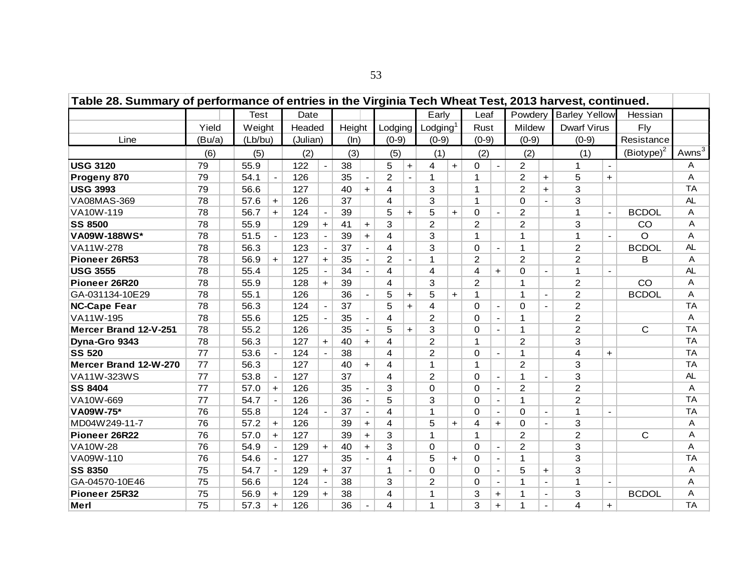| Table 28. Summary of performance of entries in the Virginia Tech Wheat Test, 2013 harvest, continued. | | | | | | | | | | | | | | | | | | | | | |
|---|---|---|---|---|---|---|---|---|---|---|---|---|---|---|---|---|---|---|---|---|---|
| | | | Test | | Date | | | | | | Early | | Leaf | | Powdery | | Barley Yellow | | Hessian | |
| | Yield | | Weight | | Headed | | Height | | Lodging | | Lodging[1] | | Rust | | Mildew | | Dwarf Virus | | Fly | |
| Line | (Bu/a) | | (Lb/bu) | | (Julian) | | (In) | | (0-9) | | (0-9) | | (0-9) | | (0-9) | | (0-9) | | Resistance | |
| | (6) | | (5) | | (2) | | (3) | | (5) | | (1) | | (2) | | (2) | | (1) | | (Biotype)[2] | Awns[3] |
| **USG 3120** | 79 | | 55.9 | | 122 | - | 38 | | 5 | + | 4 | + | 0 | - | 2 | | 1 | - | | A |
| **Progeny 870** | 79 | | 54.1 | - | 126 | | 35 | - | 2 | - | 1 | | 1 | | 2 | + | 5 | + | | A |
| **USG 3993** | 79 | | 56.6 | | 127 | | 40 | + | 4 | | 3 | | 1 | | 2 | + | 3 | | | TA |
| VA08MAS-369 | 78 | | 57.6 | + | 126 | | 37 | | 4 | | 3 | | 1 | | 0 | - | 3 | | | AL |
| VA10W-119 | 78 | | 56.7 | + | 124 | - | 39 | | 5 | + | 5 | + | 0 | - | 2 | | 1 | - | BCDOL | A |
| **SS 8500** | 78 | | 55.9 | | 129 | + | 41 | + | 3 | | 2 | | 2 | | 2 | | 3 | | CO | A |
| **VA09W-188WS*** | 78 | | 51.5 | - | 123 | - | 39 | + | 4 | | 3 | | 1 | | 1 | | 1 | - | O | A |
| VA11W-278 | 78 | | 56.3 | | 123 | - | 37 | - | 4 | | 3 | | 0 | - | 1 | | 2 | | BCDOL | AL |
| **Pioneer 26R53** | 78 | | 56.9 | + | 127 | + | 35 | - | 2 | - | 1 | | 2 | | 2 | | 2 | | B | A |
| **USG 3555** | 78 | | 55.4 | | 125 | - | 34 | - | 4 | | 4 | | 4 | + | 0 | - | 1 | - | | AL |
| **Pioneer 26R20** | 78 | | 55.9 | | 128 | + | 39 | | 4 | | 3 | | 2 | | 1 | | 2 | | CO | A |
| GA-031134-10E29 | 78 | | 55.1 | | 126 | | 36 | - | 5 | + | 5 | + | 1 | | 1 | - | 2 | | BCDOL | A |
| **NC-Cape Fear** | 78 | | 56.3 | | 124 | - | 37 | | 5 | + | 4 | | 0 | - | 0 | - | 2 | | | TA |
| VA11W-195 | 78 | | 55.6 | | 125 | - | 35 | - | 4 | | 2 | | 0 | - | 1 | | 2 | | | A |
| **Mercer Brand 12-V-251** | 78 | | 55.2 | | 126 | | 35 | - | 5 | + | 3 | | 0 | - | 1 | | 2 | | C | TA |
| **Dyna-Gro 9343** | 78 | | 56.3 | | 127 | + | 40 | + | 4 | | 2 | | 1 | | 2 | | 3 | | | TA |
| **SS 520** | 77 | | 53.6 | - | 124 | - | 38 | | 4 | | 2 | | 0 | - | 1 | | 4 | + | | TA |
| **Mercer Brand 12-W-270** | 77 | | 56.3 | | 127 | | 40 | + | 4 | | 1 | | 1 | | 2 | | 3 | | | TA |
| VA11W-323WS | 77 | | 53.8 | - | 127 | | 37 | | 4 | | 2 | | 0 | - | 1 | - | 3 | | | AL |
| **SS 8404** | 77 | | 57.0 | + | 126 | | 35 | - | 3 | | 0 | | 0 | - | 2 | | 2 | | | A |
| VA10W-669 | 77 | | 54.7 | - | 126 | | 36 | - | 5 | | 3 | | 0 | - | 1 | | 2 | | | TA |
| **VA09W-75*** | 76 | | 55.8 | | 124 | - | 37 | - | 4 | | 1 | | 0 | - | 0 | - | 1 | - | | TA |
| MD04W249-11-7 | 76 | | 57.2 | + | 126 | | 39 | + | 4 | | 5 | + | 4 | + | 0 | - | 3 | | | A |
| **Pioneer 26R22** | 76 | | 57.0 | + | 127 | | 39 | + | 3 | | 1 | | 1 | | 2 | | 2 | | C | A |
| VA10W-28 | 76 | | 54.9 | - | 129 | + | 40 | + | 3 | | 0 | | 0 | - | 2 | | 3 | | | A |
| VA09W-110 | 76 | | 54.6 | - | 127 | | 35 | - | 4 | | 5 | + | 0 | - | 1 | | 3 | | | TA |
| **SS 8350** | 75 | | 54.7 | - | 129 | + | 37 | | 1 | - | 0 | | 0 | - | 5 | + | 3 | | | A |
| GA-04570-10E46 | 75 | | 56.6 | | 124 | - | 38 | | 3 | | 2 | | 0 | - | 1 | - | 1 | - | | A |
| **Pioneer 25R32** | 75 | | 56.9 | + | 129 | + | 38 | | 4 | | 1 | | 3 | + | 1 | - | 3 | | BCDOL | A |
| **Merl** | 75 | | 57.3 | + | 126 | | 36 | - | 4 | | 1 | | 3 | + | 1 | - | 4 | + | | TA |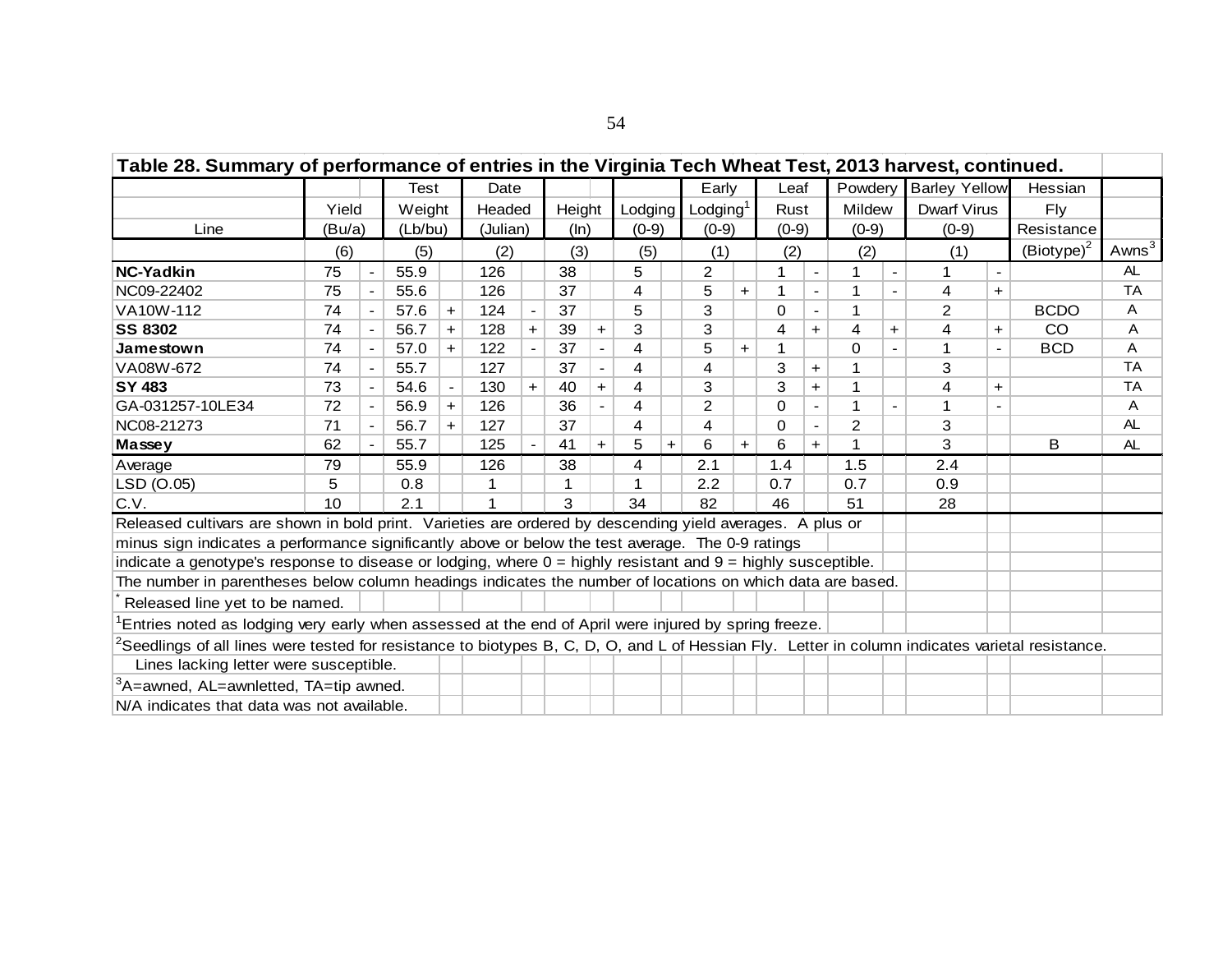**Table 28. Summary of performance of entries in the Virginia Tech Wheat Test, 2013 harvest, continued.**

| Line | Yield (Bu/a) (6) | | Test Weight (Lb/bu) (5) | | Date Headed (Julian) (2) | | Height (In) (3) | | Lodging (0-9) (5) | | Early Lodging[1] (0-9) (1) | | Leaf Rust (0-9) (2) | | Powdery Mildew (0-9) (2) | | Barley Yellow Dwarf Virus (0-9) (1) | | Hessian Fly Resistance (Biotype)[2] | Awns[3] |
|---|---|---|---|---|---|---|---|---|---|---|---|---|---|---|---|---|---|---|---|---|
| **NC-Yadkin** | 75 | - | 55.9 | | 126 | | 38 | | 5 | | 2 | | 1 | - | 1 | - | 1 | - | | AL |
| NC09-22402 | 75 | - | 55.6 | | 126 | | 37 | | 4 | | 5 | + | 1 | - | 1 | - | 4 | + | | TA |
| VA10W-112 | 74 | - | 57.6 | + | 124 | - | 37 | | 5 | | 3 | | 0 | - | 1 | | 2 | | BCDO | A |
| **SS 8302** | 74 | - | 56.7 | + | 128 | + | 39 | + | 3 | | 3 | | 4 | + | 4 | + | 4 | + | CO | A |
| **Jamestown** | 74 | - | 57.0 | + | 122 | - | 37 | - | 4 | | 5 | + | 1 | | 0 | - | 1 | - | BCD | A |
| VA08W-672 | 74 | - | 55.7 | | 127 | | 37 | - | 4 | | 4 | | 3 | + | 1 | | 3 | | | TA |
| **SY 483** | 73 | - | 54.6 | - | 130 | + | 40 | + | 4 | | 3 | | 3 | + | 1 | | 4 | + | | TA |
| GA-031257-10LE34 | 72 | - | 56.9 | + | 126 | | 36 | - | 4 | | 2 | | 0 | - | 1 | - | 1 | - | | A |
| NC08-21273 | 71 | - | 56.7 | + | 127 | | 37 | | 4 | | 4 | | 0 | - | 2 | | 3 | | | AL |
| **Massey** | 62 | - | 55.7 | | 125 | - | 41 | + | 5 | + | 6 | + | 6 | + | 1 | | 3 | | B | AL |
| Average | 79 | | 55.9 | | 126 | | 38 | | 4 | | 2.1 | | 1.4 | | 1.5 | | 2.4 | | | |
| LSD (O.05) | 5 | | 0.8 | | 1 | | 1 | | 1 | | 2.2 | | 0.7 | | 0.7 | | 0.9 | | | |
| C.V. | 10 | | 2.1 | | 1 | | 3 | | 34 | | 82 | | 46 | | 51 | | 28 | | | |

Released cultivars are shown in bold print. Varieties are ordered by descending yield averages. A plus or minus sign indicates a performance significantly above or below the test average. The 0-9 ratings indicate a genotype's response to disease or lodging, where 0 = highly resistant and 9 = highly susceptible.

The number in parentheses below column headings indicates the number of locations on which data are based.

\* Released line yet to be named.

[1]Entries noted as lodging very early when assessed at the end of April were injured by spring freeze.

[2]Seedlings of all lines were tested for resistance to biotypes B, C, D, O, and L of Hessian Fly. Letter in column indicates varietal resistance. Lines lacking letter were susceptible.

[3]A=awned, AL=awnletted, TA=tip awned.

N/A indicates that data was not available.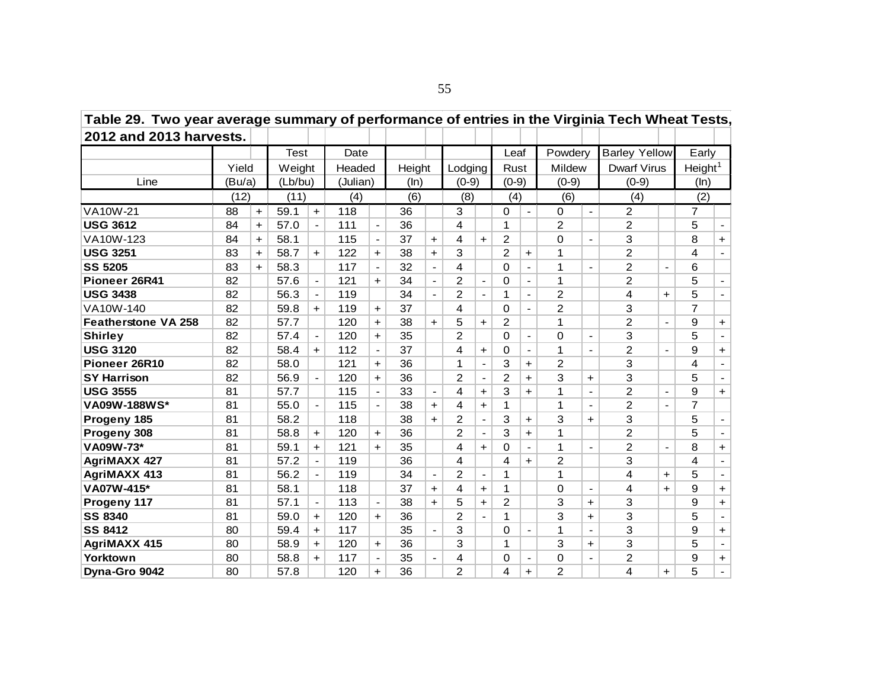**Table 29. Two year average summary of performance of entries in the Virginia Tech Wheat Tests, 2012 and 2013 harvests.**

| Line | Yield (Bu/a) | | Test Weight (Lb/bu) | | Date Headed (Julian) | | Height (In) | | Lodging (0-9) | | Leaf Rust (0-9) | | Powdery Mildew (0-9) | | Barley Yellow Dwarf Virus (0-9) | | Early Height[1] (In) | |
|---|---|---|---|---|---|---|---|---|---|---|---|---|---|---|---|---|---|---|
| | (12) | | (11) | | (4) | | (6) | | (8) | | (4) | | (6) | | (4) | | (2) | |
| VA10W-21 | 88 | + | 59.1 | + | 118 | | 36 | | 3 | | 0 | - | 0 | - | 2 | | 7 | |
| **USG 3612** | 84 | + | 57.0 | - | 111 | - | 36 | | 4 | | 1 | | 2 | | 2 | | 5 | - |
| VA10W-123 | 84 | + | 58.1 | | 115 | - | 37 | + | 4 | + | 2 | | 0 | - | 3 | | 8 | + |
| **USG 3251** | 83 | + | 58.7 | + | 122 | + | 38 | + | 3 | | 2 | + | 1 | | 2 | | 4 | - |
| **SS 5205** | 83 | + | 58.3 | | 117 | - | 32 | - | 4 | | 0 | - | 1 | - | 2 | - | 6 | |
| **Pioneer 26R41** | 82 | | 57.6 | - | 121 | + | 34 | - | 2 | - | 0 | - | 1 | | 2 | | 5 | - |
| **USG 3438** | 82 | | 56.3 | - | 119 | | 34 | - | 2 | - | 1 | - | 2 | | 4 | + | 5 | - |
| VA10W-140 | 82 | | 59.8 | + | 119 | + | 37 | | 4 | | 0 | - | 2 | | 3 | | 7 | |
| **Featherstone VA 258** | 82 | | 57.7 | | 120 | + | 38 | + | 5 | + | 2 | | 1 | | 2 | - | 9 | + |
| **Shirley** | 82 | | 57.4 | - | 120 | + | 35 | | 2 | | 0 | - | 0 | - | 3 | | 5 | - |
| **USG 3120** | 82 | | 58.4 | + | 112 | - | 37 | | 4 | + | 0 | - | 1 | - | 2 | - | 9 | + |
| **Pioneer 26R10** | 82 | | 58.0 | | 121 | + | 36 | | 1 | - | 3 | + | 2 | | 3 | | 4 | - |
| **SY Harrison** | 82 | | 56.9 | - | 120 | + | 36 | | 2 | - | 2 | + | 3 | + | 3 | | 5 | - |
| **USG 3555** | 81 | | 57.7 | | 115 | - | 33 | - | 4 | + | 3 | + | 1 | - | 2 | - | 9 | + |
| **VA09W-188WS*** | 81 | | 55.0 | - | 115 | - | 38 | + | 4 | + | 1 | | 1 | - | 2 | - | 7 | |
| **Progeny 185** | 81 | | 58.2 | | 118 | | 38 | + | 2 | - | 3 | + | 3 | + | 3 | | 5 | - |
| **Progeny 308** | 81 | | 58.8 | + | 120 | + | 36 | | 2 | - | 3 | + | 1 | | 2 | | 5 | - |
| **VA09W-73*** | 81 | | 59.1 | + | 121 | + | 35 | | 4 | + | 0 | - | 1 | - | 2 | - | 8 | + |
| **AgriMAXX 427** | 81 | | 57.2 | - | 119 | | 36 | | 4 | | 4 | + | 2 | | 3 | | 4 | - |
| **AgriMAXX 413** | 81 | | 56.2 | - | 119 | | 34 | - | 2 | - | 1 | | 1 | | 4 | + | 5 | - |
| **VA07W-415*** | 81 | | 58.1 | | 118 | | 37 | + | 4 | + | 1 | | 0 | - | 4 | + | 9 | + |
| **Progeny 117** | 81 | | 57.1 | - | 113 | - | 38 | + | 5 | + | 2 | | 3 | + | 3 | | 9 | + |
| **SS 8340** | 81 | | 59.0 | + | 120 | + | 36 | | 2 | - | 1 | | 3 | + | 3 | | 5 | - |
| **SS 8412** | 80 | | 59.4 | + | 117 | | 35 | - | 3 | | 0 | - | 1 | - | 3 | | 9 | + |
| **AgriMAXX 415** | 80 | | 58.9 | + | 120 | + | 36 | | 3 | | 1 | | 3 | + | 3 | | 5 | - |
| **Yorktown** | 80 | | 58.8 | + | 117 | - | 35 | - | 4 | | 0 | - | 0 | - | 2 | | 9 | + |
| **Dyna-Gro 9042** | 80 | | 57.8 | | 120 | + | 36 | | 2 | | 4 | + | 2 | | 4 | + | 5 | - |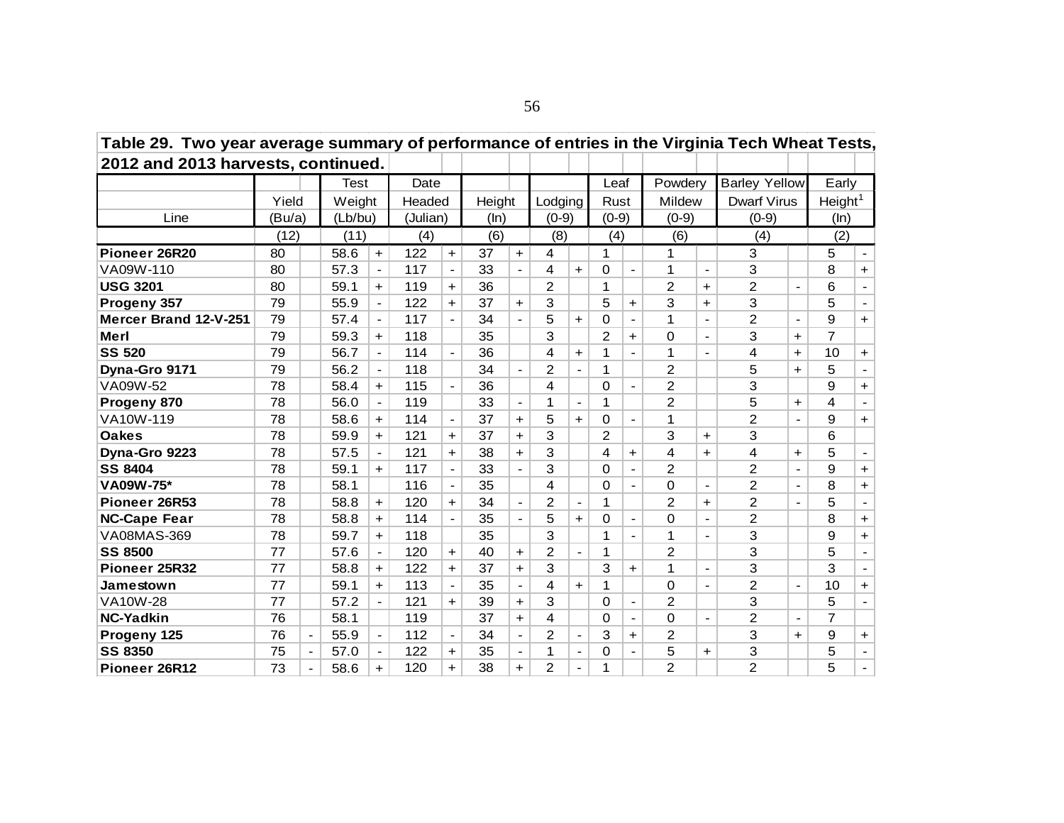**Table 29. Two year average summary of performance of entries in the Virginia Tech Wheat Tests, 2012 and 2013 harvests, continued.**

| Line | Yield (Bu/a) | | Test Weight (Lb/bu) | | Date Headed (Julian) | | Height (In) | | Lodging (0-9) | | Leaf Rust (0-9) | | Powdery Mildew (0-9) | | Barley Yellow Dwarf Virus (0-9) | | Early Height[1] (In) | |
|---|---|---|---|---|---|---|---|---|---|---|---|---|---|---|---|---|---|---|
| | (12) | | (11) | | (4) | | (6) | | (8) | | (4) | | (6) | | (4) | | (2) | |
| **Pioneer 26R20** | 80 | | 58.6 | + | 122 | + | 37 | + | 4 | | 1 | | 1 | | 3 | | 5 | - |
| VA09W-110 | 80 | | 57.3 | - | 117 | - | 33 | - | 4 | + | 0 | - | 1 | - | 3 | | 8 | + |
| **USG 3201** | 80 | | 59.1 | + | 119 | + | 36 | | 2 | | 1 | | 2 | + | 2 | - | 6 | - |
| **Progeny 357** | 79 | | 55.9 | - | 122 | + | 37 | + | 3 | | 5 | + | 3 | + | 3 | | 5 | - |
| **Mercer Brand 12-V-251** | 79 | | 57.4 | - | 117 | - | 34 | - | 5 | + | 0 | - | 1 | - | 2 | - | 9 | + |
| **Merl** | 79 | | 59.3 | + | 118 | | 35 | | 3 | | 2 | + | 0 | - | 3 | + | 7 | |
| **SS 520** | 79 | | 56.7 | - | 114 | - | 36 | | 4 | + | 1 | - | 1 | - | 4 | + | 10 | + |
| **Dyna-Gro 9171** | 79 | | 56.2 | - | 118 | | 34 | - | 2 | - | 1 | | 2 | | 5 | + | 5 | - |
| VA09W-52 | 78 | | 58.4 | + | 115 | - | 36 | | 4 | | 0 | - | 2 | | 3 | | 9 | + |
| **Progeny 870** | 78 | | 56.0 | - | 119 | | 33 | - | 1 | - | 1 | | 2 | | 5 | + | 4 | - |
| VA10W-119 | 78 | | 58.6 | + | 114 | - | 37 | + | 5 | + | 0 | - | 1 | | 2 | - | 9 | + |
| **Oakes** | 78 | | 59.9 | + | 121 | + | 37 | + | 3 | | 2 | | 3 | + | 3 | | 6 | |
| **Dyna-Gro 9223** | 78 | | 57.5 | - | 121 | + | 38 | + | 3 | | 4 | + | 4 | + | 4 | + | 5 | - |
| **SS 8404** | 78 | | 59.1 | + | 117 | - | 33 | - | 3 | | 0 | - | 2 | | 2 | - | 9 | + |
| **VA09W-75*** | 78 | | 58.1 | | 116 | - | 35 | | 4 | | 0 | - | 0 | - | 2 | - | 8 | + |
| **Pioneer 26R53** | 78 | | 58.8 | + | 120 | + | 34 | - | 2 | - | 1 | | 2 | + | 2 | - | 5 | - |
| **NC-Cape Fear** | 78 | | 58.8 | + | 114 | - | 35 | - | 5 | + | 0 | - | 0 | - | 2 | | 8 | + |
| VA08MAS-369 | 78 | | 59.7 | + | 118 | | 35 | | 3 | | 1 | - | 1 | - | 3 | | 9 | + |
| **SS 8500** | 77 | | 57.6 | - | 120 | + | 40 | + | 2 | - | 1 | | 2 | | 3 | | 5 | - |
| **Pioneer 25R32** | 77 | | 58.8 | + | 122 | + | 37 | + | 3 | | 3 | + | 1 | - | 3 | | 3 | - |
| **Jamestown** | 77 | | 59.1 | + | 113 | - | 35 | - | 4 | + | 1 | | 0 | - | 2 | - | 10 | + |
| VA10W-28 | 77 | | 57.2 | - | 121 | + | 39 | + | 3 | | 0 | - | 2 | | 3 | | 5 | - |
| **NC-Yadkin** | 76 | | 58.1 | | 119 | | 37 | + | 4 | | 0 | - | 0 | - | 2 | - | 7 | |
| **Progeny 125** | 76 | - | 55.9 | - | 112 | - | 34 | - | 2 | - | 3 | + | 2 | | 3 | + | 9 | + |
| **SS 8350** | 75 | - | 57.0 | - | 122 | + | 35 | - | 1 | - | 0 | - | 5 | + | 3 | | 5 | - |
| **Pioneer 26R12** | 73 | - | 58.6 | + | 120 | + | 38 | + | 2 | - | 1 | | 2 | | 2 | | 5 | - |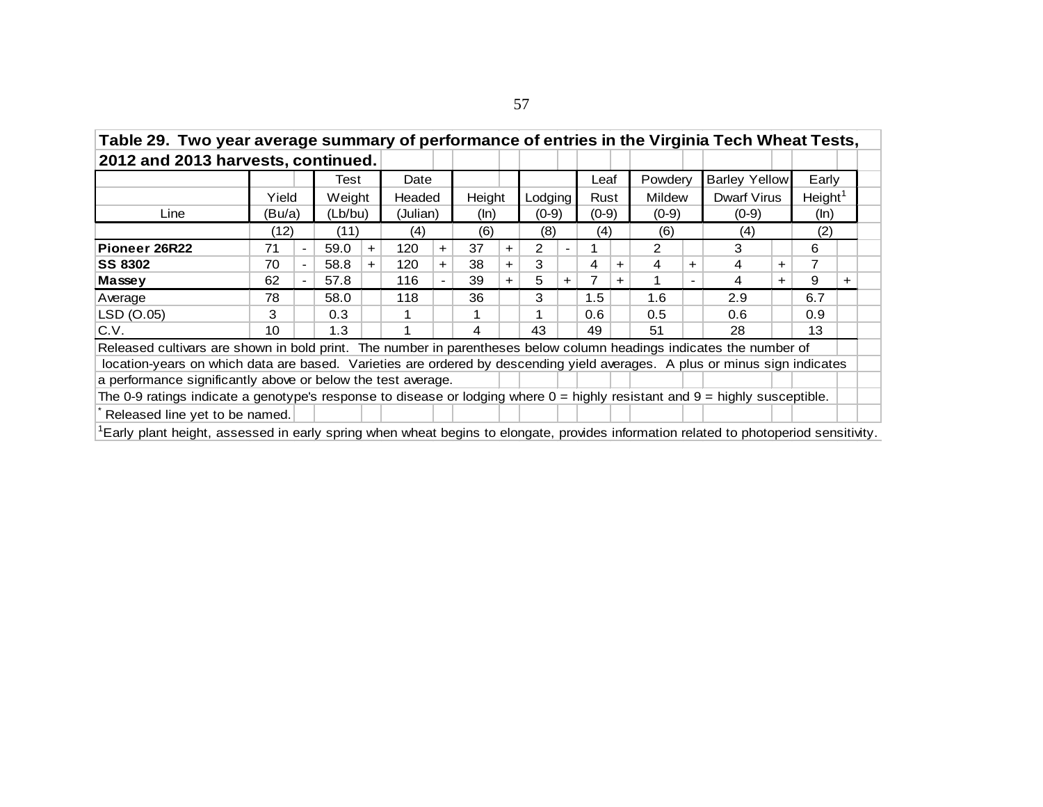**Table 29. Two year average summary of performance of entries in the Virginia Tech Wheat Tests, 2012 and 2013 harvests, continued.**

| Line | Yield (Bu/a) | | Test Weight (Lb/bu) | | Date Headed (Julian) | | Height (In) | | Lodging (0-9) | | Leaf Rust (0-9) | | Powdery Mildew (0-9) | | Barley Yellow Dwarf Virus (0-9) | | Early Height[1] (In) | |
|---|---|---|---|---|---|---|---|---|---|---|---|---|---|---|---|---|---|---|
| | (12) | | (11) | | (4) | | (6) | | (8) | | (4) | | (6) | | (4) | | (2) | |
| **Pioneer 26R22** | 71 | - | 59.0 | + | 120 | + | 37 | + | 2 | - | 1 | | 2 | | 3 | | 6 | |
| **SS 8302** | 70 | - | 58.8 | + | 120 | + | 38 | + | 3 | | 4 | + | 4 | + | 4 | + | 7 | |
| **Massey** | 62 | - | 57.8 | | 116 | - | 39 | + | 5 | + | 7 | + | 1 | - | 4 | + | 9 | + |
| Average | 78 | | 58.0 | | 118 | | 36 | | 3 | | 1.5 | | 1.6 | | 2.9 | | 6.7 | |
| LSD (O.05) | 3 | | 0.3 | | 1 | | 1 | | 1 | | 0.6 | | 0.5 | | 0.6 | | 0.9 | |
| C.V. | 10 | | 1.3 | | 1 | | 4 | | 43 | | 49 | | 51 | | 28 | | 13 | |

Released cultivars are shown in bold print. The number in parentheses below column headings indicates the number of location-years on which data are based. Varieties are ordered by descending yield averages. A plus or minus sign indicates a performance significantly above or below the test average.

The 0-9 ratings indicate a genotype's response to disease or lodging where 0 = highly resistant and 9 = highly susceptible.

\* Released line yet to be named.

[1]Early plant height, assessed in early spring when wheat begins to elongate, provides information related to photoperiod sensitivity.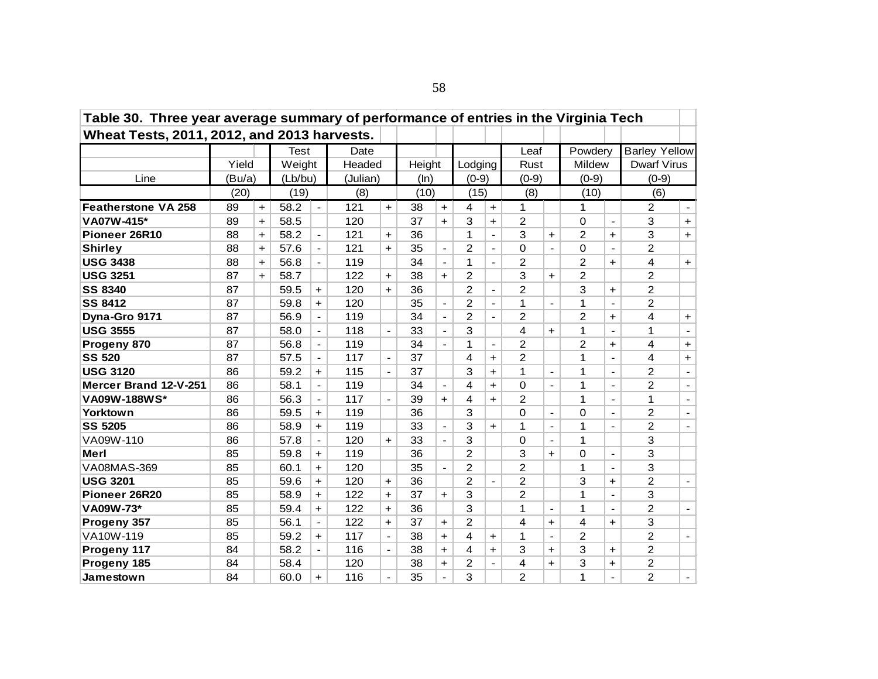**Table 30. Three year average summary of performance of entries in the Virginia Tech Wheat Tests, 2011, 2012, and 2013 harvests.**

| Line | Yield (Bu/a) | | Test Weight (Lb/bu) | | Date Headed (Julian) | | Height (In) | | Lodging (0-9) | | Leaf Rust (0-9) | | Powdery Mildew (0-9) | | Barley Yellow Dwarf Virus (0-9) | |
|---|---|---|---|---|---|---|---|---|---|---|---|---|---|---|---|---|
| | (20) | | (19) | | (8) | | (10) | | (15) | | (8) | | (10) | | (6) | |
| **Featherstone VA 258** | 89 | + | 58.2 | - | 121 | + | 38 | + | 4 | + | 1 | | 1 | | 2 | - |
| **VA07W-415*** | 89 | + | 58.5 | | 120 | | 37 | + | 3 | + | 2 | | 0 | - | 3 | + |
| **Pioneer 26R10** | 88 | + | 58.2 | - | 121 | + | 36 | | 1 | - | 3 | + | 2 | + | 3 | + |
| **Shirley** | 88 | + | 57.6 | - | 121 | + | 35 | - | 2 | - | 0 | - | 0 | - | 2 | |
| **USG 3438** | 88 | + | 56.8 | - | 119 | | 34 | - | 1 | - | 2 | | 2 | + | 4 | + |
| **USG 3251** | 87 | + | 58.7 | | 122 | + | 38 | + | 2 | | 3 | + | 2 | | 2 | |
| **SS 8340** | 87 | | 59.5 | + | 120 | + | 36 | | 2 | - | 2 | | 3 | + | 2 | |
| **SS 8412** | 87 | | 59.8 | + | 120 | | 35 | - | 2 | - | 1 | - | 1 | - | 2 | |
| **Dyna-Gro 9171** | 87 | | 56.9 | - | 119 | | 34 | - | 2 | - | 2 | | 2 | + | 4 | + |
| **USG 3555** | 87 | | 58.0 | - | 118 | - | 33 | - | 3 | | 4 | + | 1 | - | 1 | - |
| **Progeny 870** | 87 | | 56.8 | - | 119 | | 34 | - | 1 | - | 2 | | 2 | + | 4 | + |
| **SS 520** | 87 | | 57.5 | - | 117 | - | 37 | | 4 | + | 2 | | 1 | - | 4 | + |
| **USG 3120** | 86 | | 59.2 | + | 115 | - | 37 | | 3 | + | 1 | - | 1 | - | 2 | - |
| **Mercer Brand 12-V-251** | 86 | | 58.1 | - | 119 | | 34 | - | 4 | + | 0 | - | 1 | - | 2 | - |
| **VA09W-188WS*** | 86 | | 56.3 | - | 117 | - | 39 | + | 4 | + | 2 | | 1 | - | 1 | - |
| **Yorktown** | 86 | | 59.5 | + | 119 | | 36 | | 3 | | 0 | - | 0 | - | 2 | - |
| **SS 5205** | 86 | | 58.9 | + | 119 | | 33 | - | 3 | + | 1 | - | 1 | - | 2 | - |
| VA09W-110 | 86 | | 57.8 | - | 120 | + | 33 | - | 3 | | 0 | - | 1 | | 3 | |
| **Merl** | 85 | | 59.8 | + | 119 | | 36 | | 2 | | 3 | + | 0 | - | 3 | |
| VA08MAS-369 | 85 | | 60.1 | + | 120 | | 35 | - | 2 | | 2 | | 1 | - | 3 | |
| **USG 3201** | 85 | | 59.6 | + | 120 | + | 36 | | 2 | - | 2 | | 3 | + | 2 | - |
| **Pioneer 26R20** | 85 | | 58.9 | + | 122 | + | 37 | + | 3 | | 2 | | 1 | - | 3 | |
| **VA09W-73*** | 85 | | 59.4 | + | 122 | + | 36 | | 3 | | 1 | - | 1 | - | 2 | - |
| **Progeny 357** | 85 | | 56.1 | - | 122 | + | 37 | + | 2 | | 4 | + | 4 | + | 3 | |
| VA10W-119 | 85 | | 59.2 | + | 117 | - | 38 | + | 4 | + | 1 | - | 2 | | 2 | - |
| **Progeny 117** | 84 | | 58.2 | - | 116 | - | 38 | + | 4 | + | 3 | + | 3 | + | 2 | |
| **Progeny 185** | 84 | | 58.4 | | 120 | | 38 | + | 2 | - | 4 | + | 3 | + | 2 | |
| **Jamestown** | 84 | | 60.0 | + | 116 | - | 35 | - | 3 | | 2 | | 1 | - | 2 | - |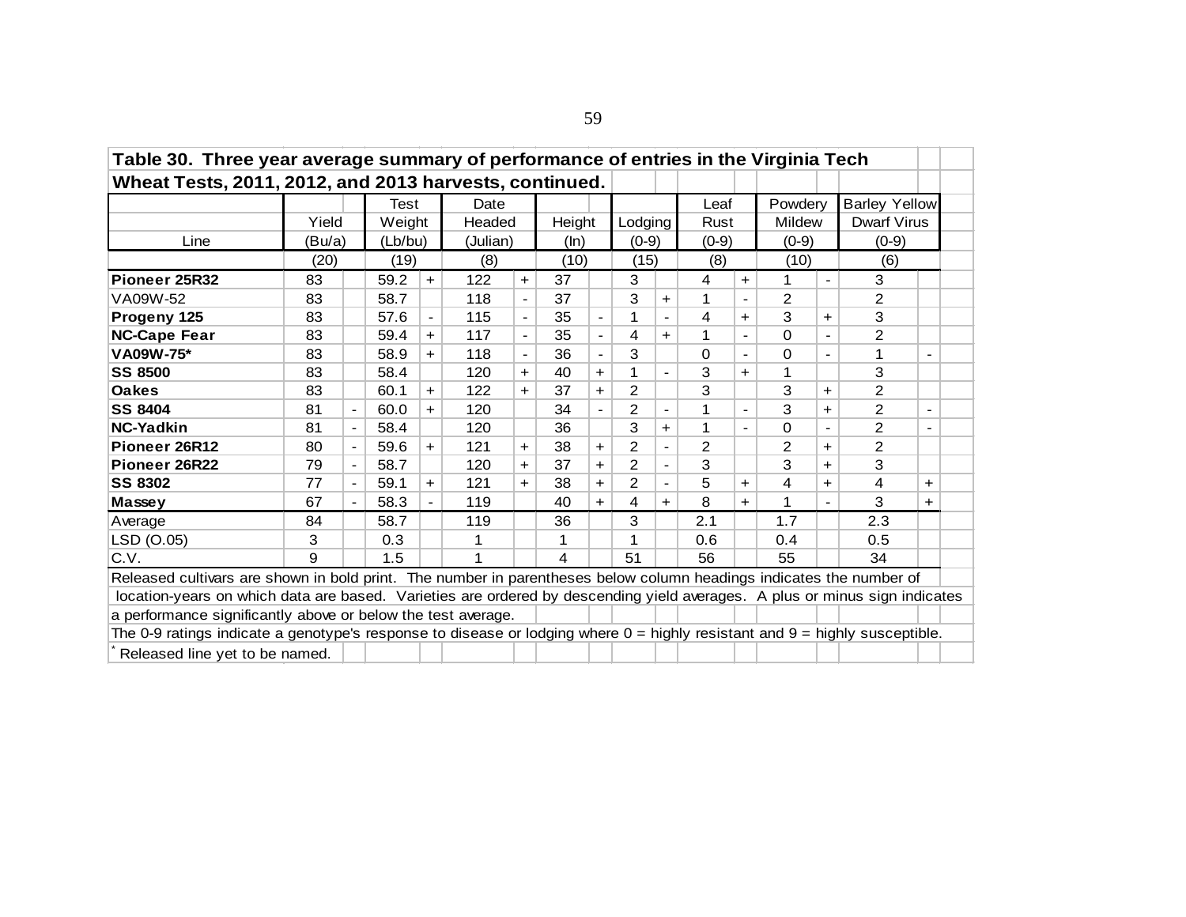**Table 30. Three year average summary of performance of entries in the Virginia Tech Wheat Tests, 2011, 2012, and 2013 harvests, continued.**

| Line | Yield (Bu/a) | | Test Weight (Lb/bu) | | Date Headed (Julian) | | Height (In) | | Lodging (0-9) | | Leaf Rust (0-9) | | Powdery Mildew (0-9) | | Barley Yellow Dwarf Virus (0-9) | |
|---|---|---|---|---|---|---|---|---|---|---|---|---|---|---|---|---|
| | (20) | | (19) | | (8) | | (10) | | (15) | | (8) | | (10) | | (6) | |
| **Pioneer 25R32** | 83 | | 59.2 | + | 122 | + | 37 | | 3 | | 4 | + | 1 | - | 3 | |
| VA09W-52 | 83 | | 58.7 | | 118 | - | 37 | | 3 | + | 1 | - | 2 | | 2 | |
| **Progeny 125** | 83 | | 57.6 | - | 115 | - | 35 | - | 1 | - | 4 | + | 3 | + | 3 | |
| **NC-Cape Fear** | 83 | | 59.4 | + | 117 | - | 35 | - | 4 | + | 1 | - | 0 | - | 2 | |
| **VA09W-75*** | 83 | | 58.9 | + | 118 | - | 36 | - | 3 | | 0 | - | 0 | - | 1 | - |
| **SS 8500** | 83 | | 58.4 | | 120 | + | 40 | + | 1 | - | 3 | + | 1 | | 3 | |
| **Oakes** | 83 | | 60.1 | + | 122 | + | 37 | + | 2 | | 3 | | 3 | + | 2 | |
| **SS 8404** | 81 | - | 60.0 | + | 120 | | 34 | - | 2 | - | 1 | - | 3 | + | 2 | - |
| **NC-Yadkin** | 81 | - | 58.4 | | 120 | | 36 | | 3 | + | 1 | - | 0 | - | 2 | - |
| **Pioneer 26R12** | 80 | - | 59.6 | + | 121 | + | 38 | + | 2 | - | 2 | | 2 | + | 2 | |
| **Pioneer 26R22** | 79 | - | 58.7 | | 120 | + | 37 | + | 2 | - | 3 | | 3 | + | 3 | |
| **SS 8302** | 77 | - | 59.1 | + | 121 | + | 38 | + | 2 | - | 5 | + | 4 | + | 4 | + |
| **Massey** | 67 | - | 58.3 | - | 119 | | 40 | + | 4 | + | 8 | + | 1 | - | 3 | + |
| Average | 84 | | 58.7 | | 119 | | 36 | | 3 | | 2.1 | | 1.7 | | 2.3 | |
| LSD (O.05) | 3 | | 0.3 | | 1 | | 1 | | 1 | | 0.6 | | 0.4 | | 0.5 | |
| C.V. | 9 | | 1.5 | | 1 | | 4 | | 51 | | 56 | | 55 | | 34 | |

Released cultivars are shown in bold print. The number in parentheses below column headings indicates the number of location-years on which data are based. Varieties are ordered by descending yield averages. A plus or minus sign indicates a performance significantly above or below the test average.

The 0-9 ratings indicate a genotype's response to disease or lodging where 0 = highly resistant and 9 = highly susceptible.

* Released line yet to be named.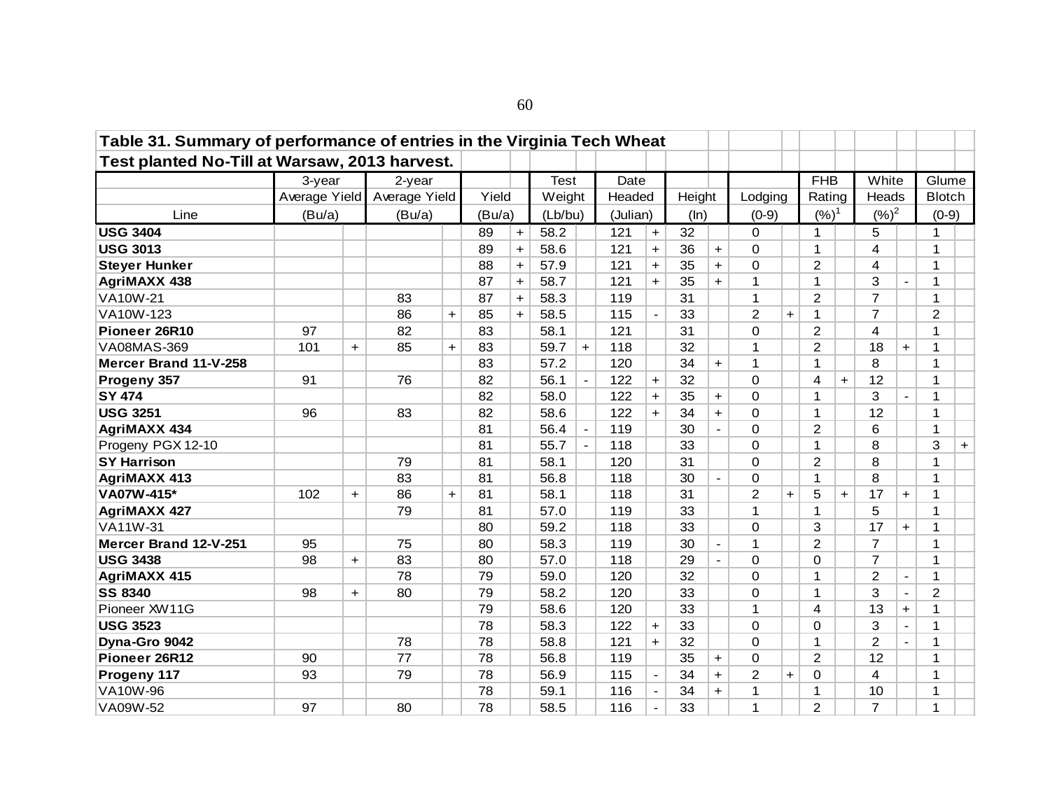**Table 31. Summary of performance of entries in the Virginia Tech Wheat Test planted No-Till at Warsaw, 2013 harvest.**

| Line | 3-year Average Yield (Bu/a) | | 2-year Average Yield (Bu/a) | | Yield (Bu/a) | | Test Weight (Lb/bu) | | Date Headed (Julian) | | Height (In) | | Lodging (0-9) | | FHB Rating (%)[1] | | White Heads (%)[2] | | Glume Blotch (0-9) | |
|---|---|---|---|---|---|---|---|---|---|---|---|---|---|---|---|---|---|---|---|---|
| **USG 3404** | | | | | 89 | + | 58.2 | | 121 | + | 32 | | 0 | | 1 | | 5 | | 1 | |
| **USG 3013** | | | | | 89 | + | 58.6 | | 121 | + | 36 | + | 0 | | 1 | | 4 | | 1 | |
| **Steyer Hunker** | | | | | 88 | + | 57.9 | | 121 | + | 35 | + | 0 | | 2 | | 4 | | 1 | |
| **AgriMAXX 438** | | | | | 87 | + | 58.7 | | 121 | + | 35 | + | 1 | | 1 | | 3 | - | 1 | |
| VA10W-21 | | | 83 | | 87 | + | 58.3 | | 119 | | 31 | | 1 | | 2 | | 7 | | 1 | |
| VA10W-123 | | | 86 | + | 85 | + | 58.5 | | 115 | - | 33 | | 2 | + | 1 | | 7 | | 2 | |
| **Pioneer 26R10** | 97 | | 82 | | 83 | | 58.1 | | 121 | | 31 | | 0 | | 2 | | 4 | | 1 | |
| VA08MAS-369 | 101 | + | 85 | + | 83 | | 59.7 | + | 118 | | 32 | | 1 | | 2 | | 18 | + | 1 | |
| **Mercer Brand 11-V-258** | | | | | 83 | | 57.2 | | 120 | | 34 | + | 1 | | 1 | | 8 | | 1 | |
| **Progeny 357** | 91 | | 76 | | 82 | | 56.1 | - | 122 | + | 32 | | 0 | | 4 | + | 12 | | 1 | |
| **SY 474** | | | | | 82 | | 58.0 | | 122 | + | 35 | + | 0 | | 1 | | 3 | - | 1 | |
| **USG 3251** | 96 | | 83 | | 82 | | 58.6 | | 122 | + | 34 | + | 0 | | 1 | | 12 | | 1 | |
| **AgriMAXX 434** | | | | | 81 | | 56.4 | - | 119 | | 30 | - | 0 | | 2 | | 6 | | 1 | |
| Progeny PGX 12-10 | | | | | 81 | | 55.7 | - | 118 | | 33 | | 0 | | 1 | | 8 | | 3 | + |
| **SY Harrison** | | | 79 | | 81 | | 58.1 | | 120 | | 31 | | 0 | | 2 | | 8 | | 1 | |
| **AgriMAXX 413** | | | 83 | | 81 | | 56.8 | | 118 | | 30 | - | 0 | | 1 | | 8 | | 1 | |
| **VA07W-415*** | 102 | + | 86 | + | 81 | | 58.1 | | 118 | | 31 | | 2 | + | 5 | + | 17 | + | 1 | |
| **AgriMAXX 427** | | | 79 | | 81 | | 57.0 | | 119 | | 33 | | 1 | | 1 | | 5 | | 1 | |
| VA11W-31 | | | | | 80 | | 59.2 | | 118 | | 33 | | 0 | | 3 | | 17 | + | 1 | |
| **Mercer Brand 12-V-251** | 95 | | 75 | | 80 | | 58.3 | | 119 | | 30 | - | 1 | | 2 | | 7 | | 1 | |
| **USG 3438** | 98 | + | 83 | | 80 | | 57.0 | | 118 | | 29 | - | 0 | | 0 | | 7 | | 1 | |
| **AgriMAXX 415** | | | 78 | | 79 | | 59.0 | | 120 | | 32 | | 0 | | 1 | | 2 | - | 1 | |
| **SS 8340** | 98 | + | 80 | | 79 | | 58.2 | | 120 | | 33 | | 0 | | 1 | | 3 | - | 2 | |
| Pioneer XW11G | | | | | 79 | | 58.6 | | 120 | | 33 | | 1 | | 4 | | 13 | + | 1 | |
| **USG 3523** | | | | | 78 | | 58.3 | | 122 | + | 33 | | 0 | | 0 | | 3 | - | 1 | |
| **Dyna-Gro 9042** | | | 78 | | 78 | | 58.8 | | 121 | + | 32 | | 0 | | 1 | | 2 | - | 1 | |
| **Pioneer 26R12** | 90 | | 77 | | 78 | | 56.8 | | 119 | | 35 | + | 0 | | 2 | | 12 | | 1 | |
| **Progeny 117** | 93 | | 79 | | 78 | | 56.9 | | 115 | - | 34 | + | 2 | + | 0 | | 4 | | 1 | |
| VA10W-96 | | | | | 78 | | 59.1 | | 116 | - | 34 | + | 1 | | 1 | | 10 | | 1 | |
| VA09W-52 | 97 | | 80 | | 78 | | 58.5 | | 116 | - | 33 | | 1 | | 2 | | 7 | | 1 | |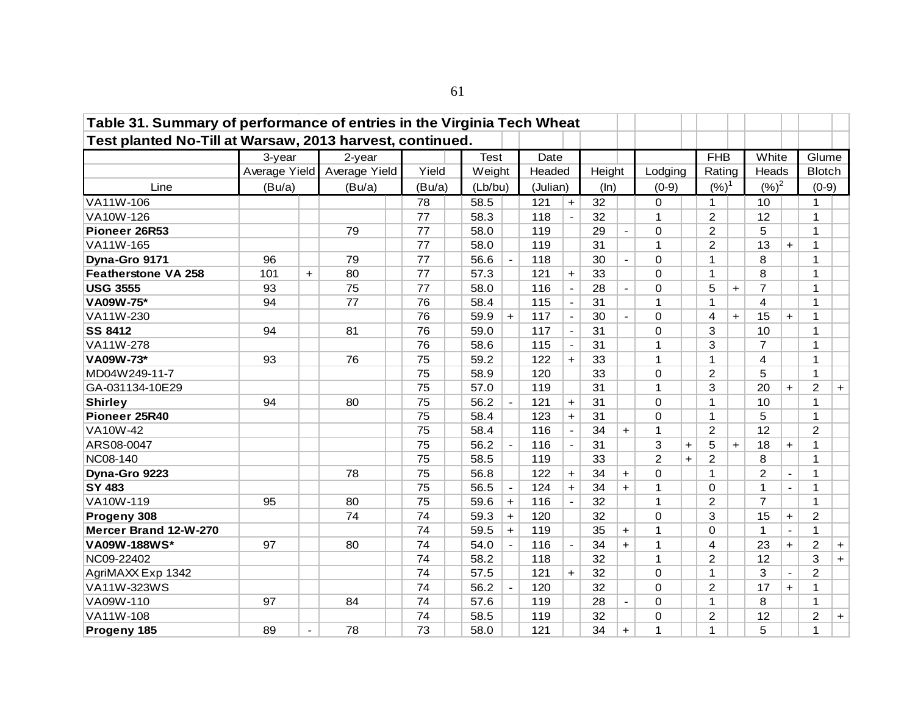**Table 31. Summary of performance of entries in the Virginia Tech Wheat Test planted No-Till at Warsaw, 2013 harvest, continued.**

| Line | 3-year Average Yield (Bu/a) | | 2-year Average Yield (Bu/a) | | Yield (Bu/a) | | Test Weight (Lb/bu) | | Date Headed (Julian) | | Height (In) | | Lodging (0-9) | | FHB Rating (%)[1] | | White Heads (%)[2] | | Glume Blotch (0-9) | |
|---|---|---|---|---|---|---|---|---|---|---|---|---|---|---|---|---|---|---|---|---|
| VA11W-106 | | | | | 78 | | 58.5 | | 121 | + | 32 | | 0 | | 1 | | 10 | | 1 | |
| VA10W-126 | | | | | 77 | | 58.3 | | 118 | - | 32 | | 1 | | 2 | | 12 | | 1 | |
| **Pioneer 26R53** | | | 79 | | 77 | | 58.0 | | 119 | | 29 | - | 0 | | 2 | | 5 | | 1 | |
| VA11W-165 | | | | | 77 | | 58.0 | | 119 | | 31 | | 1 | | 2 | | 13 | + | 1 | |
| **Dyna-Gro 9171** | 96 | | 79 | | 77 | | 56.6 | - | 118 | | 30 | - | 0 | | 1 | | 8 | | 1 | |
| **Featherstone VA 258** | 101 | + | 80 | | 77 | | 57.3 | | 121 | + | 33 | | 0 | | 1 | | 8 | | 1 | |
| **USG 3555** | 93 | | 75 | | 77 | | 58.0 | | 116 | - | 28 | - | 0 | | 5 | + | 7 | | 1 | |
| **VA09W-75*** | 94 | | 77 | | 76 | | 58.4 | | 115 | - | 31 | | 1 | | 1 | | 4 | | 1 | |
| VA11W-230 | | | | | 76 | | 59.9 | + | 117 | - | 30 | - | 0 | | 4 | + | 15 | + | 1 | |
| **SS 8412** | 94 | | 81 | | 76 | | 59.0 | | 117 | - | 31 | | 0 | | 3 | | 10 | | 1 | |
| VA11W-278 | | | | | 76 | | 58.6 | | 115 | - | 31 | | 1 | | 3 | | 7 | | 1 | |
| **VA09W-73*** | 93 | | 76 | | 75 | | 59.2 | | 122 | + | 33 | | 1 | | 1 | | 4 | | 1 | |
| MD04W249-11-7 | | | | | 75 | | 58.9 | | 120 | | 33 | | 0 | | 2 | | 5 | | 1 | |
| GA-031134-10E29 | | | | | 75 | | 57.0 | | 119 | | 31 | | 1 | | 3 | | 20 | + | 2 | + |
| **Shirley** | 94 | | 80 | | 75 | | 56.2 | - | 121 | + | 31 | | 0 | | 1 | | 10 | | 1 | |
| **Pioneer 25R40** | | | | | 75 | | 58.4 | | 123 | + | 31 | | 0 | | 1 | | 5 | | 1 | |
| VA10W-42 | | | | | 75 | | 58.4 | | 116 | - | 34 | + | 1 | | 2 | | 12 | | 2 | |
| ARS08-0047 | | | | | 75 | | 56.2 | - | 116 | - | 31 | | 3 | + | 5 | + | 18 | + | 1 | |
| NC08-140 | | | | | 75 | | 58.5 | | 119 | | 33 | | 2 | + | 2 | | 8 | | 1 | |
| **Dyna-Gro 9223** | | | 78 | | 75 | | 56.8 | | 122 | + | 34 | + | 0 | | 1 | | 2 | - | 1 | |
| **SY 483** | | | | | 75 | | 56.5 | - | 124 | + | 34 | + | 1 | | 0 | | 1 | - | 1 | |
| VA10W-119 | 95 | | 80 | | 75 | | 59.6 | + | 116 | - | 32 | | 1 | | 2 | | 7 | | 1 | |
| **Progeny 308** | | | 74 | | 74 | | 59.3 | + | 120 | | 32 | | 0 | | 3 | | 15 | + | 2 | |
| **Mercer Brand 12-W-270** | | | | | 74 | | 59.5 | + | 119 | | 35 | + | 1 | | 0 | | 1 | - | 1 | |
| **VA09W-188WS*** | 97 | | 80 | | 74 | | 54.0 | - | 116 | - | 34 | + | 1 | | 4 | | 23 | + | 2 | + |
| NC09-22402 | | | | | 74 | | 58.2 | | 118 | | 32 | | 1 | | 2 | | 12 | | 3 | + |
| AgriMAXX Exp 1342 | | | | | 74 | | 57.5 | | 121 | + | 32 | | 0 | | 1 | | 3 | - | 2 | |
| VA11W-323WS | | | | | 74 | | 56.2 | - | 120 | | 32 | | 0 | | 2 | | 17 | + | 1 | |
| VA09W-110 | 97 | | 84 | | 74 | | 57.6 | | 119 | | 28 | - | 0 | | 1 | | 8 | | 1 | |
| VA11W-108 | | | | | 74 | | 58.5 | | 119 | | 32 | | 0 | | 2 | | 12 | | 2 | + |
| **Progeny 185** | 89 | - | 78 | | 73 | | 58.0 | | 121 | | 34 | + | 1 | | 1 | | 5 | | 1 | |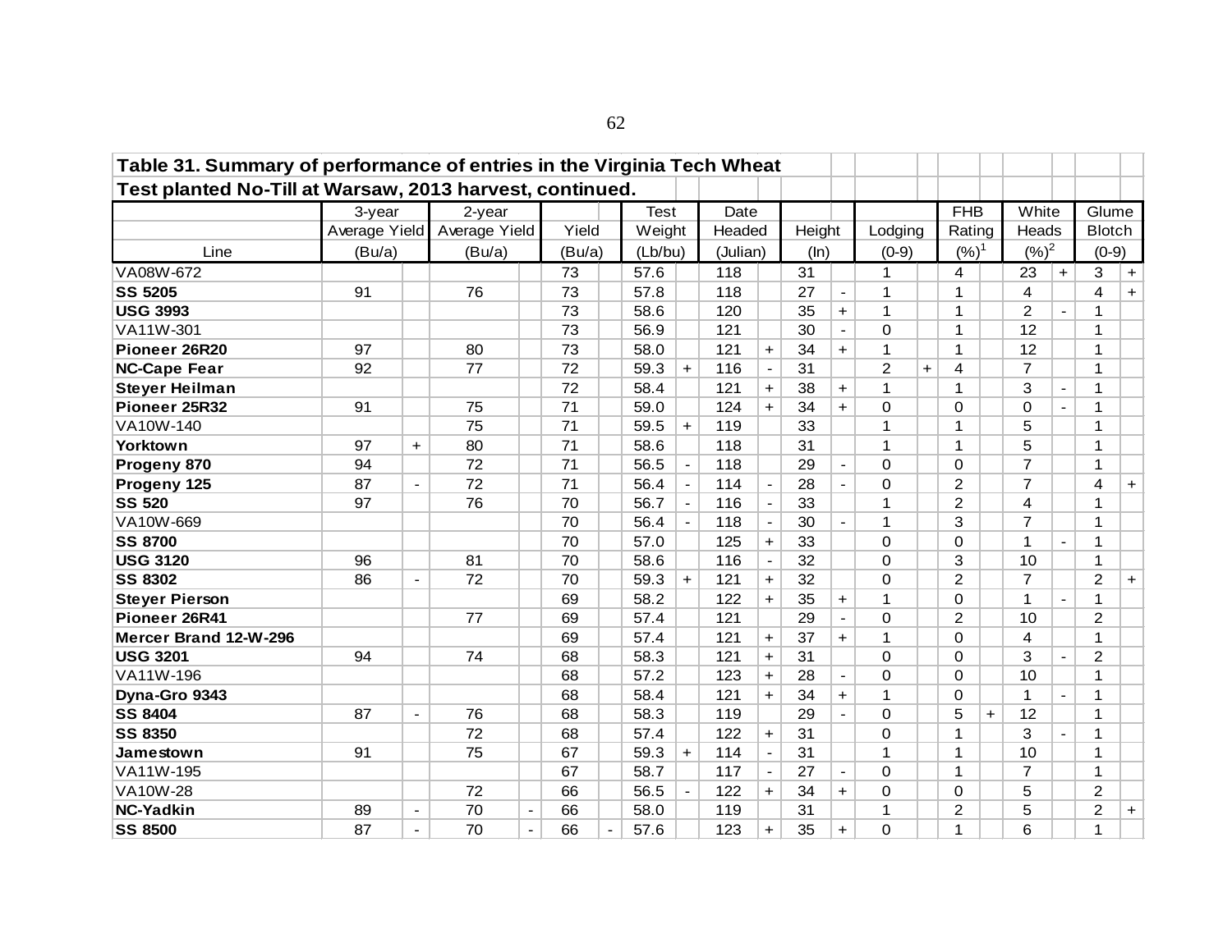**Table 31. Summary of performance of entries in the Virginia Tech Wheat Test planted No-Till at Warsaw, 2013 harvest, continued.**

| Line | 3-year Average Yield (Bu/a) | | 2-year Average Yield (Bu/a) | | Yield (Bu/a) | | Test Weight (Lb/bu) | | Date Headed (Julian) | | Height (In) | | Lodging (0-9) | | FHB Rating (%)[1] | | White Heads (%)[2] | | Glume Blotch (0-9) | |
|---|---|---|---|---|---|---|---|---|---|---|---|---|---|---|---|---|---|---|---|---|
| VA08W-672 | | | | | 73 | | 57.6 | | 118 | | 31 | | 1 | | 4 | | 23 | + | 3 | + |
| **SS 5205** | 91 | | 76 | | 73 | | 57.8 | | 118 | | 27 | - | 1 | | 1 | | 4 | | 4 | + |
| **USG 3993** | | | | | 73 | | 58.6 | | 120 | | 35 | + | 1 | | 1 | | 2 | - | 1 | |
| VA11W-301 | | | | | 73 | | 56.9 | | 121 | | 30 | - | 0 | | 1 | | 12 | | 1 | |
| **Pioneer 26R20** | 97 | | 80 | | 73 | | 58.0 | | 121 | + | 34 | + | 1 | | 1 | | 12 | | 1 | |
| **NC-Cape Fear** | 92 | | 77 | | 72 | | 59.3 | + | 116 | - | 31 | | 2 | + | 4 | | 7 | | 1 | |
| **Steyer Heilman** | | | | | 72 | | 58.4 | | 121 | + | 38 | + | 1 | | 1 | | 3 | - | 1 | |
| **Pioneer 25R32** | 91 | | 75 | | 71 | | 59.0 | | 124 | + | 34 | + | 0 | | 0 | | 0 | - | 1 | |
| VA10W-140 | | | 75 | | 71 | | 59.5 | + | 119 | | 33 | | 1 | | 1 | | 5 | | 1 | |
| **Yorktown** | 97 | + | 80 | | 71 | | 58.6 | | 118 | | 31 | | 1 | | 1 | | 5 | | 1 | |
| **Progeny 870** | 94 | | 72 | | 71 | | 56.5 | - | 118 | | 29 | - | 0 | | 0 | | 7 | | 1 | |
| **Progeny 125** | 87 | - | 72 | | 71 | | 56.4 | - | 114 | - | 28 | - | 0 | | 2 | | 7 | | 4 | + |
| **SS 520** | 97 | | 76 | | 70 | | 56.7 | - | 116 | - | 33 | | 1 | | 2 | | 4 | | 1 | |
| VA10W-669 | | | | | 70 | | 56.4 | - | 118 | - | 30 | - | 1 | | 3 | | 7 | | 1 | |
| **SS 8700** | | | | | 70 | | 57.0 | | 125 | + | 33 | | 0 | | 0 | | 1 | - | 1 | |
| **USG 3120** | 96 | | 81 | | 70 | | 58.6 | | 116 | - | 32 | | 0 | | 3 | | 10 | | 1 | |
| **SS 8302** | 86 | - | 72 | | 70 | | 59.3 | + | 121 | + | 32 | | 0 | | 2 | | 7 | | 2 | + |
| **Steyer Pierson** | | | | | 69 | | 58.2 | | 122 | + | 35 | + | 1 | | 0 | | 1 | - | 1 | |
| **Pioneer 26R41** | | | 77 | | 69 | | 57.4 | | 121 | | 29 | - | 0 | | 2 | | 10 | | 2 | |
| **Mercer Brand 12-W-296** | | | | | 69 | | 57.4 | | 121 | + | 37 | + | 1 | | 0 | | 4 | | 1 | |
| **USG 3201** | 94 | | 74 | | 68 | | 58.3 | | 121 | + | 31 | | 0 | | 0 | | 3 | - | 2 | |
| VA11W-196 | | | | | 68 | | 57.2 | | 123 | + | 28 | - | 0 | | 0 | | 10 | | 1 | |
| **Dyna-Gro 9343** | | | | | 68 | | 58.4 | | 121 | + | 34 | + | 1 | | 0 | | 1 | - | 1 | |
| **SS 8404** | 87 | - | 76 | | 68 | | 58.3 | | 119 | | 29 | - | 0 | | 5 | + | 12 | | 1 | |
| **SS 8350** | | | 72 | | 68 | | 57.4 | | 122 | + | 31 | | 0 | | 1 | | 3 | - | 1 | |
| **Jamestown** | 91 | | 75 | | 67 | | 59.3 | + | 114 | - | 31 | | 1 | | 1 | | 10 | | 1 | |
| VA11W-195 | | | | | 67 | | 58.7 | | 117 | - | 27 | - | 0 | | 1 | | 7 | | 1 | |
| VA10W-28 | | | 72 | | 66 | | 56.5 | - | 122 | + | 34 | + | 0 | | 0 | | 5 | | 2 | |
| **NC-Yadkin** | 89 | - | 70 | - | 66 | | 58.0 | | 119 | | 31 | | 1 | | 2 | | 5 | | 2 | + |
| **SS 8500** | 87 | - | 70 | - | 66 | - | 57.6 | | 123 | + | 35 | + | 0 | | 1 | | 6 | | 1 | |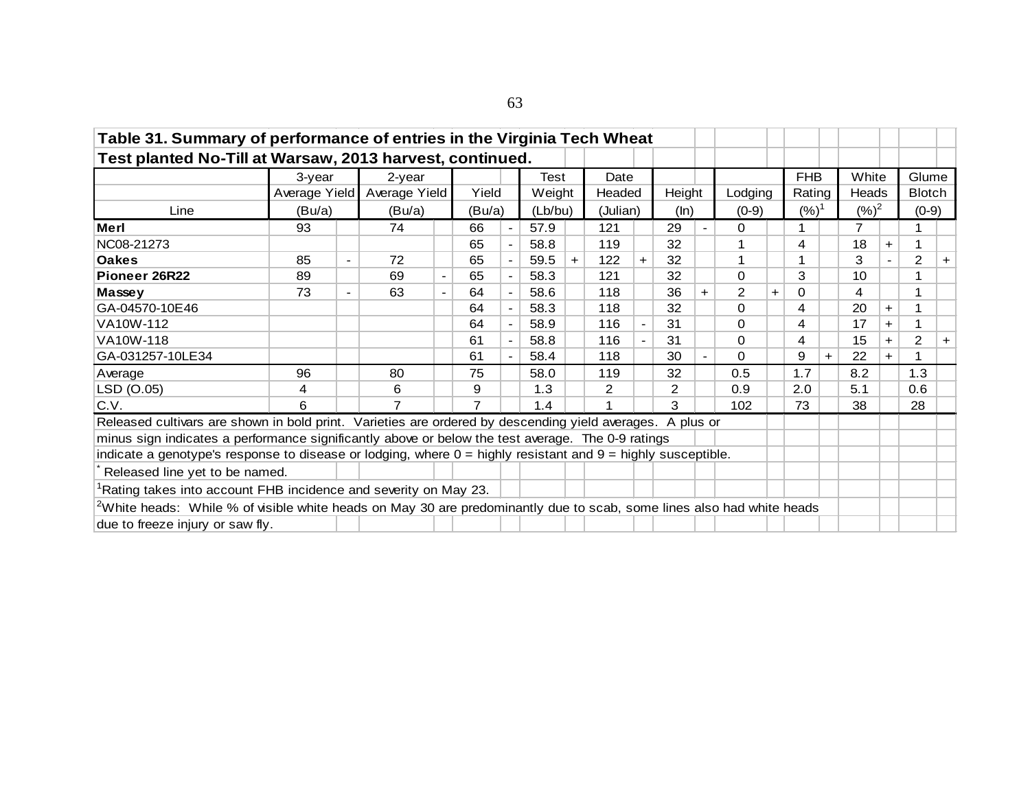**Table 31. Summary of performance of entries in the Virginia Tech Wheat Test planted No-Till at Warsaw, 2013 harvest, continued.**

| Line | 3-year Average Yield (Bu/a) | | 2-year Average Yield (Bu/a) | | Yield (Bu/a) | | Test Weight (Lb/bu) | | Date Headed (Julian) | | Height (In) | | Lodging (0-9) | | FHB Rating (%)[1] | | White Heads (%)[2] | | Glume Blotch (0-9) | |
|---|---|---|---|---|---|---|---|---|---|---|---|---|---|---|---|---|---|---|---|---|
| **Merl** | 93 | | 74 | | 66 | - | 57.9 | | 121 | | 29 | - | 0 | | 1 | | 7 | | 1 | |
| NC08-21273 | | | | | 65 | - | 58.8 | | 119 | | 32 | | 1 | | 4 | | 18 | + | 1 | |
| **Oakes** | 85 | - | 72 | | 65 | - | 59.5 | + | 122 | + | 32 | | 1 | | 1 | | 3 | - | 2 | + |
| **Pioneer 26R22** | 89 | | 69 | - | 65 | - | 58.3 | | 121 | | 32 | | 0 | | 3 | | 10 | | 1 | |
| **Massey** | 73 | - | 63 | - | 64 | - | 58.6 | | 118 | | 36 | + | 2 | + | 0 | | 4 | | 1 | |
| GA-04570-10E46 | | | | | 64 | - | 58.3 | | 118 | | 32 | | 0 | | 4 | | 20 | + | 1 | |
| VA10W-112 | | | | | 64 | - | 58.9 | | 116 | - | 31 | | 0 | | 4 | | 17 | + | 1 | |
| VA10W-118 | | | | | 61 | - | 58.8 | | 116 | - | 31 | | 0 | | 4 | | 15 | + | 2 | + |
| GA-031257-10LE34 | | | | | 61 | - | 58.4 | | 118 | | 30 | - | 0 | | 9 | + | 22 | + | 1 | |
| Average | 96 | | 80 | | 75 | | 58.0 | | 119 | | 32 | | 0.5 | | 1.7 | | 8.2 | | 1.3 | |
| LSD (O.05) | 4 | | 6 | | 9 | | 1.3 | | 2 | | 2 | | 0.9 | | 2.0 | | 5.1 | | 0.6 | |
| C.V. | 6 | | 7 | | 7 | | 1.4 | | 1 | | 3 | | 102 | | 73 | | 38 | | 28 | |

Released cultivars are shown in bold print. Varieties are ordered by descending yield averages. A plus or minus sign indicates a performance significantly above or below the test average. The 0-9 ratings indicate a genotype's response to disease or lodging, where 0 = highly resistant and 9 = highly susceptible.

\* Released line yet to be named.

[1]Rating takes into account FHB incidence and severity on May 23.

[2]White heads: While % of visible white heads on May 30 are predominantly due to scab, some lines also had white heads due to freeze injury or saw fly.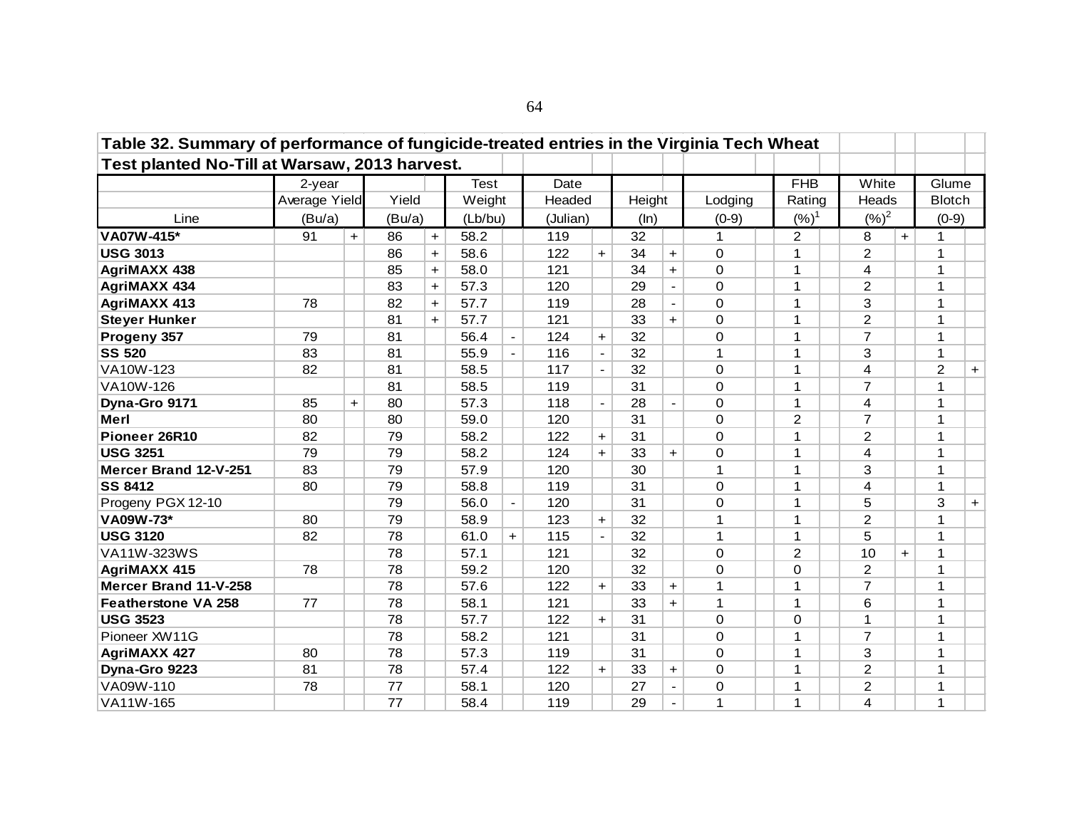## Table 32. Summary of performance of fungicide-treated entries in the Virginia Tech Wheat Test planted No-Till at Warsaw, 2013 harvest.

| Line | 2-year Average Yield (Bu/a) | | Yield (Bu/a) | | Test Weight (Lb/bu) | | Date Headed (Julian) | | Height (In) | | Lodging (0-9) | | FHB Rating (%)[1] | | White Heads (%)[2] | | Glume Blotch (0-9) | |
|---|---|---|---|---|---|---|---|---|---|---|---|---|---|---|---|---|---|---|
| **VA07W-415*** | 91 | + | 86 | + | 58.2 | | 119 | | 32 | | 1 | | 2 | | 8 | + | 1 | |
| **USG 3013** | | | 86 | + | 58.6 | | 122 | + | 34 | + | 0 | | 1 | | 2 | | 1 | |
| **AgriMAXX 438** | | | 85 | + | 58.0 | | 121 | | 34 | + | 0 | | 1 | | 4 | | 1 | |
| **AgriMAXX 434** | | | 83 | + | 57.3 | | 120 | | 29 | - | 0 | | 1 | | 2 | | 1 | |
| **AgriMAXX 413** | 78 | | 82 | + | 57.7 | | 119 | | 28 | - | 0 | | 1 | | 3 | | 1 | |
| **Steyer Hunker** | | | 81 | + | 57.7 | | 121 | | 33 | + | 0 | | 1 | | 2 | | 1 | |
| **Progeny 357** | 79 | | 81 | | 56.4 | - | 124 | + | 32 | | 0 | | 1 | | 7 | | 1 | |
| **SS 520** | 83 | | 81 | | 55.9 | - | 116 | - | 32 | | 1 | | 1 | | 3 | | 1 | |
| VA10W-123 | 82 | | 81 | | 58.5 | | 117 | - | 32 | | 0 | | 1 | | 4 | | 2 | + |
| VA10W-126 | | | 81 | | 58.5 | | 119 | | 31 | | 0 | | 1 | | 7 | | 1 | |
| **Dyna-Gro 9171** | 85 | + | 80 | | 57.3 | | 118 | - | 28 | - | 0 | | 1 | | 4 | | 1 | |
| **Merl** | 80 | | 80 | | 59.0 | | 120 | | 31 | | 0 | | 2 | | 7 | | 1 | |
| **Pioneer 26R10** | 82 | | 79 | | 58.2 | | 122 | + | 31 | | 0 | | 1 | | 2 | | 1 | |
| **USG 3251** | 79 | | 79 | | 58.2 | | 124 | + | 33 | + | 0 | | 1 | | 4 | | 1 | |
| **Mercer Brand 12-V-251** | 83 | | 79 | | 57.9 | | 120 | | 30 | | 1 | | 1 | | 3 | | 1 | |
| **SS 8412** | 80 | | 79 | | 58.8 | | 119 | | 31 | | 0 | | 1 | | 4 | | 1 | |
| Progeny PGX 12-10 | | | 79 | | 56.0 | - | 120 | | 31 | | 0 | | 1 | | 5 | | 3 | + |
| **VA09W-73*** | 80 | | 79 | | 58.9 | | 123 | + | 32 | | 1 | | 1 | | 2 | | 1 | |
| **USG 3120** | 82 | | 78 | | 61.0 | + | 115 | - | 32 | | 1 | | 1 | | 5 | | 1 | |
| VA11W-323WS | | | 78 | | 57.1 | | 121 | | 32 | | 0 | | 2 | | 10 | + | 1 | |
| **AgriMAXX 415** | 78 | | 78 | | 59.2 | | 120 | | 32 | | 0 | | 0 | | 2 | | 1 | |
| **Mercer Brand 11-V-258** | | | 78 | | 57.6 | | 122 | + | 33 | + | 1 | | 1 | | 7 | | 1 | |
| **Featherstone VA 258** | 77 | | 78 | | 58.1 | | 121 | | 33 | + | 1 | | 1 | | 6 | | 1 | |
| **USG 3523** | | | 78 | | 57.7 | | 122 | + | 31 | | 0 | | 0 | | 1 | | 1 | |
| Pioneer XW11G | | | 78 | | 58.2 | | 121 | | 31 | | 0 | | 1 | | 7 | | 1 | |
| **AgriMAXX 427** | 80 | | 78 | | 57.3 | | 119 | | 31 | | 0 | | 1 | | 3 | | 1 | |
| **Dyna-Gro 9223** | 81 | | 78 | | 57.4 | | 122 | + | 33 | + | 0 | | 1 | | 2 | | 1 | |
| VA09W-110 | 78 | | 77 | | 58.1 | | 120 | | 27 | - | 0 | | 1 | | 2 | | 1 | |
| VA11W-165 | | | 77 | | 58.4 | | 119 | | 29 | - | 1 | | 1 | | 4 | | 1 | |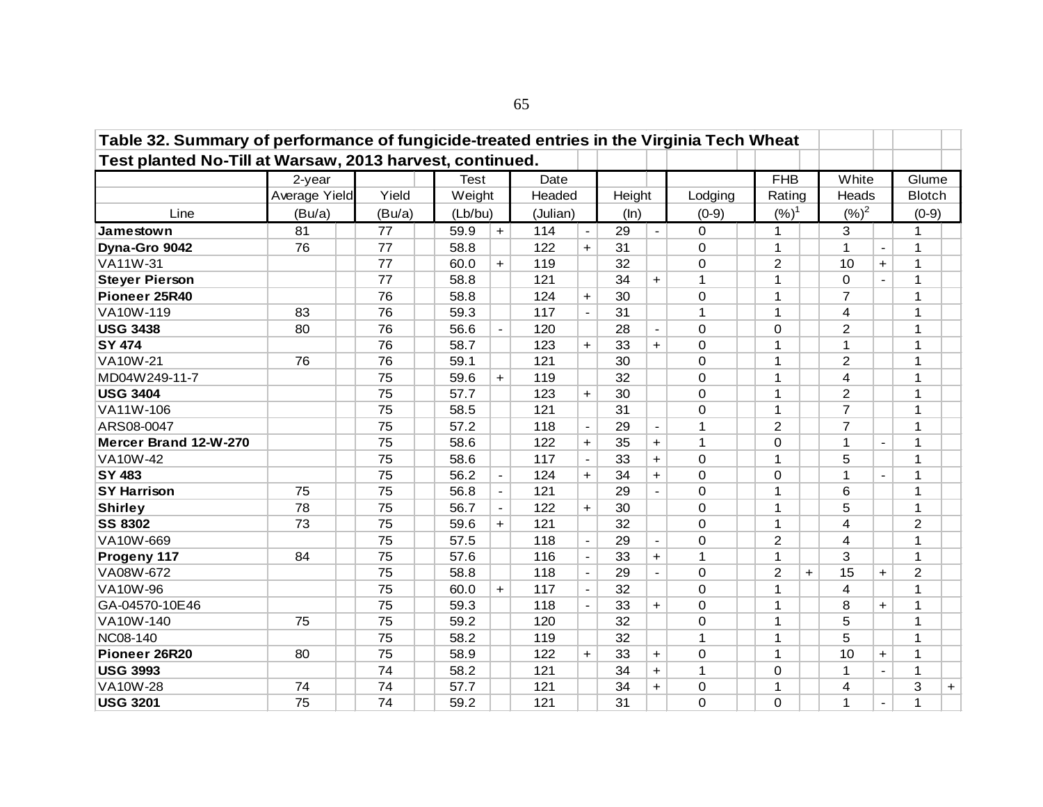**Table 32. Summary of performance of fungicide-treated entries in the Virginia Tech Wheat Test planted No-Till at Warsaw, 2013 harvest, continued.**

| Line | 2-year Average Yield (Bu/a) | | Yield (Bu/a) | | Test Weight (Lb/bu) | | Date Headed (Julian) | | Height (In) | | Lodging (0-9) | | FHB Rating (%)[1] | | White Heads (%)[2] | | Glume Blotch (0-9) | |
|---|---|---|---|---|---|---|---|---|---|---|---|---|---|---|---|---|---|---|
| **Jamestown** | 81 | | 77 | | 59.9 | + | 114 | - | 29 | - | 0 | | 1 | | 3 | | 1 | |
| **Dyna-Gro 9042** | 76 | | 77 | | 58.8 | | 122 | + | 31 | | 0 | | 1 | | 1 | - | 1 | |
| VA11W-31 | | | 77 | | 60.0 | + | 119 | | 32 | | 0 | | 2 | | 10 | + | 1 | |
| **Steyer Pierson** | | | 77 | | 58.8 | | 121 | | 34 | + | 1 | | 1 | | 0 | - | 1 | |
| **Pioneer 25R40** | | | 76 | | 58.8 | | 124 | + | 30 | | 0 | | 1 | | 7 | | 1 | |
| VA10W-119 | 83 | | 76 | | 59.3 | | 117 | - | 31 | | 1 | | 1 | | 4 | | 1 | |
| **USG 3438** | 80 | | 76 | | 56.6 | - | 120 | | 28 | - | 0 | | 0 | | 2 | | 1 | |
| **SY 474** | | | 76 | | 58.7 | | 123 | + | 33 | + | 0 | | 1 | | 1 | | 1 | |
| VA10W-21 | 76 | | 76 | | 59.1 | | 121 | | 30 | | 0 | | 1 | | 2 | | 1 | |
| MD04W249-11-7 | | | 75 | | 59.6 | + | 119 | | 32 | | 0 | | 1 | | 4 | | 1 | |
| **USG 3404** | | | 75 | | 57.7 | | 123 | + | 30 | | 0 | | 1 | | 2 | | 1 | |
| VA11W-106 | | | 75 | | 58.5 | | 121 | | 31 | | 0 | | 1 | | 7 | | 1 | |
| ARS08-0047 | | | 75 | | 57.2 | | 118 | - | 29 | - | 1 | | 2 | | 7 | | 1 | |
| **Mercer Brand 12-W-270** | | | 75 | | 58.6 | | 122 | + | 35 | + | 1 | | 0 | | 1 | - | 1 | |
| VA10W-42 | | | 75 | | 58.6 | | 117 | - | 33 | + | 0 | | 1 | | 5 | | 1 | |
| **SY 483** | | | 75 | | 56.2 | - | 124 | + | 34 | + | 0 | | 0 | | 1 | - | 1 | |
| **SY Harrison** | 75 | | 75 | | 56.8 | - | 121 | | 29 | - | 0 | | 1 | | 6 | | 1 | |
| **Shirley** | 78 | | 75 | | 56.7 | - | 122 | + | 30 | | 0 | | 1 | | 5 | | 1 | |
| **SS 8302** | 73 | | 75 | | 59.6 | + | 121 | | 32 | | 0 | | 1 | | 4 | | 2 | |
| VA10W-669 | | | 75 | | 57.5 | | 118 | - | 29 | - | 0 | | 2 | | 4 | | 1 | |
| **Progeny 117** | 84 | | 75 | | 57.6 | | 116 | - | 33 | + | 1 | | 1 | | 3 | | 1 | |
| VA08W-672 | | | 75 | | 58.8 | | 118 | - | 29 | - | 0 | | 2 | + | 15 | + | 2 | |
| VA10W-96 | | | 75 | | 60.0 | + | 117 | - | 32 | | 0 | | 1 | | 4 | | 1 | |
| GA-04570-10E46 | | | 75 | | 59.3 | | 118 | - | 33 | + | 0 | | 1 | | 8 | + | 1 | |
| VA10W-140 | 75 | | 75 | | 59.2 | | 120 | | 32 | | 0 | | 1 | | 5 | | 1 | |
| NC08-140 | | | 75 | | 58.2 | | 119 | | 32 | | 1 | | 1 | | 5 | | 1 | |
| **Pioneer 26R20** | 80 | | 75 | | 58.9 | | 122 | + | 33 | + | 0 | | 1 | | 10 | + | 1 | |
| **USG 3993** | | | 74 | | 58.2 | | 121 | | 34 | + | 1 | | 0 | | 1 | - | 1 | |
| VA10W-28 | 74 | | 74 | | 57.7 | | 121 | | 34 | + | 0 | | 1 | | 4 | | 3 | + |
| **USG 3201** | 75 | | 74 | | 59.2 | | 121 | | 31 | | 0 | | 0 | | 1 | - | 1 | |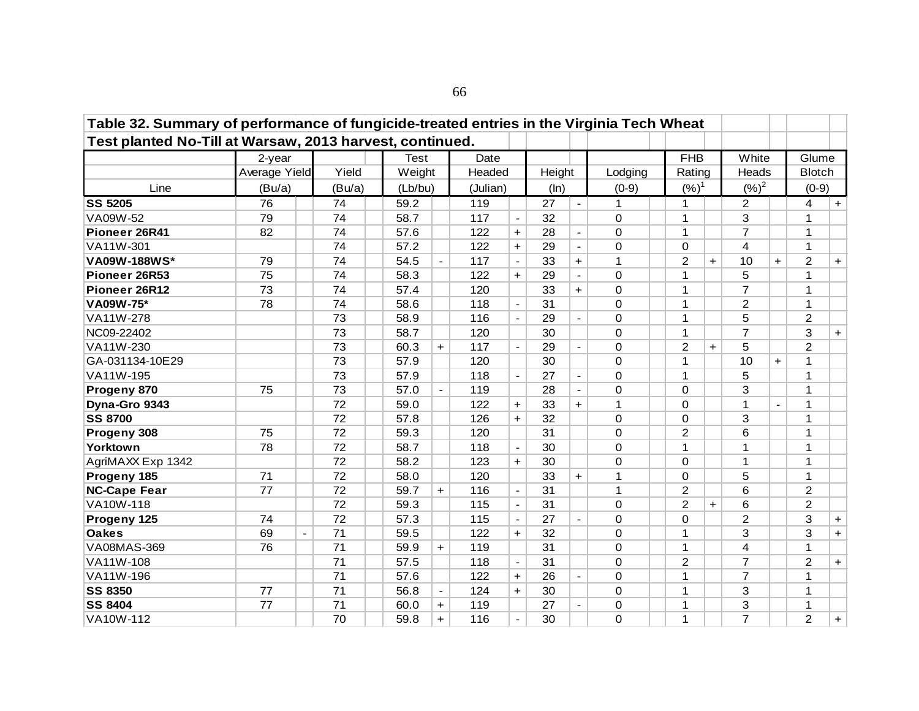**Table 32. Summary of performance of fungicide-treated entries in the Virginia Tech Wheat Test planted No-Till at Warsaw, 2013 harvest, continued.**

| Line | 2-year Average Yield (Bu/a) | | Yield (Bu/a) | | Test Weight (Lb/bu) | | Date Headed (Julian) | | Height (In) | | Lodging (0-9) | | FHB Rating (%)[1] | | White Heads (%)[2] | | Glume Blotch (0-9) | |
|---|---|---|---|---|---|---|---|---|---|---|---|---|---|---|---|---|---|---|
| **SS 5205** | 76 | | 74 | | 59.2 | | 119 | | 27 | - | 1 | | 1 | | 2 | | 4 | + |
| VA09W-52 | 79 | | 74 | | 58.7 | | 117 | - | 32 | | 0 | | 1 | | 3 | | 1 | |
| **Pioneer 26R41** | 82 | | 74 | | 57.6 | | 122 | + | 28 | - | 0 | | 1 | | 7 | | 1 | |
| VA11W-301 | | | 74 | | 57.2 | | 122 | + | 29 | - | 0 | | 0 | | 4 | | 1 | |
| **VA09W-188WS*** | 79 | | 74 | | 54.5 | - | 117 | - | 33 | + | 1 | | 2 | + | 10 | + | 2 | + |
| **Pioneer 26R53** | 75 | | 74 | | 58.3 | | 122 | + | 29 | - | 0 | | 1 | | 5 | | 1 | |
| **Pioneer 26R12** | 73 | | 74 | | 57.4 | | 120 | | 33 | + | 0 | | 1 | | 7 | | 1 | |
| **VA09W-75*** | 78 | | 74 | | 58.6 | | 118 | - | 31 | | 0 | | 1 | | 2 | | 1 | |
| VA11W-278 | | | 73 | | 58.9 | | 116 | - | 29 | - | 0 | | 1 | | 5 | | 2 | |
| NC09-22402 | | | 73 | | 58.7 | | 120 | | 30 | | 0 | | 1 | | 7 | | 3 | + |
| VA11W-230 | | | 73 | | 60.3 | + | 117 | - | 29 | - | 0 | | 2 | + | 5 | | 2 | |
| GA-031134-10E29 | | | 73 | | 57.9 | | 120 | | 30 | | 0 | | 1 | | 10 | + | 1 | |
| VA11W-195 | | | 73 | | 57.9 | | 118 | - | 27 | - | 0 | | 1 | | 5 | | 1 | |
| **Progeny 870** | 75 | | 73 | | 57.0 | - | 119 | | 28 | - | 0 | | 0 | | 3 | | 1 | |
| **Dyna-Gro 9343** | | | 72 | | 59.0 | | 122 | + | 33 | + | 1 | | 0 | | 1 | - | 1 | |
| **SS 8700** | | | 72 | | 57.8 | | 126 | + | 32 | | 0 | | 0 | | 3 | | 1 | |
| **Progeny 308** | 75 | | 72 | | 59.3 | | 120 | | 31 | | 0 | | 2 | | 6 | | 1 | |
| **Yorktown** | 78 | | 72 | | 58.7 | | 118 | - | 30 | | 0 | | 1 | | 1 | | 1 | |
| AgriMAXX Exp 1342 | | | 72 | | 58.2 | | 123 | + | 30 | | 0 | | 0 | | 1 | | 1 | |
| **Progeny 185** | 71 | | 72 | | 58.0 | | 120 | | 33 | + | 1 | | 0 | | 5 | | 1 | |
| **NC-Cape Fear** | 77 | | 72 | | 59.7 | + | 116 | - | 31 | | 1 | | 2 | | 6 | | 2 | |
| VA10W-118 | | | 72 | | 59.3 | | 115 | - | 31 | | 0 | | 2 | + | 6 | | 2 | |
| **Progeny 125** | 74 | | 72 | | 57.3 | | 115 | - | 27 | - | 0 | | 0 | | 2 | | 3 | + |
| **Oakes** | 69 | - | 71 | | 59.5 | | 122 | + | 32 | | 0 | | 1 | | 3 | | 3 | + |
| VA08MAS-369 | 76 | | 71 | | 59.9 | + | 119 | | 31 | | 0 | | 1 | | 4 | | 1 | |
| VA11W-108 | | | 71 | | 57.5 | | 118 | - | 31 | | 0 | | 2 | | 7 | | 2 | + |
| VA11W-196 | | | 71 | | 57.6 | | 122 | + | 26 | - | 0 | | 1 | | 7 | | 1 | |
| **SS 8350** | 77 | | 71 | | 56.8 | - | 124 | + | 30 | | 0 | | 1 | | 3 | | 1 | |
| **SS 8404** | 77 | | 71 | | 60.0 | + | 119 | | 27 | - | 0 | | 1 | | 3 | | 1 | |
| VA10W-112 | | | 70 | | 59.8 | + | 116 | - | 30 | | 0 | | 1 | | 7 | | 2 | + |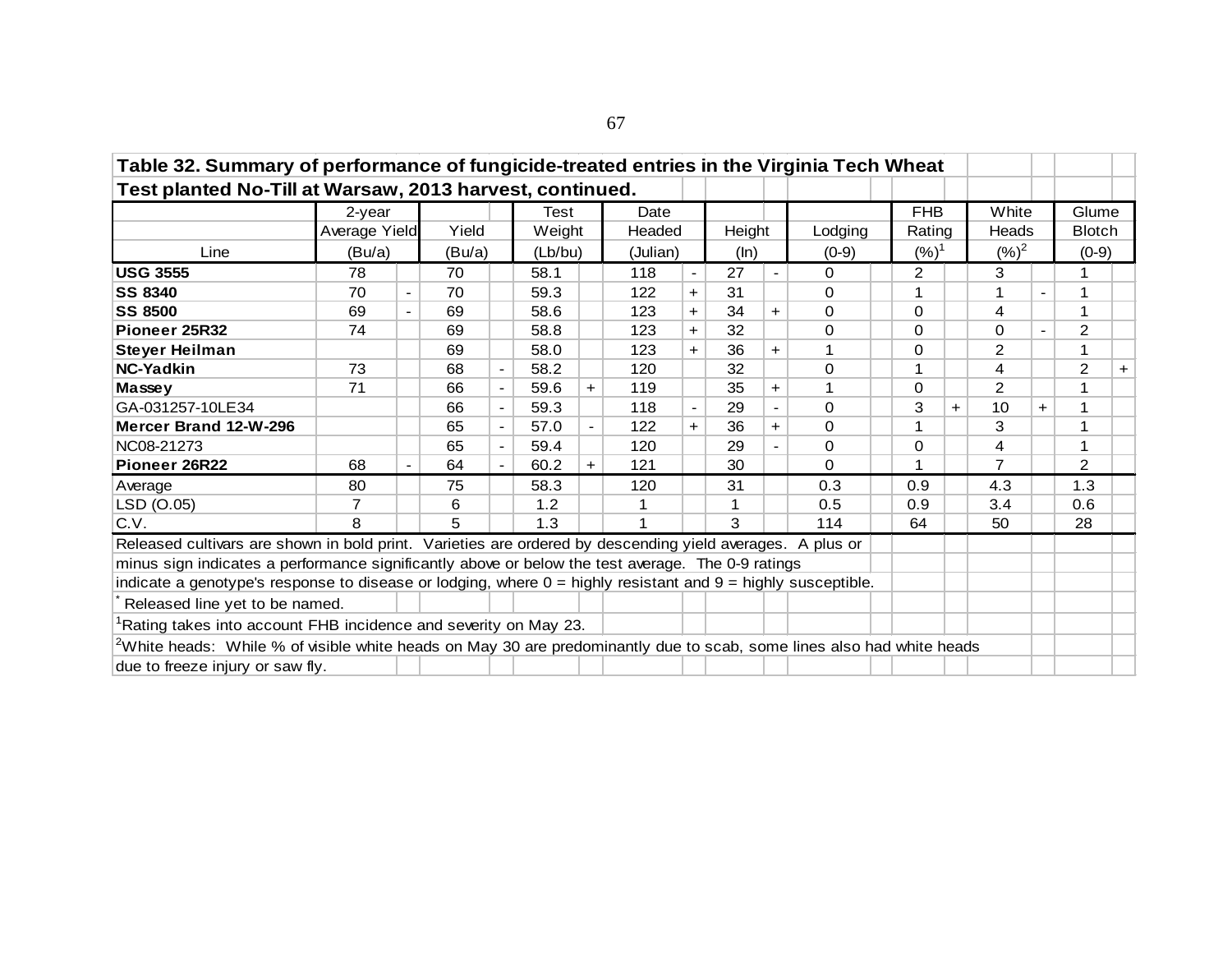**Table 32. Summary of performance of fungicide-treated entries in the Virginia Tech Wheat Test planted No-Till at Warsaw, 2013 harvest, continued.**

| Line | 2-year Average Yield (Bu/a) | | Yield (Bu/a) | | Test Weight (Lb/bu) | | Date Headed (Julian) | | Height (In) | | Lodging (0-9) | | FHB Rating (%)[1] | | White Heads (%)[2] | | Glume Blotch (0-9) | |
|---|---|---|---|---|---|---|---|---|---|---|---|---|---|---|---|---|---|---|
| **USG 3555** | 78 | | 70 | | 58.1 | | 118 | - | 27 | - | 0 | | 2 | | 3 | | 1 | |
| **SS 8340** | 70 | - | 70 | | 59.3 | | 122 | + | 31 | | 0 | | 1 | | 1 | - | 1 | |
| **SS 8500** | 69 | - | 69 | | 58.6 | | 123 | + | 34 | + | 0 | | 0 | | 4 | | 1 | |
| **Pioneer 25R32** | 74 | | 69 | | 58.8 | | 123 | + | 32 | | 0 | | 0 | | 0 | - | 2 | |
| **Steyer Heilman** | | | 69 | | 58.0 | | 123 | + | 36 | + | 1 | | 0 | | 2 | | 1 | |
| **NC-Yadkin** | 73 | | 68 | - | 58.2 | | 120 | | 32 | | 0 | | 1 | | 4 | | 2 | + |
| **Massey** | 71 | | 66 | - | 59.6 | + | 119 | | 35 | + | 1 | | 0 | | 2 | | 1 | |
| GA-031257-10LE34 | | | 66 | - | 59.3 | | 118 | - | 29 | - | 0 | | 3 | + | 10 | + | 1 | |
| **Mercer Brand 12-W-296** | | | 65 | - | 57.0 | - | 122 | + | 36 | + | 0 | | 1 | | 3 | | 1 | |
| NC08-21273 | | | 65 | - | 59.4 | | 120 | | 29 | - | 0 | | 0 | | 4 | | 1 | |
| **Pioneer 26R22** | 68 | - | 64 | - | 60.2 | + | 121 | | 30 | | 0 | | 1 | | 7 | | 2 | |
| Average | 80 | | 75 | | 58.3 | | 120 | | 31 | | 0.3 | | 0.9 | | 4.3 | | 1.3 | |
| LSD (O.05) | 7 | | 6 | | 1.2 | | 1 | | 1 | | 0.5 | | 0.9 | | 3.4 | | 0.6 | |
| C.V. | 8 | | 5 | | 1.3 | | 1 | | 3 | | 114 | | 64 | | 50 | | 28 | |

Released cultivars are shown in bold print. Varieties are ordered by descending yield averages. A plus or minus sign indicates a performance significantly above or below the test average. The 0-9 ratings indicate a genotype's response to disease or lodging, where 0 = highly resistant and 9 = highly susceptible.

* Released line yet to be named.

[1]Rating takes into account FHB incidence and severity on May 23.

[2]White heads: While % of visible white heads on May 30 are predominantly due to scab, some lines also had white heads due to freeze injury or saw fly.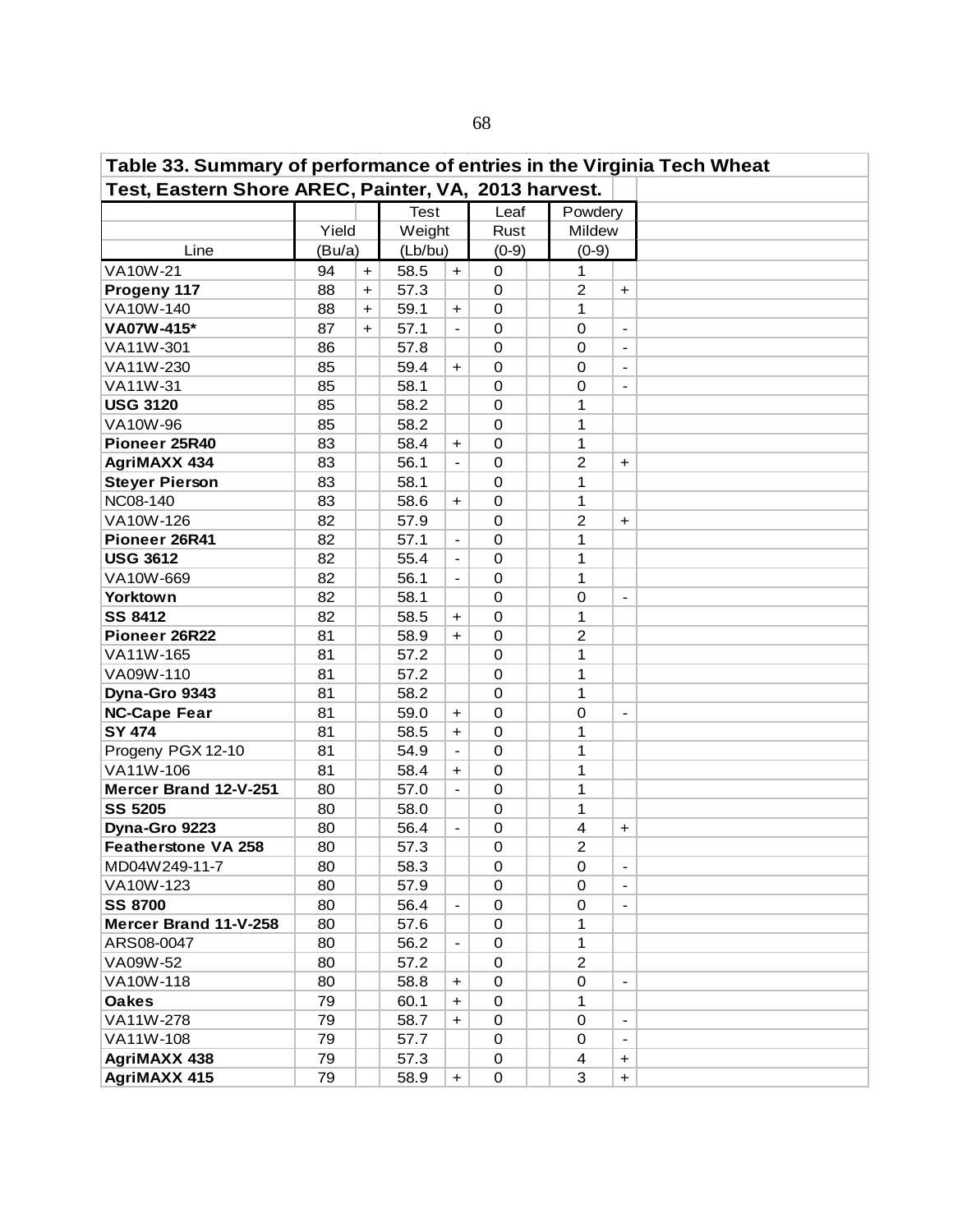**Table 33. Summary of performance of entries in the Virginia Tech Wheat Test, Eastern Shore AREC, Painter, VA, 2013 harvest.**

| Line | Yield (Bu/a) | | Test Weight (Lb/bu) | | Leaf Rust (0-9) | | Powdery Mildew (0-9) | |
|---|---|---|---|---|---|---|---|---|
| VA10W-21 | 94 | + | 58.5 | + | 0 | | 1 | |
| **Progeny 117** | 88 | + | 57.3 | | 0 | | 2 | + |
| VA10W-140 | 88 | + | 59.1 | + | 0 | | 1 | |
| **VA07W-415*** | 87 | + | 57.1 | - | 0 | | 0 | - |
| VA11W-301 | 86 | | 57.8 | | 0 | | 0 | - |
| VA11W-230 | 85 | | 59.4 | + | 0 | | 0 | - |
| VA11W-31 | 85 | | 58.1 | | 0 | | 0 | - |
| **USG 3120** | 85 | | 58.2 | | 0 | | 1 | |
| VA10W-96 | 85 | | 58.2 | | 0 | | 1 | |
| **Pioneer 25R40** | 83 | | 58.4 | + | 0 | | 1 | |
| **AgriMAXX 434** | 83 | | 56.1 | - | 0 | | 2 | + |
| **Steyer Pierson** | 83 | | 58.1 | | 0 | | 1 | |
| NC08-140 | 83 | | 58.6 | + | 0 | | 1 | |
| VA10W-126 | 82 | | 57.9 | | 0 | | 2 | + |
| **Pioneer 26R41** | 82 | | 57.1 | - | 0 | | 1 | |
| **USG 3612** | 82 | | 55.4 | - | 0 | | 1 | |
| VA10W-669 | 82 | | 56.1 | - | 0 | | 1 | |
| **Yorktown** | 82 | | 58.1 | | 0 | | 0 | - |
| **SS 8412** | 82 | | 58.5 | + | 0 | | 1 | |
| **Pioneer 26R22** | 81 | | 58.9 | + | 0 | | 2 | |
| VA11W-165 | 81 | | 57.2 | | 0 | | 1 | |
| VA09W-110 | 81 | | 57.2 | | 0 | | 1 | |
| **Dyna-Gro 9343** | 81 | | 58.2 | | 0 | | 1 | |
| **NC-Cape Fear** | 81 | | 59.0 | + | 0 | | 0 | - |
| **SY 474** | 81 | | 58.5 | + | 0 | | 1 | |
| Progeny PGX 12-10 | 81 | | 54.9 | - | 0 | | 1 | |
| VA11W-106 | 81 | | 58.4 | + | 0 | | 1 | |
| **Mercer Brand 12-V-251** | 80 | | 57.0 | - | 0 | | 1 | |
| **SS 5205** | 80 | | 58.0 | | 0 | | 1 | |
| **Dyna-Gro 9223** | 80 | | 56.4 | - | 0 | | 4 | + |
| **Featherstone VA 258** | 80 | | 57.3 | | 0 | | 2 | |
| MD04W249-11-7 | 80 | | 58.3 | | 0 | | 0 | - |
| VA10W-123 | 80 | | 57.9 | | 0 | | 0 | - |
| **SS 8700** | 80 | | 56.4 | - | 0 | | 0 | - |
| **Mercer Brand 11-V-258** | 80 | | 57.6 | | 0 | | 1 | |
| ARS08-0047 | 80 | | 56.2 | - | 0 | | 1 | |
| VA09W-52 | 80 | | 57.2 | | 0 | | 2 | |
| VA10W-118 | 80 | | 58.8 | + | 0 | | 0 | - |
| **Oakes** | 79 | | 60.1 | + | 0 | | 1 | |
| VA11W-278 | 79 | | 58.7 | + | 0 | | 0 | - |
| VA11W-108 | 79 | | 57.7 | | 0 | | 0 | - |
| **AgriMAXX 438** | 79 | | 57.3 | | 0 | | 4 | + |
| **AgriMAXX 415** | 79 | | 58.9 | + | 0 | | 3 | + |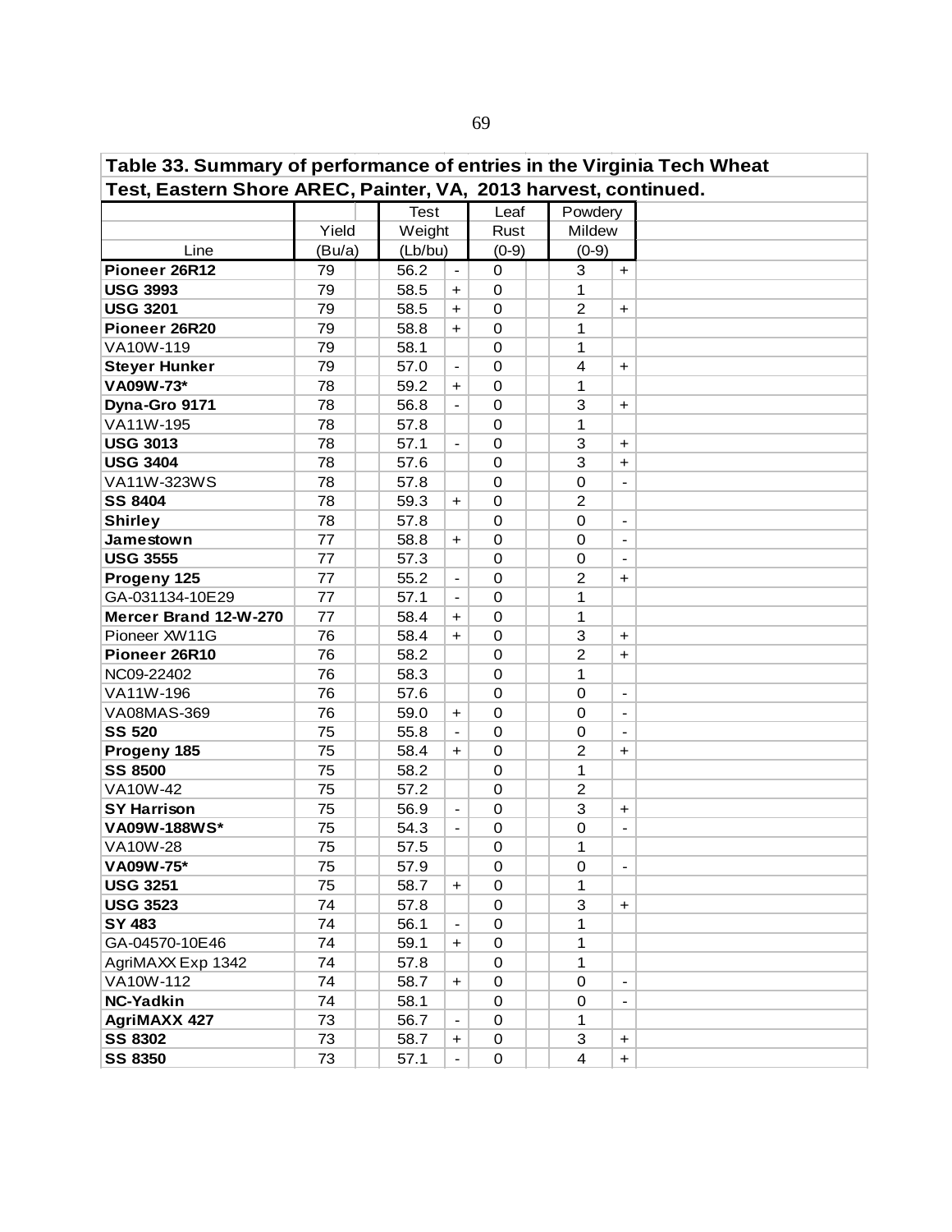**Table 33. Summary of performance of entries in the Virginia Tech Wheat Test, Eastern Shore AREC, Painter, VA, 2013 harvest, continued.**

| Line | Yield (Bu/a) | | Test Weight (Lb/bu) | | Leaf Rust (0-9) | | Powdery Mildew (0-9) | |
|---|---|---|---|---|---|---|---|---|
| **Pioneer 26R12** | 79 | | 56.2 | - | 0 | | 3 | + |
| **USG 3993** | 79 | | 58.5 | + | 0 | | 1 | |
| **USG 3201** | 79 | | 58.5 | + | 0 | | 2 | + |
| **Pioneer 26R20** | 79 | | 58.8 | + | 0 | | 1 | |
| VA10W-119 | 79 | | 58.1 | | 0 | | 1 | |
| **Steyer Hunker** | 79 | | 57.0 | - | 0 | | 4 | + |
| **VA09W-73*** | 78 | | 59.2 | + | 0 | | 1 | |
| **Dyna-Gro 9171** | 78 | | 56.8 | - | 0 | | 3 | + |
| VA11W-195 | 78 | | 57.8 | | 0 | | 1 | |
| **USG 3013** | 78 | | 57.1 | - | 0 | | 3 | + |
| **USG 3404** | 78 | | 57.6 | | 0 | | 3 | + |
| VA11W-323WS | 78 | | 57.8 | | 0 | | 0 | - |
| **SS 8404** | 78 | | 59.3 | + | 0 | | 2 | |
| **Shirley** | 78 | | 57.8 | | 0 | | 0 | - |
| **Jamestown** | 77 | | 58.8 | + | 0 | | 0 | - |
| **USG 3555** | 77 | | 57.3 | | 0 | | 0 | - |
| **Progeny 125** | 77 | | 55.2 | - | 0 | | 2 | + |
| GA-031134-10E29 | 77 | | 57.1 | - | 0 | | 1 | |
| **Mercer Brand 12-W-270** | 77 | | 58.4 | + | 0 | | 1 | |
| Pioneer XW11G | 76 | | 58.4 | + | 0 | | 3 | + |
| **Pioneer 26R10** | 76 | | 58.2 | | 0 | | 2 | + |
| NC09-22402 | 76 | | 58.3 | | 0 | | 1 | |
| VA11W-196 | 76 | | 57.6 | | 0 | | 0 | - |
| VA08MAS-369 | 76 | | 59.0 | + | 0 | | 0 | - |
| **SS 520** | 75 | | 55.8 | - | 0 | | 0 | - |
| **Progeny 185** | 75 | | 58.4 | + | 0 | | 2 | + |
| **SS 8500** | 75 | | 58.2 | | 0 | | 1 | |
| VA10W-42 | 75 | | 57.2 | | 0 | | 2 | |
| **SY Harrison** | 75 | | 56.9 | - | 0 | | 3 | + |
| **VA09W-188WS*** | 75 | | 54.3 | - | 0 | | 0 | - |
| VA10W-28 | 75 | | 57.5 | | 0 | | 1 | |
| **VA09W-75*** | 75 | | 57.9 | | 0 | | 0 | - |
| **USG 3251** | 75 | | 58.7 | + | 0 | | 1 | |
| **USG 3523** | 74 | | 57.8 | | 0 | | 3 | + |
| **SY 483** | 74 | | 56.1 | - | 0 | | 1 | |
| GA-04570-10E46 | 74 | | 59.1 | + | 0 | | 1 | |
| AgriMAXX Exp 1342 | 74 | | 57.8 | | 0 | | 1 | |
| VA10W-112 | 74 | | 58.7 | + | 0 | | 0 | - |
| **NC-Yadkin** | 74 | | 58.1 | | 0 | | 0 | - |
| **AgriMAXX 427** | 73 | | 56.7 | - | 0 | | 1 | |
| **SS 8302** | 73 | | 58.7 | + | 0 | | 3 | + |
| **SS 8350** | 73 | | 57.1 | - | 0 | | 4 | + |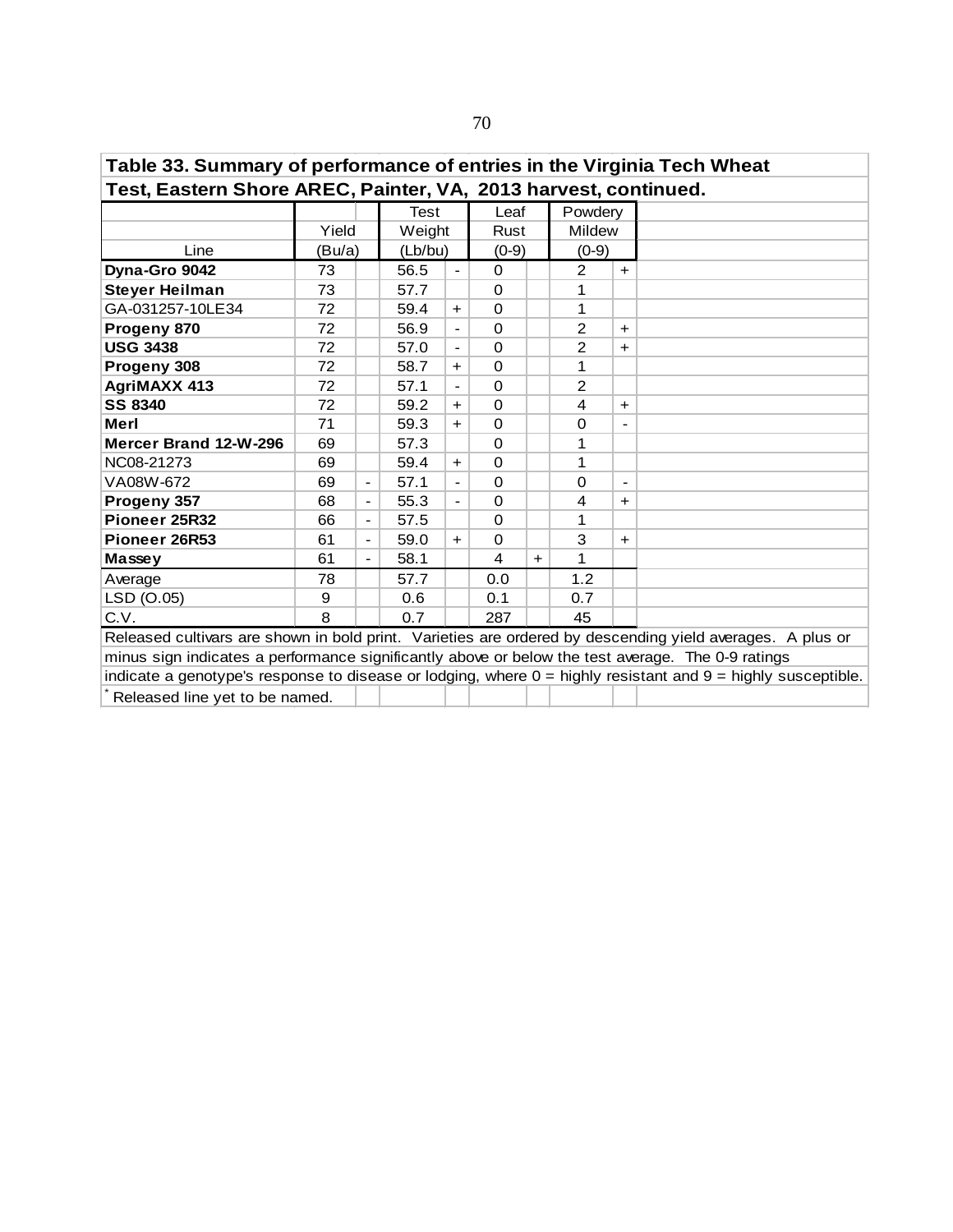**Table 33. Summary of performance of entries in the Virginia Tech Wheat Test, Eastern Shore AREC, Painter, VA, 2013 harvest, continued.**

| Line | Yield (Bu/a) | | Test Weight (Lb/bu) | | Leaf Rust (0-9) | | Powdery Mildew (0-9) | |
|---|---|---|---|---|---|---|---|---|
| **Dyna-Gro 9042** | 73 | | 56.5 | - | 0 | | 2 | + |
| **Steyer Heilman** | 73 | | 57.7 | | 0 | | 1 | |
| GA-031257-10LE34 | 72 | | 59.4 | + | 0 | | 1 | |
| **Progeny 870** | 72 | | 56.9 | - | 0 | | 2 | + |
| **USG 3438** | 72 | | 57.0 | - | 0 | | 2 | + |
| **Progeny 308** | 72 | | 58.7 | + | 0 | | 1 | |
| **AgriMAXX 413** | 72 | | 57.1 | - | 0 | | 2 | |
| **SS 8340** | 72 | | 59.2 | + | 0 | | 4 | + |
| **Merl** | 71 | | 59.3 | + | 0 | | 0 | - |
| **Mercer Brand 12-W-296** | 69 | | 57.3 | | 0 | | 1 | |
| NC08-21273 | 69 | | 59.4 | + | 0 | | 1 | |
| VA08W-672 | 69 | - | 57.1 | - | 0 | | 0 | - |
| **Progeny 357** | 68 | - | 55.3 | - | 0 | | 4 | + |
| **Pioneer 25R32** | 66 | - | 57.5 | | 0 | | 1 | |
| **Pioneer 26R53** | 61 | - | 59.0 | + | 0 | | 3 | + |
| **Massey** | 61 | - | 58.1 | | 4 | + | 1 | |
| Average | 78 | | 57.7 | | 0.0 | | 1.2 | |
| LSD (O.05) | 9 | | 0.6 | | 0.1 | | 0.7 | |
| C.V. | 8 | | 0.7 | | 287 | | 45 | |

Released cultivars are shown in bold print. Varieties are ordered by descending yield averages. A plus or minus sign indicates a performance significantly above or below the test average. The 0-9 ratings indicate a genotype's response to disease or lodging, where 0 = highly resistant and 9 = highly susceptible.

* Released line yet to be named.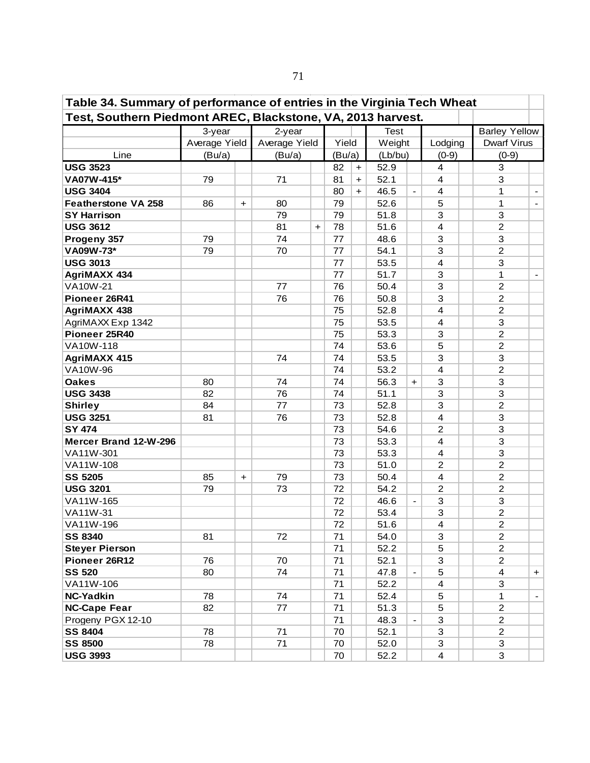**Table 34. Summary of performance of entries in the Virginia Tech Wheat Test, Southern Piedmont AREC, Blackstone, VA, 2013 harvest.**

| | 3-year | | 2-year | | | | Test | | | Barley Yellow | |
|---|---|---|---|---|---|---|---|---|---|---|---|
| | Average Yield | | Average Yield | | Yield | | Weight | | Lodging | Dwarf Virus | |
| Line | (Bu/a) | | (Bu/a) | | (Bu/a) | | (Lb/bu) | | (0-9) | (0-9) | |
| **USG 3523** | | | | | 82 | + | 52.9 | | 4 | 3 | |
| **VA07W-415*** | 79 | | 71 | | 81 | + | 52.1 | | 4 | 3 | |
| **USG 3404** | | | | | 80 | + | 46.5 | - | 4 | 1 | - |
| **Featherstone VA 258** | 86 | + | 80 | | 79 | | 52.6 | | 5 | 1 | - |
| **SY Harrison** | | | 79 | | 79 | | 51.8 | | 3 | 3 | |
| **USG 3612** | | | 81 | + | 78 | | 51.6 | | 4 | 2 | |
| **Progeny 357** | 79 | | 74 | | 77 | | 48.6 | | 3 | 3 | |
| **VA09W-73*** | 79 | | 70 | | 77 | | 54.1 | | 3 | 2 | |
| **USG 3013** | | | | | 77 | | 53.5 | | 4 | 3 | |
| **AgriMAXX 434** | | | | | 77 | | 51.7 | | 3 | 1 | - |
| VA10W-21 | | | 77 | | 76 | | 50.4 | | 3 | 2 | |
| **Pioneer 26R41** | | | 76 | | 76 | | 50.8 | | 3 | 2 | |
| **AgriMAXX 438** | | | | | 75 | | 52.8 | | 4 | 2 | |
| AgriMAXX Exp 1342 | | | | | 75 | | 53.5 | | 4 | 3 | |
| **Pioneer 25R40** | | | | | 75 | | 53.3 | | 3 | 2 | |
| VA10W-118 | | | | | 74 | | 53.6 | | 5 | 2 | |
| **AgriMAXX 415** | | | 74 | | 74 | | 53.5 | | 3 | 3 | |
| VA10W-96 | | | | | 74 | | 53.2 | | 4 | 2 | |
| **Oakes** | 80 | | 74 | | 74 | | 56.3 | + | 3 | 3 | |
| **USG 3438** | 82 | | 76 | | 74 | | 51.1 | | 3 | 3 | |
| **Shirley** | 84 | | 77 | | 73 | | 52.8 | | 3 | 2 | |
| **USG 3251** | 81 | | 76 | | 73 | | 52.8 | | 4 | 3 | |
| **SY 474** | | | | | 73 | | 54.6 | | 2 | 3 | |
| **Mercer Brand 12-W-296** | | | | | 73 | | 53.3 | | 4 | 3 | |
| VA11W-301 | | | | | 73 | | 53.3 | | 4 | 3 | |
| VA11W-108 | | | | | 73 | | 51.0 | | 2 | 2 | |
| **SS 5205** | 85 | + | 79 | | 73 | | 50.4 | | 4 | 2 | |
| **USG 3201** | 79 | | 73 | | 72 | | 54.2 | | 2 | 2 | |
| VA11W-165 | | | | | 72 | | 46.6 | - | 3 | 3 | |
| VA11W-31 | | | | | 72 | | 53.4 | | 3 | 2 | |
| VA11W-196 | | | | | 72 | | 51.6 | | 4 | 2 | |
| **SS 8340** | 81 | | 72 | | 71 | | 54.0 | | 3 | 2 | |
| **Steyer Pierson** | | | | | 71 | | 52.2 | | 5 | 2 | |
| **Pioneer 26R12** | 76 | | 70 | | 71 | | 52.1 | | 3 | 2 | |
| **SS 520** | 80 | | 74 | | 71 | | 47.8 | - | 5 | 4 | + |
| VA11W-106 | | | | | 71 | | 52.2 | | 4 | 3 | |
| **NC-Yadkin** | 78 | | 74 | | 71 | | 52.4 | | 5 | 1 | - |
| **NC-Cape Fear** | 82 | | 77 | | 71 | | 51.3 | | 5 | 2 | |
| Progeny PGX 12-10 | | | | | 71 | | 48.3 | - | 3 | 2 | |
| **SS 8404** | 78 | | 71 | | 70 | | 52.1 | | 3 | 2 | |
| **SS 8500** | 78 | | 71 | | 70 | | 52.0 | | 3 | 3 | |
| **USG 3993** | | | | | 70 | | 52.2 | | 4 | 3 | |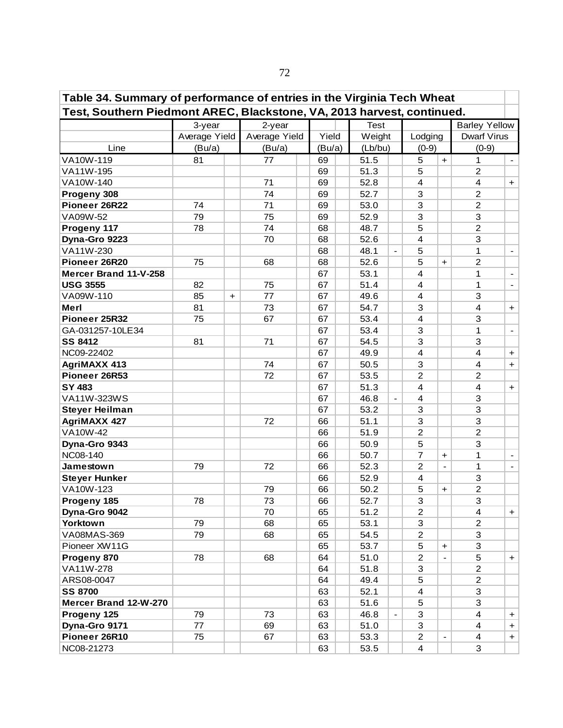| Table 34. Summary of performance of entries in the Virginia Tech Wheat Test, Southern Piedmont AREC, Blackstone, VA, 2013 harvest, continued. | | | | | | | | | | | | |
|---|---|---|---|---|---|---|---|---|---|---|---|---|
| | 3-year | | 2-year | | | | Test | | | | Barley Yellow | |
| | Average Yield | | Average Yield | | Yield | | Weight | | Lodging | | Dwarf Virus | |
| Line | (Bu/a) | | (Bu/a) | | (Bu/a) | | (Lb/bu) | | (0-9) | | (0-9) | |
| VA10W-119 | 81 | | 77 | | 69 | | 51.5 | | 5 | + | 1 | - |
| VA11W-195 | | | | | 69 | | 51.3 | | 5 | | 2 | |
| VA10W-140 | | | 71 | | 69 | | 52.8 | | 4 | | 4 | + |
| **Progeny 308** | | | 74 | | 69 | | 52.7 | | 3 | | 2 | |
| **Pioneer 26R22** | 74 | | 71 | | 69 | | 53.0 | | 3 | | 2 | |
| VA09W-52 | 79 | | 75 | | 69 | | 52.9 | | 3 | | 3 | |
| **Progeny 117** | 78 | | 74 | | 68 | | 48.7 | | 5 | | 2 | |
| **Dyna-Gro 9223** | | | 70 | | 68 | | 52.6 | | 4 | | 3 | |
| VA11W-230 | | | | | 68 | | 48.1 | - | 5 | | 1 | - |
| **Pioneer 26R20** | 75 | | 68 | | 68 | | 52.6 | | 5 | + | 2 | |
| **Mercer Brand 11-V-258** | | | | | 67 | | 53.1 | | 4 | | 1 | - |
| **USG 3555** | 82 | | 75 | | 67 | | 51.4 | | 4 | | 1 | - |
| VA09W-110 | 85 | + | 77 | | 67 | | 49.6 | | 4 | | 3 | |
| **Merl** | 81 | | 73 | | 67 | | 54.7 | | 3 | | 4 | + |
| **Pioneer 25R32** | 75 | | 67 | | 67 | | 53.4 | | 4 | | 3 | |
| GA-031257-10LE34 | | | | | 67 | | 53.4 | | 3 | | 1 | - |
| **SS 8412** | 81 | | 71 | | 67 | | 54.5 | | 3 | | 3 | |
| NC09-22402 | | | | | 67 | | 49.9 | | 4 | | 4 | + |
| **AgriMAXX 413** | | | 74 | | 67 | | 50.5 | | 3 | | 4 | + |
| **Pioneer 26R53** | | | 72 | | 67 | | 53.5 | | 2 | | 2 | |
| **SY 483** | | | | | 67 | | 51.3 | | 4 | | 4 | + |
| VA11W-323WS | | | | | 67 | | 46.8 | - | 4 | | 3 | |
| **Steyer Heilman** | | | | | 67 | | 53.2 | | 3 | | 3 | |
| **AgriMAXX 427** | | | 72 | | 66 | | 51.1 | | 3 | | 3 | |
| VA10W-42 | | | | | 66 | | 51.9 | | 2 | | 2 | |
| **Dyna-Gro 9343** | | | | | 66 | | 50.9 | | 5 | | 3 | |
| NC08-140 | | | | | 66 | | 50.7 | | 7 | + | 1 | - |
| **Jamestown** | 79 | | 72 | | 66 | | 52.3 | | 2 | - | 1 | - |
| **Steyer Hunker** | | | | | 66 | | 52.9 | | 4 | | 3 | |
| VA10W-123 | | | 79 | | 66 | | 50.2 | | 5 | + | 2 | |
| **Progeny 185** | 78 | | 73 | | 66 | | 52.7 | | 3 | | 3 | |
| **Dyna-Gro 9042** | | | 70 | | 65 | | 51.2 | | 2 | | 4 | + |
| **Yorktown** | 79 | | 68 | | 65 | | 53.1 | | 3 | | 2 | |
| VA08MAS-369 | 79 | | 68 | | 65 | | 54.5 | | 2 | | 3 | |
| Pioneer XW11G | | | | | 65 | | 53.7 | | 5 | + | 3 | |
| **Progeny 870** | 78 | | 68 | | 64 | | 51.0 | | 2 | - | 5 | + |
| VA11W-278 | | | | | 64 | | 51.8 | | 3 | | 2 | |
| ARS08-0047 | | | | | 64 | | 49.4 | | 5 | | 2 | |
| **SS 8700** | | | | | 63 | | 52.1 | | 4 | | 3 | |
| **Mercer Brand 12-W-270** | | | | | 63 | | 51.6 | | 5 | | 3 | |
| **Progeny 125** | 79 | | 73 | | 63 | | 46.8 | - | 3 | | 4 | + |
| **Dyna-Gro 9171** | 77 | | 69 | | 63 | | 51.0 | | 3 | | 4 | + |
| **Pioneer 26R10** | 75 | | 67 | | 63 | | 53.3 | | 2 | - | 4 | + |
| NC08-21273 | | | | | 63 | | 53.5 | | 4 | | 3 | |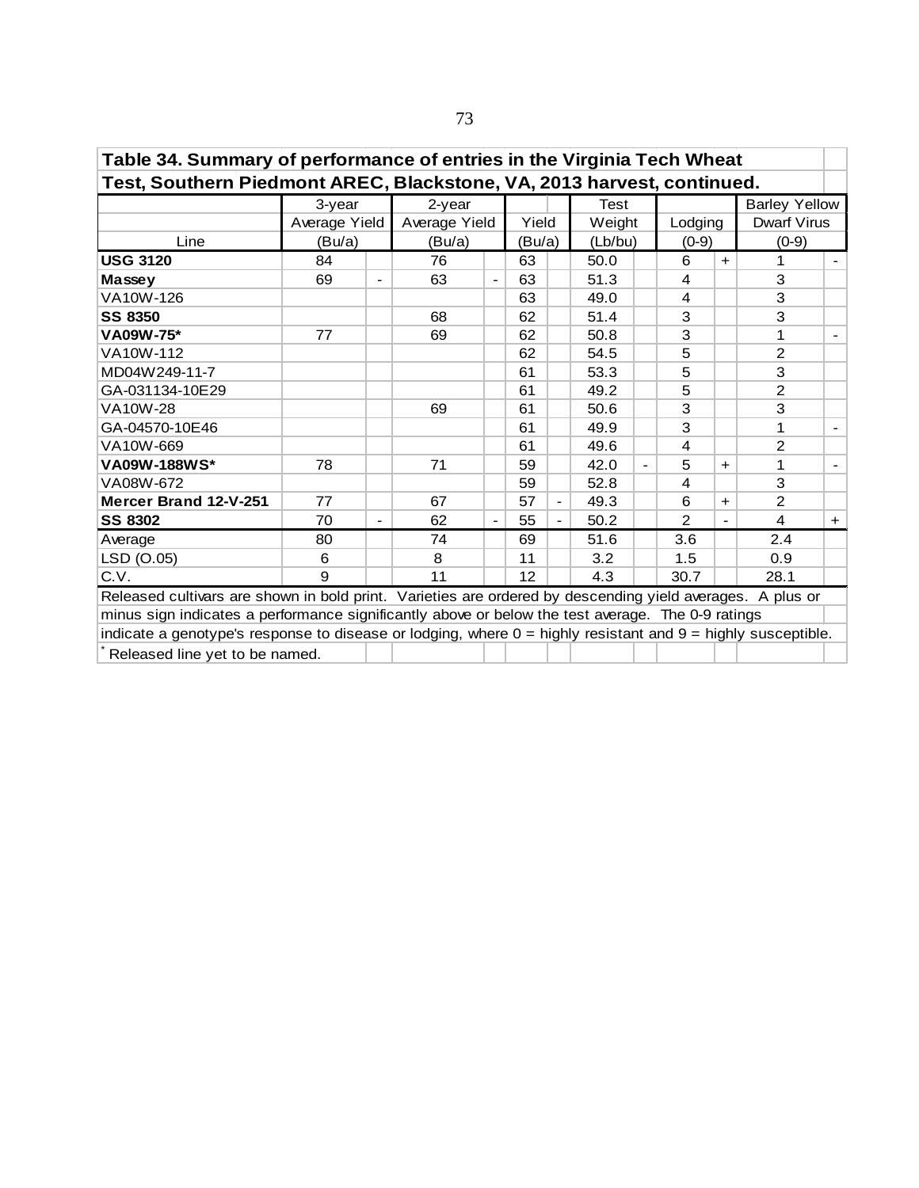**Table 34. Summary of performance of entries in the Virginia Tech Wheat Test, Southern Piedmont AREC, Blackstone, VA, 2013 harvest, continued.**

| Line | 3-year Average Yield (Bu/a) | | 2-year Average Yield (Bu/a) | | Yield (Bu/a) | | Test Weight (Lb/bu) | | Lodging (0-9) | | Barley Yellow Dwarf Virus (0-9) | |
|---|---|---|---|---|---|---|---|---|---|---|---|---|
| **USG 3120** | 84 | | 76 | | 63 | | 50.0 | | 6 | + | 1 | - |
| **Massey** | 69 | - | 63 | - | 63 | | 51.3 | | 4 | | 3 | |
| VA10W-126 | | | | | 63 | | 49.0 | | 4 | | 3 | |
| **SS 8350** | | | 68 | | 62 | | 51.4 | | 3 | | 3 | |
| **VA09W-75*** | 77 | | 69 | | 62 | | 50.8 | | 3 | | 1 | - |
| VA10W-112 | | | | | 62 | | 54.5 | | 5 | | 2 | |
| MD04W249-11-7 | | | | | 61 | | 53.3 | | 5 | | 3 | |
| GA-031134-10E29 | | | | | 61 | | 49.2 | | 5 | | 2 | |
| VA10W-28 | | | 69 | | 61 | | 50.6 | | 3 | | 3 | |
| GA-04570-10E46 | | | | | 61 | | 49.9 | | 3 | | 1 | - |
| VA10W-669 | | | | | 61 | | 49.6 | | 4 | | 2 | |
| **VA09W-188WS*** | 78 | | 71 | | 59 | | 42.0 | - | 5 | + | 1 | - |
| VA08W-672 | | | | | 59 | | 52.8 | | 4 | | 3 | |
| **Mercer Brand 12-V-251** | 77 | | 67 | | 57 | - | 49.3 | | 6 | + | 2 | |
| **SS 8302** | 70 | - | 62 | - | 55 | - | 50.2 | | 2 | - | 4 | + |
| Average | 80 | | 74 | | 69 | | 51.6 | | 3.6 | | 2.4 | |
| LSD (O.05) | 6 | | 8 | | 11 | | 3.2 | | 1.5 | | 0.9 | |
| C.V. | 9 | | 11 | | 12 | | 4.3 | | 30.7 | | 28.1 | |

Released cultivars are shown in bold print. Varieties are ordered by descending yield averages. A plus or minus sign indicates a performance significantly above or below the test average. The 0-9 ratings indicate a genotype's response to disease or lodging, where 0 = highly resistant and 9 = highly susceptible.

* Released line yet to be named.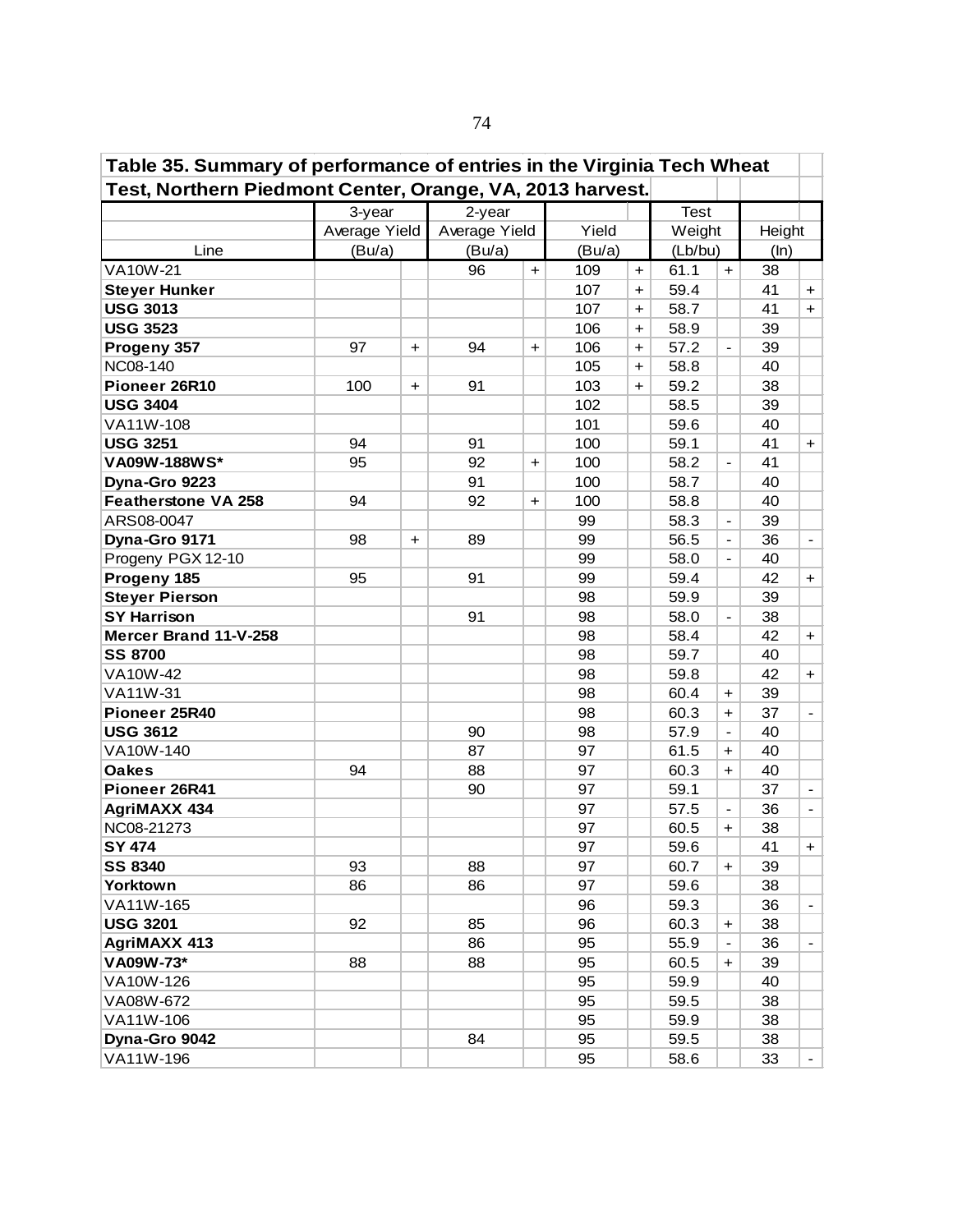**Table 35. Summary of performance of entries in the Virginia Tech Wheat Test, Northern Piedmont Center, Orange, VA, 2013 harvest.**

| Line | 3-year Average Yield (Bu/a) | | 2-year Average Yield (Bu/a) | | Yield (Bu/a) | | Test Weight (Lb/bu) | | Height (In) | |
|---|---|---|---|---|---|---|---|---|---|---|
| VA10W-21 | | | 96 | + | 109 | + | 61.1 | + | 38 | |
| **Steyer Hunker** | | | | | 107 | + | 59.4 | | 41 | + |
| **USG 3013** | | | | | 107 | + | 58.7 | | 41 | + |
| **USG 3523** | | | | | 106 | + | 58.9 | | 39 | |
| **Progeny 357** | 97 | + | 94 | + | 106 | + | 57.2 | - | 39 | |
| NC08-140 | | | | | 105 | + | 58.8 | | 40 | |
| **Pioneer 26R10** | 100 | + | 91 | | 103 | + | 59.2 | | 38 | |
| **USG 3404** | | | | | 102 | | 58.5 | | 39 | |
| VA11W-108 | | | | | 101 | | 59.6 | | 40 | |
| **USG 3251** | 94 | | 91 | | 100 | | 59.1 | | 41 | + |
| **VA09W-188WS*** | 95 | | 92 | + | 100 | | 58.2 | - | 41 | |
| **Dyna-Gro 9223** | | | 91 | | 100 | | 58.7 | | 40 | |
| **Featherstone VA 258** | 94 | | 92 | + | 100 | | 58.8 | | 40 | |
| ARS08-0047 | | | | | 99 | | 58.3 | - | 39 | |
| **Dyna-Gro 9171** | 98 | + | 89 | | 99 | | 56.5 | - | 36 | - |
| Progeny PGX 12-10 | | | | | 99 | | 58.0 | - | 40 | |
| **Progeny 185** | 95 | | 91 | | 99 | | 59.4 | | 42 | + |
| **Steyer Pierson** | | | | | 98 | | 59.9 | | 39 | |
| **SY Harrison** | | | 91 | | 98 | | 58.0 | - | 38 | |
| **Mercer Brand 11-V-258** | | | | | 98 | | 58.4 | | 42 | + |
| **SS 8700** | | | | | 98 | | 59.7 | | 40 | |
| VA10W-42 | | | | | 98 | | 59.8 | | 42 | + |
| VA11W-31 | | | | | 98 | | 60.4 | + | 39 | |
| **Pioneer 25R40** | | | | | 98 | | 60.3 | + | 37 | - |
| **USG 3612** | | | 90 | | 98 | | 57.9 | - | 40 | |
| VA10W-140 | | | 87 | | 97 | | 61.5 | + | 40 | |
| **Oakes** | 94 | | 88 | | 97 | | 60.3 | + | 40 | |
| **Pioneer 26R41** | | | 90 | | 97 | | 59.1 | | 37 | - |
| **AgriMAXX 434** | | | | | 97 | | 57.5 | - | 36 | - |
| NC08-21273 | | | | | 97 | | 60.5 | + | 38 | |
| **SY 474** | | | | | 97 | | 59.6 | | 41 | + |
| **SS 8340** | 93 | | 88 | | 97 | | 60.7 | + | 39 | |
| **Yorktown** | 86 | | 86 | | 97 | | 59.6 | | 38 | |
| VA11W-165 | | | | | 96 | | 59.3 | | 36 | - |
| **USG 3201** | 92 | | 85 | | 96 | | 60.3 | + | 38 | |
| **AgriMAXX 413** | | | 86 | | 95 | | 55.9 | - | 36 | - |
| **VA09W-73*** | 88 | | 88 | | 95 | | 60.5 | + | 39 | |
| VA10W-126 | | | | | 95 | | 59.9 | | 40 | |
| VA08W-672 | | | | | 95 | | 59.5 | | 38 | |
| VA11W-106 | | | | | 95 | | 59.9 | | 38 | |
| **Dyna-Gro 9042** | | | 84 | | 95 | | 59.5 | | 38 | |
| VA11W-196 | | | | | 95 | | 58.6 | | 33 | - |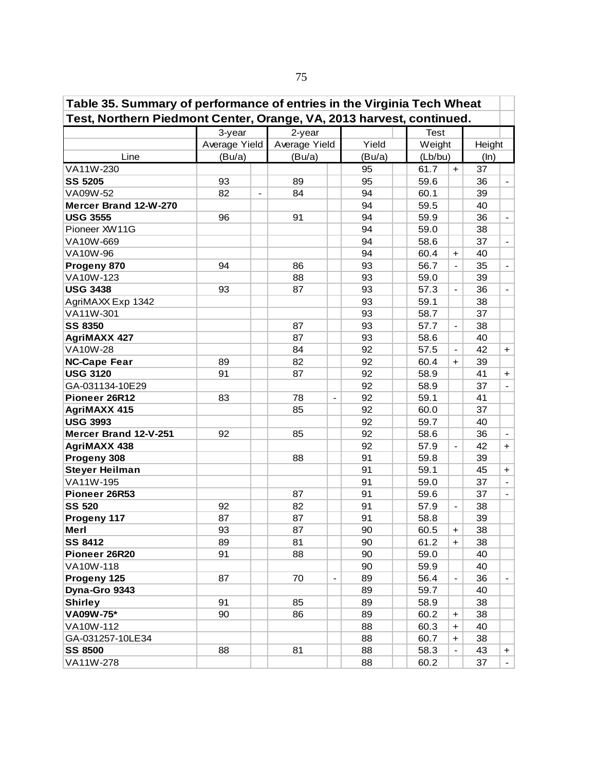**Table 35. Summary of performance of entries in the Virginia Tech Wheat Test, Northern Piedmont Center, Orange, VA, 2013 harvest, continued.**

| Line | 3-year Average Yield (Bu/a) | | 2-year Average Yield (Bu/a) | | Yield (Bu/a) | | Test Weight (Lb/bu) | | Height (In) | |
|---|---|---|---|---|---|---|---|---|---|---|
| VA11W-230 | | | | | 95 | | 61.7 | + | 37 | |
| **SS 5205** | 93 | | 89 | | 95 | | 59.6 | | 36 | - |
| VA09W-52 | 82 | - | 84 | | 94 | | 60.1 | | 39 | |
| **Mercer Brand 12-W-270** | | | | | 94 | | 59.5 | | 40 | |
| **USG 3555** | 96 | | 91 | | 94 | | 59.9 | | 36 | - |
| Pioneer XW11G | | | | | 94 | | 59.0 | | 38 | |
| VA10W-669 | | | | | 94 | | 58.6 | | 37 | - |
| VA10W-96 | | | | | 94 | | 60.4 | + | 40 | |
| **Progeny 870** | 94 | | 86 | | 93 | | 56.7 | - | 35 | - |
| VA10W-123 | | | 88 | | 93 | | 59.0 | | 39 | |
| **USG 3438** | 93 | | 87 | | 93 | | 57.3 | - | 36 | - |
| AgriMAXX Exp 1342 | | | | | 93 | | 59.1 | | 38 | |
| VA11W-301 | | | | | 93 | | 58.7 | | 37 | |
| **SS 8350** | | | 87 | | 93 | | 57.7 | - | 38 | |
| **AgriMAXX 427** | | | 87 | | 93 | | 58.6 | | 40 | |
| VA10W-28 | | | 84 | | 92 | | 57.5 | - | 42 | + |
| **NC-Cape Fear** | 89 | | 82 | | 92 | | 60.4 | + | 39 | |
| **USG 3120** | 91 | | 87 | | 92 | | 58.9 | | 41 | + |
| GA-031134-10E29 | | | | | 92 | | 58.9 | | 37 | - |
| **Pioneer 26R12** | 83 | | 78 | - | 92 | | 59.1 | | 41 | |
| **AgriMAXX 415** | | | 85 | | 92 | | 60.0 | | 37 | |
| **USG 3993** | | | | | 92 | | 59.7 | | 40 | |
| **Mercer Brand 12-V-251** | 92 | | 85 | | 92 | | 58.6 | | 36 | - |
| **AgriMAXX 438** | | | | | 92 | | 57.9 | - | 42 | + |
| **Progeny 308** | | | 88 | | 91 | | 59.8 | | 39 | |
| **Steyer Heilman** | | | | | 91 | | 59.1 | | 45 | + |
| VA11W-195 | | | | | 91 | | 59.0 | | 37 | - |
| **Pioneer 26R53** | | | 87 | | 91 | | 59.6 | | 37 | - |
| **SS 520** | 92 | | 82 | | 91 | | 57.9 | - | 38 | |
| **Progeny 117** | 87 | | 87 | | 91 | | 58.8 | | 39 | |
| **Merl** | 93 | | 87 | | 90 | | 60.5 | + | 38 | |
| **SS 8412** | 89 | | 81 | | 90 | | 61.2 | + | 38 | |
| **Pioneer 26R20** | 91 | | 88 | | 90 | | 59.0 | | 40 | |
| VA10W-118 | | | | | 90 | | 59.9 | | 40 | |
| **Progeny 125** | 87 | | 70 | - | 89 | | 56.4 | - | 36 | - |
| **Dyna-Gro 9343** | | | | | 89 | | 59.7 | | 40 | |
| **Shirley** | 91 | | 85 | | 89 | | 58.9 | | 38 | |
| **VA09W-75*** | 90 | | 86 | | 89 | | 60.2 | + | 38 | |
| VA10W-112 | | | | | 88 | | 60.3 | + | 40 | |
| GA-031257-10LE34 | | | | | 88 | | 60.7 | + | 38 | |
| **SS 8500** | 88 | | 81 | | 88 | | 58.3 | - | 43 | + |
| VA11W-278 | | | | | 88 | | 60.2 | | 37 | - |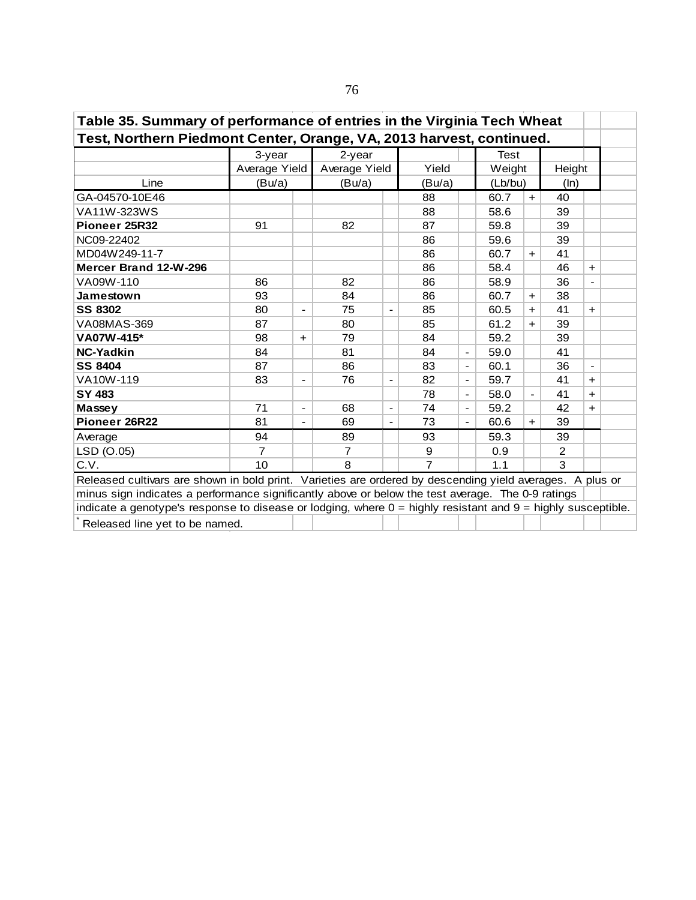**Table 35. Summary of performance of entries in the Virginia Tech Wheat Test, Northern Piedmont Center, Orange, VA, 2013 harvest, continued.**

| Line | 3-year Average Yield (Bu/a) | | 2-year Average Yield (Bu/a) | | Yield (Bu/a) | | Test Weight (Lb/bu) | | Height (In) | |
|---|---|---|---|---|---|---|---|---|---|---|
| GA-04570-10E46 | | | | | 88 | | 60.7 | + | 40 | |
| VA11W-323WS | | | | | 88 | | 58.6 | | 39 | |
| **Pioneer 25R32** | 91 | | 82 | | 87 | | 59.8 | | 39 | |
| NC09-22402 | | | | | 86 | | 59.6 | | 39 | |
| MD04W249-11-7 | | | | | 86 | | 60.7 | + | 41 | |
| **Mercer Brand 12-W-296** | | | | | 86 | | 58.4 | | 46 | + |
| VA09W-110 | 86 | | 82 | | 86 | | 58.9 | | 36 | - |
| **Jamestown** | 93 | | 84 | | 86 | | 60.7 | + | 38 | |
| **SS 8302** | 80 | - | 75 | - | 85 | | 60.5 | + | 41 | + |
| VA08MAS-369 | 87 | | 80 | | 85 | | 61.2 | + | 39 | |
| **VA07W-415*** | 98 | + | 79 | | 84 | | 59.2 | | 39 | |
| **NC-Yadkin** | 84 | | 81 | | 84 | - | 59.0 | | 41 | |
| **SS 8404** | 87 | | 86 | | 83 | - | 60.1 | | 36 | - |
| VA10W-119 | 83 | - | 76 | - | 82 | - | 59.7 | | 41 | + |
| **SY 483** | | | | | 78 | - | 58.0 | - | 41 | + |
| **Massey** | 71 | - | 68 | - | 74 | - | 59.2 | | 42 | + |
| **Pioneer 26R22** | 81 | - | 69 | - | 73 | - | 60.6 | + | 39 | |
| Average | 94 | | 89 | | 93 | | 59.3 | | 39 | |
| LSD (O.05) | 7 | | 7 | | 9 | | 0.9 | | 2 | |
| C.V. | 10 | | 8 | | 7 | | 1.1 | | 3 | |

Released cultivars are shown in bold print. Varieties are ordered by descending yield averages. A plus or minus sign indicates a performance significantly above or below the test average. The 0-9 ratings indicate a genotype's response to disease or lodging, where 0 = highly resistant and 9 = highly susceptible.

\* Released line yet to be named.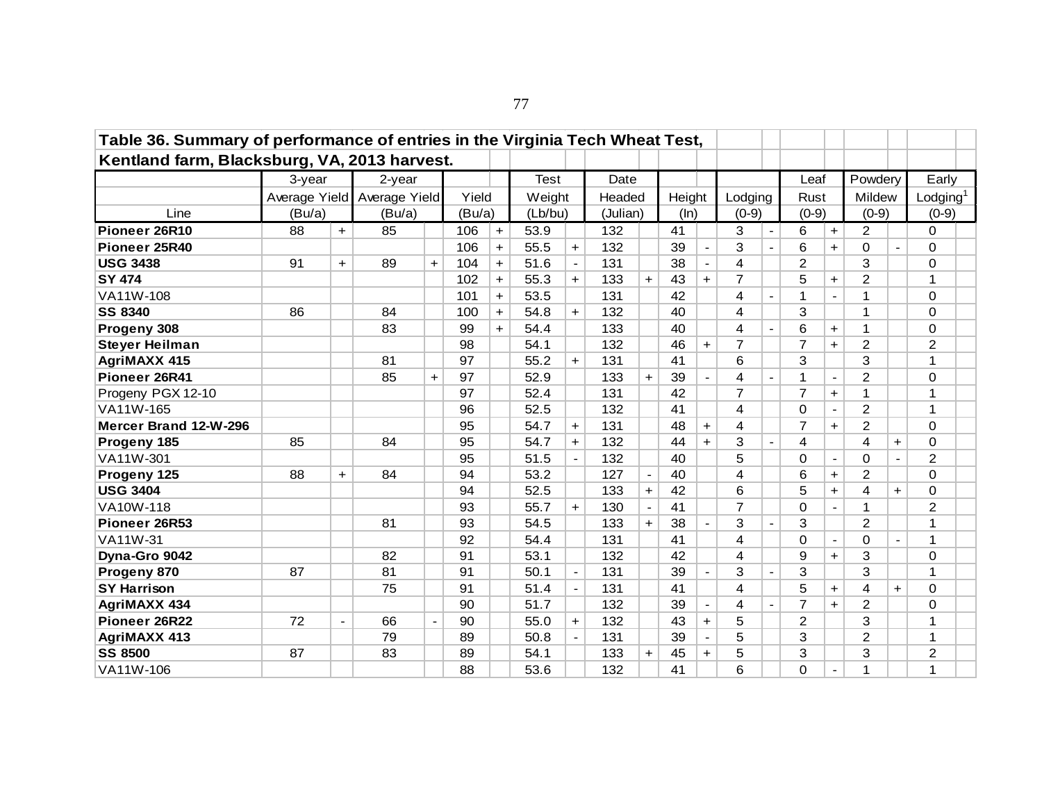**Table 36. Summary of performance of entries in the Virginia Tech Wheat Test, Kentland farm, Blacksburg, VA, 2013 harvest.**

| Line | 3-year Average Yield (Bu/a) | | 2-year Average Yield (Bu/a) | | Yield (Bu/a) | | Test Weight (Lb/bu) | | Date Headed (Julian) | | Height (In) | | Lodging (0-9) | | Leaf Rust (0-9) | | Powdery Mildew (0-9) | | Early Lodging[1] (0-9) |
|---|---|---|---|---|---|---|---|---|---|---|---|---|---|---|---|---|---|---|---|
| **Pioneer 26R10** | 88 | + | 85 | | 106 | + | 53.9 | | 132 | | 41 | | 3 | - | 6 | + | 2 | | 0 |
| **Pioneer 25R40** | | | | | 106 | + | 55.5 | + | 132 | | 39 | - | 3 | - | 6 | + | 0 | - | 0 |
| **USG 3438** | 91 | + | 89 | + | 104 | + | 51.6 | - | 131 | | 38 | - | 4 | | 2 | | 3 | | 0 |
| **SY 474** | | | | | 102 | + | 55.3 | + | 133 | + | 43 | + | 7 | | 5 | + | 2 | | 1 |
| VA11W-108 | | | | | 101 | + | 53.5 | | 131 | | 42 | | 4 | - | 1 | - | 1 | | 0 |
| **SS 8340** | 86 | | 84 | | 100 | + | 54.8 | + | 132 | | 40 | | 4 | | 3 | | 1 | | 0 |
| **Progeny 308** | | | 83 | | 99 | + | 54.4 | | 133 | | 40 | | 4 | - | 6 | + | 1 | | 0 |
| **Steyer Heilman** | | | | | 98 | | 54.1 | | 132 | | 46 | + | 7 | | 7 | + | 2 | | 2 |
| **AgriMAXX 415** | | | 81 | | 97 | | 55.2 | + | 131 | | 41 | | 6 | | 3 | | 3 | | 1 |
| **Pioneer 26R41** | | | 85 | + | 97 | | 52.9 | | 133 | + | 39 | - | 4 | - | 1 | - | 2 | | 0 |
| Progeny PGX 12-10 | | | | | 97 | | 52.4 | | 131 | | 42 | | 7 | | 7 | + | 1 | | 1 |
| VA11W-165 | | | | | 96 | | 52.5 | | 132 | | 41 | | 4 | | 0 | - | 2 | | 1 |
| **Mercer Brand 12-W-296** | | | | | 95 | | 54.7 | + | 131 | | 48 | + | 4 | | 7 | + | 2 | | 0 |
| **Progeny 185** | 85 | | 84 | | 95 | | 54.7 | + | 132 | | 44 | + | 3 | - | 4 | | 4 | + | 0 |
| VA11W-301 | | | | | 95 | | 51.5 | - | 132 | | 40 | | 5 | | 0 | - | 0 | - | 2 |
| **Progeny 125** | 88 | + | 84 | | 94 | | 53.2 | | 127 | - | 40 | | 4 | | 6 | + | 2 | | 0 |
| **USG 3404** | | | | | 94 | | 52.5 | | 133 | + | 42 | | 6 | | 5 | + | 4 | + | 0 |
| VA10W-118 | | | | | 93 | | 55.7 | + | 130 | - | 41 | | 7 | | 0 | - | 1 | | 2 |
| **Pioneer 26R53** | | | 81 | | 93 | | 54.5 | | 133 | + | 38 | - | 3 | - | 3 | | 2 | | 1 |
| VA11W-31 | | | | | 92 | | 54.4 | | 131 | | 41 | | 4 | | 0 | - | 0 | - | 1 |
| **Dyna-Gro 9042** | | | 82 | | 91 | | 53.1 | | 132 | | 42 | | 4 | | 9 | + | 3 | | 0 |
| **Progeny 870** | 87 | | 81 | | 91 | | 50.1 | - | 131 | | 39 | - | 3 | - | 3 | | 3 | | 1 |
| **SY Harrison** | | | 75 | | 91 | | 51.4 | - | 131 | | 41 | | 4 | | 5 | + | 4 | + | 0 |
| **AgriMAXX 434** | | | | | 90 | | 51.7 | | 132 | | 39 | - | 4 | - | 7 | + | 2 | | 0 |
| **Pioneer 26R22** | 72 | - | 66 | - | 90 | | 55.0 | + | 132 | | 43 | + | 5 | | 2 | | 3 | | 1 |
| **AgriMAXX 413** | | | 79 | | 89 | | 50.8 | - | 131 | | 39 | - | 5 | | 3 | | 2 | | 1 |
| **SS 8500** | 87 | | 83 | | 89 | | 54.1 | | 133 | + | 45 | + | 5 | | 3 | | 3 | | 2 |
| VA11W-106 | | | | | 88 | | 53.6 | | 132 | | 41 | | 6 | | 0 | - | 1 | | 1 |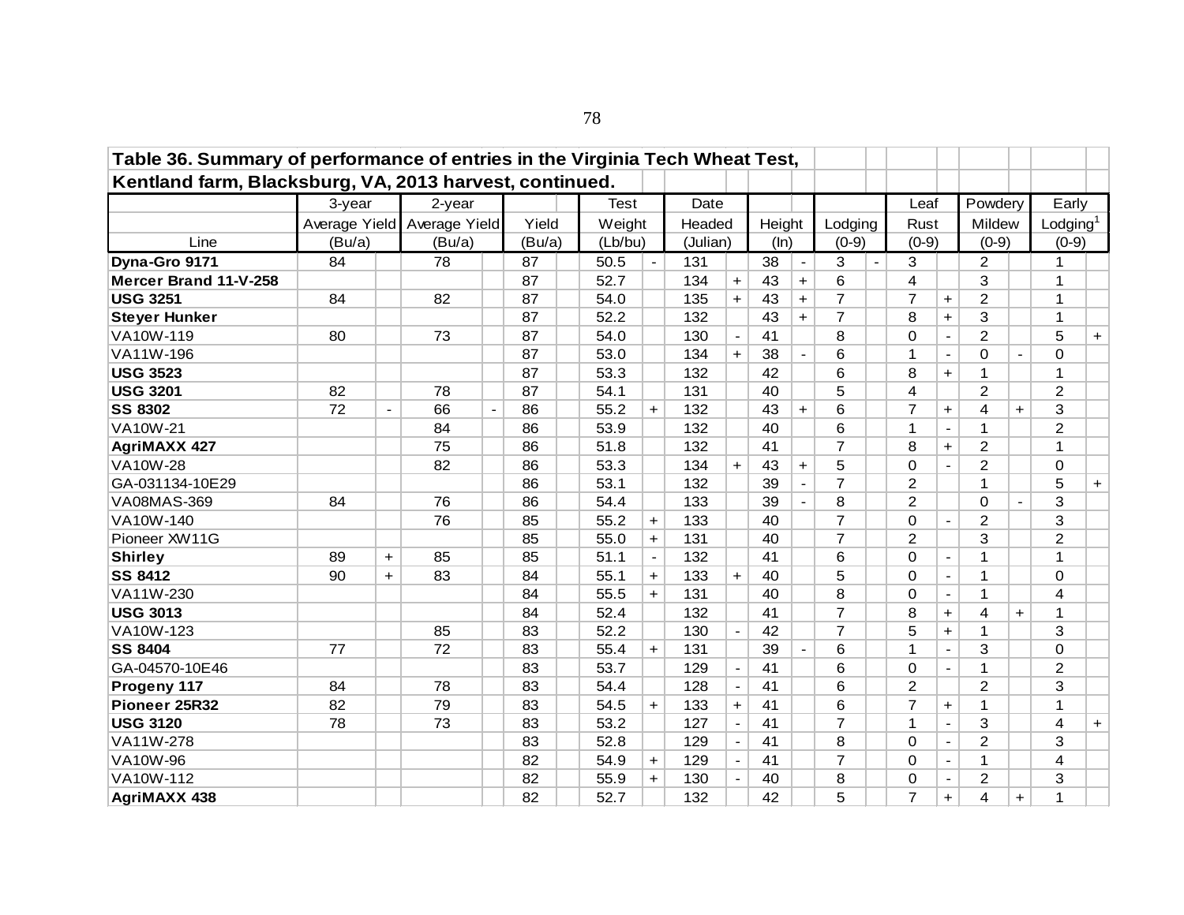**Table 36. Summary of performance of entries in the Virginia Tech Wheat Test, Kentland farm, Blacksburg, VA, 2013 harvest, continued.**

| Line | 3-year Average Yield (Bu/a) | | 2-year Average Yield (Bu/a) | | Yield (Bu/a) | | Test Weight (Lb/bu) | | Date Headed (Julian) | | Height (In) | | Lodging (0-9) | | Leaf Rust (0-9) | | Powdery Mildew (0-9) | | Early Lodging[1] (0-9) | |
|---|---|---|---|---|---|---|---|---|---|---|---|---|---|---|---|---|---|---|---|---|
| **Dyna-Gro 9171** | 84 | | 78 | | 87 | | 50.5 | - | 131 | | 38 | - | 3 | - | 3 | | 2 | | 1 | |
| **Mercer Brand 11-V-258** | | | | | 87 | | 52.7 | | 134 | + | 43 | + | 6 | | 4 | | 3 | | 1 | |
| **USG 3251** | 84 | | 82 | | 87 | | 54.0 | | 135 | + | 43 | + | 7 | | 7 | + | 2 | | 1 | |
| **Steyer Hunker** | | | | | 87 | | 52.2 | | 132 | | 43 | + | 7 | | 8 | + | 3 | | 1 | |
| VA10W-119 | 80 | | 73 | | 87 | | 54.0 | | 130 | - | 41 | | 8 | | 0 | - | 2 | | 5 | + |
| VA11W-196 | | | | | 87 | | 53.0 | | 134 | + | 38 | - | 6 | | 1 | - | 0 | - | 0 | |
| **USG 3523** | | | | | 87 | | 53.3 | | 132 | | 42 | | 6 | | 8 | + | 1 | | 1 | |
| **USG 3201** | 82 | | 78 | | 87 | | 54.1 | | 131 | | 40 | | 5 | | 4 | | 2 | | 2 | |
| **SS 8302** | 72 | - | 66 | - | 86 | | 55.2 | + | 132 | | 43 | + | 6 | | 7 | + | 4 | + | 3 | |
| VA10W-21 | | | 84 | | 86 | | 53.9 | | 132 | | 40 | | 6 | | 1 | - | 1 | | 2 | |
| **AgriMAXX 427** | | | 75 | | 86 | | 51.8 | | 132 | | 41 | | 7 | | 8 | + | 2 | | 1 | |
| VA10W-28 | | | 82 | | 86 | | 53.3 | | 134 | + | 43 | + | 5 | | 0 | - | 2 | | 0 | |
| GA-031134-10E29 | | | | | 86 | | 53.1 | | 132 | | 39 | - | 7 | | 2 | | 1 | | 5 | + |
| VA08MAS-369 | 84 | | 76 | | 86 | | 54.4 | | 133 | | 39 | - | 8 | | 2 | | 0 | - | 3 | |
| VA10W-140 | | | 76 | | 85 | | 55.2 | + | 133 | | 40 | | 7 | | 0 | - | 2 | | 3 | |
| Pioneer XW11G | | | | | 85 | | 55.0 | + | 131 | | 40 | | 7 | | 2 | | 3 | | 2 | |
| **Shirley** | 89 | + | 85 | | 85 | | 51.1 | - | 132 | | 41 | | 6 | | 0 | - | 1 | | 1 | |
| **SS 8412** | 90 | + | 83 | | 84 | | 55.1 | + | 133 | + | 40 | | 5 | | 0 | - | 1 | | 0 | |
| VA11W-230 | | | | | 84 | | 55.5 | + | 131 | | 40 | | 8 | | 0 | - | 1 | | 4 | |
| **USG 3013** | | | | | 84 | | 52.4 | | 132 | | 41 | | 7 | | 8 | + | 4 | + | 1 | |
| VA10W-123 | | | 85 | | 83 | | 52.2 | | 130 | - | 42 | | 7 | | 5 | + | 1 | | 3 | |
| **SS 8404** | 77 | | 72 | | 83 | | 55.4 | + | 131 | | 39 | - | 6 | | 1 | - | 3 | | 0 | |
| GA-04570-10E46 | | | | | 83 | | 53.7 | | 129 | - | 41 | | 6 | | 0 | - | 1 | | 2 | |
| **Progeny 117** | 84 | | 78 | | 83 | | 54.4 | | 128 | - | 41 | | 6 | | 2 | | 2 | | 3 | |
| **Pioneer 25R32** | 82 | | 79 | | 83 | | 54.5 | + | 133 | + | 41 | | 6 | | 7 | + | 1 | | 1 | |
| **USG 3120** | 78 | | 73 | | 83 | | 53.2 | | 127 | - | 41 | | 7 | | 1 | - | 3 | | 4 | + |
| VA11W-278 | | | | | 83 | | 52.8 | | 129 | - | 41 | | 8 | | 0 | - | 2 | | 3 | |
| VA10W-96 | | | | | 82 | | 54.9 | + | 129 | - | 41 | | 7 | | 0 | - | 1 | | 4 | |
| VA10W-112 | | | | | 82 | | 55.9 | + | 130 | - | 40 | | 8 | | 0 | - | 2 | | 3 | |
| **AgriMAXX 438** | | | | | 82 | | 52.7 | | 132 | | 42 | | 5 | | 7 | + | 4 | + | 1 | |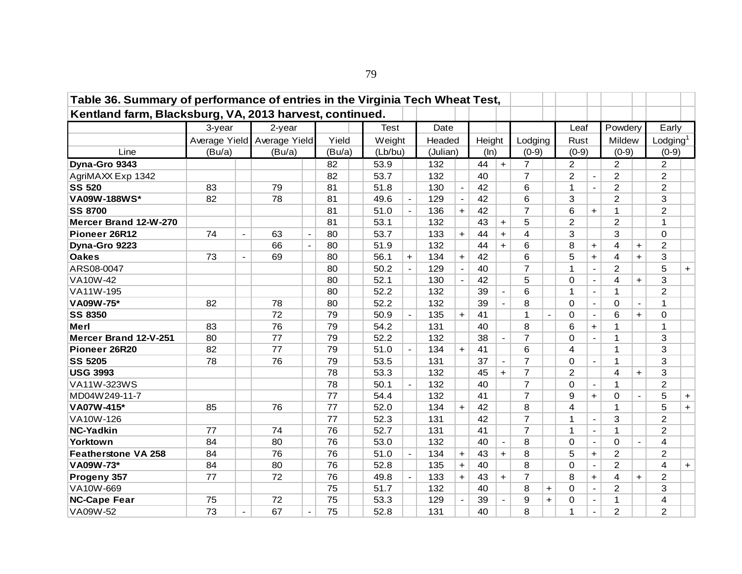Table 36. Summary of performance of entries in the Virginia Tech Wheat Test, Kentland farm, Blacksburg, VA, 2013 harvest, continued.

| Line | 3-year Average Yield (Bu/a) | | 2-year Average Yield (Bu/a) | | Yield (Bu/a) | | Test Weight (Lb/bu) | | Date Headed (Julian) | | Height (In) | | Lodging (0-9) | | Leaf Rust (0-9) | | Powdery Mildew (0-9) | | Early Lodging[1] (0-9) | |
|---|---|---|---|---|---|---|---|---|---|---|---|---|---|---|---|---|---|---|---|---|
| **Dyna-Gro 9343** | | | | | 82 | | 53.9 | | 132 | | 44 | + | 7 | | 2 | | 2 | | 2 | |
| AgriMAXX Exp 1342 | | | | | 82 | | 53.7 | | 132 | | 40 | | 7 | | 2 | - | 2 | | 2 | |
| **SS 520** | 83 | | 79 | | 81 | | 51.8 | | 130 | - | 42 | | 6 | | 1 | - | 2 | | 2 | |
| **VA09W-188WS*** | 82 | | 78 | | 81 | | 49.6 | - | 129 | - | 42 | | 6 | | 3 | | 2 | | 3 | |
| **SS 8700** | | | | | 81 | | 51.0 | - | 136 | + | 42 | | 7 | | 6 | + | 1 | | 2 | |
| **Mercer Brand 12-W-270** | | | | | 81 | | 53.1 | | 132 | | 43 | + | 5 | | 2 | | 2 | | 1 | |
| **Pioneer 26R12** | 74 | - | 63 | - | 80 | | 53.7 | | 133 | + | 44 | + | 4 | | 3 | | 3 | | 0 | |
| **Dyna-Gro 9223** | | | 66 | - | 80 | | 51.9 | | 132 | | 44 | + | 6 | | 8 | + | 4 | + | 2 | |
| **Oakes** | 73 | - | 69 | | 80 | | 56.1 | + | 134 | + | 42 | | 6 | | 5 | + | 4 | + | 3 | |
| ARS08-0047 | | | | | 80 | | 50.2 | - | 129 | - | 40 | | 7 | | 1 | - | 2 | | 5 | + |
| VA10W-42 | | | | | 80 | | 52.1 | | 130 | - | 42 | | 5 | | 0 | - | 4 | + | 3 | |
| VA11W-195 | | | | | 80 | | 52.2 | | 132 | | 39 | - | 6 | | 1 | - | 1 | | 2 | |
| **VA09W-75*** | 82 | | 78 | | 80 | | 52.2 | | 132 | | 39 | - | 8 | | 0 | - | 0 | - | 1 | |
| **SS 8350** | | | 72 | | 79 | | 50.9 | - | 135 | + | 41 | | 1 | - | 0 | - | 6 | + | 0 | |
| **Merl** | 83 | | 76 | | 79 | | 54.2 | | 131 | | 40 | | 8 | | 6 | + | 1 | | 1 | |
| **Mercer Brand 12-V-251** | 80 | | 77 | | 79 | | 52.2 | | 132 | | 38 | - | 7 | | 0 | - | 1 | | 3 | |
| **Pioneer 26R20** | 82 | | 77 | | 79 | | 51.0 | - | 134 | + | 41 | | 6 | | 4 | | 1 | | 3 | |
| **SS 5205** | 78 | | 76 | | 79 | | 53.5 | | 131 | | 37 | - | 7 | | 0 | - | 1 | | 3 | |
| **USG 3993** | | | | | 78 | | 53.3 | | 132 | | 45 | + | 7 | | 2 | | 4 | + | 3 | |
| VA11W-323WS | | | | | 78 | | 50.1 | - | 132 | | 40 | | 7 | | 0 | - | 1 | | 2 | |
| MD04W249-11-7 | | | | | 77 | | 54.4 | | 132 | | 41 | | 7 | | 9 | + | 0 | - | 5 | + |
| **VA07W-415*** | 85 | | 76 | | 77 | | 52.0 | | 134 | + | 42 | | 8 | | 4 | | 1 | | 5 | + |
| VA10W-126 | | | | | 77 | | 52.3 | | 131 | | 42 | | 7 | | 1 | - | 3 | | 2 | |
| **NC-Yadkin** | 77 | | 74 | | 76 | | 52.7 | | 131 | | 41 | | 7 | | 1 | - | 1 | | 2 | |
| **Yorktown** | 84 | | 80 | | 76 | | 53.0 | | 132 | | 40 | - | 8 | | 0 | - | 0 | - | 4 | |
| **Featherstone VA 258** | 84 | | 76 | | 76 | | 51.0 | - | 134 | + | 43 | + | 8 | | 5 | + | 2 | | 2 | |
| **VA09W-73*** | 84 | | 80 | | 76 | | 52.8 | | 135 | + | 40 | | 8 | | 0 | - | 2 | | 4 | + |
| **Progeny 357** | 77 | | 72 | | 76 | | 49.8 | - | 133 | + | 43 | + | 7 | | 8 | + | 4 | + | 2 | |
| VA10W-669 | | | | | 75 | | 51.7 | | 132 | | 40 | | 8 | + | 0 | - | 2 | | 3 | |
| **NC-Cape Fear** | 75 | | 72 | | 75 | | 53.3 | | 129 | - | 39 | - | 9 | + | 0 | - | 1 | | 4 | |
| VA09W-52 | 73 | - | 67 | - | 75 | | 52.8 | | 131 | | 40 | | 8 | | 1 | - | 2 | | 2 | |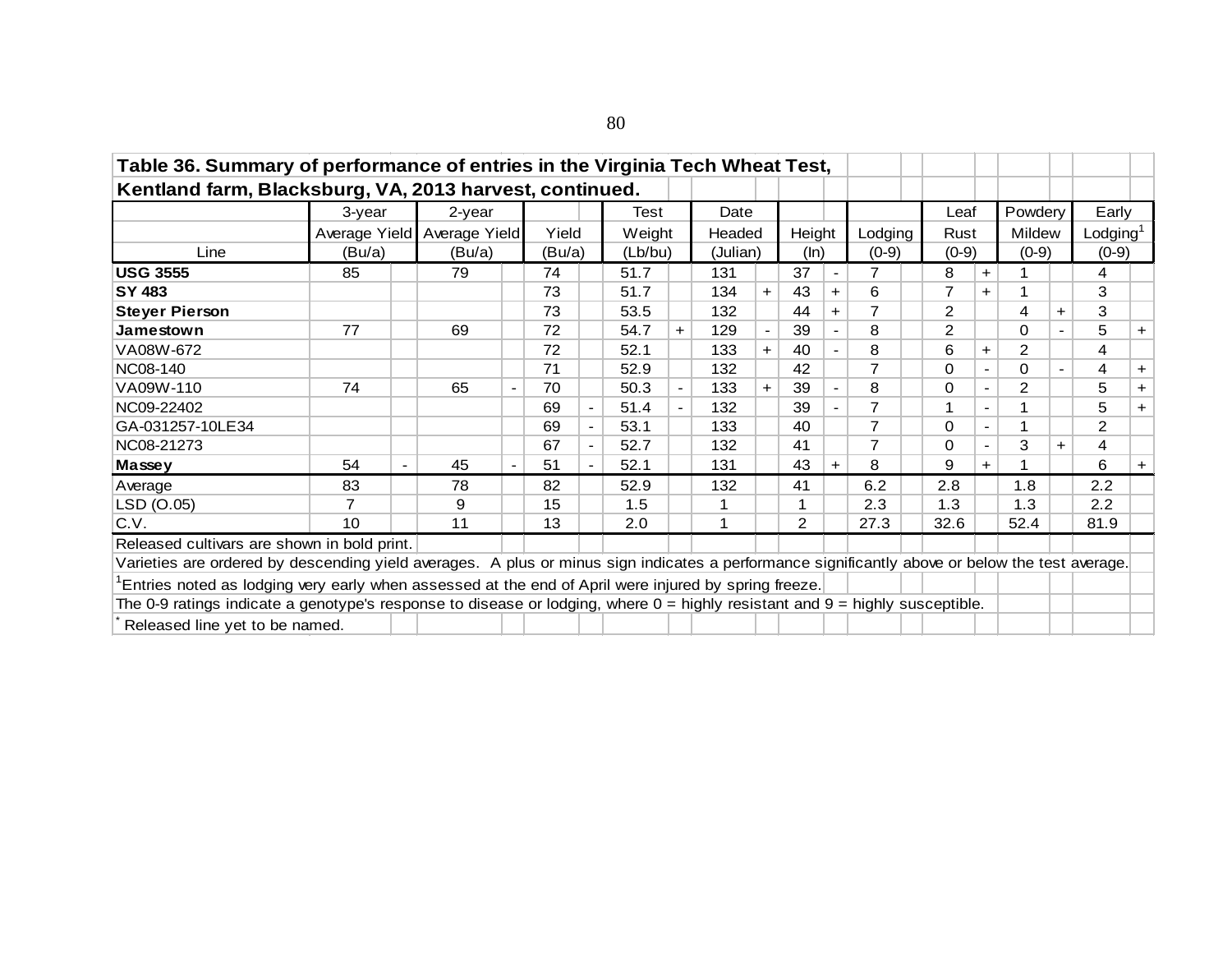## Table 36. Summary of performance of entries in the Virginia Tech Wheat Test, Kentland farm, Blacksburg, VA, 2013 harvest, continued.

| Line | 3-year Average Yield (Bu/a) | | 2-year Average Yield (Bu/a) | | Yield (Bu/a) | | Test Weight (Lb/bu) | | Date Headed (Julian) | | Height (In) | | Lodging (0-9) | | Leaf Rust (0-9) | | Powdery Mildew (0-9) | | Early Lodging[1] (0-9) | |
|---|---|---|---|---|---|---|---|---|---|---|---|---|---|---|---|---|---|---|---|---|
| **USG 3555** | 85 | | 79 | | 74 | | 51.7 | | 131 | | 37 | - | 7 | | 8 | + | 1 | | 4 | |
| **SY 483** | | | | | 73 | | 51.7 | | 134 | + | 43 | + | 6 | | 7 | + | 1 | | 3 | |
| **Steyer Pierson** | | | | | 73 | | 53.5 | | 132 | | 44 | + | 7 | | 2 | | 4 | + | 3 | |
| **Jamestown** | 77 | | 69 | | 72 | | 54.7 | + | 129 | - | 39 | - | 8 | | 2 | | 0 | - | 5 | + |
| VA08W-672 | | | | | 72 | | 52.1 | | 133 | + | 40 | - | 8 | | 6 | + | 2 | | 4 | |
| NC08-140 | | | | | 71 | | 52.9 | | 132 | | 42 | | 7 | | 0 | - | 0 | - | 4 | + |
| VA09W-110 | 74 | | 65 | - | 70 | | 50.3 | - | 133 | + | 39 | - | 8 | | 0 | - | 2 | | 5 | + |
| NC09-22402 | | | | | 69 | - | 51.4 | - | 132 | | 39 | - | 7 | | 1 | - | 1 | | 5 | + |
| GA-031257-10LE34 | | | | | 69 | - | 53.1 | | 133 | | 40 | | 7 | | 0 | - | 1 | | 2 | |
| NC08-21273 | | | | | 67 | - | 52.7 | | 132 | | 41 | | 7 | | 0 | - | 3 | + | 4 | |
| **Massey** | 54 | - | 45 | - | 51 | - | 52.1 | | 131 | | 43 | + | 8 | | 9 | + | 1 | | 6 | + |
| Average | 83 | | 78 | | 82 | | 52.9 | | 132 | | 41 | | 6.2 | | 2.8 | | 1.8 | | 2.2 | |
| LSD (O.05) | 7 | | 9 | | 15 | | 1.5 | | 1 | | 1 | | 2.3 | | 1.3 | | 1.3 | | 2.2 | |
| C.V. | 10 | | 11 | | 13 | | 2.0 | | 1 | | 2 | | 27.3 | | 32.6 | | 52.4 | | 81.9 | |

Released cultivars are shown in bold print.

Varieties are ordered by descending yield averages. A plus or minus sign indicates a performance significantly above or below the test average.

[1]Entries noted as lodging very early when assessed at the end of April were injured by spring freeze.

The 0-9 ratings indicate a genotype's response to disease or lodging, where 0 = highly resistant and 9 = highly susceptible.

[*] Released line yet to be named.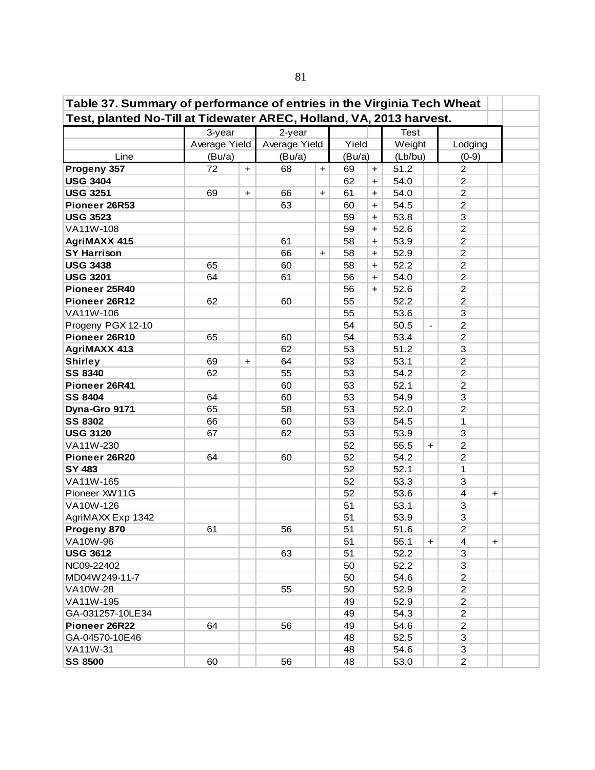**Table 37. Summary of performance of entries in the Virginia Tech Wheat Test, planted No-Till at Tidewater AREC, Holland, VA, 2013 harvest.**

| Line | 3-year Average Yield (Bu/a) | | 2-year Average Yield (Bu/a) | | Yield (Bu/a) | | Test Weight (Lb/bu) | | Lodging (0-9) | |
|---|---|---|---|---|---|---|---|---|---|---|
| **Progeny 357** | 72 | + | 68 | + | 69 | + | 51.2 | | 2 | |
| **USG 3404** | | | | | 62 | + | 54.0 | | 2 | |
| **USG 3251** | 69 | + | 66 | + | 61 | + | 54.0 | | 2 | |
| **Pioneer 26R53** | | | 63 | | 60 | + | 54.5 | | 2 | |
| **USG 3523** | | | | | 59 | + | 53.8 | | 3 | |
| VA11W-108 | | | | | 59 | + | 52.6 | | 2 | |
| **AgriMAXX 415** | | | 61 | | 58 | + | 53.9 | | 2 | |
| **SY Harrison** | | | 66 | + | 58 | + | 52.9 | | 2 | |
| **USG 3438** | 65 | | 60 | | 58 | + | 52.2 | | 2 | |
| **USG 3201** | 64 | | 61 | | 56 | + | 54.0 | | 2 | |
| **Pioneer 25R40** | | | | | 56 | + | 52.6 | | 2 | |
| **Pioneer 26R12** | 62 | | 60 | | 55 | | 52.2 | | 2 | |
| VA11W-106 | | | | | 55 | | 53.6 | | 3 | |
| Progeny PGX 12-10 | | | | | 54 | | 50.5 | - | 2 | |
| **Pioneer 26R10** | 65 | | 60 | | 54 | | 53.4 | | 2 | |
| **AgriMAXX 413** | | | 62 | | 53 | | 51.2 | | 3 | |
| **Shirley** | 69 | + | 64 | | 53 | | 53.1 | | 2 | |
| **SS 8340** | 62 | | 55 | | 53 | | 54.2 | | 2 | |
| **Pioneer 26R41** | | | 60 | | 53 | | 52.1 | | 2 | |
| **SS 8404** | 64 | | 60 | | 53 | | 54.9 | | 3 | |
| **Dyna-Gro 9171** | 65 | | 58 | | 53 | | 52.0 | | 2 | |
| **SS 8302** | 66 | | 60 | | 53 | | 54.5 | | 1 | |
| **USG 3120** | 67 | | 62 | | 53 | | 53.9 | | 3 | |
| VA11W-230 | | | | | 52 | | 55.5 | + | 2 | |
| **Pioneer 26R20** | 64 | | 60 | | 52 | | 54.2 | | 2 | |
| **SY 483** | | | | | 52 | | 52.1 | | 1 | |
| VA11W-165 | | | | | 52 | | 53.3 | | 3 | |
| Pioneer XW11G | | | | | 52 | | 53.6 | | 4 | + |
| VA10W-126 | | | | | 51 | | 53.1 | | 3 | |
| AgriMAXX Exp 1342 | | | | | 51 | | 53.9 | | 3 | |
| **Progeny 870** | 61 | | 56 | | 51 | | 51.6 | | 2 | |
| VA10W-96 | | | | | 51 | | 55.1 | + | 4 | + |
| **USG 3612** | | | 63 | | 51 | | 52.2 | | 3 | |
| NC09-22402 | | | | | 50 | | 52.2 | | 3 | |
| MD04W249-11-7 | | | | | 50 | | 54.6 | | 2 | |
| VA10W-28 | | | 55 | | 50 | | 52.9 | | 2 | |
| VA11W-195 | | | | | 49 | | 52.9 | | 2 | |
| GA-031257-10LE34 | | | | | 49 | | 54.3 | | 2 | |
| **Pioneer 26R22** | 64 | | 56 | | 49 | | 54.6 | | 2 | |
| GA-04570-10E46 | | | | | 48 | | 52.5 | | 3 | |
| VA11W-31 | | | | | 48 | | 54.6 | | 3 | |
| **SS 8500** | 60 | | 56 | | 48 | | 53.0 | | 2 | |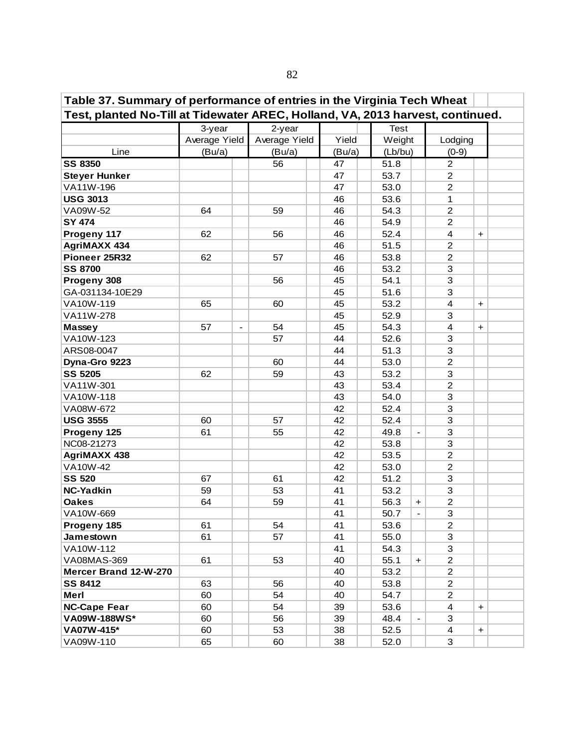**Table 37. Summary of performance of entries in the Virginia Tech Wheat Test, planted No-Till at Tidewater AREC, Holland, VA, 2013 harvest, continued.**

| Line | 3-year Average Yield (Bu/a) | | 2-year Average Yield (Bu/a) | | Yield (Bu/a) | | Test Weight (Lb/bu) | | Lodging (0-9) | |
|---|---|---|---|---|---|---|---|---|---|---|
| **SS 8350** | | | 56 | | 47 | | 51.8 | | 2 | |
| **Steyer Hunker** | | | | | 47 | | 53.7 | | 2 | |
| VA11W-196 | | | | | 47 | | 53.0 | | 2 | |
| **USG 3013** | | | | | 46 | | 53.6 | | 1 | |
| VA09W-52 | 64 | | 59 | | 46 | | 54.3 | | 2 | |
| **SY 474** | | | | | 46 | | 54.9 | | 2 | |
| **Progeny 117** | 62 | | 56 | | 46 | | 52.4 | | 4 | + |
| **AgriMAXX 434** | | | | | 46 | | 51.5 | | 2 | |
| **Pioneer 25R32** | 62 | | 57 | | 46 | | 53.8 | | 2 | |
| **SS 8700** | | | | | 46 | | 53.2 | | 3 | |
| **Progeny 308** | | | 56 | | 45 | | 54.1 | | 3 | |
| GA-031134-10E29 | | | | | 45 | | 51.6 | | 3 | |
| VA10W-119 | 65 | | 60 | | 45 | | 53.2 | | 4 | + |
| VA11W-278 | | | | | 45 | | 52.9 | | 3 | |
| **Massey** | 57 | - | 54 | | 45 | | 54.3 | | 4 | + |
| VA10W-123 | | | 57 | | 44 | | 52.6 | | 3 | |
| ARS08-0047 | | | | | 44 | | 51.3 | | 3 | |
| **Dyna-Gro 9223** | | | 60 | | 44 | | 53.0 | | 2 | |
| **SS 5205** | 62 | | 59 | | 43 | | 53.2 | | 3 | |
| VA11W-301 | | | | | 43 | | 53.4 | | 2 | |
| VA10W-118 | | | | | 43 | | 54.0 | | 3 | |
| VA08W-672 | | | | | 42 | | 52.4 | | 3 | |
| **USG 3555** | 60 | | 57 | | 42 | | 52.4 | | 3 | |
| **Progeny 125** | 61 | | 55 | | 42 | | 49.8 | - | 3 | |
| NC08-21273 | | | | | 42 | | 53.8 | | 3 | |
| **AgriMAXX 438** | | | | | 42 | | 53.5 | | 2 | |
| VA10W-42 | | | | | 42 | | 53.0 | | 2 | |
| **SS 520** | 67 | | 61 | | 42 | | 51.2 | | 3 | |
| **NC-Yadkin** | 59 | | 53 | | 41 | | 53.2 | | 3 | |
| **Oakes** | 64 | | 59 | | 41 | | 56.3 | + | 2 | |
| VA10W-669 | | | | | 41 | | 50.7 | - | 3 | |
| **Progeny 185** | 61 | | 54 | | 41 | | 53.6 | | 2 | |
| **Jamestown** | 61 | | 57 | | 41 | | 55.0 | | 3 | |
| VA10W-112 | | | | | 41 | | 54.3 | | 3 | |
| VA08MAS-369 | 61 | | 53 | | 40 | | 55.1 | + | 2 | |
| **Mercer Brand 12-W-270** | | | | | 40 | | 53.2 | | 2 | |
| **SS 8412** | 63 | | 56 | | 40 | | 53.8 | | 2 | |
| **Merl** | 60 | | 54 | | 40 | | 54.7 | | 2 | |
| **NC-Cape Fear** | 60 | | 54 | | 39 | | 53.6 | | 4 | + |
| **VA09W-188WS*** | 60 | | 56 | | 39 | | 48.4 | - | 3 | |
| **VA07W-415*** | 60 | | 53 | | 38 | | 52.5 | | 4 | + |
| VA09W-110 | 65 | | 60 | | 38 | | 52.0 | | 3 | |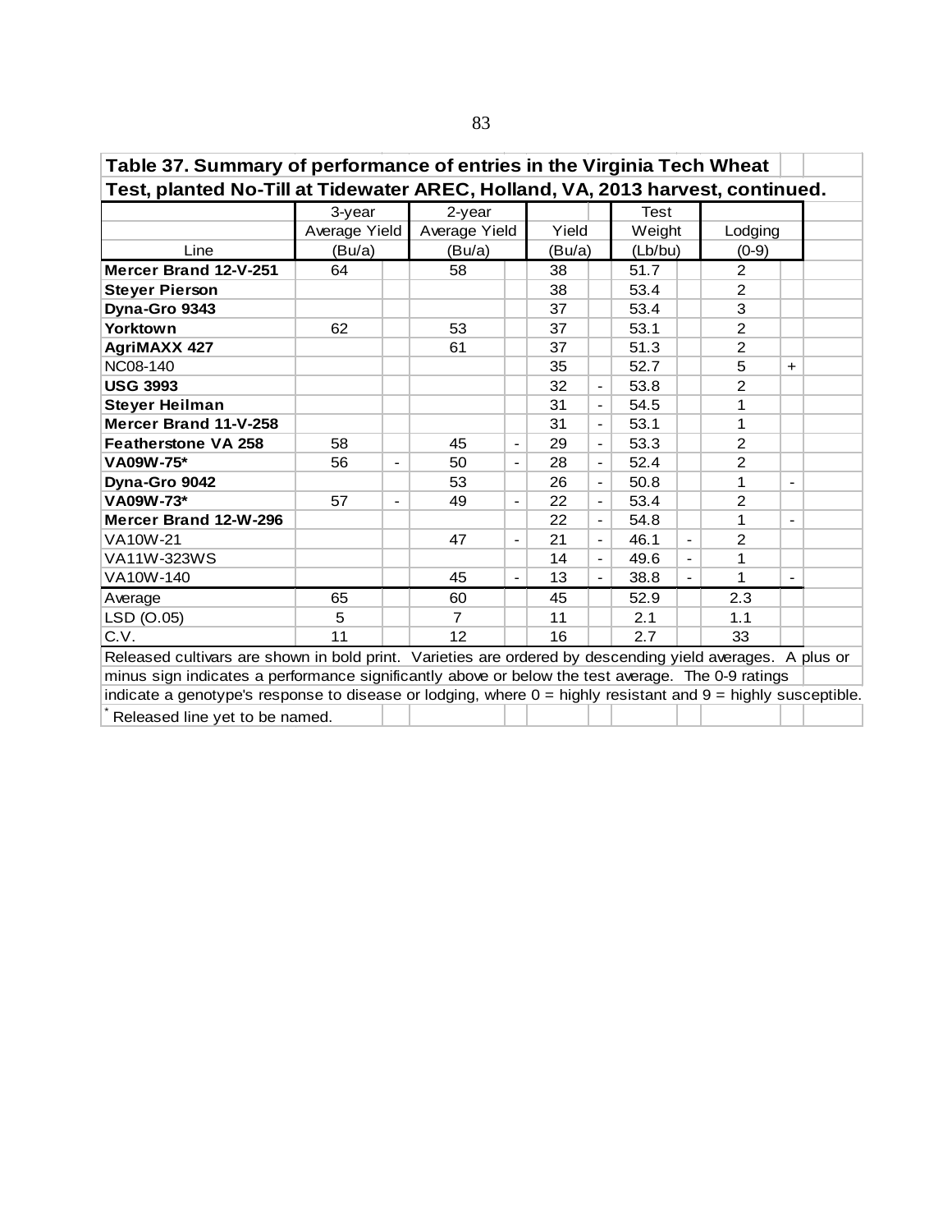**Table 37. Summary of performance of entries in the Virginia Tech Wheat Test, planted No-Till at Tidewater AREC, Holland, VA, 2013 harvest, continued.**

| Line | 3-year Average Yield (Bu/a) | | 2-year Average Yield (Bu/a) | | Yield (Bu/a) | | Test Weight (Lb/bu) | | Lodging (0-9) | |
|---|---|---|---|---|---|---|---|---|---|---|
| **Mercer Brand 12-V-251** | 64 | | 58 | | 38 | | 51.7 | | 2 | |
| **Steyer Pierson** | | | | | 38 | | 53.4 | | 2 | |
| **Dyna-Gro 9343** | | | | | 37 | | 53.4 | | 3 | |
| **Yorktown** | 62 | | 53 | | 37 | | 53.1 | | 2 | |
| **AgriMAXX 427** | | | 61 | | 37 | | 51.3 | | 2 | |
| NC08-140 | | | | | 35 | | 52.7 | | 5 | + |
| **USG 3993** | | | | | 32 | - | 53.8 | | 2 | |
| **Steyer Heilman** | | | | | 31 | - | 54.5 | | 1 | |
| **Mercer Brand 11-V-258** | | | | | 31 | - | 53.1 | | 1 | |
| **Featherstone VA 258** | 58 | | 45 | - | 29 | - | 53.3 | | 2 | |
| **VA09W-75*** | 56 | - | 50 | - | 28 | - | 52.4 | | 2 | |
| **Dyna-Gro 9042** | | | 53 | | 26 | - | 50.8 | | 1 | - |
| **VA09W-73*** | 57 | - | 49 | - | 22 | - | 53.4 | | 2 | |
| **Mercer Brand 12-W-296** | | | | | 22 | - | 54.8 | | 1 | - |
| VA10W-21 | | | 47 | - | 21 | - | 46.1 | - | 2 | |
| VA11W-323WS | | | | | 14 | - | 49.6 | - | 1 | |
| VA10W-140 | | | 45 | - | 13 | - | 38.8 | - | 1 | - |
| Average | 65 | | 60 | | 45 | | 52.9 | | 2.3 | |
| LSD (O.05) | 5 | | 7 | | 11 | | 2.1 | | 1.1 | |
| C.V. | 11 | | 12 | | 16 | | 2.7 | | 33 | |

Released cultivars are shown in bold print. Varieties are ordered by descending yield averages. A plus or minus sign indicates a performance significantly above or below the test average. The 0-9 ratings indicate a genotype's response to disease or lodging, where 0 = highly resistant and 9 = highly susceptible.

* Released line yet to be named.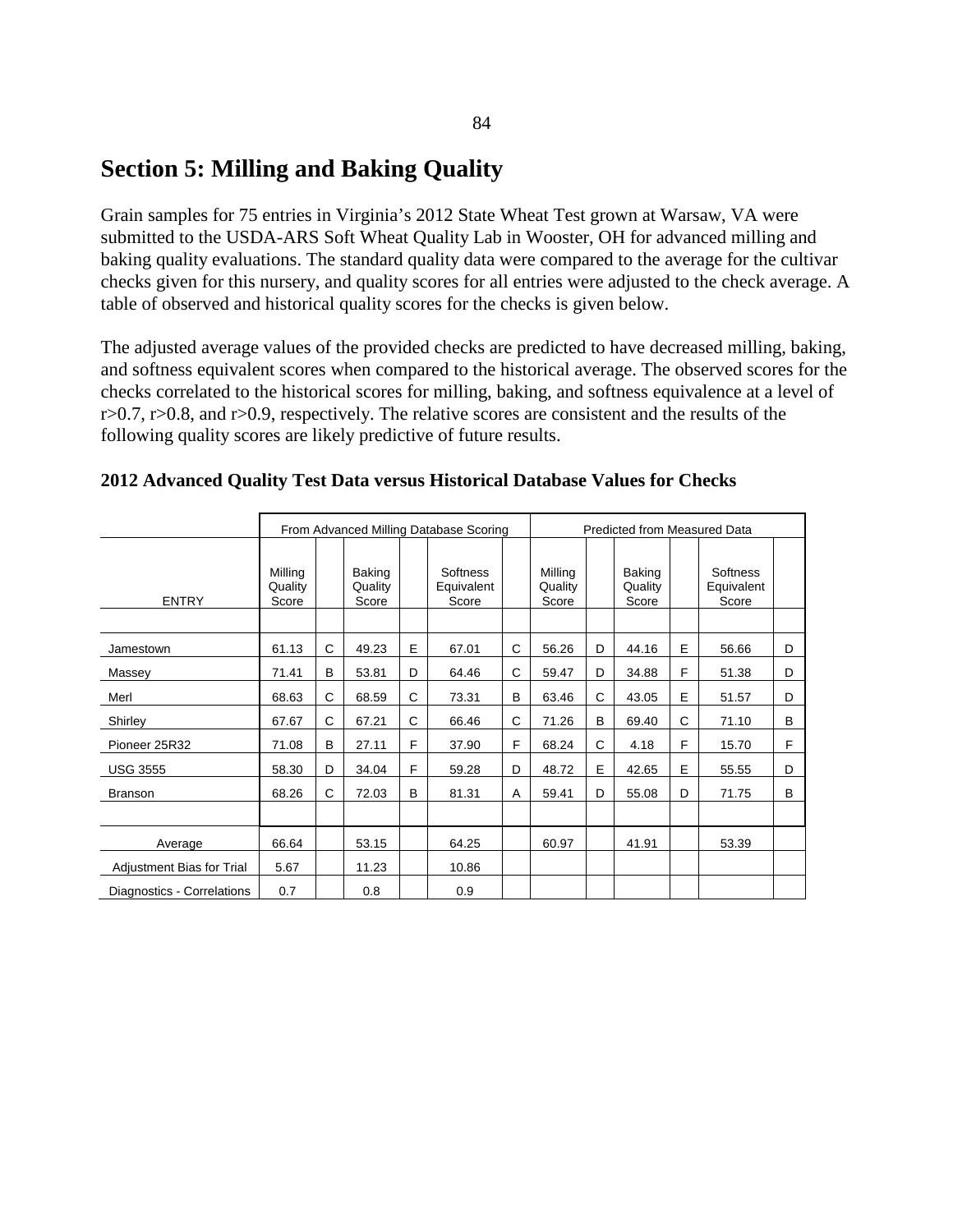# Section 5: Milling and Baking Quality

Grain samples for 75 entries in Virginia's 2012 State Wheat Test grown at Warsaw, VA were submitted to the USDA-ARS Soft Wheat Quality Lab in Wooster, OH for advanced milling and baking quality evaluations. The standard quality data were compared to the average for the cultivar checks given for this nursery, and quality scores for all entries were adjusted to the check average. A table of observed and historical quality scores for the checks is given below.

The adjusted average values of the provided checks are predicted to have decreased milling, baking, and softness equivalent scores when compared to the historical average. The observed scores for the checks correlated to the historical scores for milling, baking, and softness equivalence at a level of r>0.7, r>0.8, and r>0.9, respectively. The relative scores are consistent and the results of the following quality scores are likely predictive of future results.

**2012 Advanced Quality Test Data versus Historical Database Values for Checks**

| | From Advanced Milling Database Scoring | | | | | | Predicted from Measured Data | | | | | |
|---|---|---|---|---|---|---|---|---|---|---|---|---|
| ENTRY | Milling Quality Score | | Baking Quality Score | | Softness Equivalent Score | | Milling Quality Score | | Baking Quality Score | | Softness Equivalent Score | |
| Jamestown | 61.13 | C | 49.23 | E | 67.01 | C | 56.26 | D | 44.16 | E | 56.66 | D |
| Massey | 71.41 | B | 53.81 | D | 64.46 | C | 59.47 | D | 34.88 | F | 51.38 | D |
| Merl | 68.63 | C | 68.59 | C | 73.31 | B | 63.46 | C | 43.05 | E | 51.57 | D |
| Shirley | 67.67 | C | 67.21 | C | 66.46 | C | 71.26 | B | 69.40 | C | 71.10 | B |
| Pioneer 25R32 | 71.08 | B | 27.11 | F | 37.90 | F | 68.24 | C | 4.18 | F | 15.70 | F |
| USG 3555 | 58.30 | D | 34.04 | F | 59.28 | D | 48.72 | E | 42.65 | E | 55.55 | D |
| Branson | 68.26 | C | 72.03 | B | 81.31 | A | 59.41 | D | 55.08 | D | 71.75 | B |
| Average | 66.64 | | 53.15 | | 64.25 | | 60.97 | | 41.91 | | 53.39 | |
| Adjustment Bias for Trial | 5.67 | | 11.23 | | 10.86 | | | | | | | |
| Diagnostics - Correlations | 0.7 | | 0.8 | | 0.9 | | | | | | | |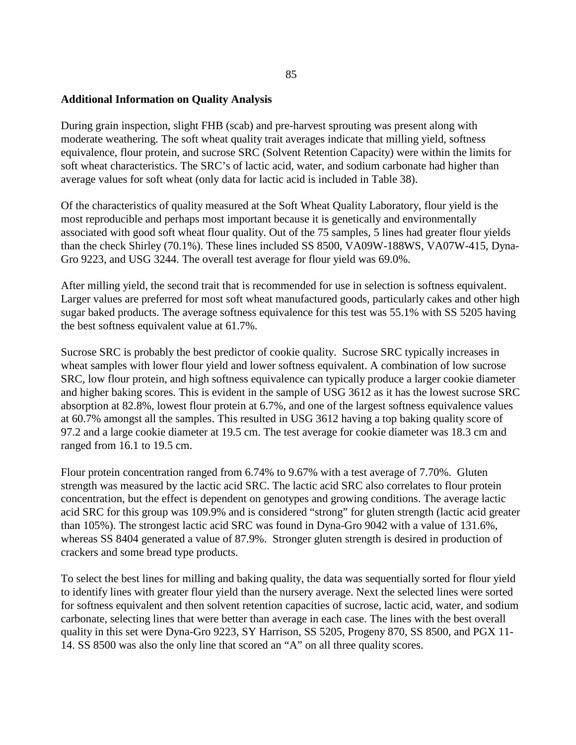**Additional Information on Quality Analysis**

During grain inspection, slight FHB (scab) and pre-harvest sprouting was present along with moderate weathering. The soft wheat quality trait averages indicate that milling yield, softness equivalence, flour protein, and sucrose SRC (Solvent Retention Capacity) were within the limits for soft wheat characteristics. The SRC's of lactic acid, water, and sodium carbonate had higher than average values for soft wheat (only data for lactic acid is included in Table 38).

Of the characteristics of quality measured at the Soft Wheat Quality Laboratory, flour yield is the most reproducible and perhaps most important because it is genetically and environmentally associated with good soft wheat flour quality. Out of the 75 samples, 5 lines had greater flour yields than the check Shirley (70.1%). These lines included SS 8500, VA09W-188WS, VA07W-415, Dyna-Gro 9223, and USG 3244. The overall test average for flour yield was 69.0%.

After milling yield, the second trait that is recommended for use in selection is softness equivalent. Larger values are preferred for most soft wheat manufactured goods, particularly cakes and other high sugar baked products. The average softness equivalence for this test was 55.1% with SS 5205 having the best softness equivalent value at 61.7%.

Sucrose SRC is probably the best predictor of cookie quality. Sucrose SRC typically increases in wheat samples with lower flour yield and lower softness equivalent. A combination of low sucrose SRC, low flour protein, and high softness equivalence can typically produce a larger cookie diameter and higher baking scores. This is evident in the sample of USG 3612 as it has the lowest sucrose SRC absorption at 82.8%, lowest flour protein at 6.7%, and one of the largest softness equivalence values at 60.7% amongst all the samples. This resulted in USG 3612 having a top baking quality score of 97.2 and a large cookie diameter at 19.5 cm. The test average for cookie diameter was 18.3 cm and ranged from 16.1 to 19.5 cm.

Flour protein concentration ranged from 6.74% to 9.67% with a test average of 7.70%. Gluten strength was measured by the lactic acid SRC. The lactic acid SRC also correlates to flour protein concentration, but the effect is dependent on genotypes and growing conditions. The average lactic acid SRC for this group was 109.9% and is considered "strong" for gluten strength (lactic acid greater than 105%). The strongest lactic acid SRC was found in Dyna-Gro 9042 with a value of 131.6%, whereas SS 8404 generated a value of 87.9%. Stronger gluten strength is desired in production of crackers and some bread type products.

To select the best lines for milling and baking quality, the data was sequentially sorted for flour yield to identify lines with greater flour yield than the nursery average. Next the selected lines were sorted for softness equivalent and then solvent retention capacities of sucrose, lactic acid, water, and sodium carbonate, selecting lines that were better than average in each case. The lines with the best overall quality in this set were Dyna-Gro 9223, SY Harrison, SS 5205, Progeny 870, SS 8500, and PGX 11-14. SS 8500 was also the only line that scored an "A" on all three quality scores.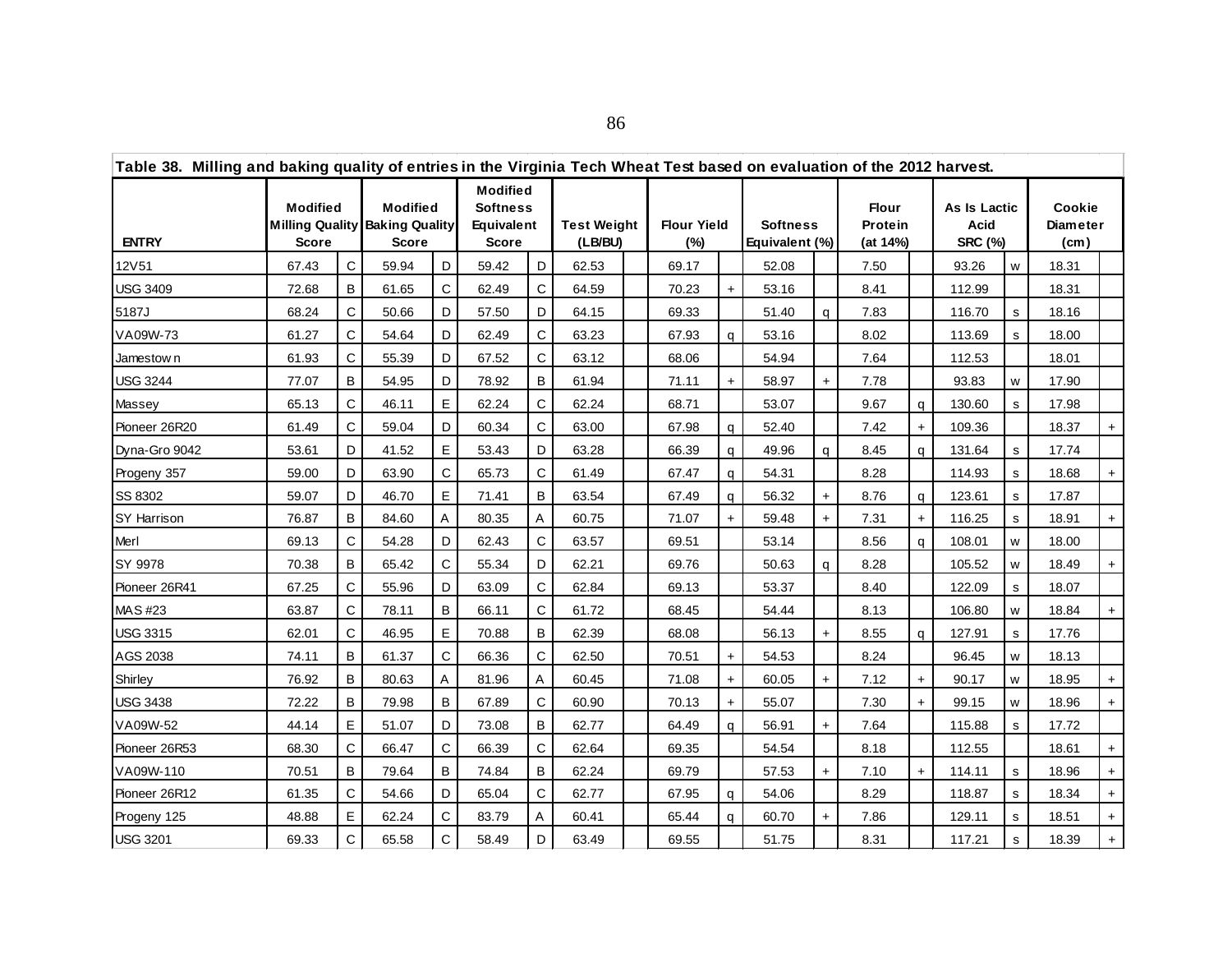Table 38. Milling and baking quality of entries in the Virginia Tech Wheat Test based on evaluation of the 2012 harvest.

| ENTRY | Modified Milling Quality Score | | Modified Baking Quality Score | | Modified Softness Equivalent Score | | Test Weight (LB/BU) | | Flour Yield (%) | | Softness Equivalent (%) | | Flour Protein (at 14%) | | As Is Lactic Acid SRC (%) | | Cookie Diameter (cm) | |
|---|---|---|---|---|---|---|---|---|---|---|---|---|---|---|---|---|---|---|
| 12V51 | 67.43 | C | 59.94 | D | 59.42 | D | 62.53 | | 69.17 | | 52.08 | | 7.50 | | 93.26 | w | 18.31 | |
| USG 3409 | 72.68 | B | 61.65 | C | 62.49 | C | 64.59 | | 70.23 | + | 53.16 | | 8.41 | | 112.99 | | 18.31 | |
| 5187J | 68.24 | C | 50.66 | D | 57.50 | D | 64.15 | | 69.33 | | 51.40 | q | 7.83 | | 116.70 | s | 18.16 | |
| VA09W-73 | 61.27 | C | 54.64 | D | 62.49 | C | 63.23 | | 67.93 | q | 53.16 | | 8.02 | | 113.69 | s | 18.00 | |
| Jamestown | 61.93 | C | 55.39 | D | 67.52 | C | 63.12 | | 68.06 | | 54.94 | | 7.64 | | 112.53 | | 18.01 | |
| USG 3244 | 77.07 | B | 54.95 | D | 78.92 | B | 61.94 | | 71.11 | + | 58.97 | + | 7.78 | | 93.83 | w | 17.90 | |
| Massey | 65.13 | C | 46.11 | E | 62.24 | C | 62.24 | | 68.71 | | 53.07 | | 9.67 | q | 130.60 | s | 17.98 | |
| Pioneer 26R20 | 61.49 | C | 59.04 | D | 60.34 | C | 63.00 | | 67.98 | q | 52.40 | | 7.42 | + | 109.36 | | 18.37 | + |
| Dyna-Gro 9042 | 53.61 | D | 41.52 | E | 53.43 | D | 63.28 | | 66.39 | q | 49.96 | q | 8.45 | q | 131.64 | s | 17.74 | |
| Progeny 357 | 59.00 | D | 63.90 | C | 65.73 | C | 61.49 | | 67.47 | q | 54.31 | | 8.28 | | 114.93 | s | 18.68 | + |
| SS 8302 | 59.07 | D | 46.70 | E | 71.41 | B | 63.54 | | 67.49 | q | 56.32 | + | 8.76 | q | 123.61 | s | 17.87 | |
| SY Harrison | 76.87 | B | 84.60 | A | 80.35 | A | 60.75 | | 71.07 | + | 59.48 | + | 7.31 | + | 116.25 | s | 18.91 | + |
| Merl | 69.13 | C | 54.28 | D | 62.43 | C | 63.57 | | 69.51 | | 53.14 | | 8.56 | q | 108.01 | w | 18.00 | |
| SY 9978 | 70.38 | B | 65.42 | C | 55.34 | D | 62.21 | | 69.76 | | 50.63 | q | 8.28 | | 105.52 | w | 18.49 | + |
| Pioneer 26R41 | 67.25 | C | 55.96 | D | 63.09 | C | 62.84 | | 69.13 | | 53.37 | | 8.40 | | 122.09 | s | 18.07 | |
| MAS #23 | 63.87 | C | 78.11 | B | 66.11 | C | 61.72 | | 68.45 | | 54.44 | | 8.13 | | 106.80 | w | 18.84 | + |
| USG 3315 | 62.01 | C | 46.95 | E | 70.88 | B | 62.39 | | 68.08 | | 56.13 | + | 8.55 | q | 127.91 | s | 17.76 | |
| AGS 2038 | 74.11 | B | 61.37 | C | 66.36 | C | 62.50 | | 70.51 | + | 54.53 | | 8.24 | | 96.45 | w | 18.13 | |
| Shirley | 76.92 | B | 80.63 | A | 81.96 | A | 60.45 | | 71.08 | + | 60.05 | + | 7.12 | + | 90.17 | w | 18.95 | + |
| USG 3438 | 72.22 | B | 79.98 | B | 67.89 | C | 60.90 | | 70.13 | + | 55.07 | | 7.30 | + | 99.15 | w | 18.96 | + |
| VA09W-52 | 44.14 | E | 51.07 | D | 73.08 | B | 62.77 | | 64.49 | q | 56.91 | + | 7.64 | | 115.88 | s | 17.72 | |
| Pioneer 26R53 | 68.30 | C | 66.47 | C | 66.39 | C | 62.64 | | 69.35 | | 54.54 | | 8.18 | | 112.55 | | 18.61 | + |
| VA09W-110 | 70.51 | B | 79.64 | B | 74.84 | B | 62.24 | | 69.79 | | 57.53 | + | 7.10 | + | 114.11 | s | 18.96 | + |
| Pioneer 26R12 | 61.35 | C | 54.66 | D | 65.04 | C | 62.77 | | 67.95 | q | 54.06 | | 8.29 | | 118.87 | s | 18.34 | + |
| Progeny 125 | 48.88 | E | 62.24 | C | 83.79 | A | 60.41 | | 65.44 | q | 60.70 | + | 7.86 | | 129.11 | s | 18.51 | + |
| USG 3201 | 69.33 | C | 65.58 | C | 58.49 | D | 63.49 | | 69.55 | | 51.75 | | 8.31 | | 117.21 | s | 18.39 | + |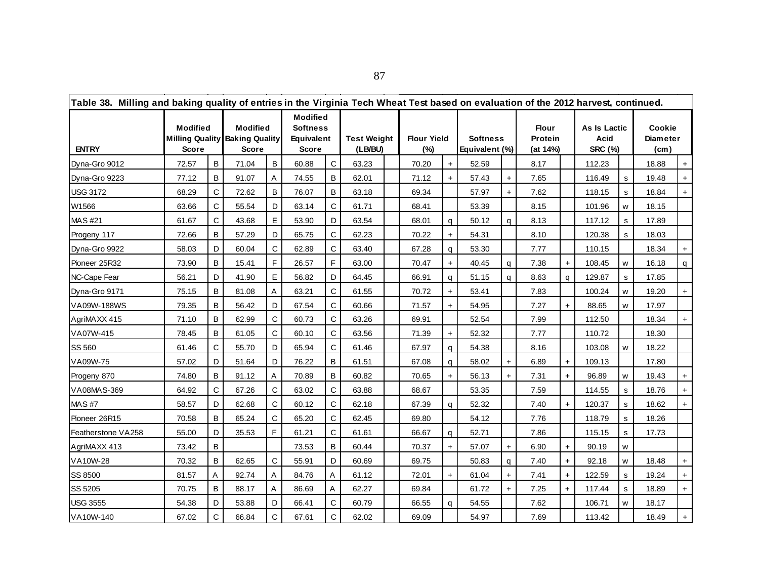**Table 38. Milling and baking quality of entries in the Virginia Tech Wheat Test based on evaluation of the 2012 harvest, continued.**

| ENTRY | Modified Milling Quality Score | | Modified Baking Quality Score | | Modified Softness Equivalent Score | | Test Weight (LB/BU) | | Flour Yield (%) | | Softness Equivalent (%) | | Flour Protein (at 14%) | | As Is Lactic Acid SRC (%) | | Cookie Diameter (cm) | |
|---|---|---|---|---|---|---|---|---|---|---|---|---|---|---|---|---|---|---|
| Dyna-Gro 9012 | 72.57 | B | 71.04 | B | 60.88 | C | 63.23 | | 70.20 | + | 52.59 | | 8.17 | | 112.23 | | 18.88 | + |
| Dyna-Gro 9223 | 77.12 | B | 91.07 | A | 74.55 | B | 62.01 | | 71.12 | + | 57.43 | + | 7.65 | | 116.49 | s | 19.48 | + |
| USG 3172 | 68.29 | C | 72.62 | B | 76.07 | B | 63.18 | | 69.34 | | 57.97 | + | 7.62 | | 118.15 | s | 18.84 | + |
| W1566 | 63.66 | C | 55.54 | D | 63.14 | C | 61.71 | | 68.41 | | 53.39 | | 8.15 | | 101.96 | w | 18.15 | |
| MAS #21 | 61.67 | C | 43.68 | E | 53.90 | D | 63.54 | | 68.01 | q | 50.12 | q | 8.13 | | 117.12 | s | 17.89 | |
| Progeny 117 | 72.66 | B | 57.29 | D | 65.75 | C | 62.23 | | 70.22 | + | 54.31 | | 8.10 | | 120.38 | s | 18.03 | |
| Dyna-Gro 9922 | 58.03 | D | 60.04 | C | 62.89 | C | 63.40 | | 67.28 | q | 53.30 | | 7.77 | | 110.15 | | 18.34 | + |
| Pioneer 25R32 | 73.90 | B | 15.41 | F | 26.57 | F | 63.00 | | 70.47 | + | 40.45 | q | 7.38 | + | 108.45 | w | 16.18 | q |
| NC-Cape Fear | 56.21 | D | 41.90 | E | 56.82 | D | 64.45 | | 66.91 | q | 51.15 | q | 8.63 | q | 129.87 | s | 17.85 | |
| Dyna-Gro 9171 | 75.15 | B | 81.08 | A | 63.21 | C | 61.55 | | 70.72 | + | 53.41 | | 7.83 | | 100.24 | w | 19.20 | + |
| VA09W-188WS | 79.35 | B | 56.42 | D | 67.54 | C | 60.66 | | 71.57 | + | 54.95 | | 7.27 | + | 88.65 | w | 17.97 | |
| AgriMAXX 415 | 71.10 | B | 62.99 | C | 60.73 | C | 63.26 | | 69.91 | | 52.54 | | 7.99 | | 112.50 | | 18.34 | + |
| VA07W-415 | 78.45 | B | 61.05 | C | 60.10 | C | 63.56 | | 71.39 | + | 52.32 | | 7.77 | | 110.72 | | 18.30 | |
| SS 560 | 61.46 | C | 55.70 | D | 65.94 | C | 61.46 | | 67.97 | q | 54.38 | | 8.16 | | 103.08 | w | 18.22 | |
| VA09W-75 | 57.02 | D | 51.64 | D | 76.22 | B | 61.51 | | 67.08 | q | 58.02 | + | 6.89 | + | 109.13 | | 17.80 | |
| Progeny 870 | 74.80 | B | 91.12 | A | 70.89 | B | 60.82 | | 70.65 | + | 56.13 | + | 7.31 | + | 96.89 | w | 19.43 | + |
| VA08MAS-369 | 64.92 | C | 67.26 | C | 63.02 | C | 63.88 | | 68.67 | | 53.35 | | 7.59 | | 114.55 | s | 18.76 | + |
| MAS #7 | 58.57 | D | 62.68 | C | 60.12 | C | 62.18 | | 67.39 | q | 52.32 | | 7.40 | + | 120.37 | s | 18.62 | + |
| Pioneer 26R15 | 70.58 | B | 65.24 | C | 65.20 | C | 62.45 | | 69.80 | | 54.12 | | 7.76 | | 118.79 | s | 18.26 | |
| Featherstone VA258 | 55.00 | D | 35.53 | F | 61.21 | C | 61.61 | | 66.67 | q | 52.71 | | 7.86 | | 115.15 | s | 17.73 | |
| AgriMAXX 413 | 73.42 | B | | | 73.53 | B | 60.44 | | 70.37 | + | 57.07 | + | 6.90 | + | 90.19 | w | | |
| VA10W-28 | 70.32 | B | 62.65 | C | 55.91 | D | 60.69 | | 69.75 | | 50.83 | q | 7.40 | + | 92.18 | w | 18.48 | + |
| SS 8500 | 81.57 | A | 92.74 | A | 84.76 | A | 61.12 | | 72.01 | + | 61.04 | + | 7.41 | + | 122.59 | s | 19.24 | + |
| SS 5205 | 70.75 | B | 88.17 | A | 86.69 | A | 62.27 | | 69.84 | | 61.72 | + | 7.25 | + | 117.44 | s | 18.89 | + |
| USG 3555 | 54.38 | D | 53.88 | D | 66.41 | C | 60.79 | | 66.55 | q | 54.55 | | 7.62 | | 106.71 | w | 18.17 | |
| VA10W-140 | 67.02 | C | 66.84 | C | 67.61 | C | 62.02 | | 69.09 | | 54.97 | | 7.69 | | 113.42 | | 18.49 | + |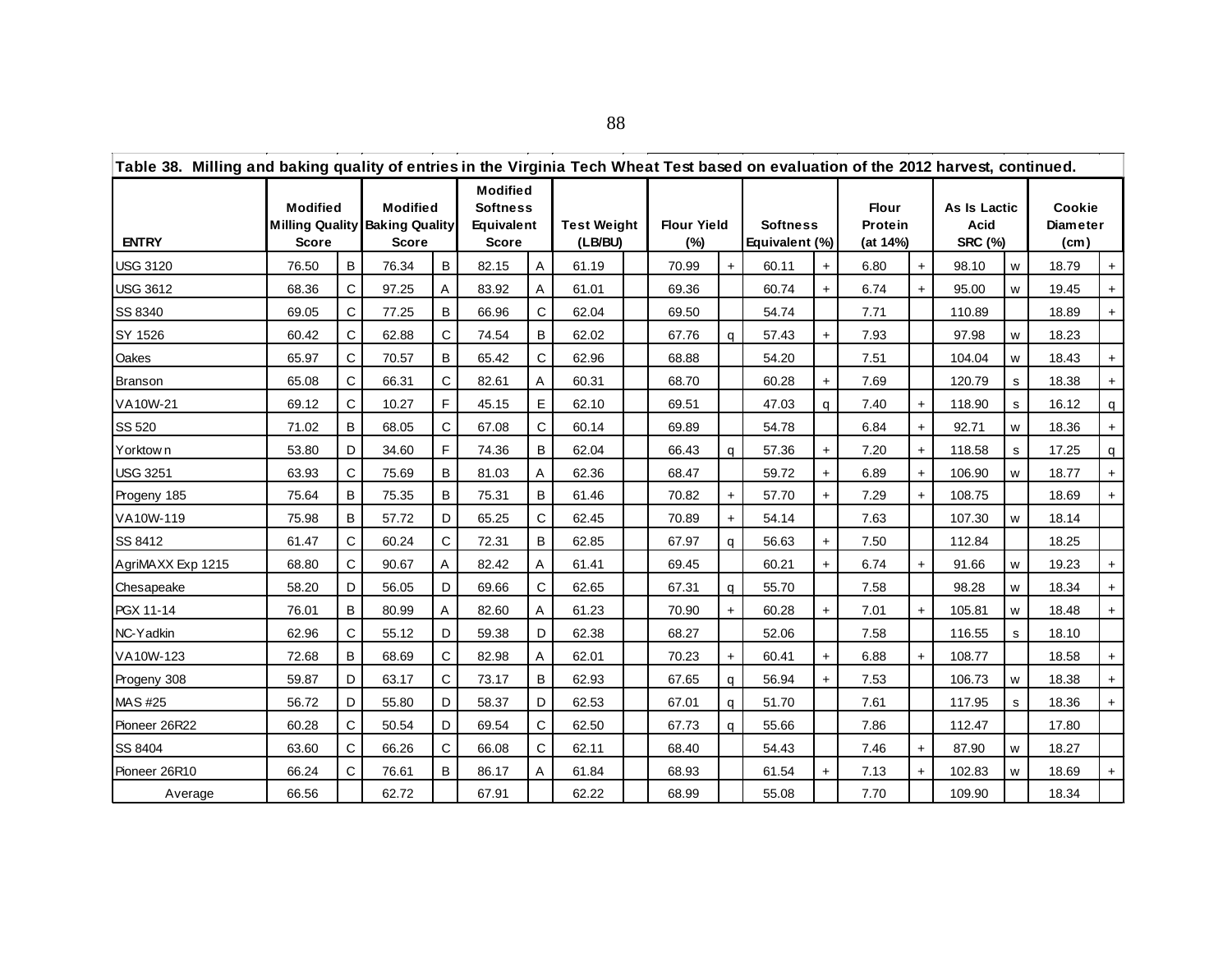| Table 38. Milling and baking quality of entries in the Virginia Tech Wheat Test based on evaluation of the 2012 harvest, continued. | | | | | | | | | | | | | | | | | | |
|---|---|---|---|---|---|---|---|---|---|---|---|---|---|---|---|---|---|---|
| ENTRY | Modified Milling Quality Score | | Modified Baking Quality Score | | Modified Softness Equivalent Score | | Test Weight (LB/BU) | | Flour Yield (%) | | Softness Equivalent (%) | | Flour Protein (at 14%) | | As Is Lactic Acid SRC (%) | | Cookie Diameter (cm) | |
| USG 3120 | 76.50 | B | 76.34 | B | 82.15 | A | 61.19 | | 70.99 | + | 60.11 | + | 6.80 | + | 98.10 | w | 18.79 | + |
| USG 3612 | 68.36 | C | 97.25 | A | 83.92 | A | 61.01 | | 69.36 | | 60.74 | + | 6.74 | + | 95.00 | w | 19.45 | + |
| SS 8340 | 69.05 | C | 77.25 | B | 66.96 | C | 62.04 | | 69.50 | | 54.74 | | 7.71 | | 110.89 | | 18.89 | + |
| SY 1526 | 60.42 | C | 62.88 | C | 74.54 | B | 62.02 | | 67.76 | q | 57.43 | + | 7.93 | | 97.98 | w | 18.23 | |
| Oakes | 65.97 | C | 70.57 | B | 65.42 | C | 62.96 | | 68.88 | | 54.20 | | 7.51 | | 104.04 | w | 18.43 | + |
| Branson | 65.08 | C | 66.31 | C | 82.61 | A | 60.31 | | 68.70 | | 60.28 | + | 7.69 | | 120.79 | s | 18.38 | + |
| VA10W-21 | 69.12 | C | 10.27 | F | 45.15 | E | 62.10 | | 69.51 | | 47.03 | q | 7.40 | + | 118.90 | s | 16.12 | q |
| SS 520 | 71.02 | B | 68.05 | C | 67.08 | C | 60.14 | | 69.89 | | 54.78 | | 6.84 | + | 92.71 | w | 18.36 | + |
| Yorktown | 53.80 | D | 34.60 | F | 74.36 | B | 62.04 | | 66.43 | q | 57.36 | + | 7.20 | + | 118.58 | s | 17.25 | q |
| USG 3251 | 63.93 | C | 75.69 | B | 81.03 | A | 62.36 | | 68.47 | | 59.72 | + | 6.89 | + | 106.90 | w | 18.77 | + |
| Progeny 185 | 75.64 | B | 75.35 | B | 75.31 | B | 61.46 | | 70.82 | + | 57.70 | + | 7.29 | + | 108.75 | | 18.69 | + |
| VA10W-119 | 75.98 | B | 57.72 | D | 65.25 | C | 62.45 | | 70.89 | + | 54.14 | | 7.63 | | 107.30 | w | 18.14 | |
| SS 8412 | 61.47 | C | 60.24 | C | 72.31 | B | 62.85 | | 67.97 | q | 56.63 | + | 7.50 | | 112.84 | | 18.25 | |
| AgriMAXX Exp 1215 | 68.80 | C | 90.67 | A | 82.42 | A | 61.41 | | 69.45 | | 60.21 | + | 6.74 | + | 91.66 | w | 19.23 | + |
| Chesapeake | 58.20 | D | 56.05 | D | 69.66 | C | 62.65 | | 67.31 | q | 55.70 | | 7.58 | | 98.28 | w | 18.34 | + |
| PGX 11-14 | 76.01 | B | 80.99 | A | 82.60 | A | 61.23 | | 70.90 | + | 60.28 | + | 7.01 | + | 105.81 | w | 18.48 | + |
| NC-Yadkin | 62.96 | C | 55.12 | D | 59.38 | D | 62.38 | | 68.27 | | 52.06 | | 7.58 | | 116.55 | s | 18.10 | |
| VA10W-123 | 72.68 | B | 68.69 | C | 82.98 | A | 62.01 | | 70.23 | + | 60.41 | + | 6.88 | + | 108.77 | | 18.58 | + |
| Progeny 308 | 59.87 | D | 63.17 | C | 73.17 | B | 62.93 | | 67.65 | q | 56.94 | + | 7.53 | | 106.73 | w | 18.38 | + |
| MAS #25 | 56.72 | D | 55.80 | D | 58.37 | D | 62.53 | | 67.01 | q | 51.70 | | 7.61 | | 117.95 | s | 18.36 | + |
| Pioneer 26R22 | 60.28 | C | 50.54 | D | 69.54 | C | 62.50 | | 67.73 | q | 55.66 | | 7.86 | | 112.47 | | 17.80 | |
| SS 8404 | 63.60 | C | 66.26 | C | 66.08 | C | 62.11 | | 68.40 | | 54.43 | | 7.46 | + | 87.90 | w | 18.27 | |
| Pioneer 26R10 | 66.24 | C | 76.61 | B | 86.17 | A | 61.84 | | 68.93 | | 61.54 | + | 7.13 | + | 102.83 | w | 18.69 | + |
| Average | 66.56 | | 62.72 | | 67.91 | | 62.22 | | 68.99 | | 55.08 | | 7.70 | | 109.90 | | 18.34 | |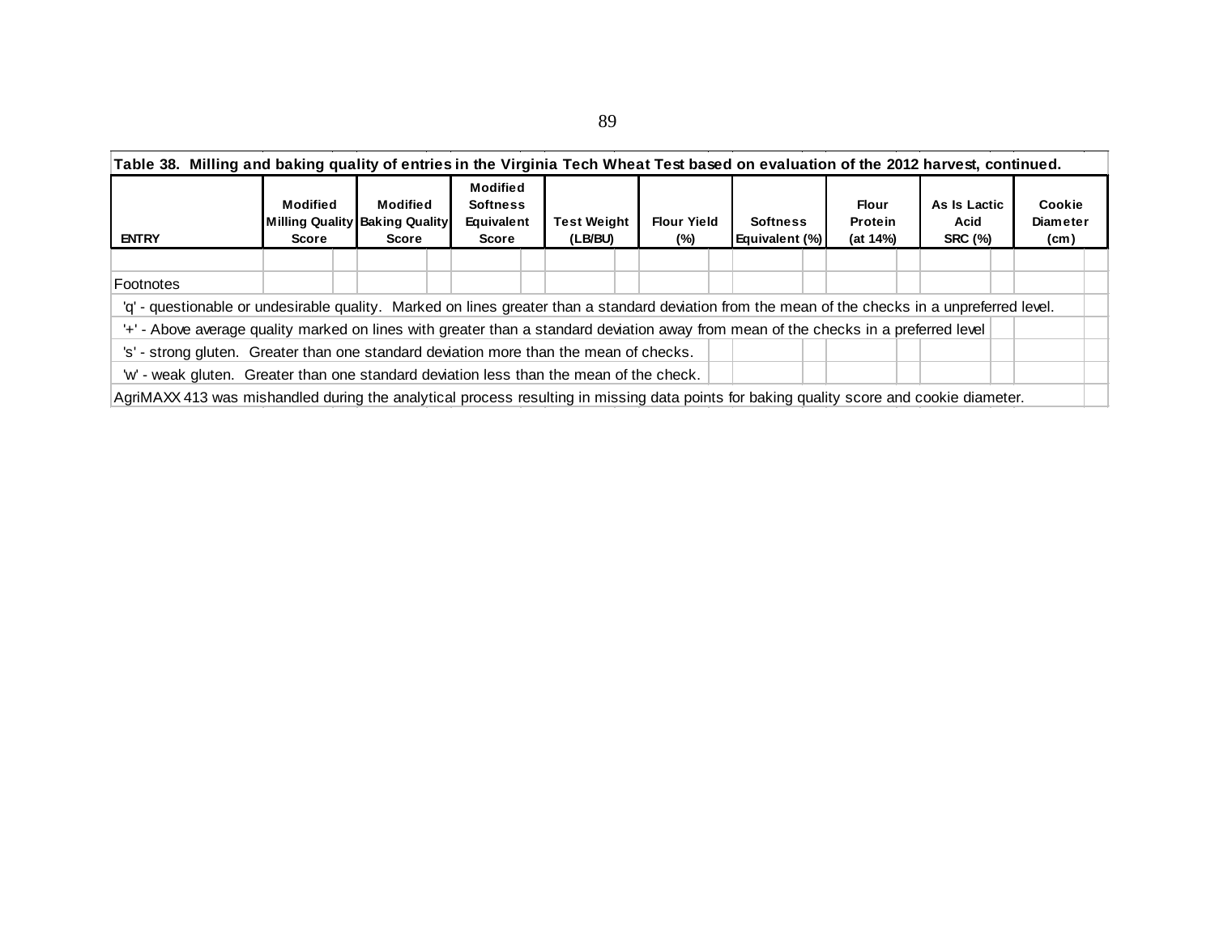Table 38. Milling and baking quality of entries in the Virginia Tech Wheat Test based on evaluation of the 2012 harvest, continued.

| ENTRY | Modified Milling Quality Score | Modified Baking Quality Score | Modified Softness Equivalent Score | Test Weight (LB/BU) | Flour Yield (%) | Softness Equivalent (%) | Flour Protein (at 14%) | As Is Lactic Acid SRC (%) | Cookie Diameter (cm) |
|---|---|---|---|---|---|---|---|---|---|
| | | | | | | | | | |

Footnotes

'q' - questionable or undesirable quality. Marked on lines greater than a standard deviation from the mean of the checks in a unpreferred level.

'+' - Above average quality marked on lines with greater than a standard deviation away from mean of the checks in a preferred level

's' - strong gluten. Greater than one standard deviation more than the mean of checks.

'w' - weak gluten. Greater than one standard deviation less than the mean of the check.

AgriMAXX 413 was mishandled during the analytical process resulting in missing data points for baking quality score and cookie diameter.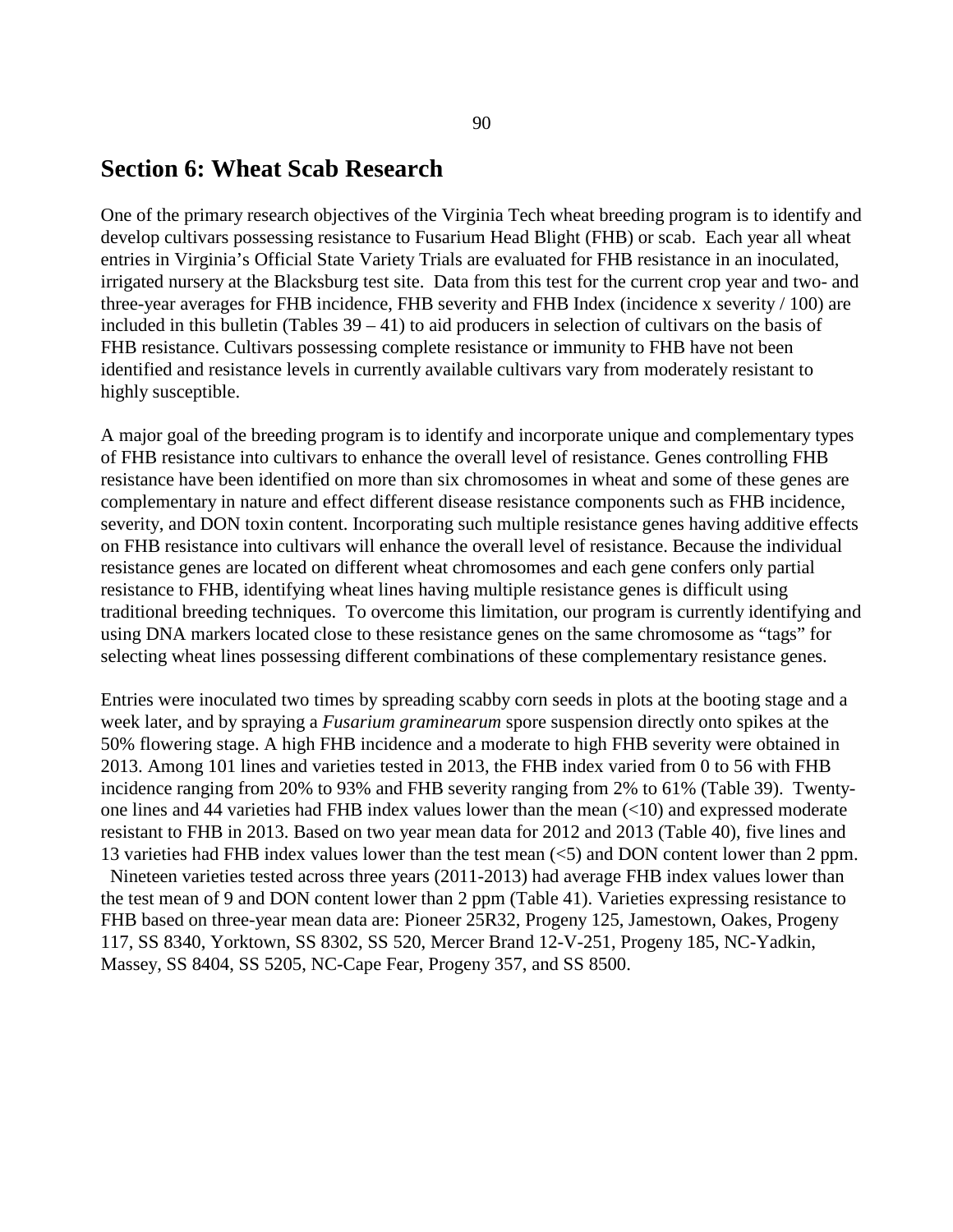## Section 6: Wheat Scab Research

One of the primary research objectives of the Virginia Tech wheat breeding program is to identify and develop cultivars possessing resistance to Fusarium Head Blight (FHB) or scab. Each year all wheat entries in Virginia's Official State Variety Trials are evaluated for FHB resistance in an inoculated, irrigated nursery at the Blacksburg test site. Data from this test for the current crop year and two- and three-year averages for FHB incidence, FHB severity and FHB Index (incidence x severity / 100) are included in this bulletin (Tables 39 – 41) to aid producers in selection of cultivars on the basis of FHB resistance. Cultivars possessing complete resistance or immunity to FHB have not been identified and resistance levels in currently available cultivars vary from moderately resistant to highly susceptible.

A major goal of the breeding program is to identify and incorporate unique and complementary types of FHB resistance into cultivars to enhance the overall level of resistance. Genes controlling FHB resistance have been identified on more than six chromosomes in wheat and some of these genes are complementary in nature and effect different disease resistance components such as FHB incidence, severity, and DON toxin content. Incorporating such multiple resistance genes having additive effects on FHB resistance into cultivars will enhance the overall level of resistance. Because the individual resistance genes are located on different wheat chromosomes and each gene confers only partial resistance to FHB, identifying wheat lines having multiple resistance genes is difficult using traditional breeding techniques. To overcome this limitation, our program is currently identifying and using DNA markers located close to these resistance genes on the same chromosome as "tags" for selecting wheat lines possessing different combinations of these complementary resistance genes.

Entries were inoculated two times by spreading scabby corn seeds in plots at the booting stage and a week later, and by spraying a *Fusarium graminearum* spore suspension directly onto spikes at the 50% flowering stage. A high FHB incidence and a moderate to high FHB severity were obtained in 2013. Among 101 lines and varieties tested in 2013, the FHB index varied from 0 to 56 with FHB incidence ranging from 20% to 93% and FHB severity ranging from 2% to 61% (Table 39). Twenty-one lines and 44 varieties had FHB index values lower than the mean (<10) and expressed moderate resistant to FHB in 2013. Based on two year mean data for 2012 and 2013 (Table 40), five lines and 13 varieties had FHB index values lower than the test mean (<5) and DON content lower than 2 ppm. Nineteen varieties tested across three years (2011-2013) had average FHB index values lower than the test mean of 9 and DON content lower than 2 ppm (Table 41). Varieties expressing resistance to FHB based on three-year mean data are: Pioneer 25R32, Progeny 125, Jamestown, Oakes, Progeny 117, SS 8340, Yorktown, SS 8302, SS 520, Mercer Brand 12-V-251, Progeny 185, NC-Yadkin, Massey, SS 8404, SS 5205, NC-Cape Fear, Progeny 357, and SS 8500.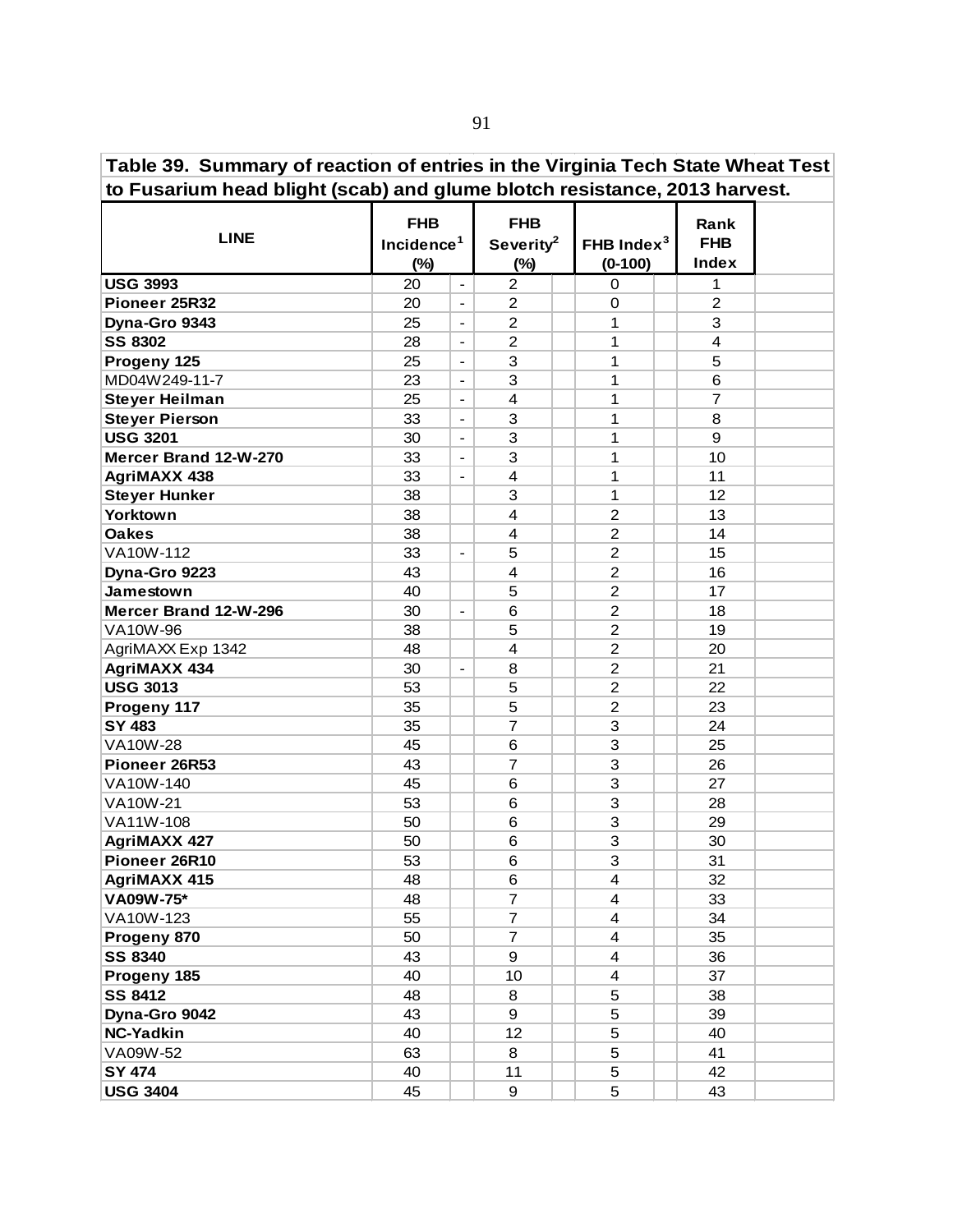**Table 39. Summary of reaction of entries in the Virginia Tech State Wheat Test to Fusarium head blight (scab) and glume blotch resistance, 2013 harvest.**

| LINE | FHB Incidence[1] (%) | | FHB Severity[2] (%) | | FHB Index[3] (0-100) | | Rank FHB Index | |
|---|---|---|---|---|---|---|---|---|
| **USG 3993** | 20 | - | 2 | | 0 | | 1 | |
| **Pioneer 25R32** | 20 | - | 2 | | 0 | | 2 | |
| **Dyna-Gro 9343** | 25 | - | 2 | | 1 | | 3 | |
| **SS 8302** | 28 | - | 2 | | 1 | | 4 | |
| **Progeny 125** | 25 | - | 3 | | 1 | | 5 | |
| MD04W249-11-7 | 23 | - | 3 | | 1 | | 6 | |
| **Steyer Heilman** | 25 | - | 4 | | 1 | | 7 | |
| **Steyer Pierson** | 33 | - | 3 | | 1 | | 8 | |
| **USG 3201** | 30 | - | 3 | | 1 | | 9 | |
| **Mercer Brand 12-W-270** | 33 | - | 3 | | 1 | | 10 | |
| **AgriMAXX 438** | 33 | - | 4 | | 1 | | 11 | |
| **Steyer Hunker** | 38 | | 3 | | 1 | | 12 | |
| **Yorktown** | 38 | | 4 | | 2 | | 13 | |
| **Oakes** | 38 | | 4 | | 2 | | 14 | |
| VA10W-112 | 33 | - | 5 | | 2 | | 15 | |
| **Dyna-Gro 9223** | 43 | | 4 | | 2 | | 16 | |
| **Jamestown** | 40 | | 5 | | 2 | | 17 | |
| **Mercer Brand 12-W-296** | 30 | - | 6 | | 2 | | 18 | |
| VA10W-96 | 38 | | 5 | | 2 | | 19 | |
| AgriMAXX Exp 1342 | 48 | | 4 | | 2 | | 20 | |
| **AgriMAXX 434** | 30 | - | 8 | | 2 | | 21 | |
| **USG 3013** | 53 | | 5 | | 2 | | 22 | |
| **Progeny 117** | 35 | | 5 | | 2 | | 23 | |
| **SY 483** | 35 | | 7 | | 3 | | 24 | |
| VA10W-28 | 45 | | 6 | | 3 | | 25 | |
| **Pioneer 26R53** | 43 | | 7 | | 3 | | 26 | |
| VA10W-140 | 45 | | 6 | | 3 | | 27 | |
| VA10W-21 | 53 | | 6 | | 3 | | 28 | |
| VA11W-108 | 50 | | 6 | | 3 | | 29 | |
| **AgriMAXX 427** | 50 | | 6 | | 3 | | 30 | |
| **Pioneer 26R10** | 53 | | 6 | | 3 | | 31 | |
| **AgriMAXX 415** | 48 | | 6 | | 4 | | 32 | |
| **VA09W-75*** | 48 | | 7 | | 4 | | 33 | |
| VA10W-123 | 55 | | 7 | | 4 | | 34 | |
| **Progeny 870** | 50 | | 7 | | 4 | | 35 | |
| **SS 8340** | 43 | | 9 | | 4 | | 36 | |
| **Progeny 185** | 40 | | 10 | | 4 | | 37 | |
| **SS 8412** | 48 | | 8 | | 5 | | 38 | |
| **Dyna-Gro 9042** | 43 | | 9 | | 5 | | 39 | |
| **NC-Yadkin** | 40 | | 12 | | 5 | | 40 | |
| VA09W-52 | 63 | | 8 | | 5 | | 41 | |
| **SY 474** | 40 | | 11 | | 5 | | 42 | |
| **USG 3404** | 45 | | 9 | | 5 | | 43 | |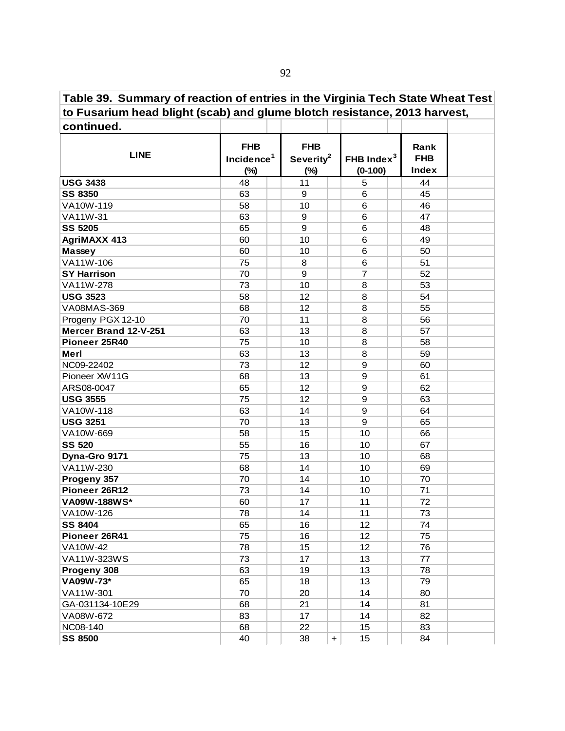**Table 39. Summary of reaction of entries in the Virginia Tech State Wheat Test to Fusarium head blight (scab) and glume blotch resistance, 2013 harvest, continued.**

| LINE | FHB Incidence[1] (%) | | FHB Severity[2] (%) | | FHB Index[3] (0-100) | | Rank FHB Index |
|---|---|---|---|---|---|---|---|
| **USG 3438** | 48 | | 11 | | 5 | | 44 |
| **SS 8350** | 63 | | 9 | | 6 | | 45 |
| VA10W-119 | 58 | | 10 | | 6 | | 46 |
| VA11W-31 | 63 | | 9 | | 6 | | 47 |
| **SS 5205** | 65 | | 9 | | 6 | | 48 |
| **AgriMAXX 413** | 60 | | 10 | | 6 | | 49 |
| **Massey** | 60 | | 10 | | 6 | | 50 |
| VA11W-106 | 75 | | 8 | | 6 | | 51 |
| **SY Harrison** | 70 | | 9 | | 7 | | 52 |
| VA11W-278 | 73 | | 10 | | 8 | | 53 |
| **USG 3523** | 58 | | 12 | | 8 | | 54 |
| VA08MAS-369 | 68 | | 12 | | 8 | | 55 |
| Progeny PGX 12-10 | 70 | | 11 | | 8 | | 56 |
| **Mercer Brand 12-V-251** | 63 | | 13 | | 8 | | 57 |
| **Pioneer 25R40** | 75 | | 10 | | 8 | | 58 |
| **Merl** | 63 | | 13 | | 8 | | 59 |
| NC09-22402 | 73 | | 12 | | 9 | | 60 |
| Pioneer XW11G | 68 | | 13 | | 9 | | 61 |
| ARS08-0047 | 65 | | 12 | | 9 | | 62 |
| **USG 3555** | 75 | | 12 | | 9 | | 63 |
| VA10W-118 | 63 | | 14 | | 9 | | 64 |
| **USG 3251** | 70 | | 13 | | 9 | | 65 |
| VA10W-669 | 58 | | 15 | | 10 | | 66 |
| **SS 520** | 55 | | 16 | | 10 | | 67 |
| **Dyna-Gro 9171** | 75 | | 13 | | 10 | | 68 |
| VA11W-230 | 68 | | 14 | | 10 | | 69 |
| **Progeny 357** | 70 | | 14 | | 10 | | 70 |
| **Pioneer 26R12** | 73 | | 14 | | 10 | | 71 |
| **VA09W-188WS*** | 60 | | 17 | | 11 | | 72 |
| VA10W-126 | 78 | | 14 | | 11 | | 73 |
| **SS 8404** | 65 | | 16 | | 12 | | 74 |
| **Pioneer 26R41** | 75 | | 16 | | 12 | | 75 |
| VA10W-42 | 78 | | 15 | | 12 | | 76 |
| VA11W-323WS | 73 | | 17 | | 13 | | 77 |
| **Progeny 308** | 63 | | 19 | | 13 | | 78 |
| **VA09W-73*** | 65 | | 18 | | 13 | | 79 |
| VA11W-301 | 70 | | 20 | | 14 | | 80 |
| GA-031134-10E29 | 68 | | 21 | | 14 | | 81 |
| VA08W-672 | 83 | | 17 | | 14 | | 82 |
| NC08-140 | 68 | | 22 | | 15 | | 83 |
| **SS 8500** | 40 | | 38 | + | 15 | | 84 |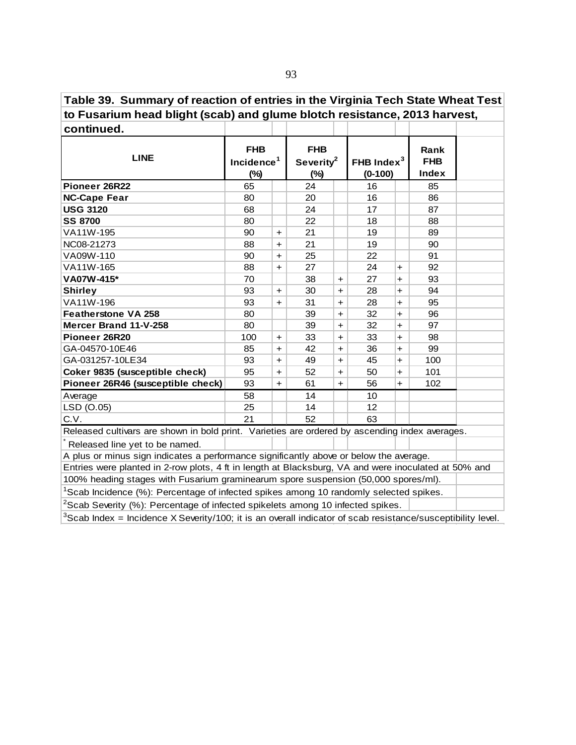**Table 39. Summary of reaction of entries in the Virginia Tech State Wheat Test to Fusarium head blight (scab) and glume blotch resistance, 2013 harvest, continued.**

| LINE | FHB Incidence[1] (%) | | FHB Severity[2] (%) | | FHB Index[3] (0-100) | | Rank FHB Index |
|---|---|---|---|---|---|---|---|
| **Pioneer 26R22** | 65 | | 24 | | 16 | | 85 |
| **NC-Cape Fear** | 80 | | 20 | | 16 | | 86 |
| **USG 3120** | 68 | | 24 | | 17 | | 87 |
| **SS 8700** | 80 | | 22 | | 18 | | 88 |
| VA11W-195 | 90 | + | 21 | | 19 | | 89 |
| NC08-21273 | 88 | + | 21 | | 19 | | 90 |
| VA09W-110 | 90 | + | 25 | | 22 | | 91 |
| VA11W-165 | 88 | + | 27 | | 24 | + | 92 |
| **VA07W-415*** | 70 | | 38 | + | 27 | + | 93 |
| **Shirley** | 93 | + | 30 | + | 28 | + | 94 |
| VA11W-196 | 93 | + | 31 | + | 28 | + | 95 |
| **Featherstone VA 258** | 80 | | 39 | + | 32 | + | 96 |
| **Mercer Brand 11-V-258** | 80 | | 39 | + | 32 | + | 97 |
| **Pioneer 26R20** | 100 | + | 33 | + | 33 | + | 98 |
| GA-04570-10E46 | 85 | + | 42 | + | 36 | + | 99 |
| GA-031257-10LE34 | 93 | + | 49 | + | 45 | + | 100 |
| **Coker 9835 (susceptible check)** | 95 | + | 52 | + | 50 | + | 101 |
| **Pioneer 26R46 (susceptible check)** | 93 | + | 61 | + | 56 | + | 102 |
| Average | 58 | | 14 | | 10 | | |
| LSD (O.05) | 25 | | 14 | | 12 | | |
| C.V. | 21 | | 52 | | 63 | | |

Released cultivars are shown in bold print. Varieties are ordered by ascending index averages.

\* Released line yet to be named.

A plus or minus sign indicates a performance significantly above or below the average.

Entries were planted in 2-row plots, 4 ft in length at Blacksburg, VA and were inoculated at 50% and 100% heading stages with Fusarium graminearum spore suspension (50,000 spores/ml).

[1]Scab Incidence (%): Percentage of infected spikes among 10 randomly selected spikes.

[2]Scab Severity (%): Percentage of infected spikelets among 10 infected spikes.

[3]Scab Index = Incidence X Severity/100; it is an overall indicator of scab resistance/susceptibility level.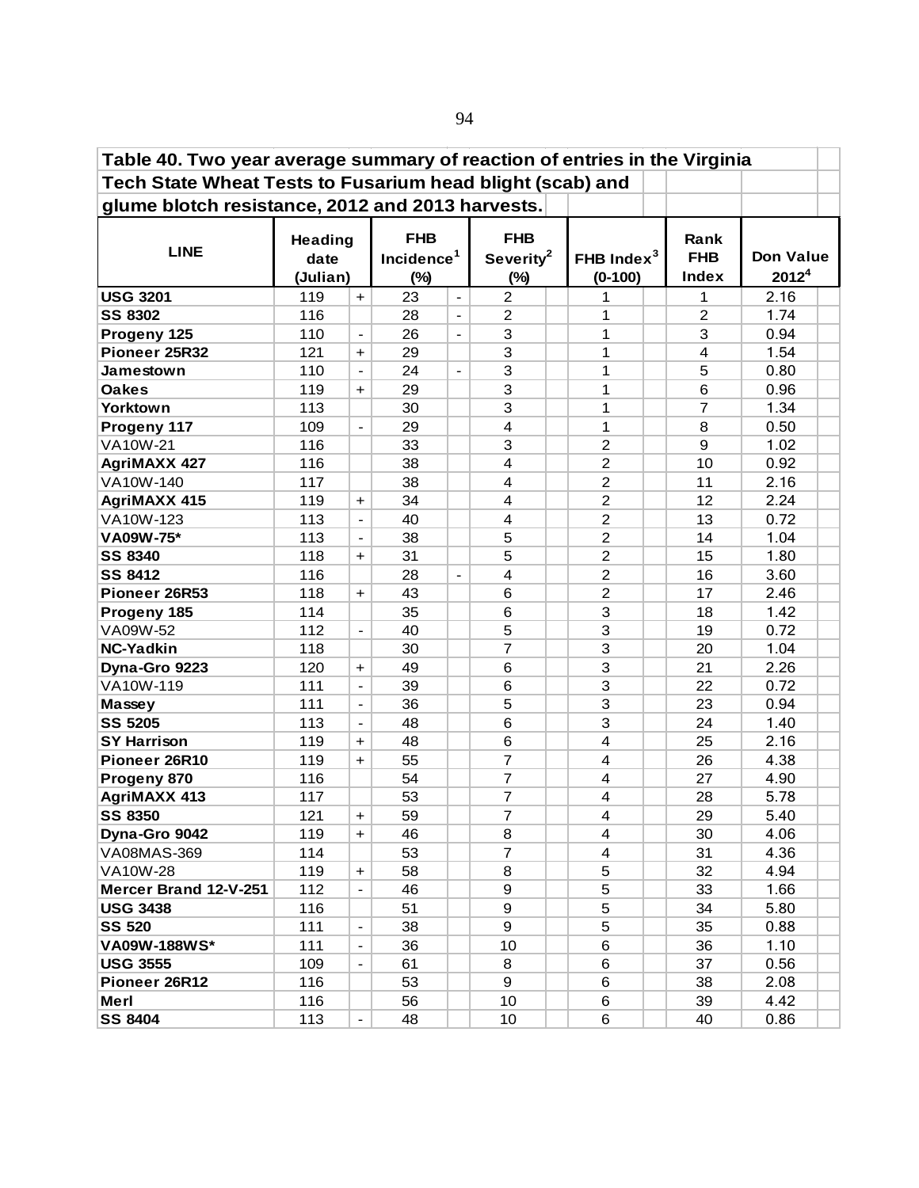**Table 40. Two year average summary of reaction of entries in the Virginia Tech State Wheat Tests to Fusarium head blight (scab) and glume blotch resistance, 2012 and 2013 harvests.**

| LINE | Heading date (Julian) | | FHB Incidence[1] (%) | | FHB Severity[2] (%) | FHB Index[3] (0-100) | Rank FHB Index | Don Value 2012[4] |
|---|---|---|---|---|---|---|---|---|
| **USG 3201** | 119 | + | 23 | - | 2 | 1 | 1 | 2.16 |
| **SS 8302** | 116 | | 28 | - | 2 | 1 | 2 | 1.74 |
| **Progeny 125** | 110 | - | 26 | - | 3 | 1 | 3 | 0.94 |
| **Pioneer 25R32** | 121 | + | 29 | | 3 | 1 | 4 | 1.54 |
| **Jamestown** | 110 | - | 24 | - | 3 | 1 | 5 | 0.80 |
| **Oakes** | 119 | + | 29 | | 3 | 1 | 6 | 0.96 |
| **Yorktown** | 113 | | 30 | | 3 | 1 | 7 | 1.34 |
| **Progeny 117** | 109 | - | 29 | | 4 | 1 | 8 | 0.50 |
| VA10W-21 | 116 | | 33 | | 3 | 2 | 9 | 1.02 |
| **AgriMAXX 427** | 116 | | 38 | | 4 | 2 | 10 | 0.92 |
| VA10W-140 | 117 | | 38 | | 4 | 2 | 11 | 2.16 |
| **AgriMAXX 415** | 119 | + | 34 | | 4 | 2 | 12 | 2.24 |
| VA10W-123 | 113 | - | 40 | | 4 | 2 | 13 | 0.72 |
| **VA09W-75*** | 113 | - | 38 | | 5 | 2 | 14 | 1.04 |
| **SS 8340** | 118 | + | 31 | | 5 | 2 | 15 | 1.80 |
| **SS 8412** | 116 | | 28 | - | 4 | 2 | 16 | 3.60 |
| **Pioneer 26R53** | 118 | + | 43 | | 6 | 2 | 17 | 2.46 |
| **Progeny 185** | 114 | | 35 | | 6 | 3 | 18 | 1.42 |
| VA09W-52 | 112 | - | 40 | | 5 | 3 | 19 | 0.72 |
| **NC-Yadkin** | 118 | | 30 | | 7 | 3 | 20 | 1.04 |
| **Dyna-Gro 9223** | 120 | + | 49 | | 6 | 3 | 21 | 2.26 |
| VA10W-119 | 111 | - | 39 | | 6 | 3 | 22 | 0.72 |
| **Massey** | 111 | - | 36 | | 5 | 3 | 23 | 0.94 |
| **SS 5205** | 113 | - | 48 | | 6 | 3 | 24 | 1.40 |
| **SY Harrison** | 119 | + | 48 | | 6 | 4 | 25 | 2.16 |
| **Pioneer 26R10** | 119 | + | 55 | | 7 | 4 | 26 | 4.38 |
| **Progeny 870** | 116 | | 54 | | 7 | 4 | 27 | 4.90 |
| **AgriMAXX 413** | 117 | | 53 | | 7 | 4 | 28 | 5.78 |
| **SS 8350** | 121 | + | 59 | | 7 | 4 | 29 | 5.40 |
| **Dyna-Gro 9042** | 119 | + | 46 | | 8 | 4 | 30 | 4.06 |
| VA08MAS-369 | 114 | | 53 | | 7 | 4 | 31 | 4.36 |
| VA10W-28 | 119 | + | 58 | | 8 | 5 | 32 | 4.94 |
| **Mercer Brand 12-V-251** | 112 | - | 46 | | 9 | 5 | 33 | 1.66 |
| **USG 3438** | 116 | | 51 | | 9 | 5 | 34 | 5.80 |
| **SS 520** | 111 | - | 38 | | 9 | 5 | 35 | 0.88 |
| **VA09W-188WS*** | 111 | - | 36 | | 10 | 6 | 36 | 1.10 |
| **USG 3555** | 109 | - | 61 | | 8 | 6 | 37 | 0.56 |
| **Pioneer 26R12** | 116 | | 53 | | 9 | 6 | 38 | 2.08 |
| **Merl** | 116 | | 56 | | 10 | 6 | 39 | 4.42 |
| **SS 8404** | 113 | - | 48 | | 10 | 6 | 40 | 0.86 |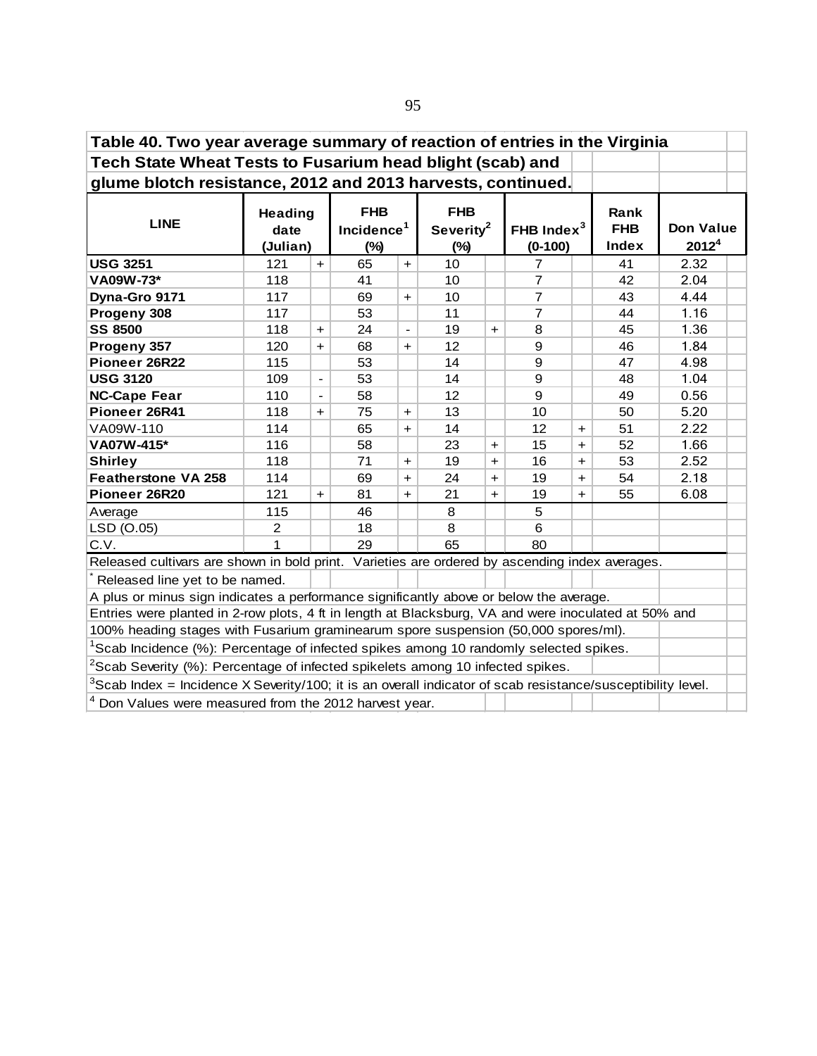**Table 40. Two year average summary of reaction of entries in the Virginia Tech State Wheat Tests to Fusarium head blight (scab) and glume blotch resistance, 2012 and 2013 harvests, continued.**

| LINE | Heading date (Julian) | | FHB Incidence[1] (%) | | FHB Severity[2] (%) | | FHB Index[3] (0-100) | | Rank FHB Index | Don Value 2012[4] |
|---|---|---|---|---|---|---|---|---|---|---|
| **USG 3251** | 121 | + | 65 | + | 10 | | 7 | | 41 | 2.32 |
| **VA09W-73*** | 118 | | 41 | | 10 | | 7 | | 42 | 2.04 |
| **Dyna-Gro 9171** | 117 | | 69 | + | 10 | | 7 | | 43 | 4.44 |
| **Progeny 308** | 117 | | 53 | | 11 | | 7 | | 44 | 1.16 |
| **SS 8500** | 118 | + | 24 | - | 19 | + | 8 | | 45 | 1.36 |
| **Progeny 357** | 120 | + | 68 | + | 12 | | 9 | | 46 | 1.84 |
| **Pioneer 26R22** | 115 | | 53 | | 14 | | 9 | | 47 | 4.98 |
| **USG 3120** | 109 | - | 53 | | 14 | | 9 | | 48 | 1.04 |
| **NC-Cape Fear** | 110 | - | 58 | | 12 | | 9 | | 49 | 0.56 |
| **Pioneer 26R41** | 118 | + | 75 | + | 13 | | 10 | | 50 | 5.20 |
| VA09W-110 | 114 | | 65 | + | 14 | | 12 | + | 51 | 2.22 |
| **VA07W-415*** | 116 | | 58 | | 23 | + | 15 | + | 52 | 1.66 |
| **Shirley** | 118 | | 71 | + | 19 | + | 16 | + | 53 | 2.52 |
| **Featherstone VA 258** | 114 | | 69 | + | 24 | + | 19 | + | 54 | 2.18 |
| **Pioneer 26R20** | 121 | + | 81 | + | 21 | + | 19 | + | 55 | 6.08 |
| Average | 115 | | 46 | | 8 | | 5 | | | |
| LSD (O.05) | 2 | | 18 | | 8 | | 6 | | | |
| C.V. | 1 | | 29 | | 65 | | 80 | | | |

Released cultivars are shown in bold print. Varieties are ordered by ascending index averages.

\* Released line yet to be named.

A plus or minus sign indicates a performance significantly above or below the average.

Entries were planted in 2-row plots, 4 ft in length at Blacksburg, VA and were inoculated at 50% and 100% heading stages with Fusarium graminearum spore suspension (50,000 spores/ml).

[1]Scab Incidence (%): Percentage of infected spikes among 10 randomly selected spikes.

[2]Scab Severity (%): Percentage of infected spikelets among 10 infected spikes.

[3]Scab Index = Incidence X Severity/100; it is an overall indicator of scab resistance/susceptibility level.

[4] Don Values were measured from the 2012 harvest year.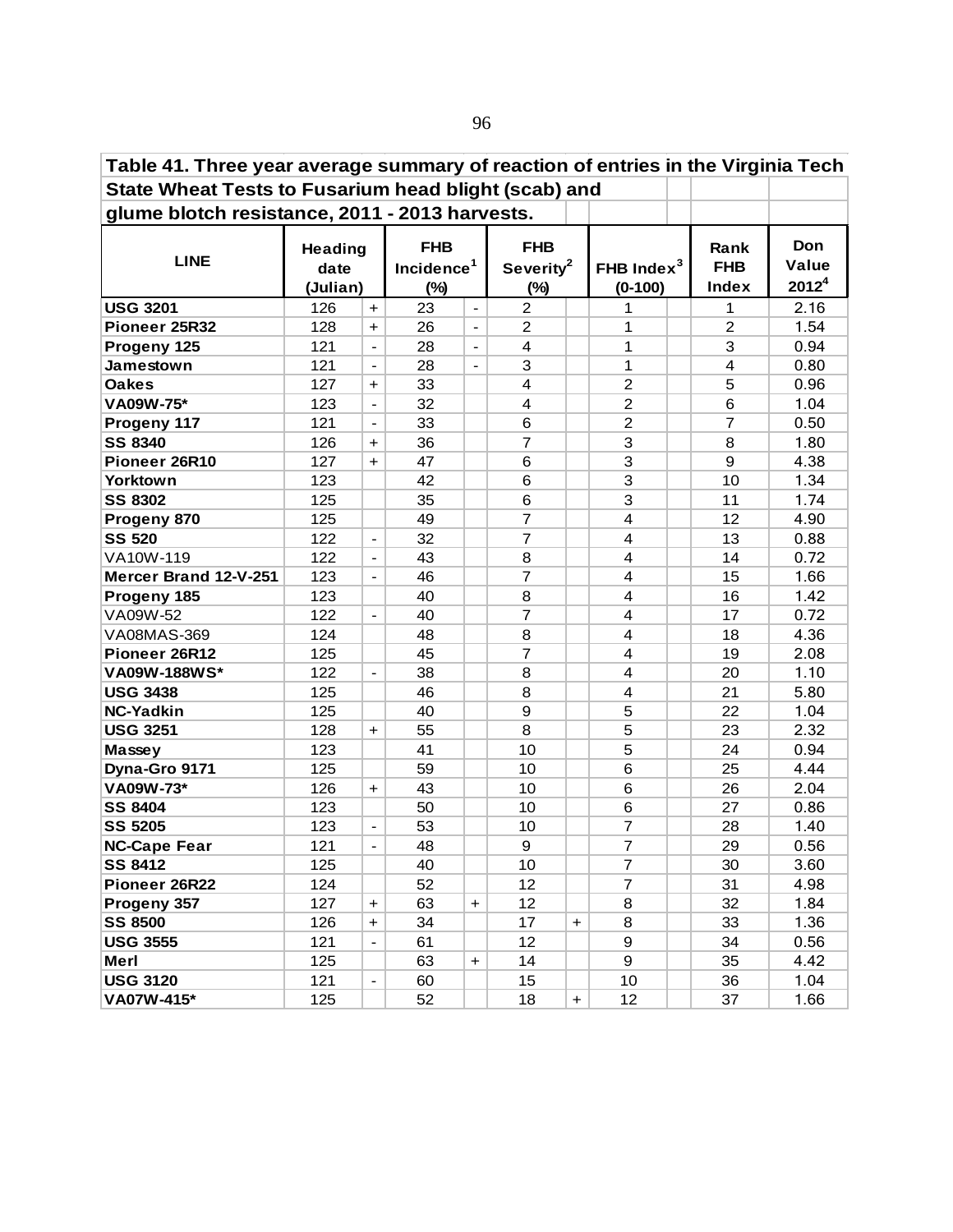**Table 41. Three year average summary of reaction of entries in the Virginia Tech State Wheat Tests to Fusarium head blight (scab) and glume blotch resistance, 2011 - 2013 harvests.**

| LINE | Heading date (Julian) | | FHB Incidence[1] (%) | | FHB Severity[2] (%) | | FHB Index[3] (0-100) | | Rank FHB Index | Don Value 2012[4] |
|---|---|---|---|---|---|---|---|---|---|---|
| **USG 3201** | 126 | + | 23 | - | 2 | | 1 | | 1 | 2.16 |
| **Pioneer 25R32** | 128 | + | 26 | - | 2 | | 1 | | 2 | 1.54 |
| **Progeny 125** | 121 | - | 28 | - | 4 | | 1 | | 3 | 0.94 |
| **Jamestown** | 121 | - | 28 | - | 3 | | 1 | | 4 | 0.80 |
| **Oakes** | 127 | + | 33 | | 4 | | 2 | | 5 | 0.96 |
| **VA09W-75*** | 123 | - | 32 | | 4 | | 2 | | 6 | 1.04 |
| **Progeny 117** | 121 | - | 33 | | 6 | | 2 | | 7 | 0.50 |
| **SS 8340** | 126 | + | 36 | | 7 | | 3 | | 8 | 1.80 |
| **Pioneer 26R10** | 127 | + | 47 | | 6 | | 3 | | 9 | 4.38 |
| **Yorktown** | 123 | | 42 | | 6 | | 3 | | 10 | 1.34 |
| **SS 8302** | 125 | | 35 | | 6 | | 3 | | 11 | 1.74 |
| **Progeny 870** | 125 | | 49 | | 7 | | 4 | | 12 | 4.90 |
| **SS 520** | 122 | - | 32 | | 7 | | 4 | | 13 | 0.88 |
| VA10W-119 | 122 | - | 43 | | 8 | | 4 | | 14 | 0.72 |
| **Mercer Brand 12-V-251** | 123 | - | 46 | | 7 | | 4 | | 15 | 1.66 |
| **Progeny 185** | 123 | | 40 | | 8 | | 4 | | 16 | 1.42 |
| VA09W-52 | 122 | - | 40 | | 7 | | 4 | | 17 | 0.72 |
| VA08MAS-369 | 124 | | 48 | | 8 | | 4 | | 18 | 4.36 |
| **Pioneer 26R12** | 125 | | 45 | | 7 | | 4 | | 19 | 2.08 |
| **VA09W-188WS*** | 122 | - | 38 | | 8 | | 4 | | 20 | 1.10 |
| **USG 3438** | 125 | | 46 | | 8 | | 4 | | 21 | 5.80 |
| **NC-Yadkin** | 125 | | 40 | | 9 | | 5 | | 22 | 1.04 |
| **USG 3251** | 128 | + | 55 | | 8 | | 5 | | 23 | 2.32 |
| **Massey** | 123 | | 41 | | 10 | | 5 | | 24 | 0.94 |
| **Dyna-Gro 9171** | 125 | | 59 | | 10 | | 6 | | 25 | 4.44 |
| **VA09W-73*** | 126 | + | 43 | | 10 | | 6 | | 26 | 2.04 |
| **SS 8404** | 123 | | 50 | | 10 | | 6 | | 27 | 0.86 |
| **SS 5205** | 123 | - | 53 | | 10 | | 7 | | 28 | 1.40 |
| **NC-Cape Fear** | 121 | - | 48 | | 9 | | 7 | | 29 | 0.56 |
| **SS 8412** | 125 | | 40 | | 10 | | 7 | | 30 | 3.60 |
| **Pioneer 26R22** | 124 | | 52 | | 12 | | 7 | | 31 | 4.98 |
| **Progeny 357** | 127 | + | 63 | + | 12 | | 8 | | 32 | 1.84 |
| **SS 8500** | 126 | + | 34 | | 17 | + | 8 | | 33 | 1.36 |
| **USG 3555** | 121 | - | 61 | | 12 | | 9 | | 34 | 0.56 |
| **Merl** | 125 | | 63 | + | 14 | | 9 | | 35 | 4.42 |
| **USG 3120** | 121 | - | 60 | | 15 | | 10 | | 36 | 1.04 |
| **VA07W-415*** | 125 | | 52 | | 18 | + | 12 | | 37 | 1.66 |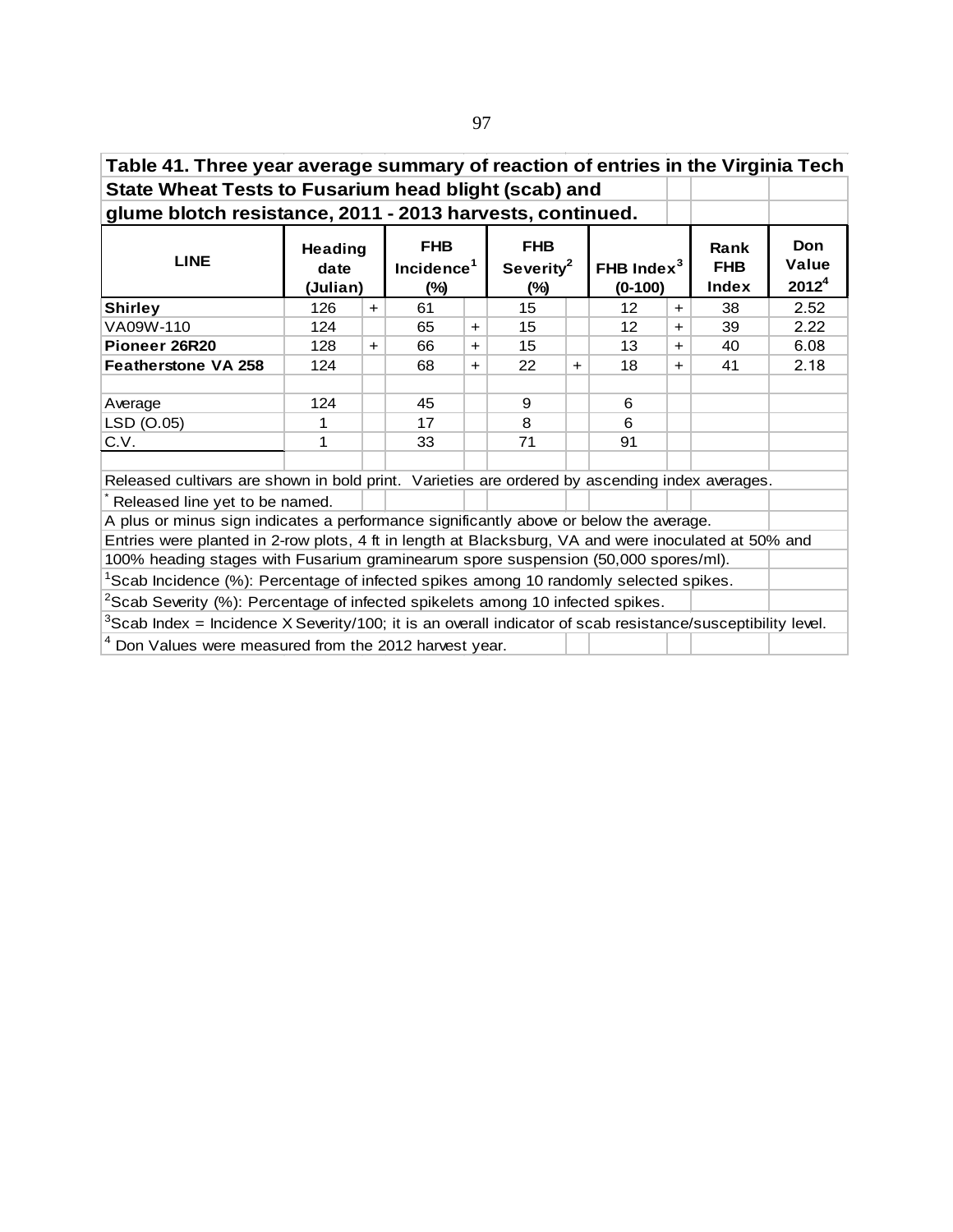**Table 41. Three year average summary of reaction of entries in the Virginia Tech State Wheat Tests to Fusarium head blight (scab) and glume blotch resistance, 2011 - 2013 harvests, continued.**

| LINE | Heading date (Julian) | | FHB Incidence[1] (%) | | FHB Severity[2] (%) | | FHB Index[3] (0-100) | | Rank FHB Index | Don Value 2012[4] |
|---|---|---|---|---|---|---|---|---|---|---|
| **Shirley** | 126 | + | 61 | | 15 | | 12 | + | 38 | 2.52 |
| VA09W-110 | 124 | | 65 | + | 15 | | 12 | + | 39 | 2.22 |
| **Pioneer 26R20** | 128 | + | 66 | + | 15 | | 13 | + | 40 | 6.08 |
| **Featherstone VA 258** | 124 | | 68 | + | 22 | + | 18 | + | 41 | 2.18 |
| | | | | | | | | | | |
| Average | 124 | | 45 | | 9 | | 6 | | | |
| LSD (O.05) | 1 | | 17 | | 8 | | 6 | | | |
| C.V. | 1 | | 33 | | 71 | | 91 | | | |

Released cultivars are shown in bold print. Varieties are ordered by ascending index averages.

[*] Released line yet to be named.

A plus or minus sign indicates a performance significantly above or below the average.

Entries were planted in 2-row plots, 4 ft in length at Blacksburg, VA and were inoculated at 50% and 100% heading stages with Fusarium graminearum spore suspension (50,000 spores/ml).

[1]Scab Incidence (%): Percentage of infected spikes among 10 randomly selected spikes.

[2]Scab Severity (%): Percentage of infected spikelets among 10 infected spikes.

[3]Scab Index = Incidence X Severity/100; it is an overall indicator of scab resistance/susceptibility level.

[4] Don Values were measured from the 2012 harvest year.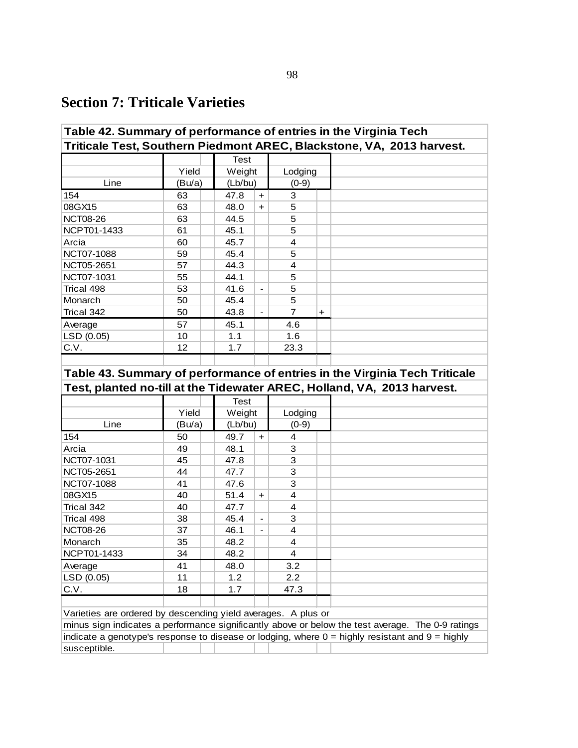# Section 7: Triticale Varieties

**Table 42. Summary of performance of entries in the Virginia Tech Triticale Test, Southern Piedmont AREC, Blackstone, VA, 2013 harvest.**

| Line | Yield (Bu/a) | | Test Weight (Lb/bu) | | Lodging (0-9) | |
|---|---|---|---|---|---|---|
| 154 | 63 | | 47.8 | + | 3 | |
| 08GX15 | 63 | | 48.0 | + | 5 | |
| NCT08-26 | 63 | | 44.5 | | 5 | |
| NCPT01-1433 | 61 | | 45.1 | | 5 | |
| Arcia | 60 | | 45.7 | | 4 | |
| NCT07-1088 | 59 | | 45.4 | | 5 | |
| NCT05-2651 | 57 | | 44.3 | | 4 | |
| NCT07-1031 | 55 | | 44.1 | | 5 | |
| Trical 498 | 53 | | 41.6 | - | 5 | |
| Monarch | 50 | | 45.4 | | 5 | |
| Trical 342 | 50 | | 43.8 | - | 7 | + |
| Average | 57 | | 45.1 | | 4.6 | |
| LSD (0.05) | 10 | | 1.1 | | 1.6 | |
| C.V. | 12 | | 1.7 | | 23.3 | |

**Table 43. Summary of performance of entries in the Virginia Tech Triticale Test, planted no-till at the Tidewater AREC, Holland, VA, 2013 harvest.**

| Line | Yield (Bu/a) | | Test Weight (Lb/bu) | | Lodging (0-9) | |
|---|---|---|---|---|---|---|
| 154 | 50 | | 49.7 | + | 4 | |
| Arcia | 49 | | 48.1 | | 3 | |
| NCT07-1031 | 45 | | 47.8 | | 3 | |
| NCT05-2651 | 44 | | 47.7 | | 3 | |
| NCT07-1088 | 41 | | 47.6 | | 3 | |
| 08GX15 | 40 | | 51.4 | + | 4 | |
| Trical 342 | 40 | | 47.7 | | 4 | |
| Trical 498 | 38 | | 45.4 | - | 3 | |
| NCT08-26 | 37 | | 46.1 | - | 4 | |
| Monarch | 35 | | 48.2 | | 4 | |
| NCPT01-1433 | 34 | | 48.2 | | 4 | |
| Average | 41 | | 48.0 | | 3.2 | |
| LSD (0.05) | 11 | | 1.2 | | 2.2 | |
| C.V. | 18 | | 1.7 | | 47.3 | |

Varieties are ordered by descending yield averages. A plus or minus sign indicates a performance significantly above or below the test average. The 0-9 ratings indicate a genotype's response to disease or lodging, where 0 = highly resistant and 9 = highly susceptible.